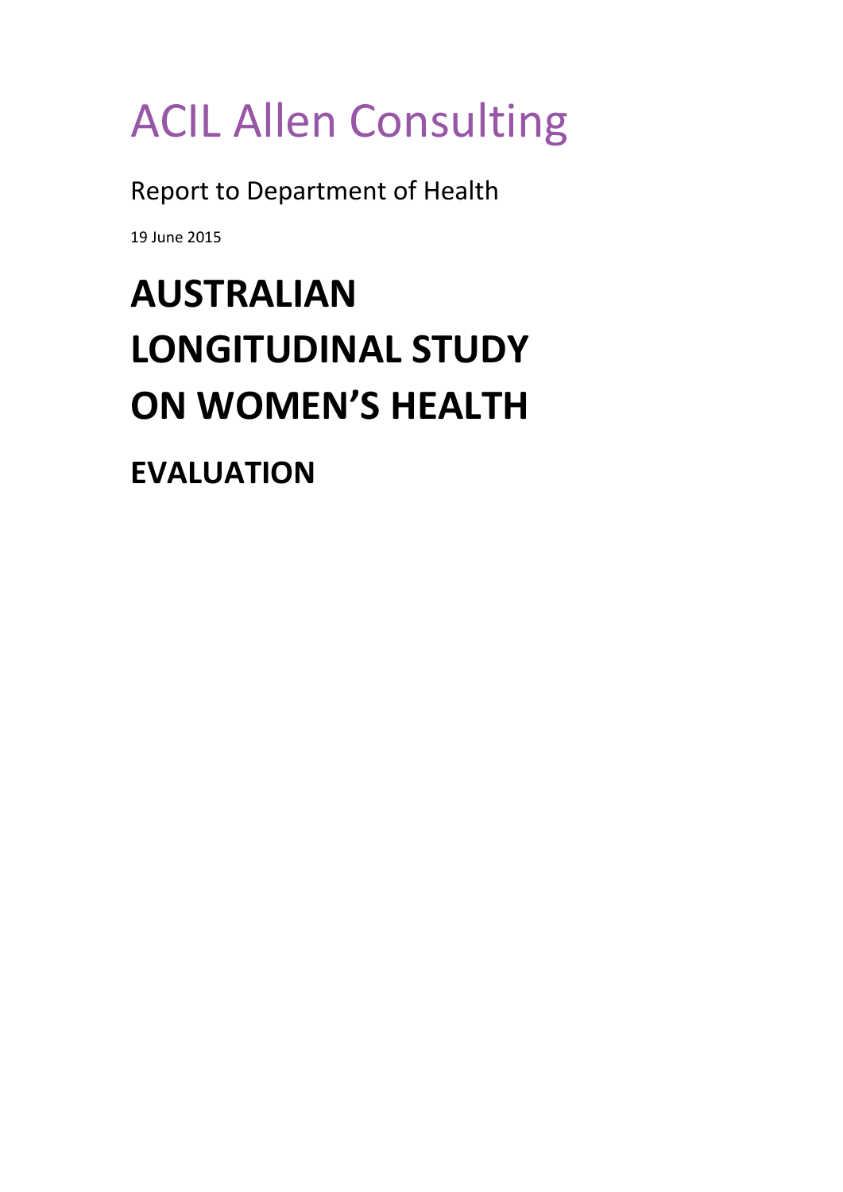ACIL Allen Consulting

Report to Department of Health

19 June 2015

# AUSTRALIAN LONGITUDINAL STUDY ON WOMEN'S HEALTH

## EVALUATION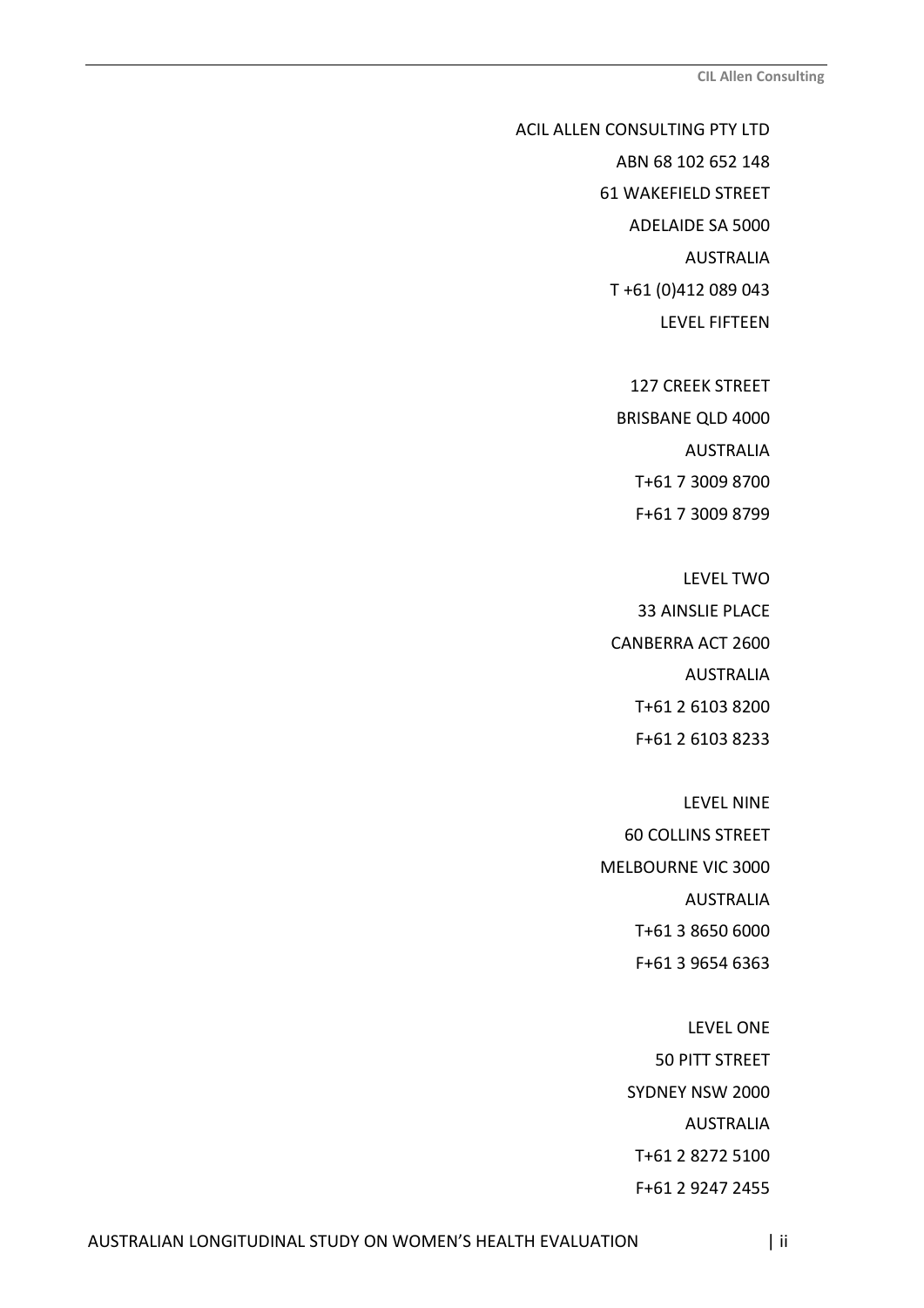ACIL ALLEN CONSULTING PTY LTD

ABN 68 102 652 148

61 WAKEFIELD STREET

ADELAIDE SA 5000

AUSTRALIA

T +61 (0)412 089 043

LEVEL FIFTEEN

127 CREEK STREET

BRISBANE QLD 4000

AUSTRALIA

T+61 7 3009 8700

F+61 7 3009 8799

LEVEL TWO

33 AINSLIE PLACE

CANBERRA ACT 2600

AUSTRALIA

T+61 2 6103 8200

F+61 2 6103 8233

LEVEL NINE

60 COLLINS STREET

MELBOURNE VIC 3000

AUSTRALIA

T+61 3 8650 6000

F+61 3 9654 6363

LEVEL ONE

50 PITT STREET

SYDNEY NSW 2000

AUSTRALIA

T+61 2 8272 5100

F+61 2 9247 2455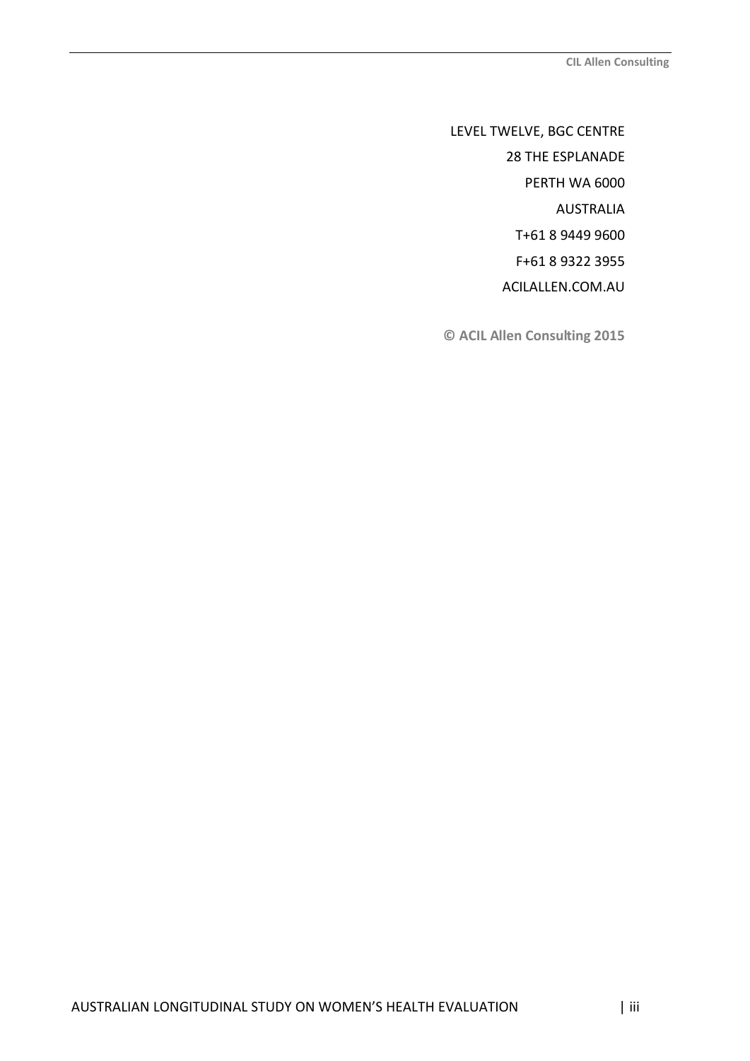LEVEL TWELVE, BGC CENTRE

28 THE ESPLANADE

PERTH WA 6000

AUSTRALIA

T+61 8 9449 9600

F+61 8 9322 3955

ACILALLEN.COM.AU

**© ACIL Allen Consulting 2015**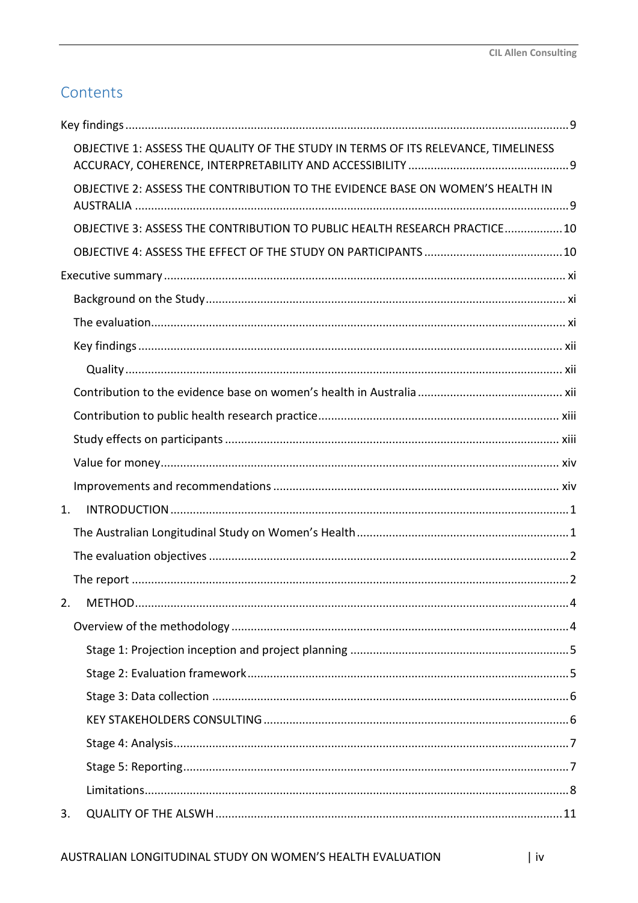# Contents

Key findings ........ 9

- OBJECTIVE 1: ASSESS THE QUALITY OF THE STUDY IN TERMS OF ITS RELEVANCE, TIMELINESS ACCURACY, COHERENCE, INTERPRETABILITY AND ACCESSIBILITY ........ 9
- OBJECTIVE 2: ASSESS THE CONTRIBUTION TO THE EVIDENCE BASE ON WOMEN'S HEALTH IN AUSTRALIA ........ 9
- OBJECTIVE 3: ASSESS THE CONTRIBUTION TO PUBLIC HEALTH RESEARCH PRACTICE ........ 10
- OBJECTIVE 4: ASSESS THE EFFECT OF THE STUDY ON PARTICIPANTS ........ 10

Executive summary ........ xi

- Background on the Study ........ xi
- The evaluation ........ xi
- Key findings ........ xii
  - Quality ........ xii
- Contribution to the evidence base on women's health in Australia ........ xii
- Contribution to public health research practice ........ xiii
- Study effects on participants ........ xiii
- Value for money ........ xiv
- Improvements and recommendations ........ xiv

1. INTRODUCTION ........ 1
   - The Australian Longitudinal Study on Women's Health ........ 1
   - The evaluation objectives ........ 2
   - The report ........ 2
2. METHOD ........ 4
   - Overview of the methodology ........ 4
     - Stage 1: Projection inception and project planning ........ 5
     - Stage 2: Evaluation framework ........ 5
     - Stage 3: Data collection ........ 6
     - KEY STAKEHOLDERS CONSULTING ........ 6
     - Stage 4: Analysis ........ 7
     - Stage 5: Reporting ........ 7
     - Limitations ........ 8
3. QUALITY OF THE ALSWH ........ 11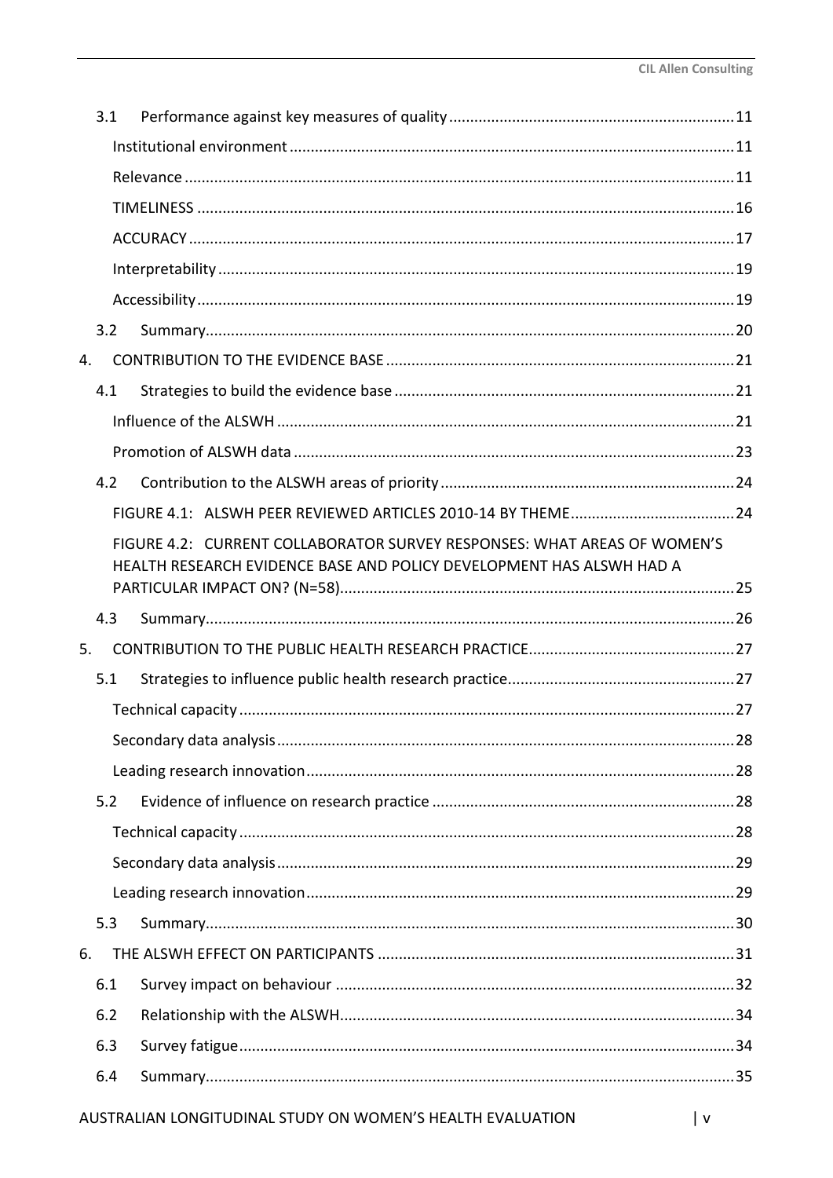3.1 Performance against key measures of quality ... 11

Institutional environment ... 11

Relevance ... 11

TIMELINESS ... 16

ACCURACY ... 17

Interpretability ... 19

Accessibility ... 19

3.2 Summary ... 20

4. CONTRIBUTION TO THE EVIDENCE BASE ... 21

4.1 Strategies to build the evidence base ... 21

Influence of the ALSWH ... 21

Promotion of ALSWH data ... 23

4.2 Contribution to the ALSWH areas of priority ... 24

FIGURE 4.1: ALSWH PEER REVIEWED ARTICLES 2010-14 BY THEME ... 24

FIGURE 4.2: CURRENT COLLABORATOR SURVEY RESPONSES: WHAT AREAS OF WOMEN'S HEALTH RESEARCH EVIDENCE BASE AND POLICY DEVELOPMENT HAS ALSWH HAD A PARTICULAR IMPACT ON? (N=58) ... 25

4.3 Summary ... 26

5. CONTRIBUTION TO THE PUBLIC HEALTH RESEARCH PRACTICE ... 27

5.1 Strategies to influence public health research practice ... 27

Technical capacity ... 27

Secondary data analysis ... 28

Leading research innovation ... 28

5.2 Evidence of influence on research practice ... 28

Technical capacity ... 28

Secondary data analysis ... 29

Leading research innovation ... 29

5.3 Summary ... 30

6. THE ALSWH EFFECT ON PARTICIPANTS ... 31

6.1 Survey impact on behaviour ... 32

6.2 Relationship with the ALSWH ... 34

6.3 Survey fatigue ... 34

6.4 Summary ... 35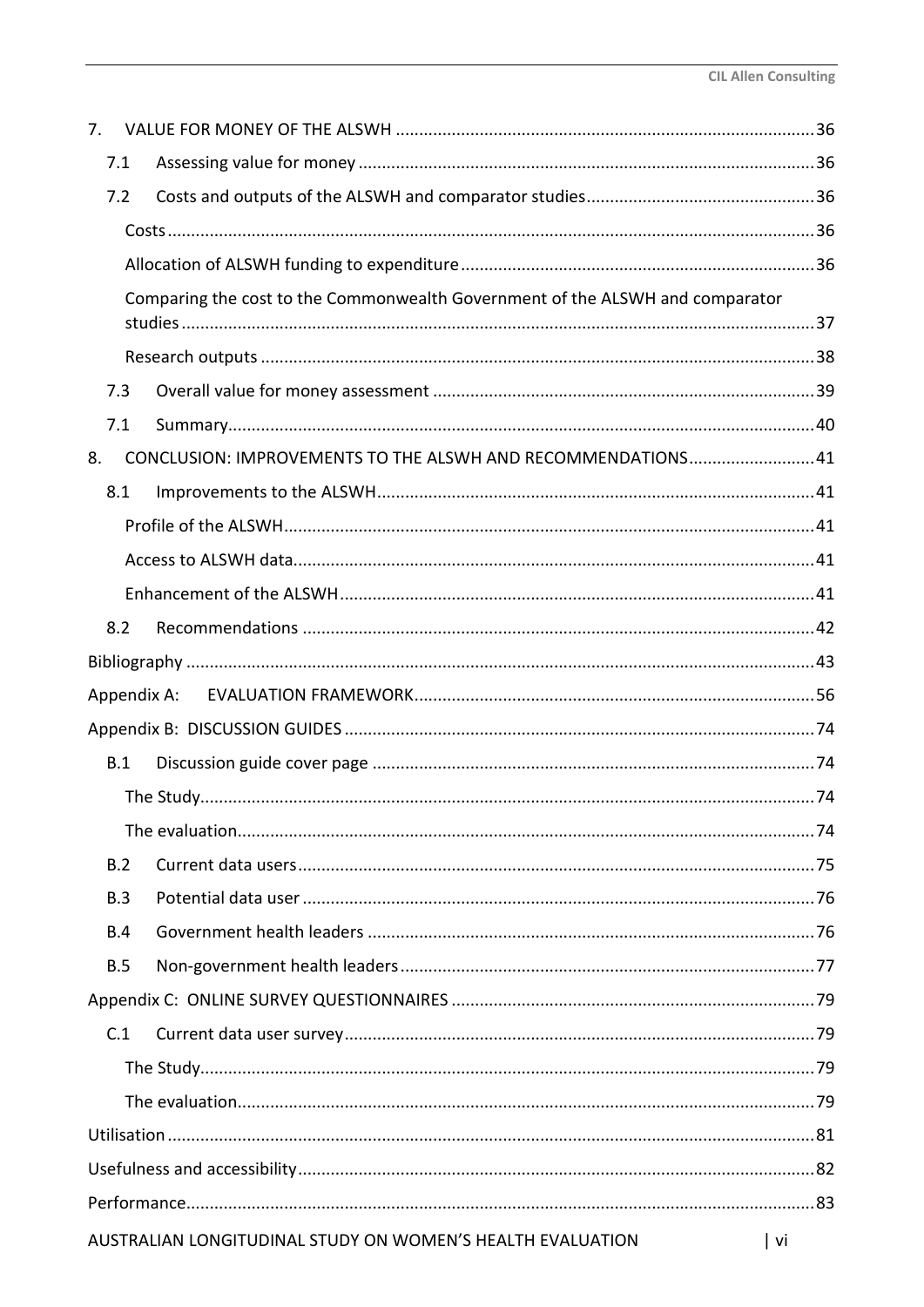7. VALUE FOR MONEY OF THE ALSWH ..... 36
   - 7.1 Assessing value for money ..... 36
   - 7.2 Costs and outputs of the ALSWH and comparator studies ..... 36
     - Costs ..... 36
     - Allocation of ALSWH funding to expenditure ..... 36
     - Comparing the cost to the Commonwealth Government of the ALSWH and comparator studies ..... 37
     - Research outputs ..... 38
   - 7.3 Overall value for money assessment ..... 39
   - 7.1 Summary ..... 40

8. CONCLUSION: IMPROVEMENTS TO THE ALSWH AND RECOMMENDATIONS ..... 41
   - 8.1 Improvements to the ALSWH ..... 41
     - Profile of the ALSWH ..... 41
     - Access to ALSWH data ..... 41
     - Enhancement of the ALSWH ..... 41
   - 8.2 Recommendations ..... 42

Bibliography ..... 43

Appendix A: EVALUATION FRAMEWORK ..... 56

Appendix B: DISCUSSION GUIDES ..... 74
   - B.1 Discussion guide cover page ..... 74
     - The Study ..... 74
     - The evaluation ..... 74
   - B.2 Current data users ..... 75
   - B.3 Potential data user ..... 76
   - B.4 Government health leaders ..... 76
   - B.5 Non-government health leaders ..... 77

Appendix C: ONLINE SURVEY QUESTIONNAIRES ..... 79
   - C.1 Current data user survey ..... 79
     - The Study ..... 79
     - The evaluation ..... 79

Utilisation ..... 81

Usefulness and accessibility ..... 82

Performance ..... 83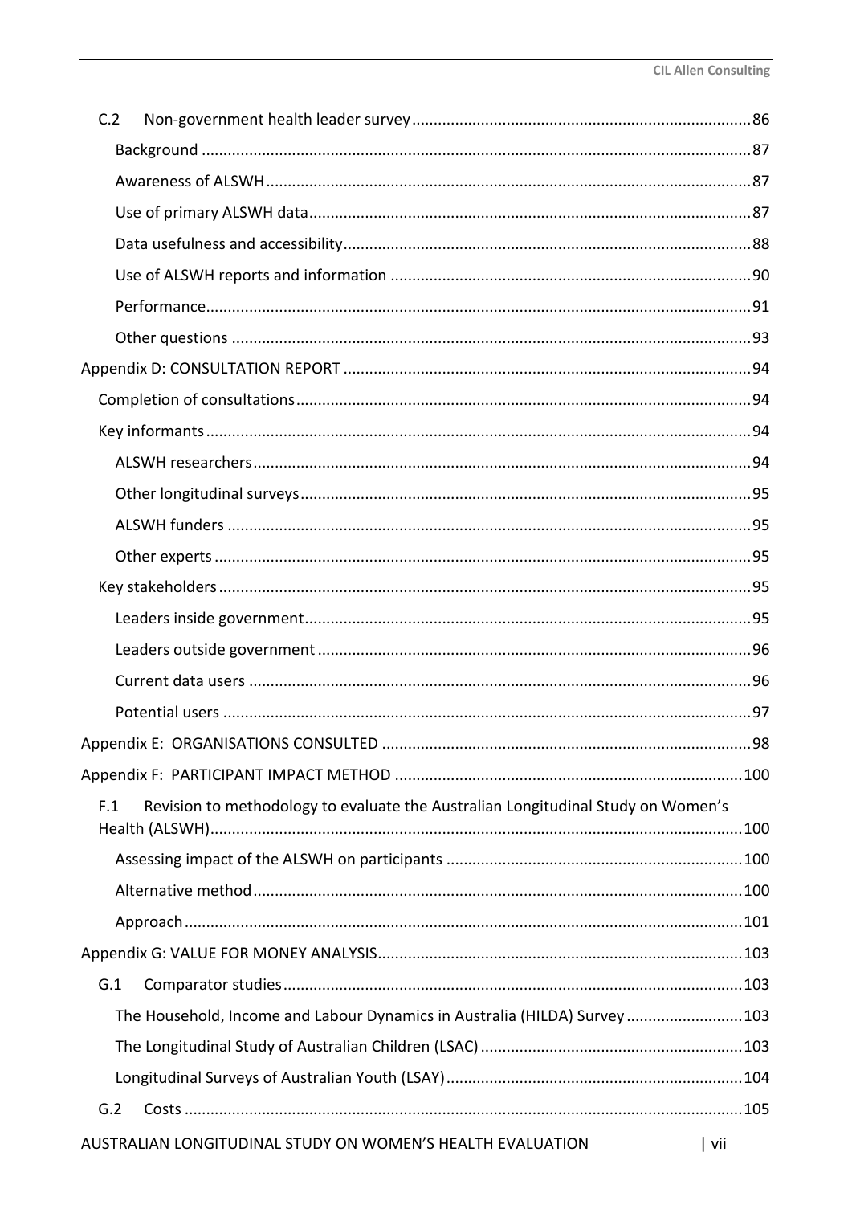C.2 Non-government health leader survey .......... 86

Background .......... 87

Awareness of ALSWH .......... 87

Use of primary ALSWH data .......... 87

Data usefulness and accessibility .......... 88

Use of ALSWH reports and information .......... 90

Performance .......... 91

Other questions .......... 93

Appendix D: CONSULTATION REPORT .......... 94

Completion of consultations .......... 94

Key informants .......... 94

ALSWH researchers .......... 94

Other longitudinal surveys .......... 95

ALSWH funders .......... 95

Other experts .......... 95

Key stakeholders .......... 95

Leaders inside government .......... 95

Leaders outside government .......... 96

Current data users .......... 96

Potential users .......... 97

Appendix E: ORGANISATIONS CONSULTED .......... 98

Appendix F: PARTICIPANT IMPACT METHOD .......... 100

F.1 Revision to methodology to evaluate the Australian Longitudinal Study on Women's Health (ALSWH) .......... 100

Assessing impact of the ALSWH on participants .......... 100

Alternative method .......... 100

Approach .......... 101

Appendix G: VALUE FOR MONEY ANALYSIS .......... 103

G.1 Comparator studies .......... 103

The Household, Income and Labour Dynamics in Australia (HILDA) Survey .......... 103

The Longitudinal Study of Australian Children (LSAC) .......... 103

Longitudinal Surveys of Australian Youth (LSAY) .......... 104

G.2 Costs .......... 105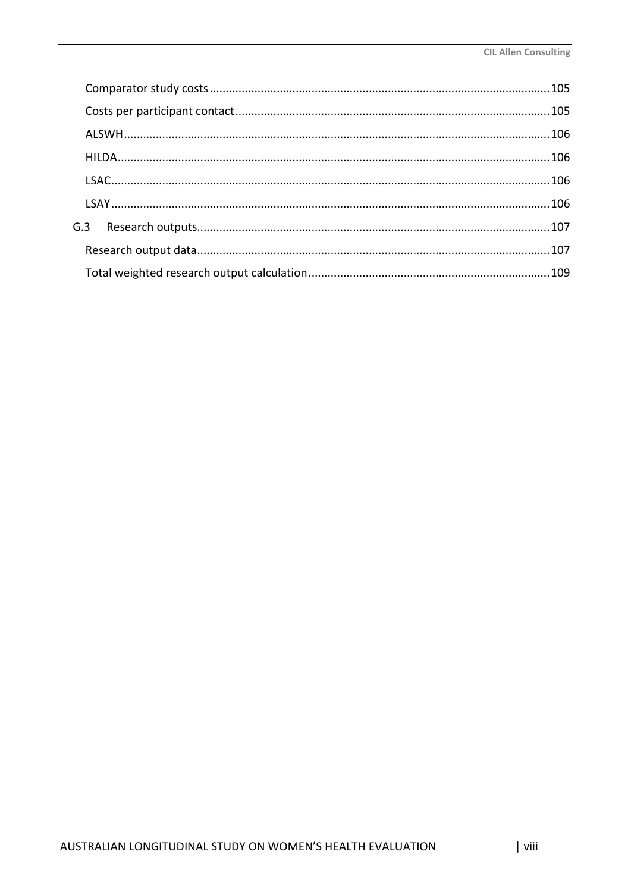Comparator study costs ... 105

Costs per participant contact ... 105

ALSWH ... 106

HILDA ... 106

LSAC ... 106

LSAY ... 106

G.3 Research outputs ... 107

Research output data ... 107

Total weighted research output calculation ... 109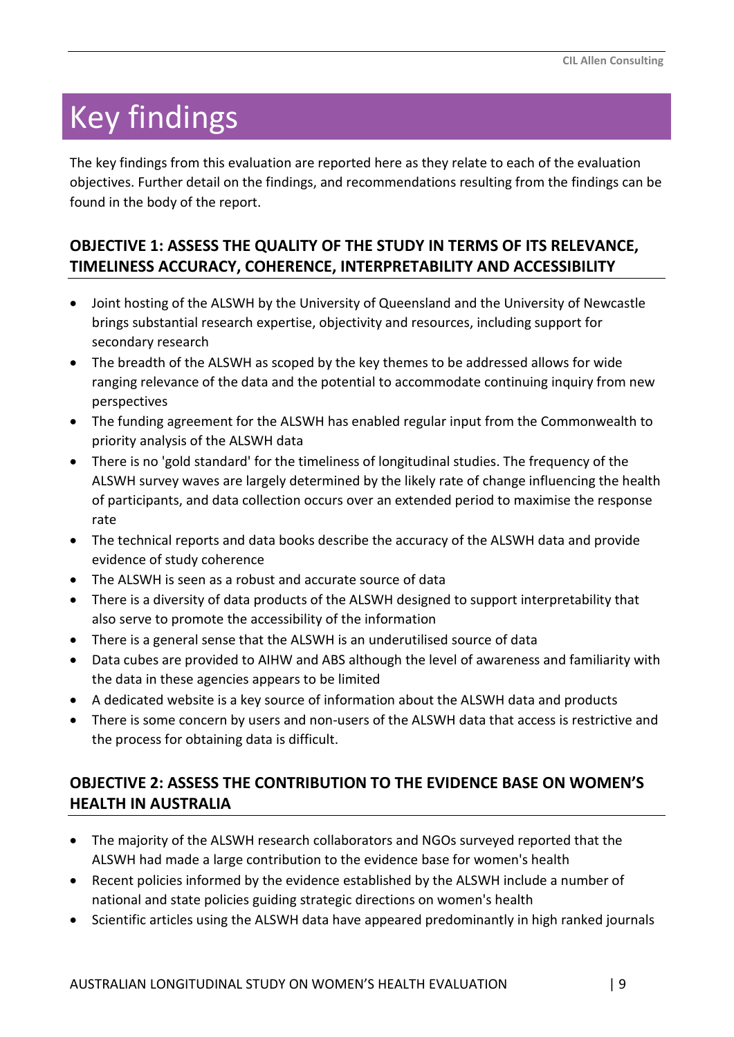# Key findings

The key findings from this evaluation are reported here as they relate to each of the evaluation objectives. Further detail on the findings, and recommendations resulting from the findings can be found in the body of the report.

## OBJECTIVE 1: ASSESS THE QUALITY OF THE STUDY IN TERMS OF ITS RELEVANCE, TIMELINESS ACCURACY, COHERENCE, INTERPRETABILITY AND ACCESSIBILITY

- Joint hosting of the ALSWH by the University of Queensland and the University of Newcastle brings substantial research expertise, objectivity and resources, including support for secondary research
- The breadth of the ALSWH as scoped by the key themes to be addressed allows for wide ranging relevance of the data and the potential to accommodate continuing inquiry from new perspectives
- The funding agreement for the ALSWH has enabled regular input from the Commonwealth to priority analysis of the ALSWH data
- There is no 'gold standard' for the timeliness of longitudinal studies. The frequency of the ALSWH survey waves are largely determined by the likely rate of change influencing the health of participants, and data collection occurs over an extended period to maximise the response rate
- The technical reports and data books describe the accuracy of the ALSWH data and provide evidence of study coherence
- The ALSWH is seen as a robust and accurate source of data
- There is a diversity of data products of the ALSWH designed to support interpretability that also serve to promote the accessibility of the information
- There is a general sense that the ALSWH is an underutilised source of data
- Data cubes are provided to AIHW and ABS although the level of awareness and familiarity with the data in these agencies appears to be limited
- A dedicated website is a key source of information about the ALSWH data and products
- There is some concern by users and non-users of the ALSWH data that access is restrictive and the process for obtaining data is difficult.

## OBJECTIVE 2: ASSESS THE CONTRIBUTION TO THE EVIDENCE BASE ON WOMEN'S HEALTH IN AUSTRALIA

- The majority of the ALSWH research collaborators and NGOs surveyed reported that the ALSWH had made a large contribution to the evidence base for women's health
- Recent policies informed by the evidence established by the ALSWH include a number of national and state policies guiding strategic directions on women's health
- Scientific articles using the ALSWH data have appeared predominantly in high ranked journals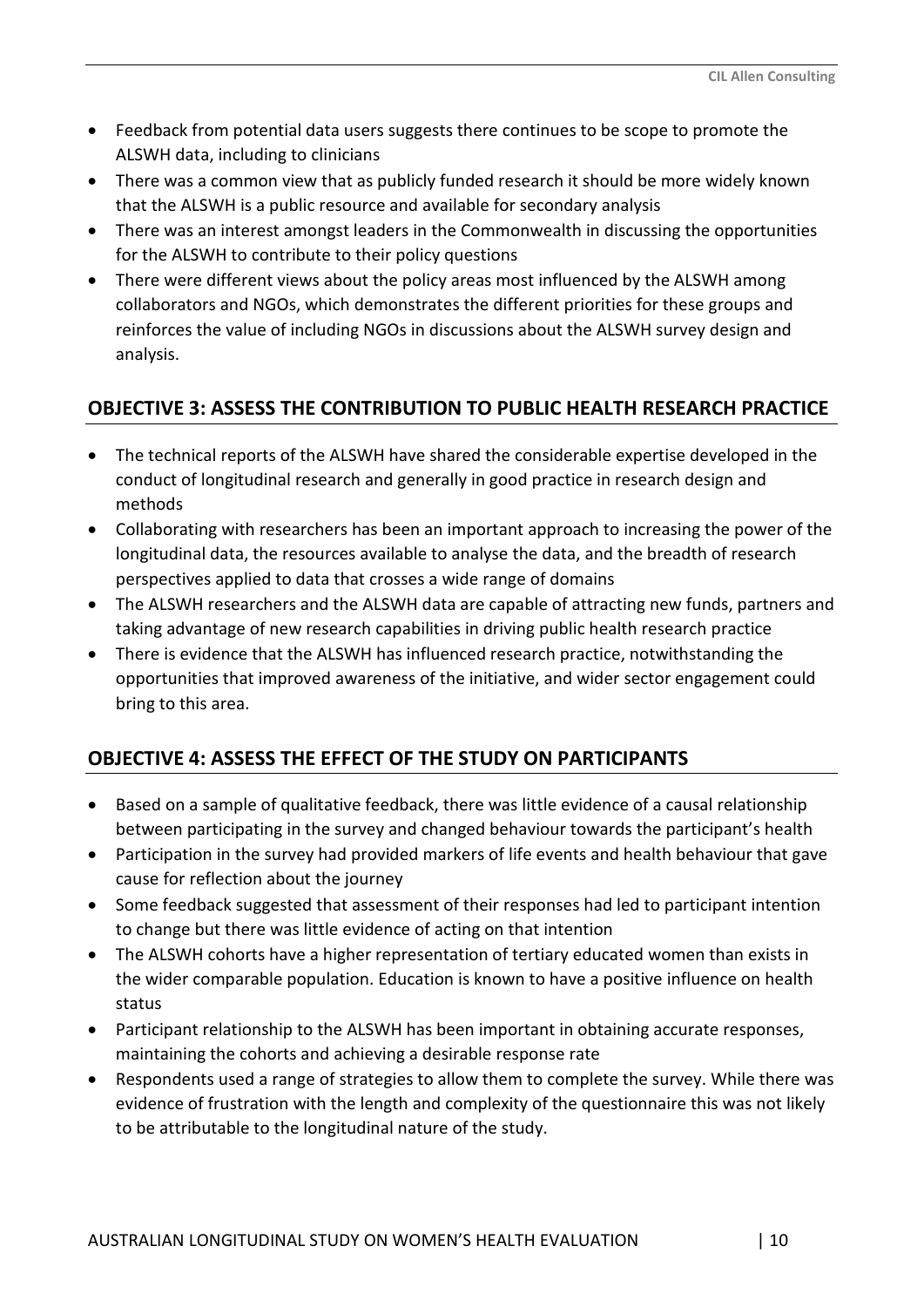- Feedback from potential data users suggests there continues to be scope to promote the ALSWH data, including to clinicians
- There was a common view that as publicly funded research it should be more widely known that the ALSWH is a public resource and available for secondary analysis
- There was an interest amongst leaders in the Commonwealth in discussing the opportunities for the ALSWH to contribute to their policy questions
- There were different views about the policy areas most influenced by the ALSWH among collaborators and NGOs, which demonstrates the different priorities for these groups and reinforces the value of including NGOs in discussions about the ALSWH survey design and analysis.

## OBJECTIVE 3: ASSESS THE CONTRIBUTION TO PUBLIC HEALTH RESEARCH PRACTICE

- The technical reports of the ALSWH have shared the considerable expertise developed in the conduct of longitudinal research and generally in good practice in research design and methods
- Collaborating with researchers has been an important approach to increasing the power of the longitudinal data, the resources available to analyse the data, and the breadth of research perspectives applied to data that crosses a wide range of domains
- The ALSWH researchers and the ALSWH data are capable of attracting new funds, partners and taking advantage of new research capabilities in driving public health research practice
- There is evidence that the ALSWH has influenced research practice, notwithstanding the opportunities that improved awareness of the initiative, and wider sector engagement could bring to this area.

## OBJECTIVE 4: ASSESS THE EFFECT OF THE STUDY ON PARTICIPANTS

- Based on a sample of qualitative feedback, there was little evidence of a causal relationship between participating in the survey and changed behaviour towards the participant's health
- Participation in the survey had provided markers of life events and health behaviour that gave cause for reflection about the journey
- Some feedback suggested that assessment of their responses had led to participant intention to change but there was little evidence of acting on that intention
- The ALSWH cohorts have a higher representation of tertiary educated women than exists in the wider comparable population. Education is known to have a positive influence on health status
- Participant relationship to the ALSWH has been important in obtaining accurate responses, maintaining the cohorts and achieving a desirable response rate
- Respondents used a range of strategies to allow them to complete the survey. While there was evidence of frustration with the length and complexity of the questionnaire this was not likely to be attributable to the longitudinal nature of the study.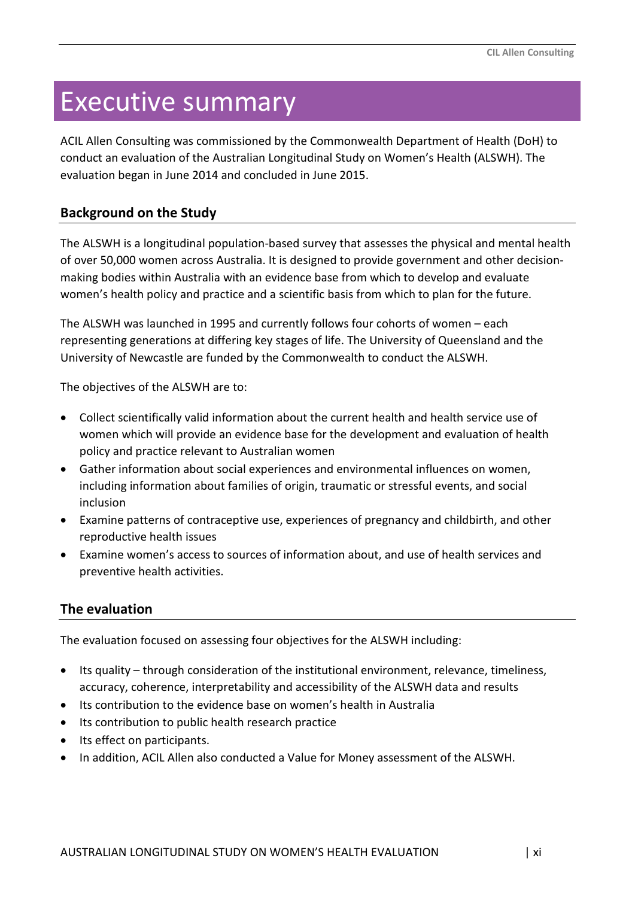# Executive summary

ACIL Allen Consulting was commissioned by the Commonwealth Department of Health (DoH) to conduct an evaluation of the Australian Longitudinal Study on Women's Health (ALSWH). The evaluation began in June 2014 and concluded in June 2015.

## Background on the Study

The ALSWH is a longitudinal population-based survey that assesses the physical and mental health of over 50,000 women across Australia. It is designed to provide government and other decision-making bodies within Australia with an evidence base from which to develop and evaluate women's health policy and practice and a scientific basis from which to plan for the future.

The ALSWH was launched in 1995 and currently follows four cohorts of women – each representing generations at differing key stages of life. The University of Queensland and the University of Newcastle are funded by the Commonwealth to conduct the ALSWH.

The objectives of the ALSWH are to:

- Collect scientifically valid information about the current health and health service use of women which will provide an evidence base for the development and evaluation of health policy and practice relevant to Australian women
- Gather information about social experiences and environmental influences on women, including information about families of origin, traumatic or stressful events, and social inclusion
- Examine patterns of contraceptive use, experiences of pregnancy and childbirth, and other reproductive health issues
- Examine women's access to sources of information about, and use of health services and preventive health activities.

## The evaluation

The evaluation focused on assessing four objectives for the ALSWH including:

- Its quality – through consideration of the institutional environment, relevance, timeliness, accuracy, coherence, interpretability and accessibility of the ALSWH data and results
- Its contribution to the evidence base on women's health in Australia
- Its contribution to public health research practice
- Its effect on participants.
- In addition, ACIL Allen also conducted a Value for Money assessment of the ALSWH.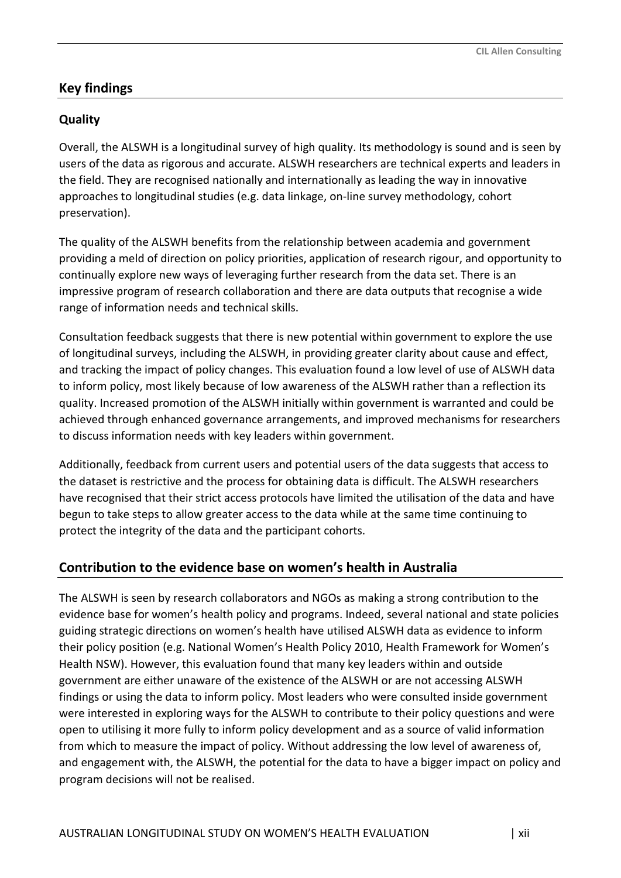## Key findings

### Quality

Overall, the ALSWH is a longitudinal survey of high quality. Its methodology is sound and is seen by users of the data as rigorous and accurate. ALSWH researchers are technical experts and leaders in the field. They are recognised nationally and internationally as leading the way in innovative approaches to longitudinal studies (e.g. data linkage, on-line survey methodology, cohort preservation).

The quality of the ALSWH benefits from the relationship between academia and government providing a meld of direction on policy priorities, application of research rigour, and opportunity to continually explore new ways of leveraging further research from the data set. There is an impressive program of research collaboration and there are data outputs that recognise a wide range of information needs and technical skills.

Consultation feedback suggests that there is new potential within government to explore the use of longitudinal surveys, including the ALSWH, in providing greater clarity about cause and effect, and tracking the impact of policy changes. This evaluation found a low level of use of ALSWH data to inform policy, most likely because of low awareness of the ALSWH rather than a reflection its quality. Increased promotion of the ALSWH initially within government is warranted and could be achieved through enhanced governance arrangements, and improved mechanisms for researchers to discuss information needs with key leaders within government.

Additionally, feedback from current users and potential users of the data suggests that access to the dataset is restrictive and the process for obtaining data is difficult. The ALSWH researchers have recognised that their strict access protocols have limited the utilisation of the data and have begun to take steps to allow greater access to the data while at the same time continuing to protect the integrity of the data and the participant cohorts.

## Contribution to the evidence base on women's health in Australia

The ALSWH is seen by research collaborators and NGOs as making a strong contribution to the evidence base for women's health policy and programs. Indeed, several national and state policies guiding strategic directions on women's health have utilised ALSWH data as evidence to inform their policy position (e.g. National Women's Health Policy 2010, Health Framework for Women's Health NSW). However, this evaluation found that many key leaders within and outside government are either unaware of the existence of the ALSWH or are not accessing ALSWH findings or using the data to inform policy. Most leaders who were consulted inside government were interested in exploring ways for the ALSWH to contribute to their policy questions and were open to utilising it more fully to inform policy development and as a source of valid information from which to measure the impact of policy. Without addressing the low level of awareness of, and engagement with, the ALSWH, the potential for the data to have a bigger impact on policy and program decisions will not be realised.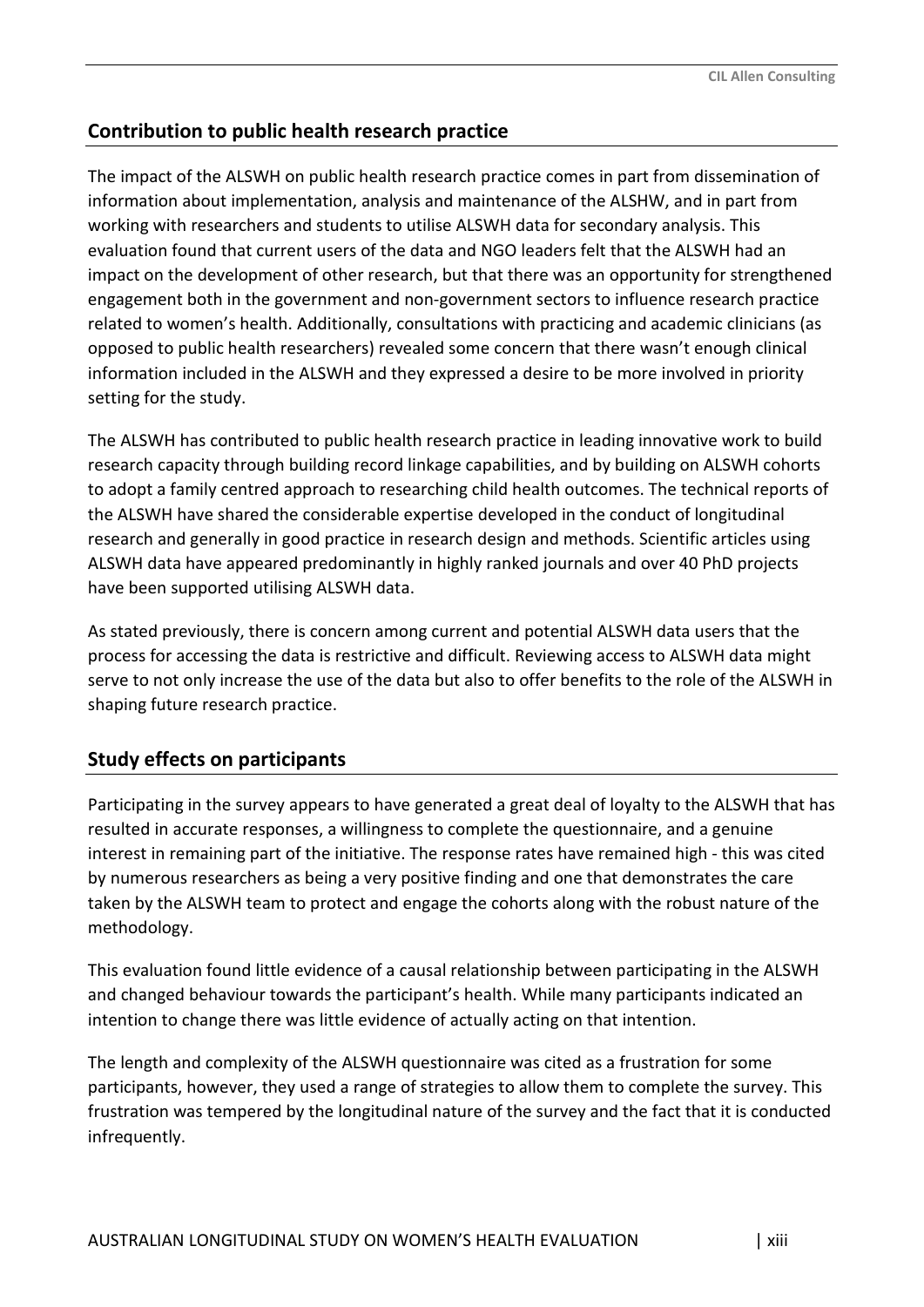## Contribution to public health research practice

The impact of the ALSWH on public health research practice comes in part from dissemination of information about implementation, analysis and maintenance of the ALSHW, and in part from working with researchers and students to utilise ALSWH data for secondary analysis. This evaluation found that current users of the data and NGO leaders felt that the ALSWH had an impact on the development of other research, but that there was an opportunity for strengthened engagement both in the government and non-government sectors to influence research practice related to women's health. Additionally, consultations with practicing and academic clinicians (as opposed to public health researchers) revealed some concern that there wasn't enough clinical information included in the ALSWH and they expressed a desire to be more involved in priority setting for the study.

The ALSWH has contributed to public health research practice in leading innovative work to build research capacity through building record linkage capabilities, and by building on ALSWH cohorts to adopt a family centred approach to researching child health outcomes. The technical reports of the ALSWH have shared the considerable expertise developed in the conduct of longitudinal research and generally in good practice in research design and methods. Scientific articles using ALSWH data have appeared predominantly in highly ranked journals and over 40 PhD projects have been supported utilising ALSWH data.

As stated previously, there is concern among current and potential ALSWH data users that the process for accessing the data is restrictive and difficult. Reviewing access to ALSWH data might serve to not only increase the use of the data but also to offer benefits to the role of the ALSWH in shaping future research practice.

## Study effects on participants

Participating in the survey appears to have generated a great deal of loyalty to the ALSWH that has resulted in accurate responses, a willingness to complete the questionnaire, and a genuine interest in remaining part of the initiative. The response rates have remained high - this was cited by numerous researchers as being a very positive finding and one that demonstrates the care taken by the ALSWH team to protect and engage the cohorts along with the robust nature of the methodology.

This evaluation found little evidence of a causal relationship between participating in the ALSWH and changed behaviour towards the participant's health. While many participants indicated an intention to change there was little evidence of actually acting on that intention.

The length and complexity of the ALSWH questionnaire was cited as a frustration for some participants, however, they used a range of strategies to allow them to complete the survey. This frustration was tempered by the longitudinal nature of the survey and the fact that it is conducted infrequently.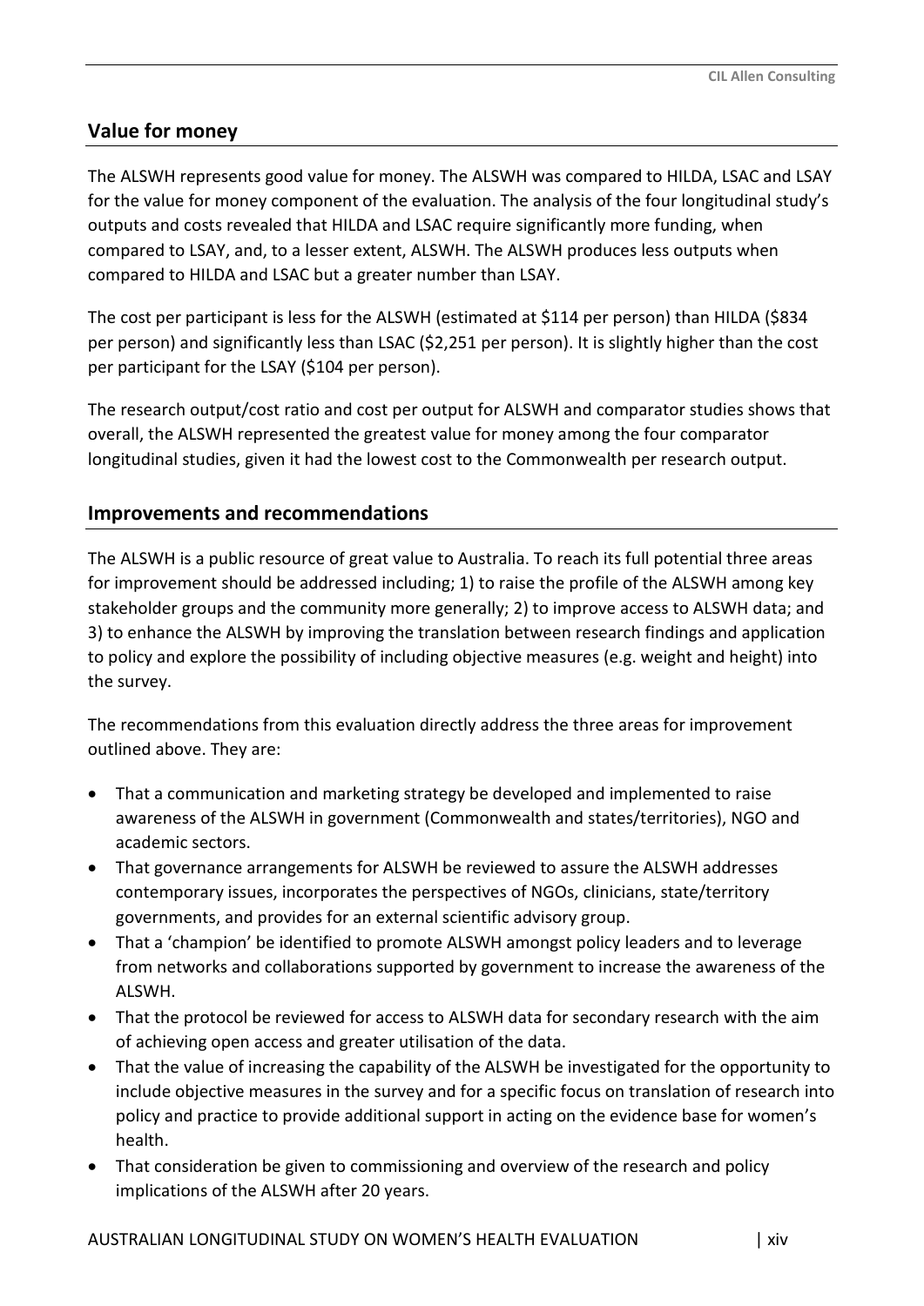## Value for money

The ALSWH represents good value for money. The ALSWH was compared to HILDA, LSAC and LSAY for the value for money component of the evaluation. The analysis of the four longitudinal study's outputs and costs revealed that HILDA and LSAC require significantly more funding, when compared to LSAY, and, to a lesser extent, ALSWH. The ALSWH produces less outputs when compared to HILDA and LSAC but a greater number than LSAY.

The cost per participant is less for the ALSWH (estimated at $114 per person) than HILDA ($834 per person) and significantly less than LSAC ($2,251 per person). It is slightly higher than the cost per participant for the LSAY ($104 per person).

The research output/cost ratio and cost per output for ALSWH and comparator studies shows that overall, the ALSWH represented the greatest value for money among the four comparator longitudinal studies, given it had the lowest cost to the Commonwealth per research output.

## Improvements and recommendations

The ALSWH is a public resource of great value to Australia. To reach its full potential three areas for improvement should be addressed including; 1) to raise the profile of the ALSWH among key stakeholder groups and the community more generally; 2) to improve access to ALSWH data; and 3) to enhance the ALSWH by improving the translation between research findings and application to policy and explore the possibility of including objective measures (e.g. weight and height) into the survey.

The recommendations from this evaluation directly address the three areas for improvement outlined above. They are:

- That a communication and marketing strategy be developed and implemented to raise awareness of the ALSWH in government (Commonwealth and states/territories), NGO and academic sectors.
- That governance arrangements for ALSWH be reviewed to assure the ALSWH addresses contemporary issues, incorporates the perspectives of NGOs, clinicians, state/territory governments, and provides for an external scientific advisory group.
- That a 'champion' be identified to promote ALSWH amongst policy leaders and to leverage from networks and collaborations supported by government to increase the awareness of the ALSWH.
- That the protocol be reviewed for access to ALSWH data for secondary research with the aim of achieving open access and greater utilisation of the data.
- That the value of increasing the capability of the ALSWH be investigated for the opportunity to include objective measures in the survey and for a specific focus on translation of research into policy and practice to provide additional support in acting on the evidence base for women's health.
- That consideration be given to commissioning and overview of the research and policy implications of the ALSWH after 20 years.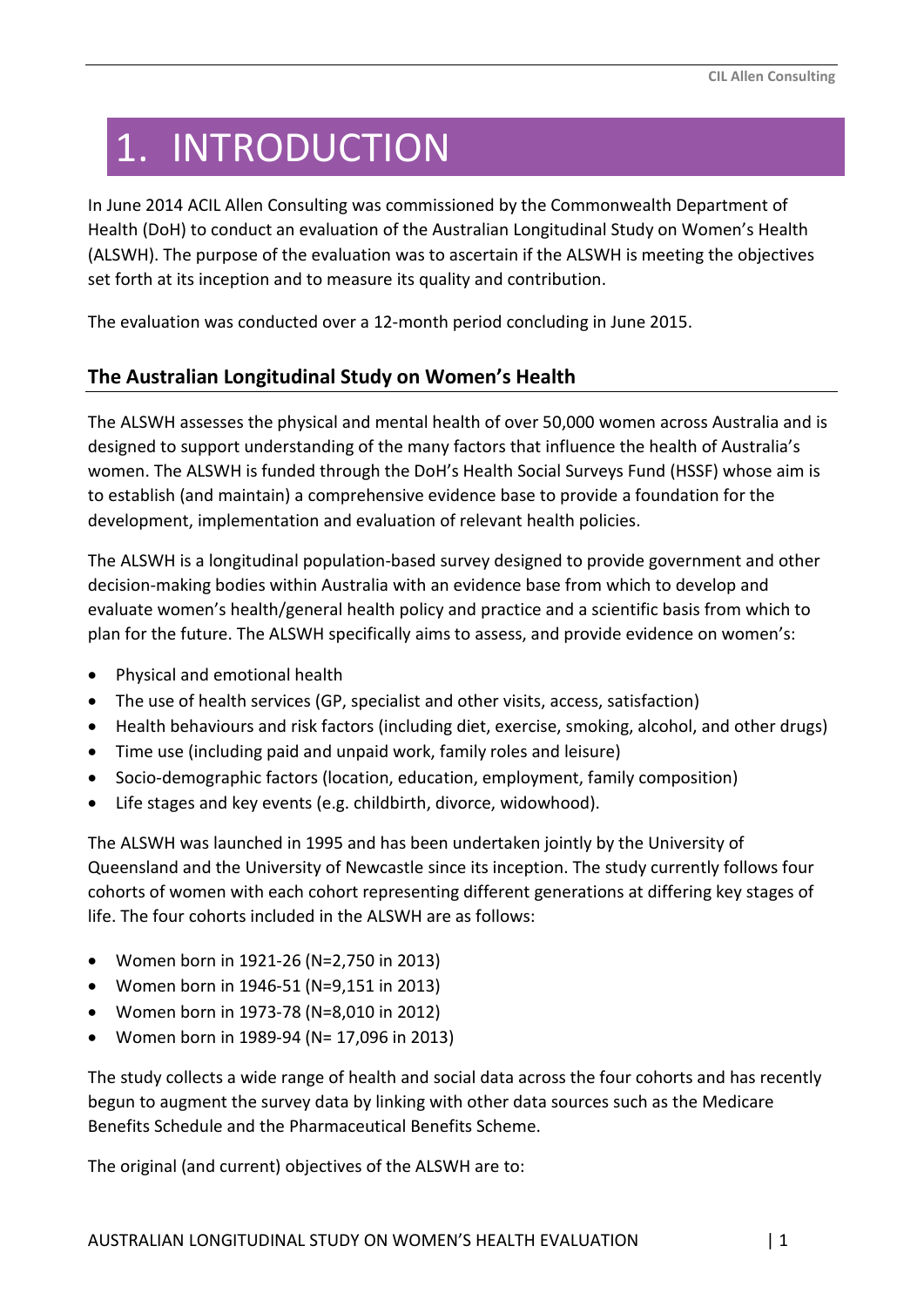# 1. INTRODUCTION

In June 2014 ACIL Allen Consulting was commissioned by the Commonwealth Department of Health (DoH) to conduct an evaluation of the Australian Longitudinal Study on Women's Health (ALSWH). The purpose of the evaluation was to ascertain if the ALSWH is meeting the objectives set forth at its inception and to measure its quality and contribution.

The evaluation was conducted over a 12-month period concluding in June 2015.

## The Australian Longitudinal Study on Women's Health

The ALSWH assesses the physical and mental health of over 50,000 women across Australia and is designed to support understanding of the many factors that influence the health of Australia's women. The ALSWH is funded through the DoH's Health Social Surveys Fund (HSSF) whose aim is to establish (and maintain) a comprehensive evidence base to provide a foundation for the development, implementation and evaluation of relevant health policies.

The ALSWH is a longitudinal population-based survey designed to provide government and other decision-making bodies within Australia with an evidence base from which to develop and evaluate women's health/general health policy and practice and a scientific basis from which to plan for the future. The ALSWH specifically aims to assess, and provide evidence on women's:

- Physical and emotional health
- The use of health services (GP, specialist and other visits, access, satisfaction)
- Health behaviours and risk factors (including diet, exercise, smoking, alcohol, and other drugs)
- Time use (including paid and unpaid work, family roles and leisure)
- Socio-demographic factors (location, education, employment, family composition)
- Life stages and key events (e.g. childbirth, divorce, widowhood).

The ALSWH was launched in 1995 and has been undertaken jointly by the University of Queensland and the University of Newcastle since its inception. The study currently follows four cohorts of women with each cohort representing different generations at differing key stages of life. The four cohorts included in the ALSWH are as follows:

- Women born in 1921-26 (N=2,750 in 2013)
- Women born in 1946-51 (N=9,151 in 2013)
- Women born in 1973-78 (N=8,010 in 2012)
- Women born in 1989-94 (N= 17,096 in 2013)

The study collects a wide range of health and social data across the four cohorts and has recently begun to augment the survey data by linking with other data sources such as the Medicare Benefits Schedule and the Pharmaceutical Benefits Scheme.

The original (and current) objectives of the ALSWH are to: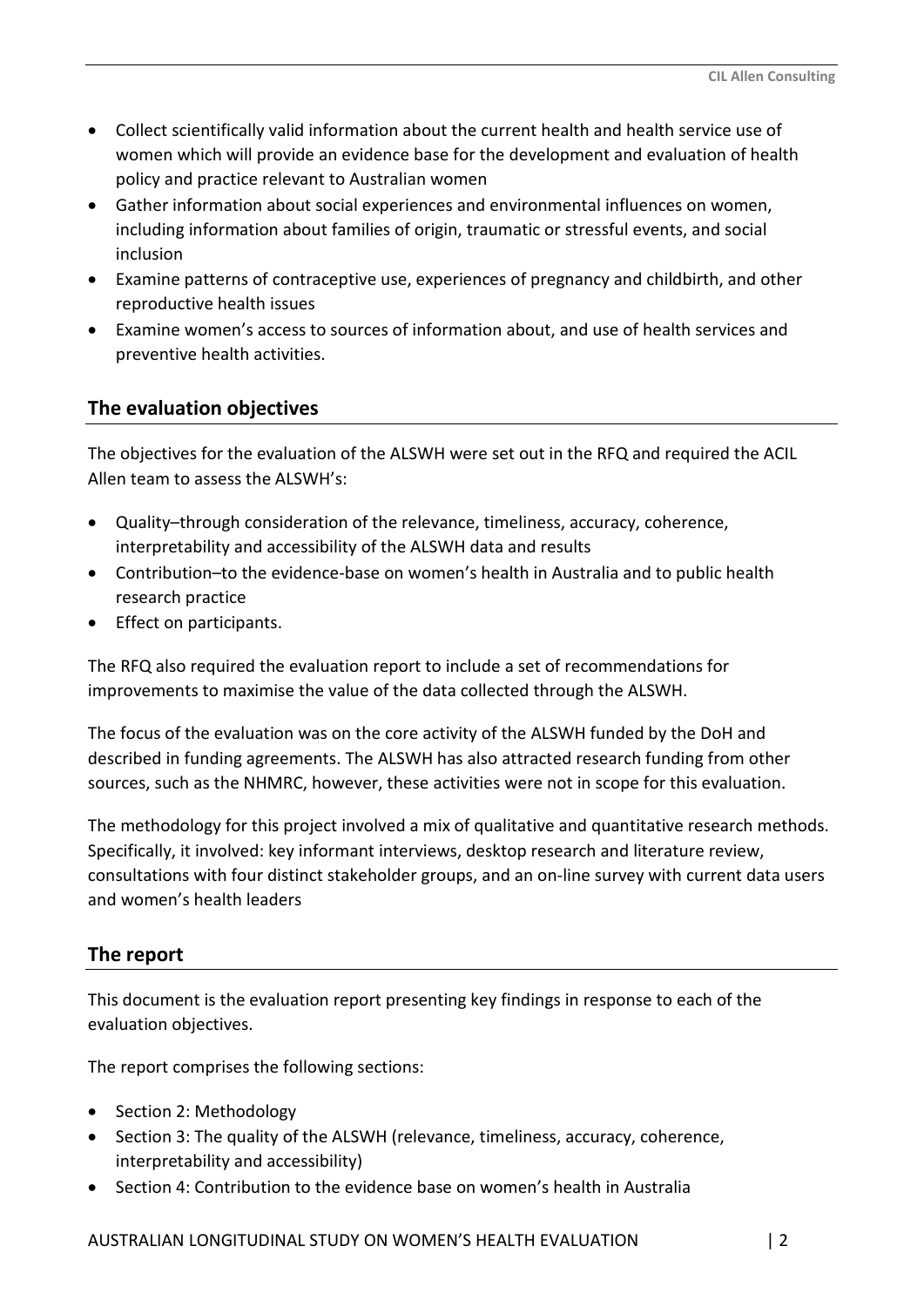- Collect scientifically valid information about the current health and health service use of women which will provide an evidence base for the development and evaluation of health policy and practice relevant to Australian women
- Gather information about social experiences and environmental influences on women, including information about families of origin, traumatic or stressful events, and social inclusion
- Examine patterns of contraceptive use, experiences of pregnancy and childbirth, and other reproductive health issues
- Examine women's access to sources of information about, and use of health services and preventive health activities.

## The evaluation objectives

The objectives for the evaluation of the ALSWH were set out in the RFQ and required the ACIL Allen team to assess the ALSWH's:

- Quality–through consideration of the relevance, timeliness, accuracy, coherence, interpretability and accessibility of the ALSWH data and results
- Contribution–to the evidence-base on women's health in Australia and to public health research practice
- Effect on participants.

The RFQ also required the evaluation report to include a set of recommendations for improvements to maximise the value of the data collected through the ALSWH.

The focus of the evaluation was on the core activity of the ALSWH funded by the DoH and described in funding agreements. The ALSWH has also attracted research funding from other sources, such as the NHMRC, however, these activities were not in scope for this evaluation.

The methodology for this project involved a mix of qualitative and quantitative research methods. Specifically, it involved: key informant interviews, desktop research and literature review, consultations with four distinct stakeholder groups, and an on-line survey with current data users and women's health leaders

## The report

This document is the evaluation report presenting key findings in response to each of the evaluation objectives.

The report comprises the following sections:

- Section 2: Methodology
- Section 3: The quality of the ALSWH (relevance, timeliness, accuracy, coherence, interpretability and accessibility)
- Section 4: Contribution to the evidence base on women's health in Australia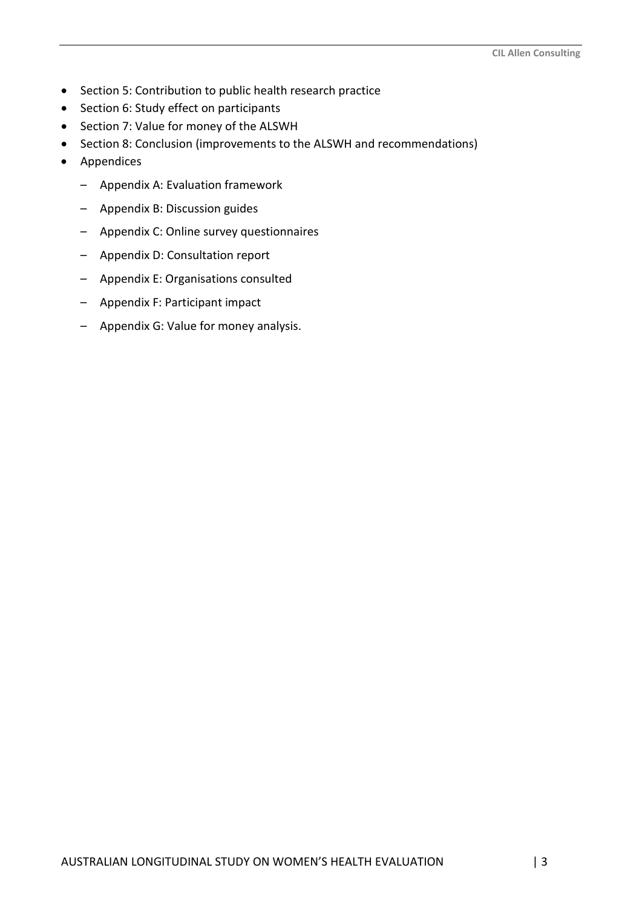- Section 5: Contribution to public health research practice
- Section 6: Study effect on participants
- Section 7: Value for money of the ALSWH
- Section 8: Conclusion (improvements to the ALSWH and recommendations)
- Appendices
  - Appendix A: Evaluation framework
  - Appendix B: Discussion guides
  - Appendix C: Online survey questionnaires
  - Appendix D: Consultation report
  - Appendix E: Organisations consulted
  - Appendix F: Participant impact
  - Appendix G: Value for money analysis.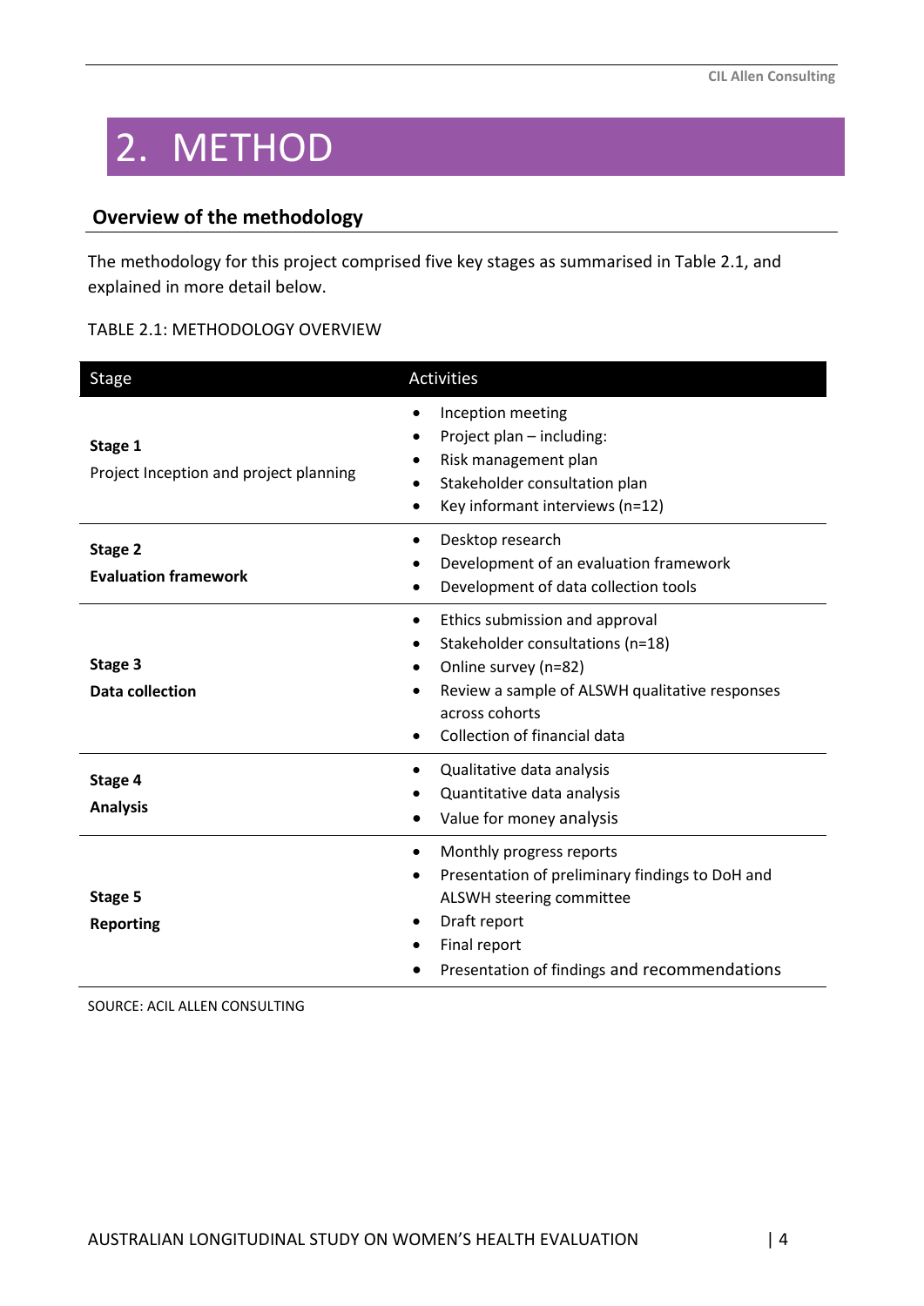# 2. METHOD

## Overview of the methodology

The methodology for this project comprised five key stages as summarised in Table 2.1, and explained in more detail below.

TABLE 2.1: METHODOLOGY OVERVIEW

| Stage | Activities |
|---|---|
| **Stage 1**<br>Project Inception and project planning | • Inception meeting<br>• Project plan – including:<br>• Risk management plan<br>• Stakeholder consultation plan<br>• Key informant interviews (n=12) |
| **Stage 2**<br>**Evaluation framework** | • Desktop research<br>• Development of an evaluation framework<br>• Development of data collection tools |
| **Stage 3**<br>**Data collection** | • Ethics submission and approval<br>• Stakeholder consultations (n=18)<br>• Online survey (n=82)<br>• Review a sample of ALSWH qualitative responses across cohorts<br>• Collection of financial data |
| **Stage 4**<br>**Analysis** | • Qualitative data analysis<br>• Quantitative data analysis<br>• Value for money analysis |
| **Stage 5**<br>**Reporting** | • Monthly progress reports<br>• Presentation of preliminary findings to DoH and ALSWH steering committee<br>• Draft report<br>• Final report<br>• Presentation of findings and recommendations |

SOURCE: ACIL ALLEN CONSULTING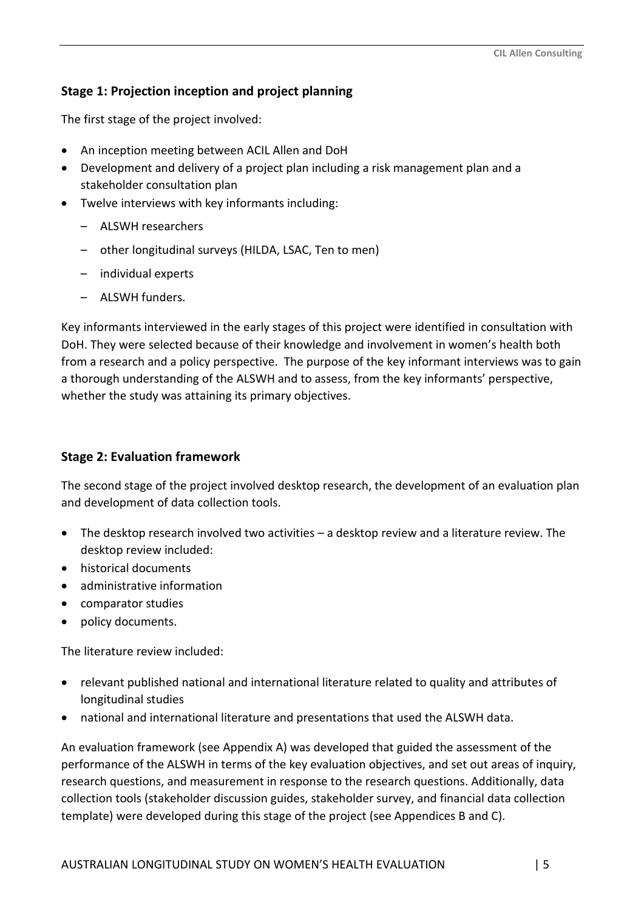### Stage 1: Projection inception and project planning

The first stage of the project involved:

- An inception meeting between ACIL Allen and DoH
- Development and delivery of a project plan including a risk management plan and a stakeholder consultation plan
- Twelve interviews with key informants including:
  - ALSWH researchers
  - other longitudinal surveys (HILDA, LSAC, Ten to men)
  - individual experts
  - ALSWH funders.

Key informants interviewed in the early stages of this project were identified in consultation with DoH. They were selected because of their knowledge and involvement in women's health both from a research and a policy perspective. The purpose of the key informant interviews was to gain a thorough understanding of the ALSWH and to assess, from the key informants' perspective, whether the study was attaining its primary objectives.

### Stage 2: Evaluation framework

The second stage of the project involved desktop research, the development of an evaluation plan and development of data collection tools.

- The desktop research involved two activities – a desktop review and a literature review. The desktop review included:
- historical documents
- administrative information
- comparator studies
- policy documents.

The literature review included:

- relevant published national and international literature related to quality and attributes of longitudinal studies
- national and international literature and presentations that used the ALSWH data.

An evaluation framework (see Appendix A) was developed that guided the assessment of the performance of the ALSWH in terms of the key evaluation objectives, and set out areas of inquiry, research questions, and measurement in response to the research questions. Additionally, data collection tools (stakeholder discussion guides, stakeholder survey, and financial data collection template) were developed during this stage of the project (see Appendices B and C).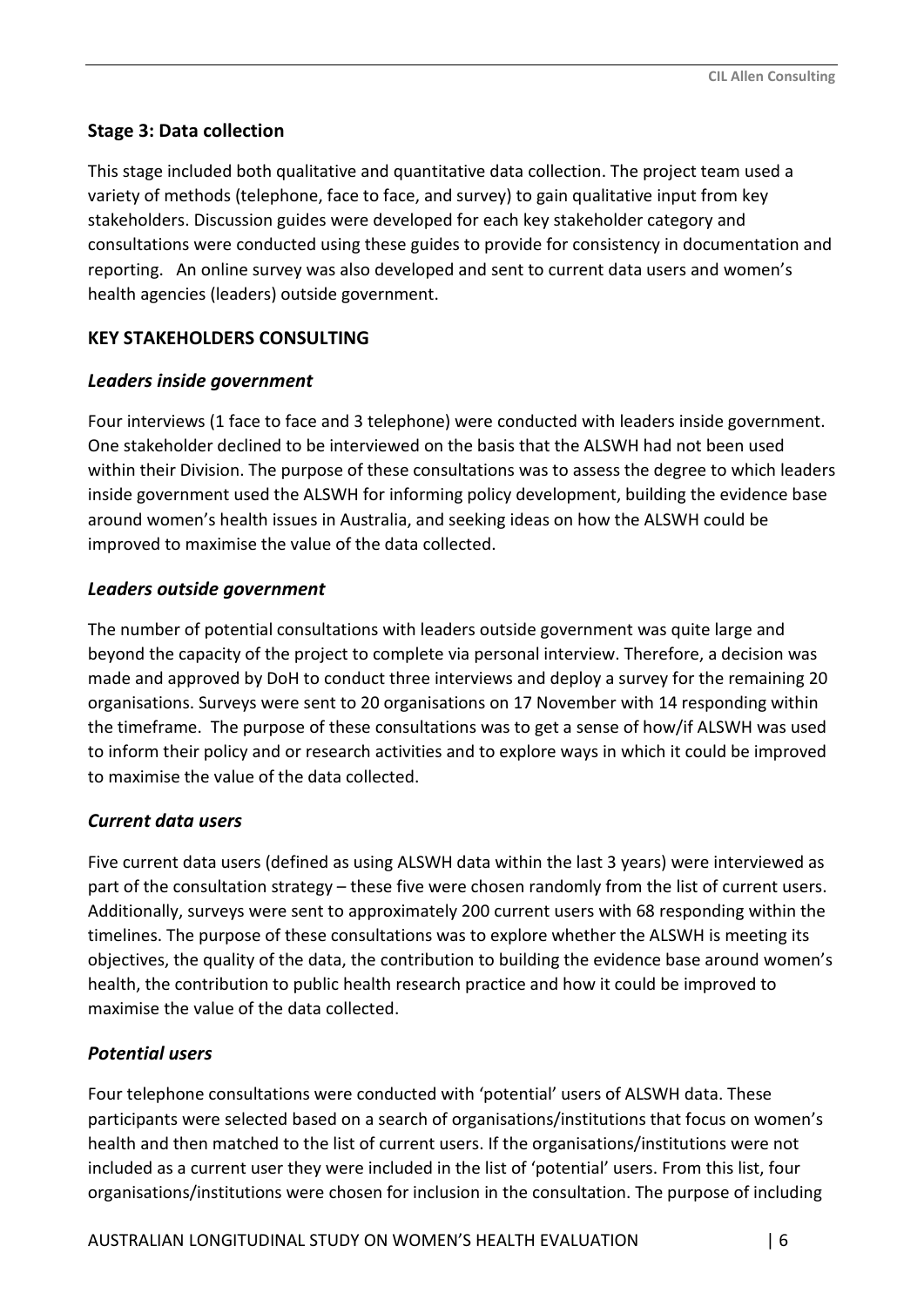### Stage 3: Data collection

This stage included both qualitative and quantitative data collection. The project team used a variety of methods (telephone, face to face, and survey) to gain qualitative input from key stakeholders. Discussion guides were developed for each key stakeholder category and consultations were conducted using these guides to provide for consistency in documentation and reporting. An online survey was also developed and sent to current data users and women's health agencies (leaders) outside government.

### KEY STAKEHOLDERS CONSULTING

#### *Leaders inside government*

Four interviews (1 face to face and 3 telephone) were conducted with leaders inside government. One stakeholder declined to be interviewed on the basis that the ALSWH had not been used within their Division. The purpose of these consultations was to assess the degree to which leaders inside government used the ALSWH for informing policy development, building the evidence base around women's health issues in Australia, and seeking ideas on how the ALSWH could be improved to maximise the value of the data collected.

#### *Leaders outside government*

The number of potential consultations with leaders outside government was quite large and beyond the capacity of the project to complete via personal interview. Therefore, a decision was made and approved by DoH to conduct three interviews and deploy a survey for the remaining 20 organisations. Surveys were sent to 20 organisations on 17 November with 14 responding within the timeframe. The purpose of these consultations was to get a sense of how/if ALSWH was used to inform their policy and or research activities and to explore ways in which it could be improved to maximise the value of the data collected.

#### *Current data users*

Five current data users (defined as using ALSWH data within the last 3 years) were interviewed as part of the consultation strategy – these five were chosen randomly from the list of current users. Additionally, surveys were sent to approximately 200 current users with 68 responding within the timelines. The purpose of these consultations was to explore whether the ALSWH is meeting its objectives, the quality of the data, the contribution to building the evidence base around women's health, the contribution to public health research practice and how it could be improved to maximise the value of the data collected.

#### *Potential users*

Four telephone consultations were conducted with 'potential' users of ALSWH data. These participants were selected based on a search of organisations/institutions that focus on women's health and then matched to the list of current users. If the organisations/institutions were not included as a current user they were included in the list of 'potential' users. From this list, four organisations/institutions were chosen for inclusion in the consultation. The purpose of including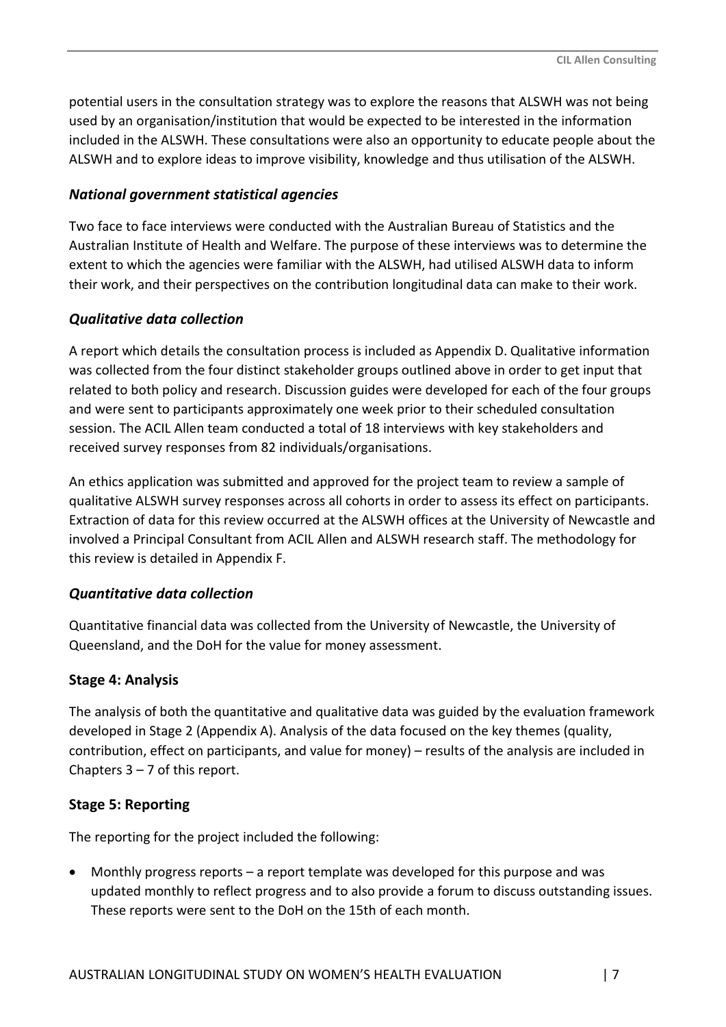potential users in the consultation strategy was to explore the reasons that ALSWH was not being used by an organisation/institution that would be expected to be interested in the information included in the ALSWH. These consultations were also an opportunity to educate people about the ALSWH and to explore ideas to improve visibility, knowledge and thus utilisation of the ALSWH.

### *National government statistical agencies*

Two face to face interviews were conducted with the Australian Bureau of Statistics and the Australian Institute of Health and Welfare. The purpose of these interviews was to determine the extent to which the agencies were familiar with the ALSWH, had utilised ALSWH data to inform their work, and their perspectives on the contribution longitudinal data can make to their work.

### *Qualitative data collection*

A report which details the consultation process is included as Appendix D. Qualitative information was collected from the four distinct stakeholder groups outlined above in order to get input that related to both policy and research. Discussion guides were developed for each of the four groups and were sent to participants approximately one week prior to their scheduled consultation session. The ACIL Allen team conducted a total of 18 interviews with key stakeholders and received survey responses from 82 individuals/organisations.

An ethics application was submitted and approved for the project team to review a sample of qualitative ALSWH survey responses across all cohorts in order to assess its effect on participants. Extraction of data for this review occurred at the ALSWH offices at the University of Newcastle and involved a Principal Consultant from ACIL Allen and ALSWH research staff. The methodology for this review is detailed in Appendix F.

### *Quantitative data collection*

Quantitative financial data was collected from the University of Newcastle, the University of Queensland, and the DoH for the value for money assessment.

### **Stage 4: Analysis**

The analysis of both the quantitative and qualitative data was guided by the evaluation framework developed in Stage 2 (Appendix A). Analysis of the data focused on the key themes (quality, contribution, effect on participants, and value for money) – results of the analysis are included in Chapters 3 – 7 of this report.

### **Stage 5: Reporting**

The reporting for the project included the following:

- Monthly progress reports – a report template was developed for this purpose and was updated monthly to reflect progress and to also provide a forum to discuss outstanding issues. These reports were sent to the DoH on the 15th of each month.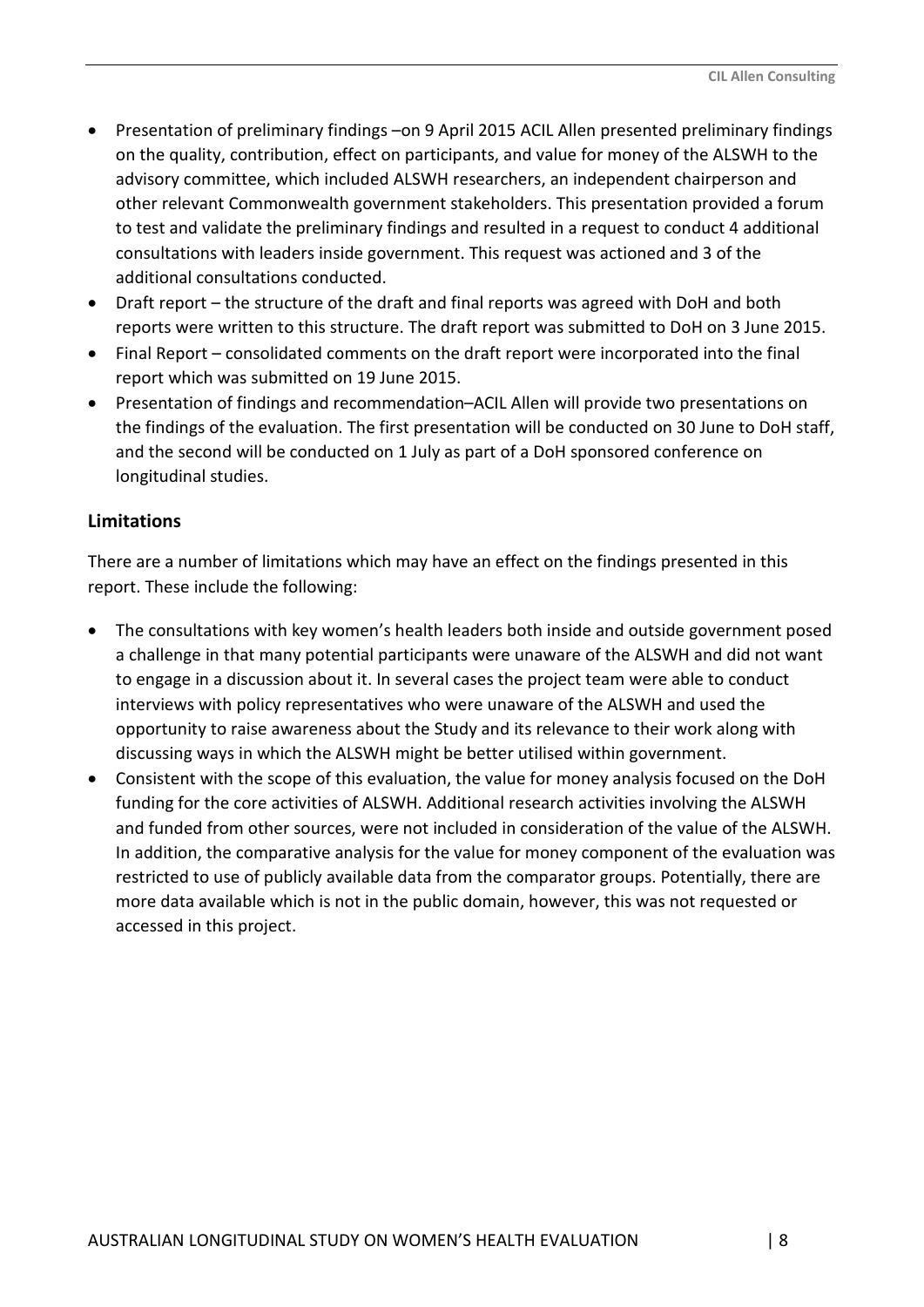- Presentation of preliminary findings –on 9 April 2015 ACIL Allen presented preliminary findings on the quality, contribution, effect on participants, and value for money of the ALSWH to the advisory committee, which included ALSWH researchers, an independent chairperson and other relevant Commonwealth government stakeholders. This presentation provided a forum to test and validate the preliminary findings and resulted in a request to conduct 4 additional consultations with leaders inside government. This request was actioned and 3 of the additional consultations conducted.
- Draft report – the structure of the draft and final reports was agreed with DoH and both reports were written to this structure. The draft report was submitted to DoH on 3 June 2015.
- Final Report – consolidated comments on the draft report were incorporated into the final report which was submitted on 19 June 2015.
- Presentation of findings and recommendation–ACIL Allen will provide two presentations on the findings of the evaluation. The first presentation will be conducted on 30 June to DoH staff, and the second will be conducted on 1 July as part of a DoH sponsored conference on longitudinal studies.

## Limitations

There are a number of limitations which may have an effect on the findings presented in this report. These include the following:

- The consultations with key women's health leaders both inside and outside government posed a challenge in that many potential participants were unaware of the ALSWH and did not want to engage in a discussion about it. In several cases the project team were able to conduct interviews with policy representatives who were unaware of the ALSWH and used the opportunity to raise awareness about the Study and its relevance to their work along with discussing ways in which the ALSWH might be better utilised within government.
- Consistent with the scope of this evaluation, the value for money analysis focused on the DoH funding for the core activities of ALSWH. Additional research activities involving the ALSWH and funded from other sources, were not included in consideration of the value of the ALSWH. In addition, the comparative analysis for the value for money component of the evaluation was restricted to use of publicly available data from the comparator groups. Potentially, there are more data available which is not in the public domain, however, this was not requested or accessed in this project.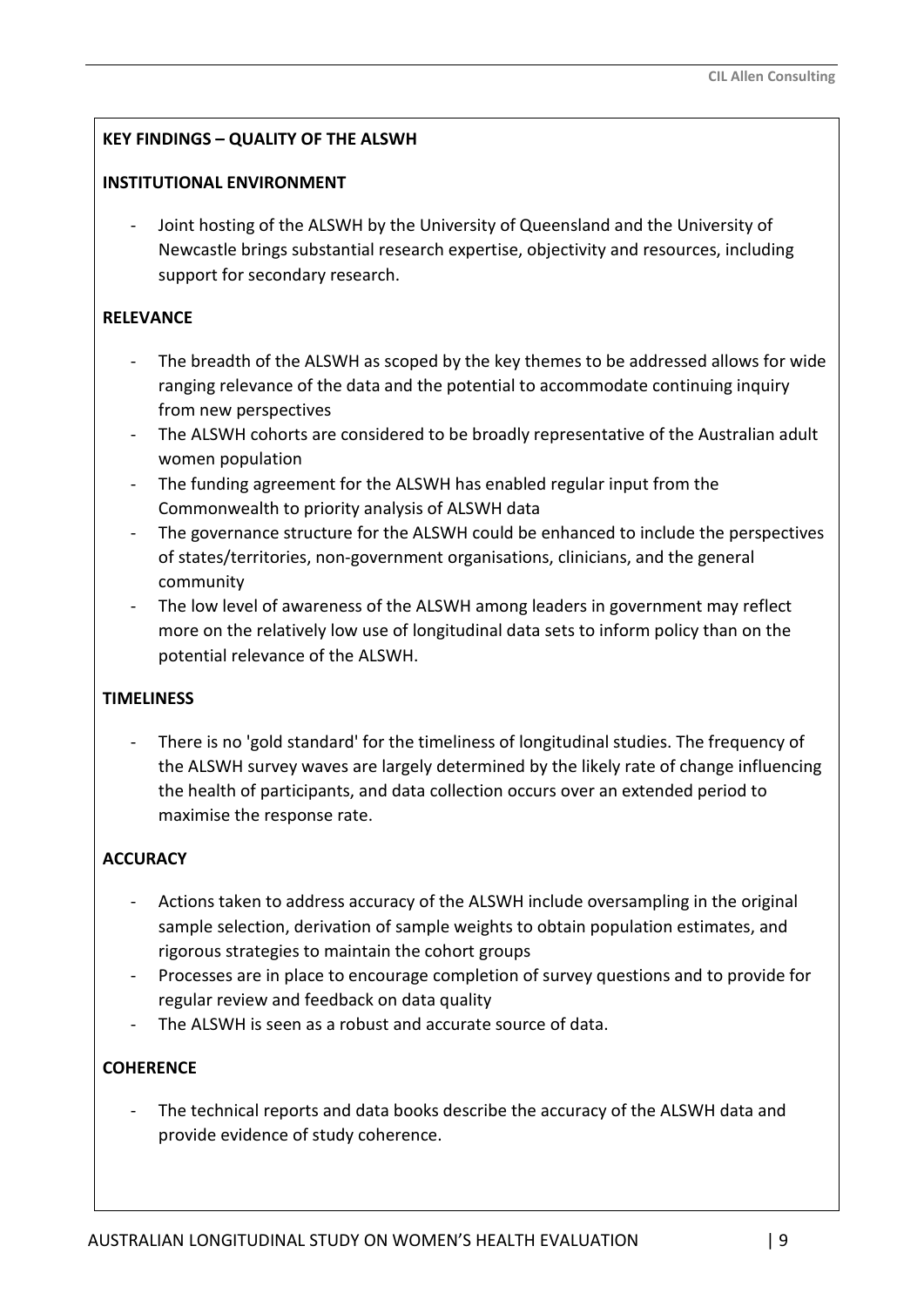**KEY FINDINGS – QUALITY OF THE ALSWH**

**INSTITUTIONAL ENVIRONMENT**

- Joint hosting of the ALSWH by the University of Queensland and the University of Newcastle brings substantial research expertise, objectivity and resources, including support for secondary research.

**RELEVANCE**

- The breadth of the ALSWH as scoped by the key themes to be addressed allows for wide ranging relevance of the data and the potential to accommodate continuing inquiry from new perspectives
- The ALSWH cohorts are considered to be broadly representative of the Australian adult women population
- The funding agreement for the ALSWH has enabled regular input from the Commonwealth to priority analysis of ALSWH data
- The governance structure for the ALSWH could be enhanced to include the perspectives of states/territories, non-government organisations, clinicians, and the general community
- The low level of awareness of the ALSWH among leaders in government may reflect more on the relatively low use of longitudinal data sets to inform policy than on the potential relevance of the ALSWH.

**TIMELINESS**

- There is no 'gold standard' for the timeliness of longitudinal studies. The frequency of the ALSWH survey waves are largely determined by the likely rate of change influencing the health of participants, and data collection occurs over an extended period to maximise the response rate.

**ACCURACY**

- Actions taken to address accuracy of the ALSWH include oversampling in the original sample selection, derivation of sample weights to obtain population estimates, and rigorous strategies to maintain the cohort groups
- Processes are in place to encourage completion of survey questions and to provide for regular review and feedback on data quality
- The ALSWH is seen as a robust and accurate source of data.

**COHERENCE**

- The technical reports and data books describe the accuracy of the ALSWH data and provide evidence of study coherence.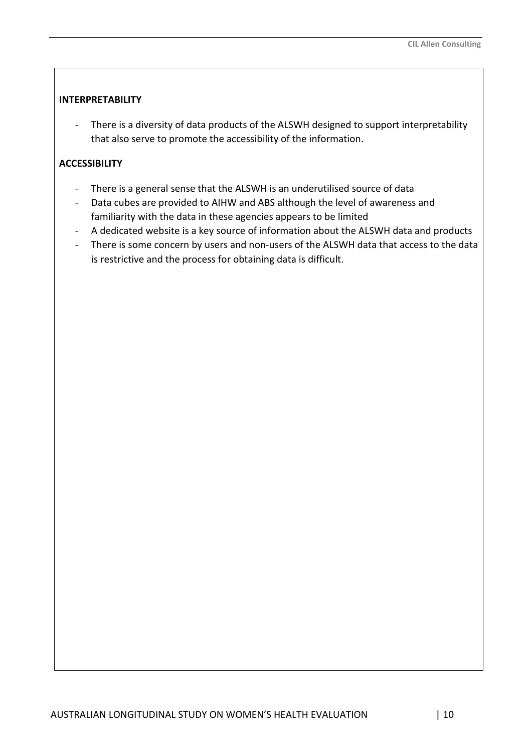**INTERPRETABILITY**

- There is a diversity of data products of the ALSWH designed to support interpretability that also serve to promote the accessibility of the information.

**ACCESSIBILITY**

- There is a general sense that the ALSWH is an underutilised source of data
- Data cubes are provided to AIHW and ABS although the level of awareness and familiarity with the data in these agencies appears to be limited
- A dedicated website is a key source of information about the ALSWH data and products
- There is some concern by users and non-users of the ALSWH data that access to the data is restrictive and the process for obtaining data is difficult.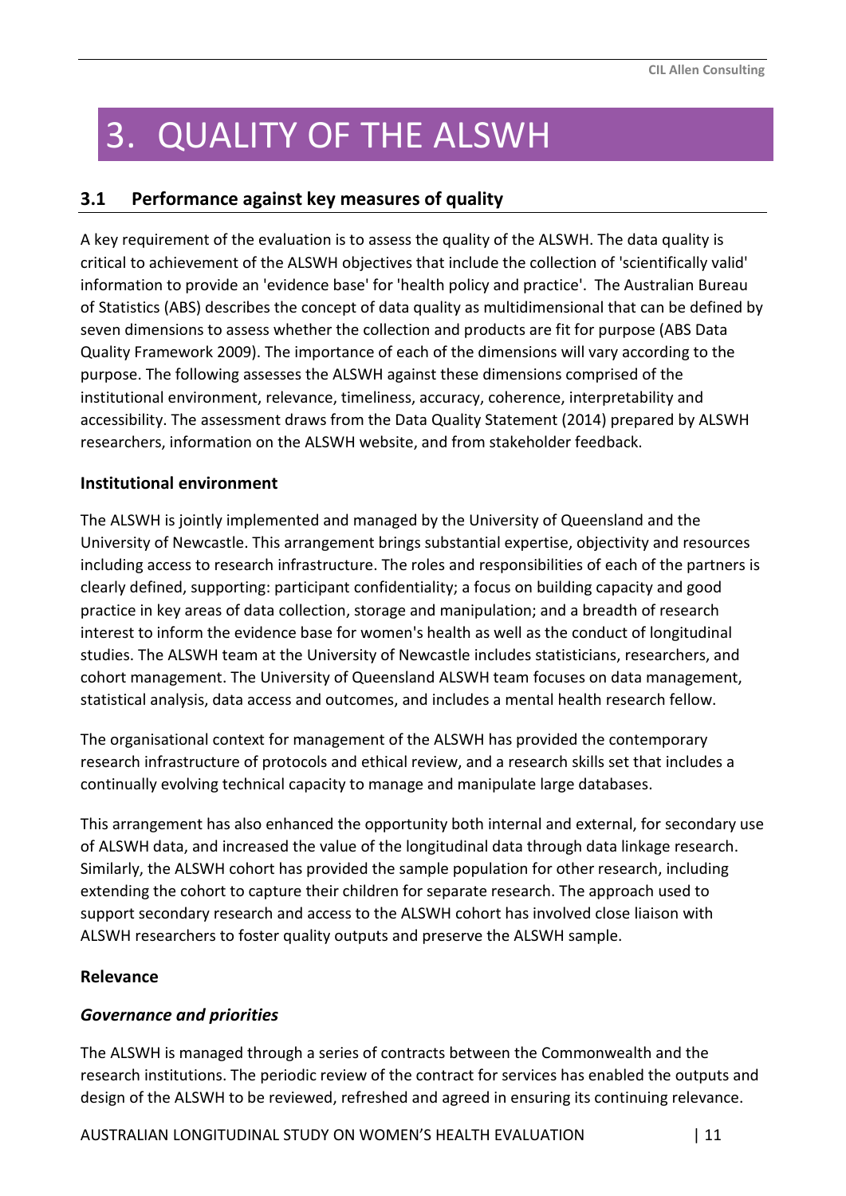# 3. QUALITY OF THE ALSWH

## 3.1 Performance against key measures of quality

A key requirement of the evaluation is to assess the quality of the ALSWH. The data quality is critical to achievement of the ALSWH objectives that include the collection of 'scientifically valid' information to provide an 'evidence base' for 'health policy and practice'. The Australian Bureau of Statistics (ABS) describes the concept of data quality as multidimensional that can be defined by seven dimensions to assess whether the collection and products are fit for purpose (ABS Data Quality Framework 2009). The importance of each of the dimensions will vary according to the purpose. The following assesses the ALSWH against these dimensions comprised of the institutional environment, relevance, timeliness, accuracy, coherence, interpretability and accessibility. The assessment draws from the Data Quality Statement (2014) prepared by ALSWH researchers, information on the ALSWH website, and from stakeholder feedback.

**Institutional environment**

The ALSWH is jointly implemented and managed by the University of Queensland and the University of Newcastle. This arrangement brings substantial expertise, objectivity and resources including access to research infrastructure. The roles and responsibilities of each of the partners is clearly defined, supporting: participant confidentiality; a focus on building capacity and good practice in key areas of data collection, storage and manipulation; and a breadth of research interest to inform the evidence base for women's health as well as the conduct of longitudinal studies. The ALSWH team at the University of Newcastle includes statisticians, researchers, and cohort management. The University of Queensland ALSWH team focuses on data management, statistical analysis, data access and outcomes, and includes a mental health research fellow.

The organisational context for management of the ALSWH has provided the contemporary research infrastructure of protocols and ethical review, and a research skills set that includes a continually evolving technical capacity to manage and manipulate large databases.

This arrangement has also enhanced the opportunity both internal and external, for secondary use of ALSWH data, and increased the value of the longitudinal data through data linkage research. Similarly, the ALSWH cohort has provided the sample population for other research, including extending the cohort to capture their children for separate research. The approach used to support secondary research and access to the ALSWH cohort has involved close liaison with ALSWH researchers to foster quality outputs and preserve the ALSWH sample.

**Relevance**

***Governance and priorities***

The ALSWH is managed through a series of contracts between the Commonwealth and the research institutions. The periodic review of the contract for services has enabled the outputs and design of the ALSWH to be reviewed, refreshed and agreed in ensuring its continuing relevance.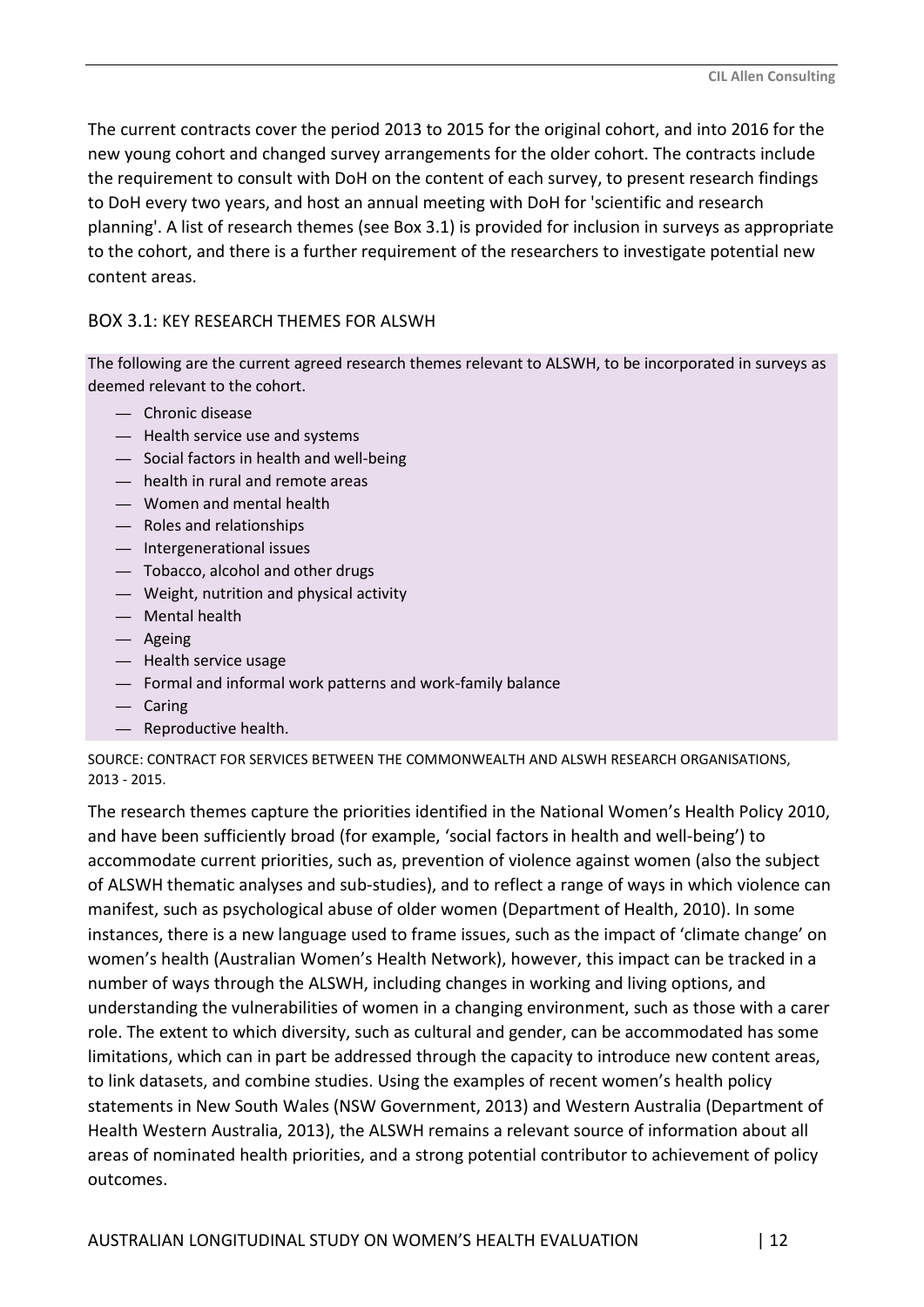The current contracts cover the period 2013 to 2015 for the original cohort, and into 2016 for the new young cohort and changed survey arrangements for the older cohort. The contracts include the requirement to consult with DoH on the content of each survey, to present research findings to DoH every two years, and host an annual meeting with DoH for 'scientific and research planning'. A list of research themes (see Box 3.1) is provided for inclusion in surveys as appropriate to the cohort, and there is a further requirement of the researchers to investigate potential new content areas.

### BOX 3.1: KEY RESEARCH THEMES FOR ALSWH

The following are the current agreed research themes relevant to ALSWH, to be incorporated in surveys as deemed relevant to the cohort.

- Chronic disease
- Health service use and systems
- Social factors in health and well-being
- health in rural and remote areas
- Women and mental health
- Roles and relationships
- Intergenerational issues
- Tobacco, alcohol and other drugs
- Weight, nutrition and physical activity
- Mental health
- Ageing
- Health service usage
- Formal and informal work patterns and work-family balance
- Caring
- Reproductive health.

SOURCE: CONTRACT FOR SERVICES BETWEEN THE COMMONWEALTH AND ALSWH RESEARCH ORGANISATIONS, 2013 - 2015.

The research themes capture the priorities identified in the National Women's Health Policy 2010, and have been sufficiently broad (for example, 'social factors in health and well-being') to accommodate current priorities, such as, prevention of violence against women (also the subject of ALSWH thematic analyses and sub-studies), and to reflect a range of ways in which violence can manifest, such as psychological abuse of older women (Department of Health, 2010). In some instances, there is a new language used to frame issues, such as the impact of 'climate change' on women's health (Australian Women's Health Network), however, this impact can be tracked in a number of ways through the ALSWH, including changes in working and living options, and understanding the vulnerabilities of women in a changing environment, such as those with a carer role. The extent to which diversity, such as cultural and gender, can be accommodated has some limitations, which can in part be addressed through the capacity to introduce new content areas, to link datasets, and combine studies. Using the examples of recent women's health policy statements in New South Wales (NSW Government, 2013) and Western Australia (Department of Health Western Australia, 2013), the ALSWH remains a relevant source of information about all areas of nominated health priorities, and a strong potential contributor to achievement of policy outcomes.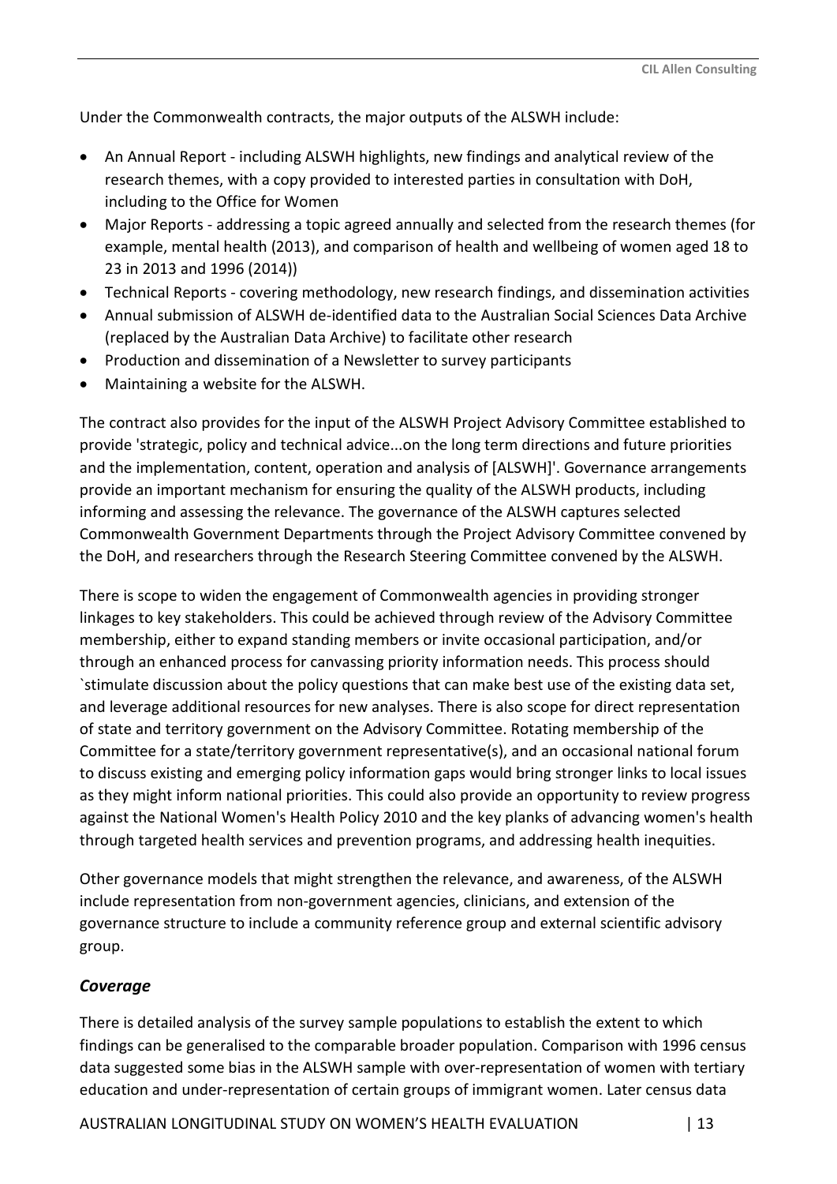Under the Commonwealth contracts, the major outputs of the ALSWH include:

- An Annual Report - including ALSWH highlights, new findings and analytical review of the research themes, with a copy provided to interested parties in consultation with DoH, including to the Office for Women
- Major Reports - addressing a topic agreed annually and selected from the research themes (for example, mental health (2013), and comparison of health and wellbeing of women aged 18 to 23 in 2013 and 1996 (2014))
- Technical Reports - covering methodology, new research findings, and dissemination activities
- Annual submission of ALSWH de-identified data to the Australian Social Sciences Data Archive (replaced by the Australian Data Archive) to facilitate other research
- Production and dissemination of a Newsletter to survey participants
- Maintaining a website for the ALSWH.

The contract also provides for the input of the ALSWH Project Advisory Committee established to provide 'strategic, policy and technical advice...on the long term directions and future priorities and the implementation, content, operation and analysis of [ALSWH]'. Governance arrangements provide an important mechanism for ensuring the quality of the ALSWH products, including informing and assessing the relevance. The governance of the ALSWH captures selected Commonwealth Government Departments through the Project Advisory Committee convened by the DoH, and researchers through the Research Steering Committee convened by the ALSWH.

There is scope to widen the engagement of Commonwealth agencies in providing stronger linkages to key stakeholders. This could be achieved through review of the Advisory Committee membership, either to expand standing members or invite occasional participation, and/or through an enhanced process for canvassing priority information needs. This process should `stimulate discussion about the policy questions that can make best use of the existing data set, and leverage additional resources for new analyses. There is also scope for direct representation of state and territory government on the Advisory Committee. Rotating membership of the Committee for a state/territory government representative(s), and an occasional national forum to discuss existing and emerging policy information gaps would bring stronger links to local issues as they might inform national priorities. This could also provide an opportunity to review progress against the National Women's Health Policy 2010 and the key planks of advancing women's health through targeted health services and prevention programs, and addressing health inequities.

Other governance models that might strengthen the relevance, and awareness, of the ALSWH include representation from non-government agencies, clinicians, and extension of the governance structure to include a community reference group and external scientific advisory group.

### *Coverage*

There is detailed analysis of the survey sample populations to establish the extent to which findings can be generalised to the comparable broader population. Comparison with 1996 census data suggested some bias in the ALSWH sample with over-representation of women with tertiary education and under-representation of certain groups of immigrant women. Later census data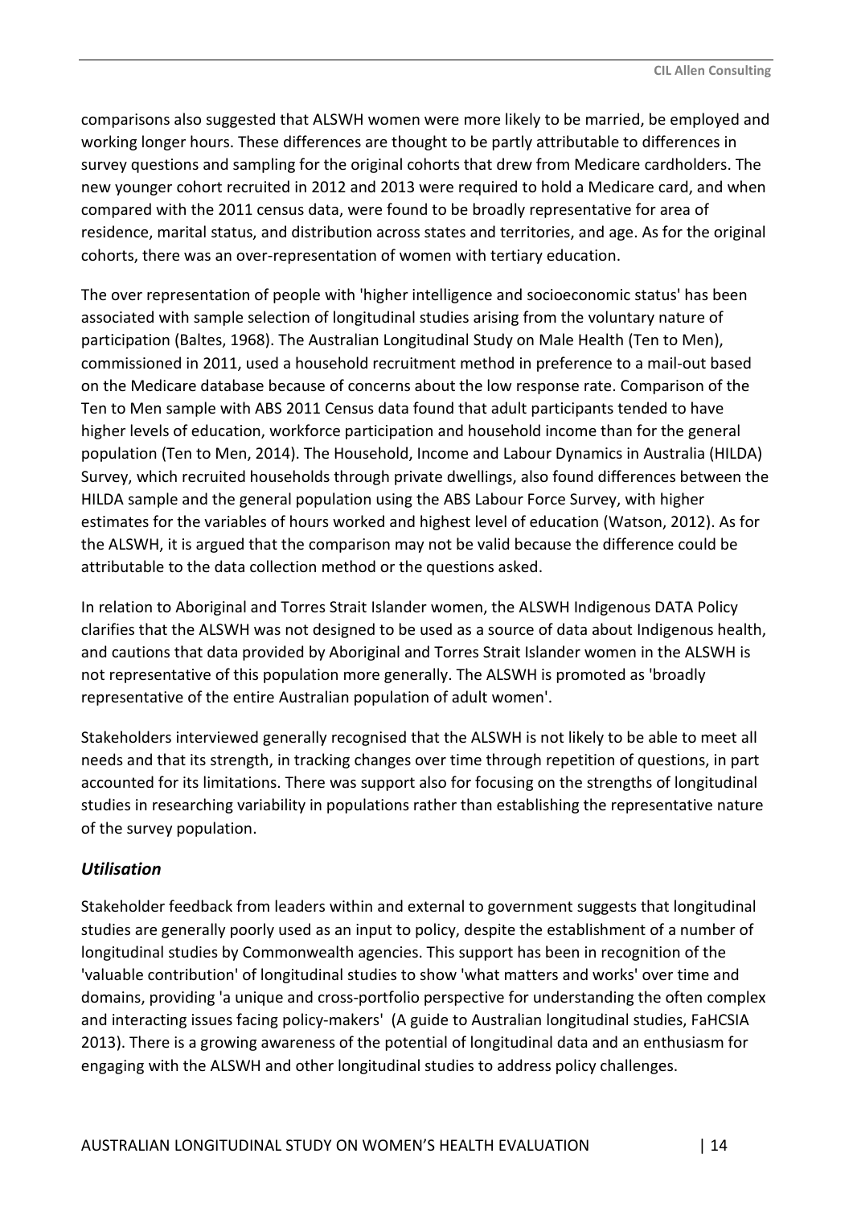comparisons also suggested that ALSWH women were more likely to be married, be employed and working longer hours. These differences are thought to be partly attributable to differences in survey questions and sampling for the original cohorts that drew from Medicare cardholders. The new younger cohort recruited in 2012 and 2013 were required to hold a Medicare card, and when compared with the 2011 census data, were found to be broadly representative for area of residence, marital status, and distribution across states and territories, and age. As for the original cohorts, there was an over-representation of women with tertiary education.

The over representation of people with 'higher intelligence and socioeconomic status' has been associated with sample selection of longitudinal studies arising from the voluntary nature of participation (Baltes, 1968). The Australian Longitudinal Study on Male Health (Ten to Men), commissioned in 2011, used a household recruitment method in preference to a mail-out based on the Medicare database because of concerns about the low response rate. Comparison of the Ten to Men sample with ABS 2011 Census data found that adult participants tended to have higher levels of education, workforce participation and household income than for the general population (Ten to Men, 2014). The Household, Income and Labour Dynamics in Australia (HILDA) Survey, which recruited households through private dwellings, also found differences between the HILDA sample and the general population using the ABS Labour Force Survey, with higher estimates for the variables of hours worked and highest level of education (Watson, 2012). As for the ALSWH, it is argued that the comparison may not be valid because the difference could be attributable to the data collection method or the questions asked.

In relation to Aboriginal and Torres Strait Islander women, the ALSWH Indigenous DATA Policy clarifies that the ALSWH was not designed to be used as a source of data about Indigenous health, and cautions that data provided by Aboriginal and Torres Strait Islander women in the ALSWH is not representative of this population more generally. The ALSWH is promoted as 'broadly representative of the entire Australian population of adult women'.

Stakeholders interviewed generally recognised that the ALSWH is not likely to be able to meet all needs and that its strength, in tracking changes over time through repetition of questions, in part accounted for its limitations. There was support also for focusing on the strengths of longitudinal studies in researching variability in populations rather than establishing the representative nature of the survey population.

### *Utilisation*

Stakeholder feedback from leaders within and external to government suggests that longitudinal studies are generally poorly used as an input to policy, despite the establishment of a number of longitudinal studies by Commonwealth agencies. This support has been in recognition of the 'valuable contribution' of longitudinal studies to show 'what matters and works' over time and domains, providing 'a unique and cross-portfolio perspective for understanding the often complex and interacting issues facing policy-makers' (A guide to Australian longitudinal studies, FaHCSIA 2013). There is a growing awareness of the potential of longitudinal data and an enthusiasm for engaging with the ALSWH and other longitudinal studies to address policy challenges.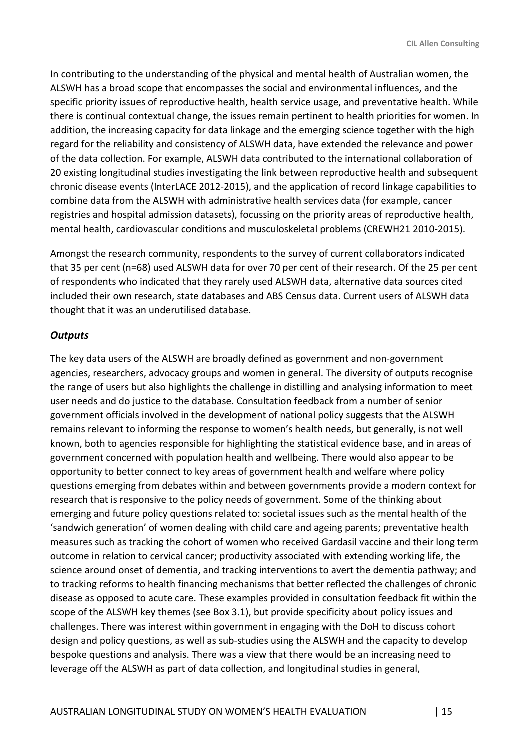In contributing to the understanding of the physical and mental health of Australian women, the ALSWH has a broad scope that encompasses the social and environmental influences, and the specific priority issues of reproductive health, health service usage, and preventative health. While there is continual contextual change, the issues remain pertinent to health priorities for women. In addition, the increasing capacity for data linkage and the emerging science together with the high regard for the reliability and consistency of ALSWH data, have extended the relevance and power of the data collection. For example, ALSWH data contributed to the international collaboration of 20 existing longitudinal studies investigating the link between reproductive health and subsequent chronic disease events (InterLACE 2012-2015), and the application of record linkage capabilities to combine data from the ALSWH with administrative health services data (for example, cancer registries and hospital admission datasets), focussing on the priority areas of reproductive health, mental health, cardiovascular conditions and musculoskeletal problems (CREWH21 2010-2015).

Amongst the research community, respondents to the survey of current collaborators indicated that 35 per cent (n=68) used ALSWH data for over 70 per cent of their research. Of the 25 per cent of respondents who indicated that they rarely used ALSWH data, alternative data sources cited included their own research, state databases and ABS Census data. Current users of ALSWH data thought that it was an underutilised database.

### *Outputs*

The key data users of the ALSWH are broadly defined as government and non-government agencies, researchers, advocacy groups and women in general. The diversity of outputs recognise the range of users but also highlights the challenge in distilling and analysing information to meet user needs and do justice to the database. Consultation feedback from a number of senior government officials involved in the development of national policy suggests that the ALSWH remains relevant to informing the response to women's health needs, but generally, is not well known, both to agencies responsible for highlighting the statistical evidence base, and in areas of government concerned with population health and wellbeing. There would also appear to be opportunity to better connect to key areas of government health and welfare where policy questions emerging from debates within and between governments provide a modern context for research that is responsive to the policy needs of government. Some of the thinking about emerging and future policy questions related to: societal issues such as the mental health of the 'sandwich generation' of women dealing with child care and ageing parents; preventative health measures such as tracking the cohort of women who received Gardasil vaccine and their long term outcome in relation to cervical cancer; productivity associated with extending working life, the science around onset of dementia, and tracking interventions to avert the dementia pathway; and to tracking reforms to health financing mechanisms that better reflected the challenges of chronic disease as opposed to acute care. These examples provided in consultation feedback fit within the scope of the ALSWH key themes (see Box 3.1), but provide specificity about policy issues and challenges. There was interest within government in engaging with the DoH to discuss cohort design and policy questions, as well as sub-studies using the ALSWH and the capacity to develop bespoke questions and analysis. There was a view that there would be an increasing need to leverage off the ALSWH as part of data collection, and longitudinal studies in general,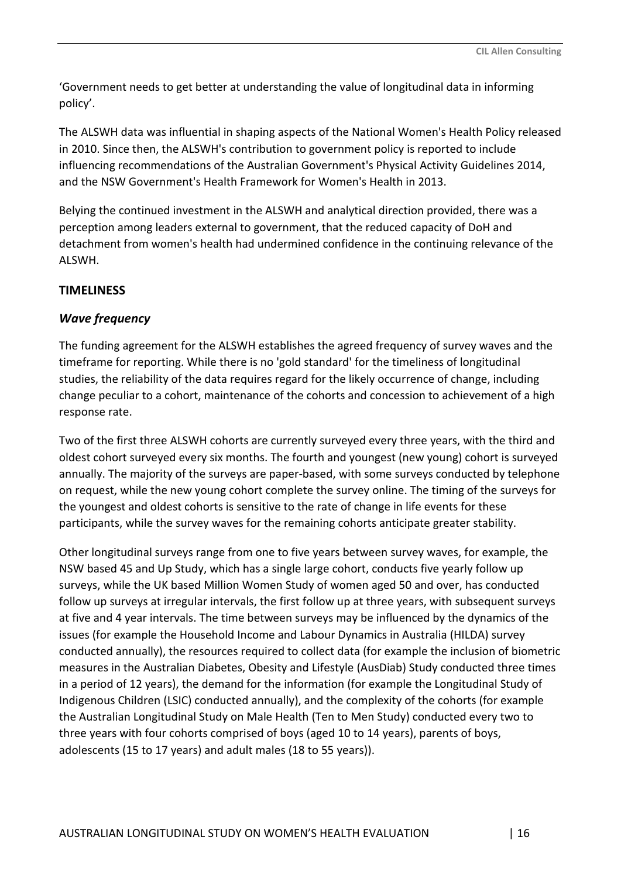'Government needs to get better at understanding the value of longitudinal data in informing policy'.

The ALSWH data was influential in shaping aspects of the National Women's Health Policy released in 2010. Since then, the ALSWH's contribution to government policy is reported to include influencing recommendations of the Australian Government's Physical Activity Guidelines 2014, and the NSW Government's Health Framework for Women's Health in 2013.

Belying the continued investment in the ALSWH and analytical direction provided, there was a perception among leaders external to government, that the reduced capacity of DoH and detachment from women's health had undermined confidence in the continuing relevance of the ALSWH.

## TIMELINESS

### *Wave frequency*

The funding agreement for the ALSWH establishes the agreed frequency of survey waves and the timeframe for reporting. While there is no 'gold standard' for the timeliness of longitudinal studies, the reliability of the data requires regard for the likely occurrence of change, including change peculiar to a cohort, maintenance of the cohorts and concession to achievement of a high response rate.

Two of the first three ALSWH cohorts are currently surveyed every three years, with the third and oldest cohort surveyed every six months. The fourth and youngest (new young) cohort is surveyed annually. The majority of the surveys are paper-based, with some surveys conducted by telephone on request, while the new young cohort complete the survey online. The timing of the surveys for the youngest and oldest cohorts is sensitive to the rate of change in life events for these participants, while the survey waves for the remaining cohorts anticipate greater stability.

Other longitudinal surveys range from one to five years between survey waves, for example, the NSW based 45 and Up Study, which has a single large cohort, conducts five yearly follow up surveys, while the UK based Million Women Study of women aged 50 and over, has conducted follow up surveys at irregular intervals, the first follow up at three years, with subsequent surveys at five and 4 year intervals. The time between surveys may be influenced by the dynamics of the issues (for example the Household Income and Labour Dynamics in Australia (HILDA) survey conducted annually), the resources required to collect data (for example the inclusion of biometric measures in the Australian Diabetes, Obesity and Lifestyle (AusDiab) Study conducted three times in a period of 12 years), the demand for the information (for example the Longitudinal Study of Indigenous Children (LSIC) conducted annually), and the complexity of the cohorts (for example the Australian Longitudinal Study on Male Health (Ten to Men Study) conducted every two to three years with four cohorts comprised of boys (aged 10 to 14 years), parents of boys, adolescents (15 to 17 years) and adult males (18 to 55 years)).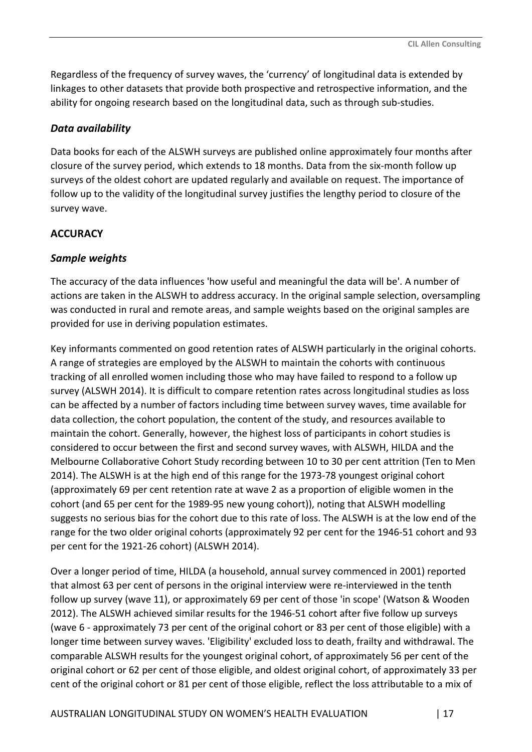Regardless of the frequency of survey waves, the 'currency' of longitudinal data is extended by linkages to other datasets that provide both prospective and retrospective information, and the ability for ongoing research based on the longitudinal data, such as through sub-studies.

### *Data availability*

Data books for each of the ALSWH surveys are published online approximately four months after closure of the survey period, which extends to 18 months. Data from the six-month follow up surveys of the oldest cohort are updated regularly and available on request. The importance of follow up to the validity of the longitudinal survey justifies the lengthy period to closure of the survey wave.

## ACCURACY

### *Sample weights*

The accuracy of the data influences 'how useful and meaningful the data will be'. A number of actions are taken in the ALSWH to address accuracy. In the original sample selection, oversampling was conducted in rural and remote areas, and sample weights based on the original samples are provided for use in deriving population estimates.

Key informants commented on good retention rates of ALSWH particularly in the original cohorts. A range of strategies are employed by the ALSWH to maintain the cohorts with continuous tracking of all enrolled women including those who may have failed to respond to a follow up survey (ALSWH 2014). It is difficult to compare retention rates across longitudinal studies as loss can be affected by a number of factors including time between survey waves, time available for data collection, the cohort population, the content of the study, and resources available to maintain the cohort. Generally, however, the highest loss of participants in cohort studies is considered to occur between the first and second survey waves, with ALSWH, HILDA and the Melbourne Collaborative Cohort Study recording between 10 to 30 per cent attrition (Ten to Men 2014). The ALSWH is at the high end of this range for the 1973-78 youngest original cohort (approximately 69 per cent retention rate at wave 2 as a proportion of eligible women in the cohort (and 65 per cent for the 1989-95 new young cohort)), noting that ALSWH modelling suggests no serious bias for the cohort due to this rate of loss. The ALSWH is at the low end of the range for the two older original cohorts (approximately 92 per cent for the 1946-51 cohort and 93 per cent for the 1921-26 cohort) (ALSWH 2014).

Over a longer period of time, HILDA (a household, annual survey commenced in 2001) reported that almost 63 per cent of persons in the original interview were re-interviewed in the tenth follow up survey (wave 11), or approximately 69 per cent of those 'in scope' (Watson & Wooden 2012). The ALSWH achieved similar results for the 1946-51 cohort after five follow up surveys (wave 6 - approximately 73 per cent of the original cohort or 83 per cent of those eligible) with a longer time between survey waves. 'Eligibility' excluded loss to death, frailty and withdrawal. The comparable ALSWH results for the youngest original cohort, of approximately 56 per cent of the original cohort or 62 per cent of those eligible, and oldest original cohort, of approximately 33 per cent of the original cohort or 81 per cent of those eligible, reflect the loss attributable to a mix of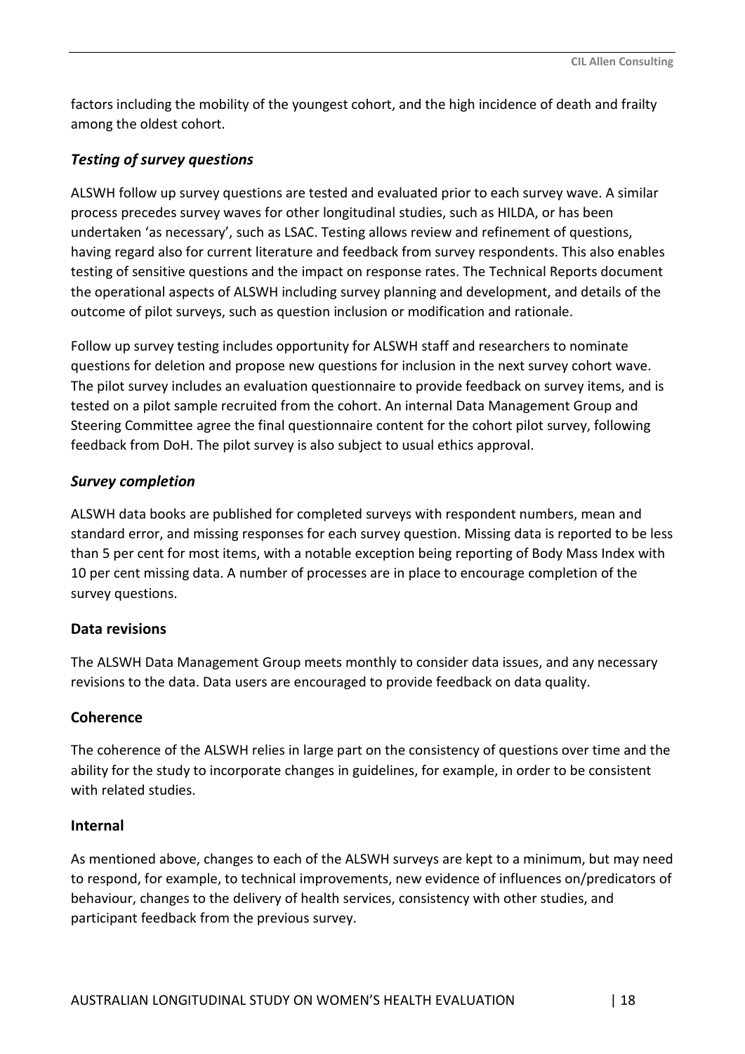factors including the mobility of the youngest cohort, and the high incidence of death and frailty among the oldest cohort.

### *Testing of survey questions*

ALSWH follow up survey questions are tested and evaluated prior to each survey wave. A similar process precedes survey waves for other longitudinal studies, such as HILDA, or has been undertaken 'as necessary', such as LSAC. Testing allows review and refinement of questions, having regard also for current literature and feedback from survey respondents. This also enables testing of sensitive questions and the impact on response rates. The Technical Reports document the operational aspects of ALSWH including survey planning and development, and details of the outcome of pilot surveys, such as question inclusion or modification and rationale.

Follow up survey testing includes opportunity for ALSWH staff and researchers to nominate questions for deletion and propose new questions for inclusion in the next survey cohort wave. The pilot survey includes an evaluation questionnaire to provide feedback on survey items, and is tested on a pilot sample recruited from the cohort. An internal Data Management Group and Steering Committee agree the final questionnaire content for the cohort pilot survey, following feedback from DoH. The pilot survey is also subject to usual ethics approval.

### *Survey completion*

ALSWH data books are published for completed surveys with respondent numbers, mean and standard error, and missing responses for each survey question. Missing data is reported to be less than 5 per cent for most items, with a notable exception being reporting of Body Mass Index with 10 per cent missing data. A number of processes are in place to encourage completion of the survey questions.

### Data revisions

The ALSWH Data Management Group meets monthly to consider data issues, and any necessary revisions to the data. Data users are encouraged to provide feedback on data quality.

### Coherence

The coherence of the ALSWH relies in large part on the consistency of questions over time and the ability for the study to incorporate changes in guidelines, for example, in order to be consistent with related studies.

### Internal

As mentioned above, changes to each of the ALSWH surveys are kept to a minimum, but may need to respond, for example, to technical improvements, new evidence of influences on/predicators of behaviour, changes to the delivery of health services, consistency with other studies, and participant feedback from the previous survey.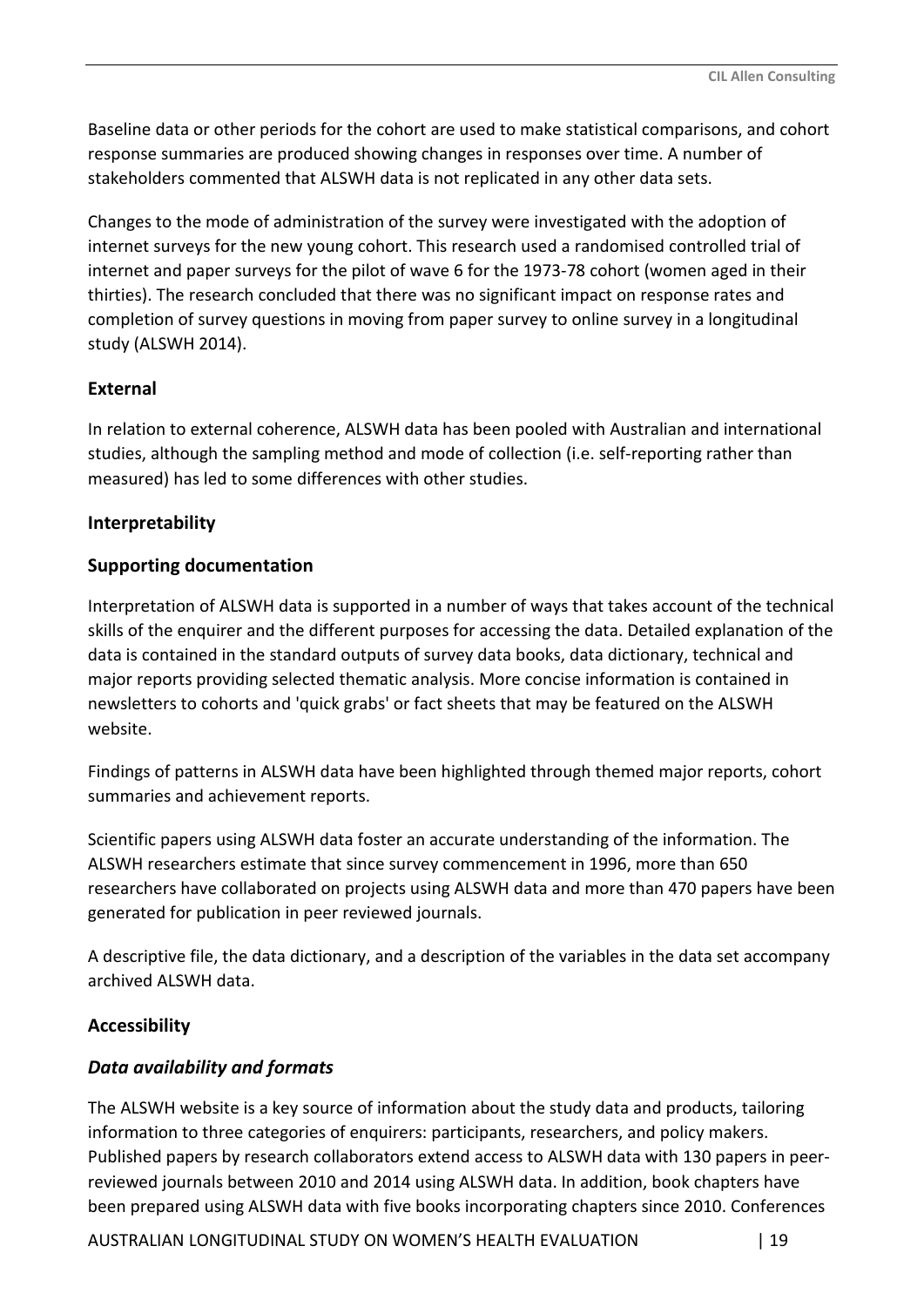Baseline data or other periods for the cohort are used to make statistical comparisons, and cohort response summaries are produced showing changes in responses over time. A number of stakeholders commented that ALSWH data is not replicated in any other data sets.

Changes to the mode of administration of the survey were investigated with the adoption of internet surveys for the new young cohort. This research used a randomised controlled trial of internet and paper surveys for the pilot of wave 6 for the 1973-78 cohort (women aged in their thirties). The research concluded that there was no significant impact on response rates and completion of survey questions in moving from paper survey to online survey in a longitudinal study (ALSWH 2014).

### External

In relation to external coherence, ALSWH data has been pooled with Australian and international studies, although the sampling method and mode of collection (i.e. self-reporting rather than measured) has led to some differences with other studies.

### Interpretability

### Supporting documentation

Interpretation of ALSWH data is supported in a number of ways that takes account of the technical skills of the enquirer and the different purposes for accessing the data. Detailed explanation of the data is contained in the standard outputs of survey data books, data dictionary, technical and major reports providing selected thematic analysis. More concise information is contained in newsletters to cohorts and 'quick grabs' or fact sheets that may be featured on the ALSWH website.

Findings of patterns in ALSWH data have been highlighted through themed major reports, cohort summaries and achievement reports.

Scientific papers using ALSWH data foster an accurate understanding of the information. The ALSWH researchers estimate that since survey commencement in 1996, more than 650 researchers have collaborated on projects using ALSWH data and more than 470 papers have been generated for publication in peer reviewed journals.

A descriptive file, the data dictionary, and a description of the variables in the data set accompany archived ALSWH data.

### Accessibility

#### *Data availability and formats*

The ALSWH website is a key source of information about the study data and products, tailoring information to three categories of enquirers: participants, researchers, and policy makers. Published papers by research collaborators extend access to ALSWH data with 130 papers in peer-reviewed journals between 2010 and 2014 using ALSWH data. In addition, book chapters have been prepared using ALSWH data with five books incorporating chapters since 2010. Conferences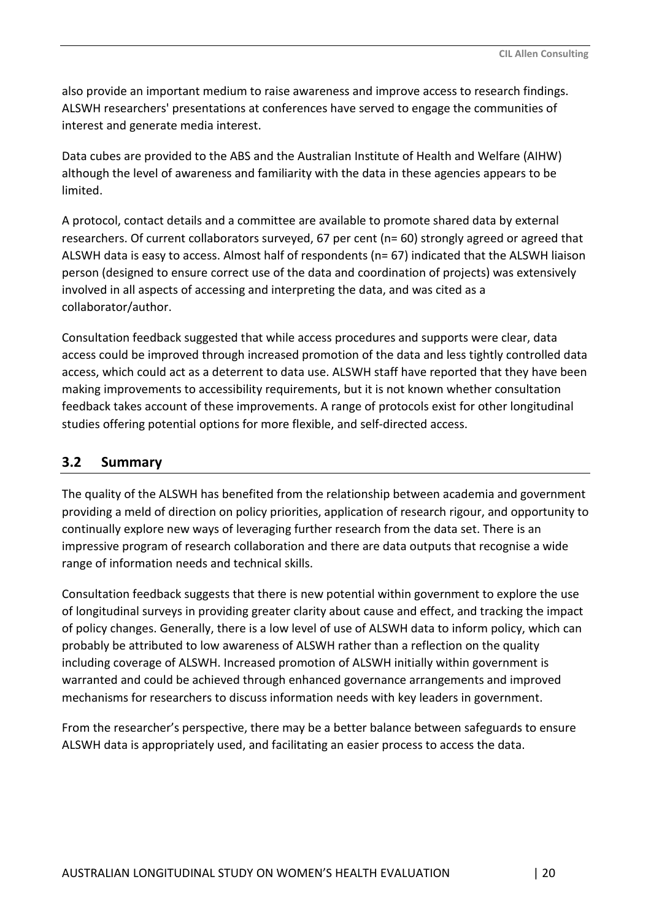also provide an important medium to raise awareness and improve access to research findings. ALSWH researchers' presentations at conferences have served to engage the communities of interest and generate media interest.

Data cubes are provided to the ABS and the Australian Institute of Health and Welfare (AIHW) although the level of awareness and familiarity with the data in these agencies appears to be limited.

A protocol, contact details and a committee are available to promote shared data by external researchers. Of current collaborators surveyed, 67 per cent (n= 60) strongly agreed or agreed that ALSWH data is easy to access. Almost half of respondents (n= 67) indicated that the ALSWH liaison person (designed to ensure correct use of the data and coordination of projects) was extensively involved in all aspects of accessing and interpreting the data, and was cited as a collaborator/author.

Consultation feedback suggested that while access procedures and supports were clear, data access could be improved through increased promotion of the data and less tightly controlled data access, which could act as a deterrent to data use. ALSWH staff have reported that they have been making improvements to accessibility requirements, but it is not known whether consultation feedback takes account of these improvements. A range of protocols exist for other longitudinal studies offering potential options for more flexible, and self-directed access.

## 3.2 Summary

The quality of the ALSWH has benefited from the relationship between academia and government providing a meld of direction on policy priorities, application of research rigour, and opportunity to continually explore new ways of leveraging further research from the data set. There is an impressive program of research collaboration and there are data outputs that recognise a wide range of information needs and technical skills.

Consultation feedback suggests that there is new potential within government to explore the use of longitudinal surveys in providing greater clarity about cause and effect, and tracking the impact of policy changes. Generally, there is a low level of use of ALSWH data to inform policy, which can probably be attributed to low awareness of ALSWH rather than a reflection on the quality including coverage of ALSWH. Increased promotion of ALSWH initially within government is warranted and could be achieved through enhanced governance arrangements and improved mechanisms for researchers to discuss information needs with key leaders in government.

From the researcher's perspective, there may be a better balance between safeguards to ensure ALSWH data is appropriately used, and facilitating an easier process to access the data.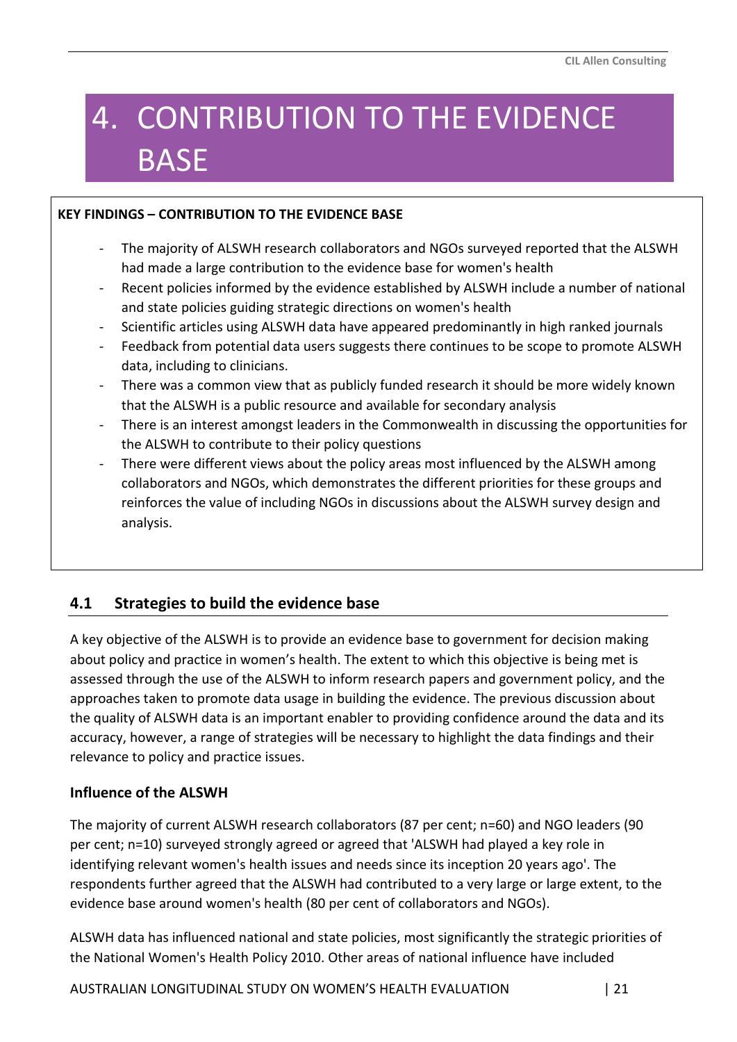# 4. CONTRIBUTION TO THE EVIDENCE BASE

**KEY FINDINGS – CONTRIBUTION TO THE EVIDENCE BASE**

- The majority of ALSWH research collaborators and NGOs surveyed reported that the ALSWH had made a large contribution to the evidence base for women's health
- Recent policies informed by the evidence established by ALSWH include a number of national and state policies guiding strategic directions on women's health
- Scientific articles using ALSWH data have appeared predominantly in high ranked journals
- Feedback from potential data users suggests there continues to be scope to promote ALSWH data, including to clinicians.
- There was a common view that as publicly funded research it should be more widely known that the ALSWH is a public resource and available for secondary analysis
- There is an interest amongst leaders in the Commonwealth in discussing the opportunities for the ALSWH to contribute to their policy questions
- There were different views about the policy areas most influenced by the ALSWH among collaborators and NGOs, which demonstrates the different priorities for these groups and reinforces the value of including NGOs in discussions about the ALSWH survey design and analysis.

## 4.1 Strategies to build the evidence base

A key objective of the ALSWH is to provide an evidence base to government for decision making about policy and practice in women's health. The extent to which this objective is being met is assessed through the use of the ALSWH to inform research papers and government policy, and the approaches taken to promote data usage in building the evidence. The previous discussion about the quality of ALSWH data is an important enabler to providing confidence around the data and its accuracy, however, a range of strategies will be necessary to highlight the data findings and their relevance to policy and practice issues.

### Influence of the ALSWH

The majority of current ALSWH research collaborators (87 per cent; n=60) and NGO leaders (90 per cent; n=10) surveyed strongly agreed or agreed that 'ALSWH had played a key role in identifying relevant women's health issues and needs since its inception 20 years ago'. The respondents further agreed that the ALSWH had contributed to a very large or large extent, to the evidence base around women's health (80 per cent of collaborators and NGOs).

ALSWH data has influenced national and state policies, most significantly the strategic priorities of the National Women's Health Policy 2010. Other areas of national influence have included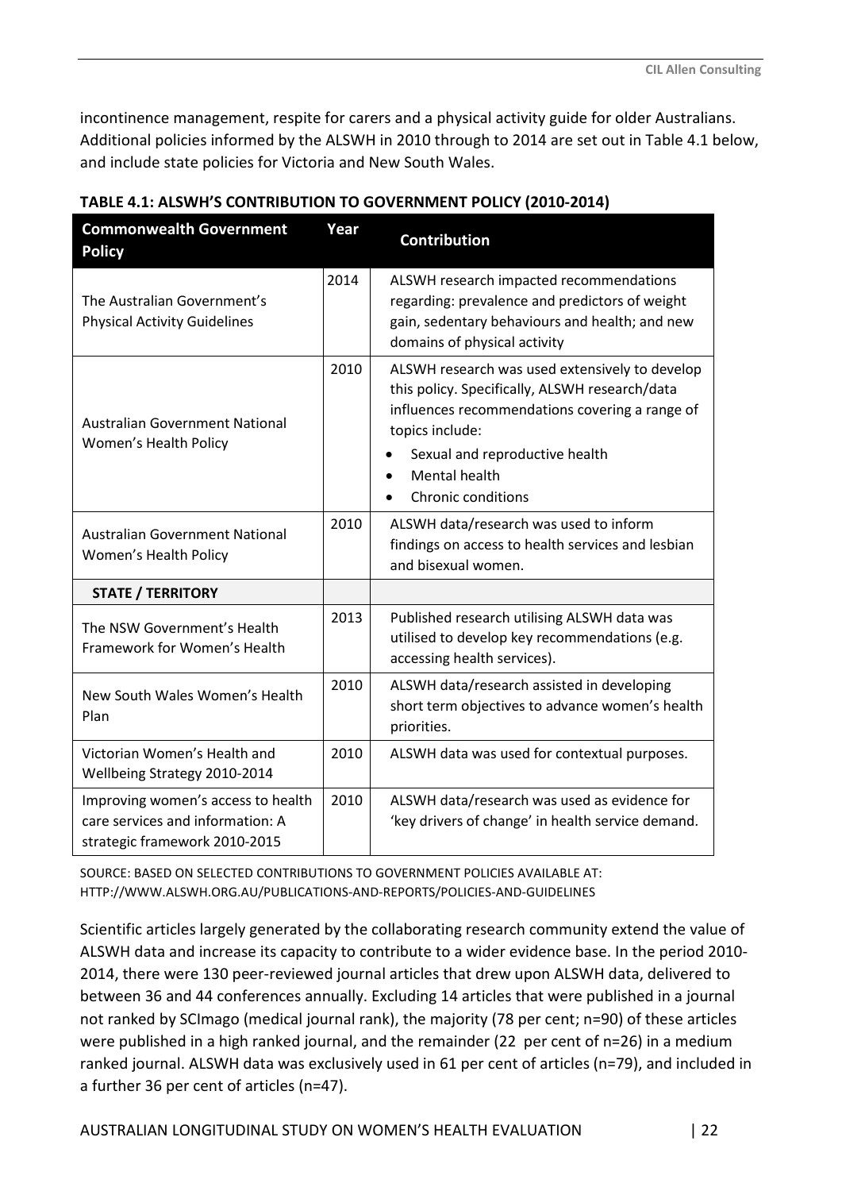incontinence management, respite for carers and a physical activity guide for older Australians. Additional policies informed by the ALSWH in 2010 through to 2014 are set out in Table 4.1 below, and include state policies for Victoria and New South Wales.

**TABLE 4.1: ALSWH'S CONTRIBUTION TO GOVERNMENT POLICY (2010-2014)**

| Commonwealth Government Policy | Year | Contribution |
|---|---|---|
| The Australian Government's Physical Activity Guidelines | 2014 | ALSWH research impacted recommendations regarding: prevalence and predictors of weight gain, sedentary behaviours and health; and new domains of physical activity |
| Australian Government National Women's Health Policy | 2010 | ALSWH research was used extensively to develop this policy. Specifically, ALSWH research/data influences recommendations covering a range of topics include: <br>• Sexual and reproductive health <br>• Mental health <br>• Chronic conditions |
| Australian Government National Women's Health Policy | 2010 | ALSWH data/research was used to inform findings on access to health services and lesbian and bisexual women. |
| **STATE / TERRITORY** | | |
| The NSW Government's Health Framework for Women's Health | 2013 | Published research utilising ALSWH data was utilised to develop key recommendations (e.g. accessing health services). |
| New South Wales Women's Health Plan | 2010 | ALSWH data/research assisted in developing short term objectives to advance women's health priorities. |
| Victorian Women's Health and Wellbeing Strategy 2010-2014 | 2010 | ALSWH data was used for contextual purposes. |
| Improving women's access to health care services and information: A strategic framework 2010-2015 | 2010 | ALSWH data/research was used as evidence for 'key drivers of change' in health service demand. |

SOURCE: BASED ON SELECTED CONTRIBUTIONS TO GOVERNMENT POLICIES AVAILABLE AT: HTTP://WWW.ALSWH.ORG.AU/PUBLICATIONS-AND-REPORTS/POLICIES-AND-GUIDELINES

Scientific articles largely generated by the collaborating research community extend the value of ALSWH data and increase its capacity to contribute to a wider evidence base. In the period 2010-2014, there were 130 peer-reviewed journal articles that drew upon ALSWH data, delivered to between 36 and 44 conferences annually. Excluding 14 articles that were published in a journal not ranked by SCImago (medical journal rank), the majority (78 per cent; n=90) of these articles were published in a high ranked journal, and the remainder (22 per cent of n=26) in a medium ranked journal. ALSWH data was exclusively used in 61 per cent of articles (n=79), and included in a further 36 per cent of articles (n=47).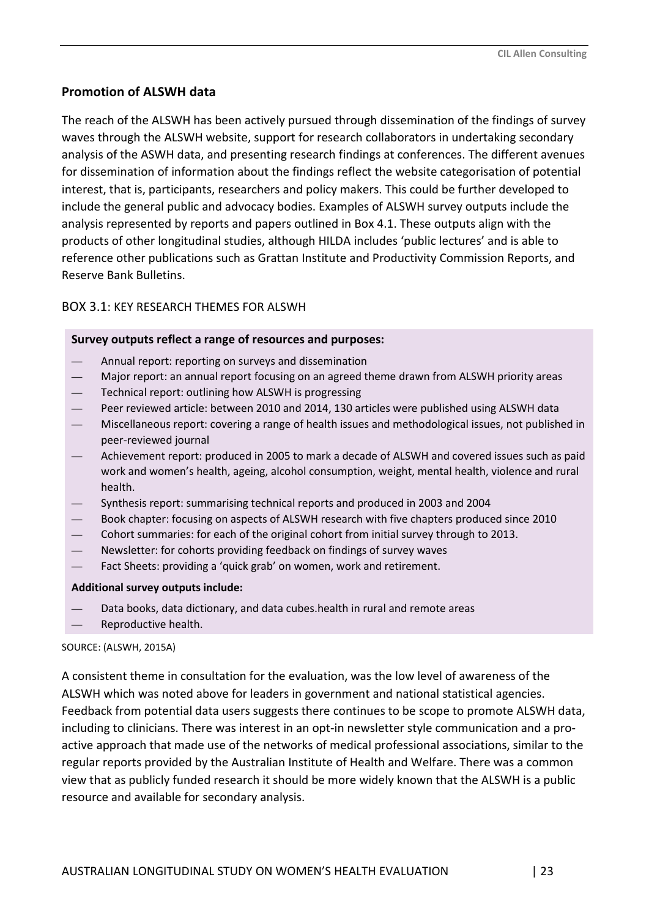### Promotion of ALSWH data

The reach of the ALSWH has been actively pursued through dissemination of the findings of survey waves through the ALSWH website, support for research collaborators in undertaking secondary analysis of the ASWH data, and presenting research findings at conferences. The different avenues for dissemination of information about the findings reflect the website categorisation of potential interest, that is, participants, researchers and policy makers. This could be further developed to include the general public and advocacy bodies. Examples of ALSWH survey outputs include the analysis represented by reports and papers outlined in Box 4.1. These outputs align with the products of other longitudinal studies, although HILDA includes 'public lectures' and is able to reference other publications such as Grattan Institute and Productivity Commission Reports, and Reserve Bank Bulletins.

BOX 3.1: KEY RESEARCH THEMES FOR ALSWH

**Survey outputs reflect a range of resources and purposes:**

- Annual report: reporting on surveys and dissemination
- Major report: an annual report focusing on an agreed theme drawn from ALSWH priority areas
- Technical report: outlining how ALSWH is progressing
- Peer reviewed article: between 2010 and 2014, 130 articles were published using ALSWH data
- Miscellaneous report: covering a range of health issues and methodological issues, not published in peer-reviewed journal
- Achievement report: produced in 2005 to mark a decade of ALSWH and covered issues such as paid work and women's health, ageing, alcohol consumption, weight, mental health, violence and rural health.
- Synthesis report: summarising technical reports and produced in 2003 and 2004
- Book chapter: focusing on aspects of ALSWH research with five chapters produced since 2010
- Cohort summaries: for each of the original cohort from initial survey through to 2013.
- Newsletter: for cohorts providing feedback on findings of survey waves
- Fact Sheets: providing a 'quick grab' on women, work and retirement.

**Additional survey outputs include:**

- Data books, data dictionary, and data cubes.health in rural and remote areas
- Reproductive health.

SOURCE: (ALSWH, 2015A)

A consistent theme in consultation for the evaluation, was the low level of awareness of the ALSWH which was noted above for leaders in government and national statistical agencies. Feedback from potential data users suggests there continues to be scope to promote ALSWH data, including to clinicians. There was interest in an opt-in newsletter style communication and a pro-active approach that made use of the networks of medical professional associations, similar to the regular reports provided by the Australian Institute of Health and Welfare. There was a common view that as publicly funded research it should be more widely known that the ALSWH is a public resource and available for secondary analysis.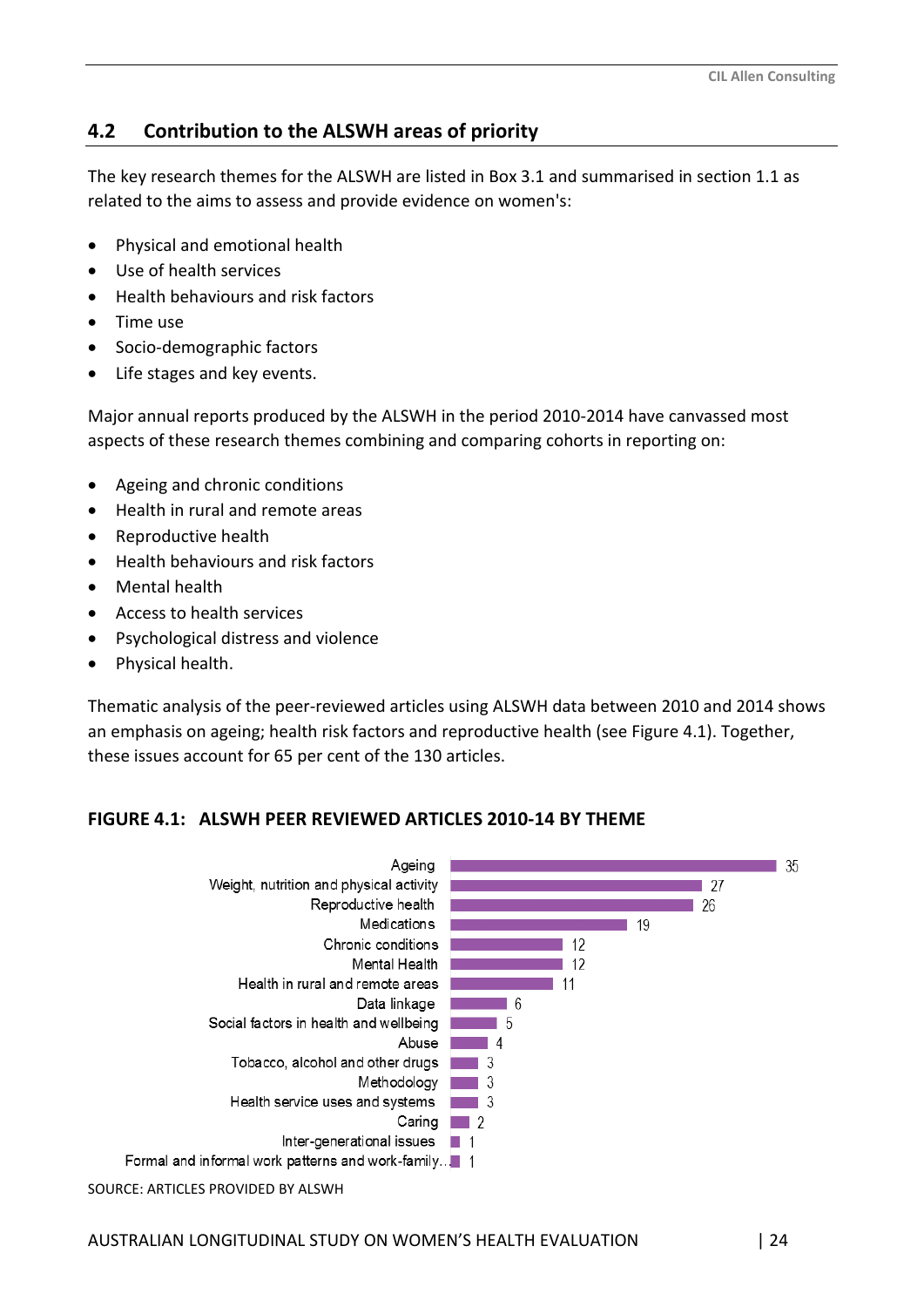## 4.2 Contribution to the ALSWH areas of priority

The key research themes for the ALSWH are listed in Box 3.1 and summarised in section 1.1 as related to the aims to assess and provide evidence on women's:

- Physical and emotional health
- Use of health services
- Health behaviours and risk factors
- Time use
- Socio-demographic factors
- Life stages and key events.

Major annual reports produced by the ALSWH in the period 2010-2014 have canvassed most aspects of these research themes combining and comparing cohorts in reporting on:

- Ageing and chronic conditions
- Health in rural and remote areas
- Reproductive health
- Health behaviours and risk factors
- Mental health
- Access to health services
- Psychological distress and violence
- Physical health.

Thematic analysis of the peer-reviewed articles using ALSWH data between 2010 and 2014 shows an emphasis on ageing; health risk factors and reproductive health (see Figure 4.1). Together, these issues account for 65 per cent of the 130 articles.

**FIGURE 4.1: ALSWH PEER REVIEWED ARTICLES 2010-14 BY THEME**

| Theme | Articles |
|---|---|
| Ageing | 35 |
| Weight, nutrition and physical activity | 27 |
| Reproductive health | 26 |
| Medications | 19 |
| Chronic conditions | 12 |
| Mental Health | 12 |
| Health in rural and remote areas | 11 |
| Data linkage | 6 |
| Social factors in health and wellbeing | 5 |
| Abuse | 4 |
| Tobacco, alcohol and other drugs | 3 |
| Methodology | 3 |
| Health service uses and systems | 3 |
| Caring | 2 |
| Inter-generational issues | 1 |
| Formal and informal work patterns and work-family... | 1 |

SOURCE: ARTICLES PROVIDED BY ALSWH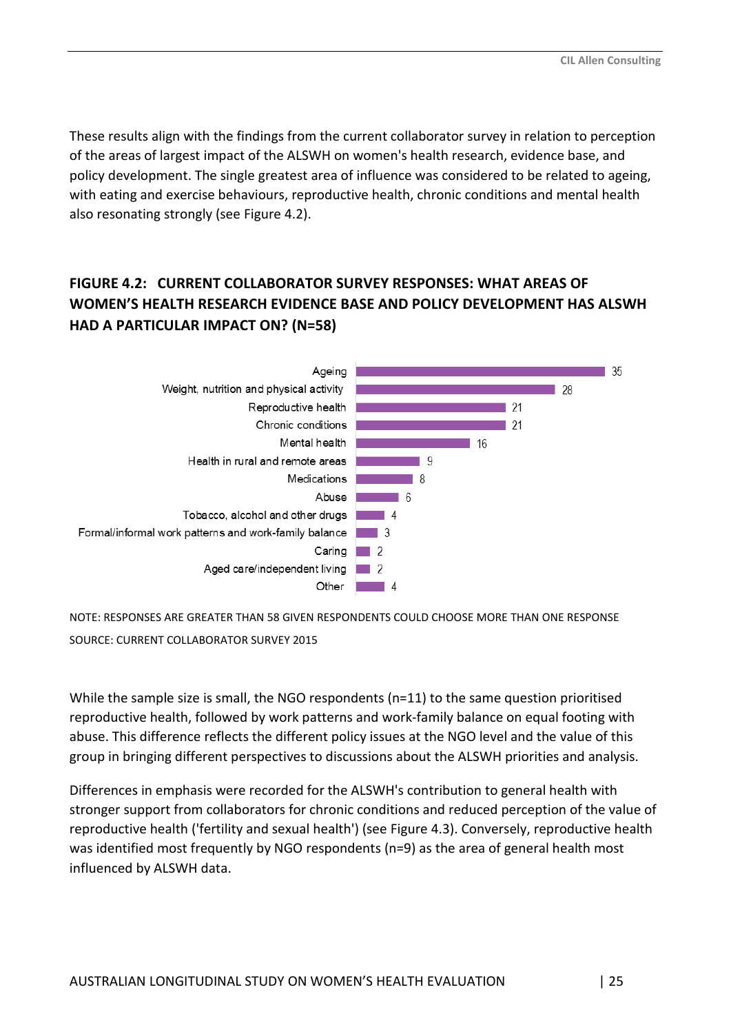These results align with the findings from the current collaborator survey in relation to perception of the areas of largest impact of the ALSWH on women's health research, evidence base, and policy development. The single greatest area of influence was considered to be related to ageing, with eating and exercise behaviours, reproductive health, chronic conditions and mental health also resonating strongly (see Figure 4.2).

### FIGURE 4.2: CURRENT COLLABORATOR SURVEY RESPONSES: WHAT AREAS OF WOMEN'S HEALTH RESEARCH EVIDENCE BASE AND POLICY DEVELOPMENT HAS ALSWH HAD A PARTICULAR IMPACT ON? (N=58)

| Area | Responses |
|---|---|
| Ageing | 35 |
| Weight, nutrition and physical activity | 28 |
| Reproductive health | 21 |
| Chronic conditions | 21 |
| Mental health | 16 |
| Health in rural and remote areas | 9 |
| Medications | 8 |
| Abuse | 6 |
| Tobacco, alcohol and other drugs | 4 |
| Formal/informal work patterns and work-family balance | 3 |
| Caring | 2 |
| Aged care/independent living | 2 |
| Other | 4 |

NOTE: RESPONSES ARE GREATER THAN 58 GIVEN RESPONDENTS COULD CHOOSE MORE THAN ONE RESPONSE

SOURCE: CURRENT COLLABORATOR SURVEY 2015

While the sample size is small, the NGO respondents (n=11) to the same question prioritised reproductive health, followed by work patterns and work-family balance on equal footing with abuse. This difference reflects the different policy issues at the NGO level and the value of this group in bringing different perspectives to discussions about the ALSWH priorities and analysis.

Differences in emphasis were recorded for the ALSWH's contribution to general health with stronger support from collaborators for chronic conditions and reduced perception of the value of reproductive health ('fertility and sexual health') (see Figure 4.3). Conversely, reproductive health was identified most frequently by NGO respondents (n=9) as the area of general health most influenced by ALSWH data.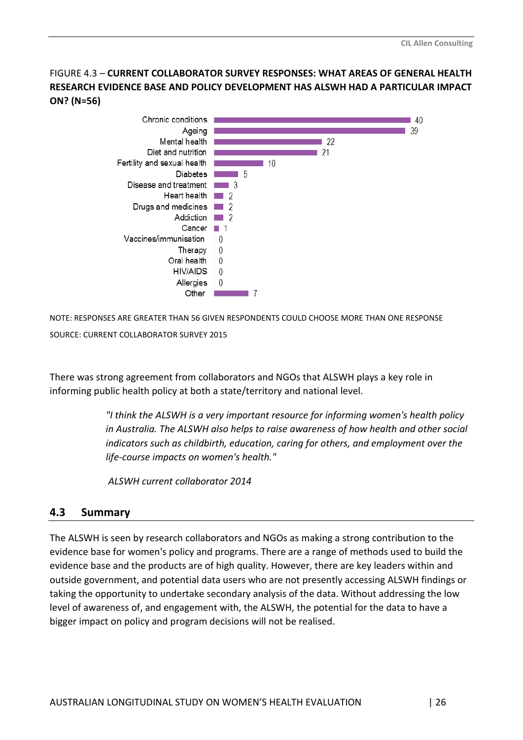FIGURE 4.3 – **CURRENT COLLABORATOR SURVEY RESPONSES: WHAT AREAS OF GENERAL HEALTH RESEARCH EVIDENCE BASE AND POLICY DEVELOPMENT HAS ALSWH HAD A PARTICULAR IMPACT ON? (N=56)**

| Area | Responses |
| --- | --- |
| Chronic conditions | 40 |
| Ageing | 39 |
| Mental health | 22 |
| Diet and nutrition | 21 |
| Fertility and sexual health | 10 |
| Diabetes | 5 |
| Disease and treatment | 3 |
| Heart health | 2 |
| Drugs and medicines | 2 |
| Addiction | 2 |
| Cancer | 1 |
| Vaccines/immunisation | 0 |
| Therapy | 0 |
| Oral health | 0 |
| HIV/AIDS | 0 |
| Allergies | 0 |
| Other | 7 |

NOTE: RESPONSES ARE GREATER THAN 56 GIVEN RESPONDENTS COULD CHOOSE MORE THAN ONE RESPONSE

SOURCE: CURRENT COLLABORATOR SURVEY 2015

There was strong agreement from collaborators and NGOs that ALSWH plays a key role in informing public health policy at both a state/territory and national level.

> *"I think the ALSWH is a very important resource for informing women's health policy in Australia. The ALSWH also helps to raise awareness of how health and other social indicators such as childbirth, education, caring for others, and employment over the life-course impacts on women's health."*
>
> *ALSWH current collaborator 2014*

## 4.3 Summary

The ALSWH is seen by research collaborators and NGOs as making a strong contribution to the evidence base for women's policy and programs. There are a range of methods used to build the evidence base and the products are of high quality. However, there are key leaders within and outside government, and potential data users who are not presently accessing ALSWH findings or taking the opportunity to undertake secondary analysis of the data. Without addressing the low level of awareness of, and engagement with, the ALSWH, the potential for the data to have a bigger impact on policy and program decisions will not be realised.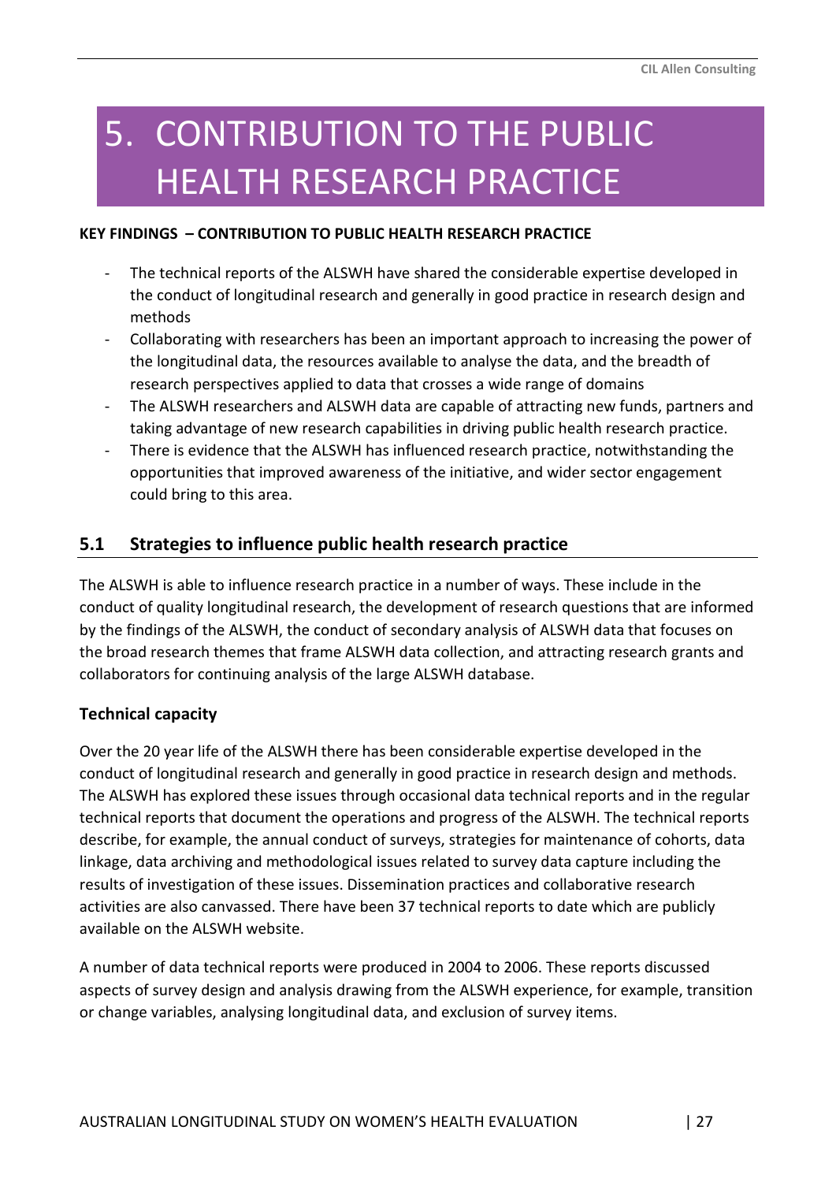# 5. CONTRIBUTION TO THE PUBLIC HEALTH RESEARCH PRACTICE

**KEY FINDINGS – CONTRIBUTION TO PUBLIC HEALTH RESEARCH PRACTICE**

- The technical reports of the ALSWH have shared the considerable expertise developed in the conduct of longitudinal research and generally in good practice in research design and methods
- Collaborating with researchers has been an important approach to increasing the power of the longitudinal data, the resources available to analyse the data, and the breadth of research perspectives applied to data that crosses a wide range of domains
- The ALSWH researchers and ALSWH data are capable of attracting new funds, partners and taking advantage of new research capabilities in driving public health research practice.
- There is evidence that the ALSWH has influenced research practice, notwithstanding the opportunities that improved awareness of the initiative, and wider sector engagement could bring to this area.

## 5.1 Strategies to influence public health research practice

The ALSWH is able to influence research practice in a number of ways. These include in the conduct of quality longitudinal research, the development of research questions that are informed by the findings of the ALSWH, the conduct of secondary analysis of ALSWH data that focuses on the broad research themes that frame ALSWH data collection, and attracting research grants and collaborators for continuing analysis of the large ALSWH database.

### Technical capacity

Over the 20 year life of the ALSWH there has been considerable expertise developed in the conduct of longitudinal research and generally in good practice in research design and methods. The ALSWH has explored these issues through occasional data technical reports and in the regular technical reports that document the operations and progress of the ALSWH. The technical reports describe, for example, the annual conduct of surveys, strategies for maintenance of cohorts, data linkage, data archiving and methodological issues related to survey data capture including the results of investigation of these issues. Dissemination practices and collaborative research activities are also canvassed. There have been 37 technical reports to date which are publicly available on the ALSWH website.

A number of data technical reports were produced in 2004 to 2006. These reports discussed aspects of survey design and analysis drawing from the ALSWH experience, for example, transition or change variables, analysing longitudinal data, and exclusion of survey items.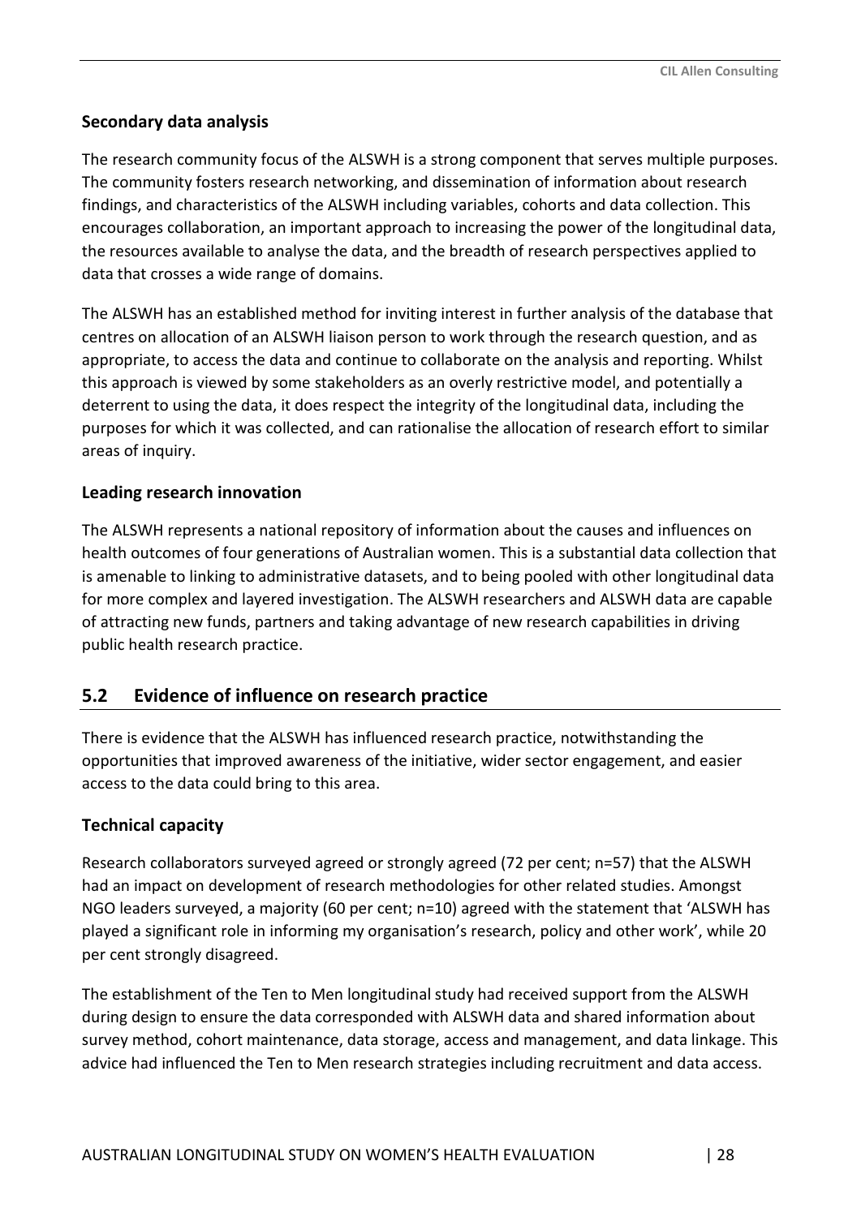### Secondary data analysis

The research community focus of the ALSWH is a strong component that serves multiple purposes. The community fosters research networking, and dissemination of information about research findings, and characteristics of the ALSWH including variables, cohorts and data collection. This encourages collaboration, an important approach to increasing the power of the longitudinal data, the resources available to analyse the data, and the breadth of research perspectives applied to data that crosses a wide range of domains.

The ALSWH has an established method for inviting interest in further analysis of the database that centres on allocation of an ALSWH liaison person to work through the research question, and as appropriate, to access the data and continue to collaborate on the analysis and reporting. Whilst this approach is viewed by some stakeholders as an overly restrictive model, and potentially a deterrent to using the data, it does respect the integrity of the longitudinal data, including the purposes for which it was collected, and can rationalise the allocation of research effort to similar areas of inquiry.

### Leading research innovation

The ALSWH represents a national repository of information about the causes and influences on health outcomes of four generations of Australian women. This is a substantial data collection that is amenable to linking to administrative datasets, and to being pooled with other longitudinal data for more complex and layered investigation. The ALSWH researchers and ALSWH data are capable of attracting new funds, partners and taking advantage of new research capabilities in driving public health research practice.

## 5.2 Evidence of influence on research practice

There is evidence that the ALSWH has influenced research practice, notwithstanding the opportunities that improved awareness of the initiative, wider sector engagement, and easier access to the data could bring to this area.

### Technical capacity

Research collaborators surveyed agreed or strongly agreed (72 per cent; n=57) that the ALSWH had an impact on development of research methodologies for other related studies. Amongst NGO leaders surveyed, a majority (60 per cent; n=10) agreed with the statement that 'ALSWH has played a significant role in informing my organisation's research, policy and other work', while 20 per cent strongly disagreed.

The establishment of the Ten to Men longitudinal study had received support from the ALSWH during design to ensure the data corresponded with ALSWH data and shared information about survey method, cohort maintenance, data storage, access and management, and data linkage. This advice had influenced the Ten to Men research strategies including recruitment and data access.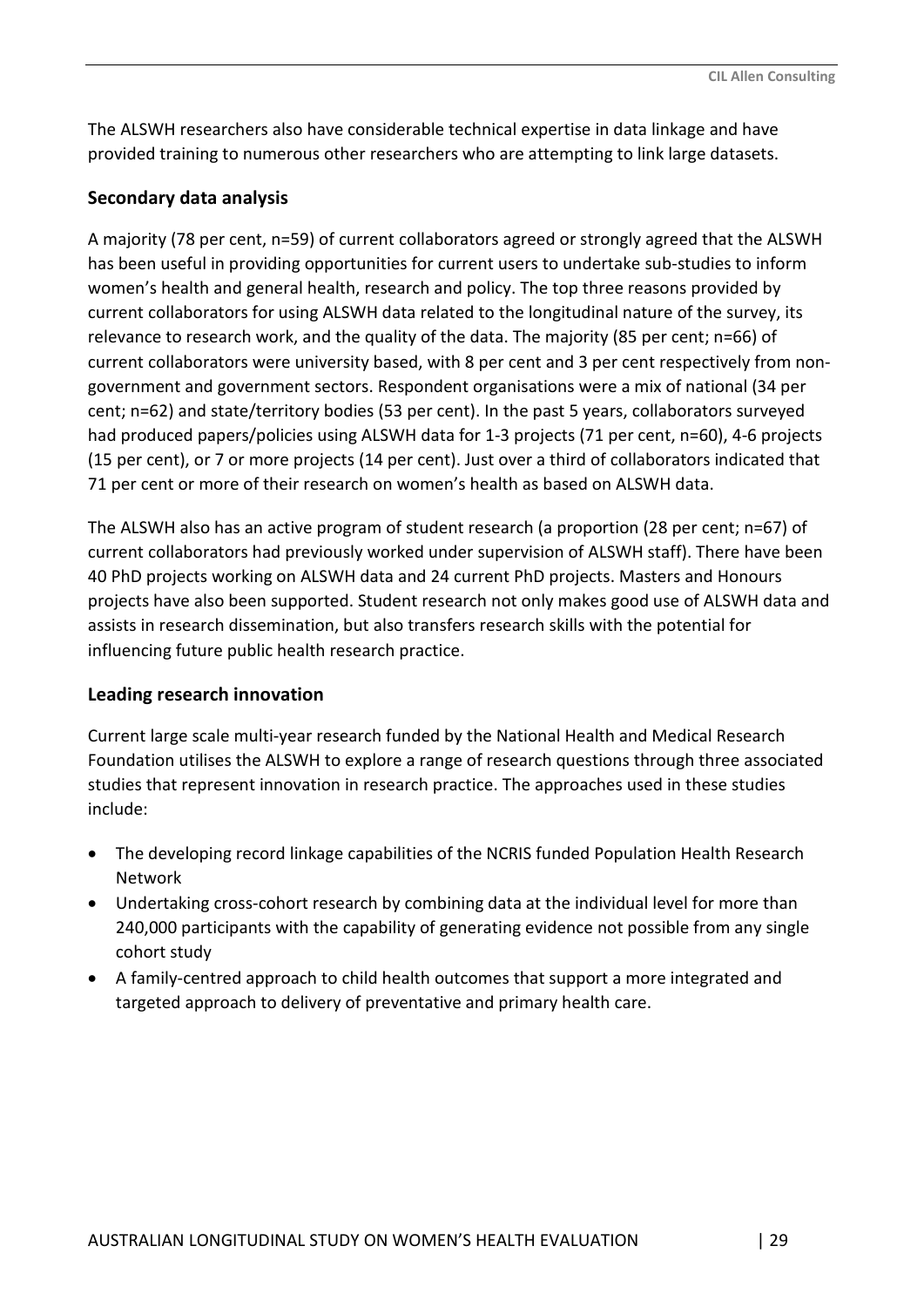The ALSWH researchers also have considerable technical expertise in data linkage and have provided training to numerous other researchers who are attempting to link large datasets.

### Secondary data analysis

A majority (78 per cent, n=59) of current collaborators agreed or strongly agreed that the ALSWH has been useful in providing opportunities for current users to undertake sub-studies to inform women's health and general health, research and policy. The top three reasons provided by current collaborators for using ALSWH data related to the longitudinal nature of the survey, its relevance to research work, and the quality of the data. The majority (85 per cent; n=66) of current collaborators were university based, with 8 per cent and 3 per cent respectively from non-government and government sectors. Respondent organisations were a mix of national (34 per cent; n=62) and state/territory bodies (53 per cent). In the past 5 years, collaborators surveyed had produced papers/policies using ALSWH data for 1-3 projects (71 per cent, n=60), 4-6 projects (15 per cent), or 7 or more projects (14 per cent). Just over a third of collaborators indicated that 71 per cent or more of their research on women's health as based on ALSWH data.

The ALSWH also has an active program of student research (a proportion (28 per cent; n=67) of current collaborators had previously worked under supervision of ALSWH staff). There have been 40 PhD projects working on ALSWH data and 24 current PhD projects. Masters and Honours projects have also been supported. Student research not only makes good use of ALSWH data and assists in research dissemination, but also transfers research skills with the potential for influencing future public health research practice.

### Leading research innovation

Current large scale multi-year research funded by the National Health and Medical Research Foundation utilises the ALSWH to explore a range of research questions through three associated studies that represent innovation in research practice. The approaches used in these studies include:

- The developing record linkage capabilities of the NCRIS funded Population Health Research Network
- Undertaking cross-cohort research by combining data at the individual level for more than 240,000 participants with the capability of generating evidence not possible from any single cohort study
- A family-centred approach to child health outcomes that support a more integrated and targeted approach to delivery of preventative and primary health care.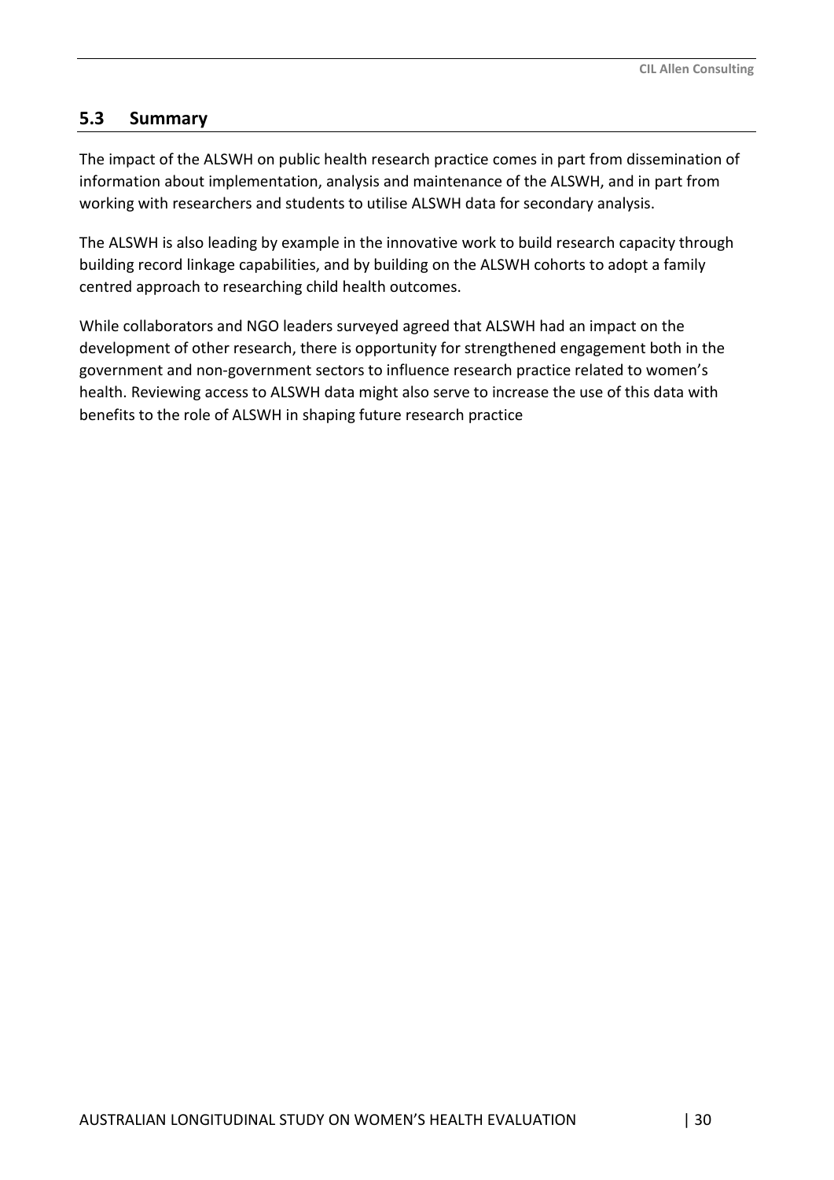## 5.3 Summary

The impact of the ALSWH on public health research practice comes in part from dissemination of information about implementation, analysis and maintenance of the ALSWH, and in part from working with researchers and students to utilise ALSWH data for secondary analysis.

The ALSWH is also leading by example in the innovative work to build research capacity through building record linkage capabilities, and by building on the ALSWH cohorts to adopt a family centred approach to researching child health outcomes.

While collaborators and NGO leaders surveyed agreed that ALSWH had an impact on the development of other research, there is opportunity for strengthened engagement both in the government and non-government sectors to influence research practice related to women's health. Reviewing access to ALSWH data might also serve to increase the use of this data with benefits to the role of ALSWH in shaping future research practice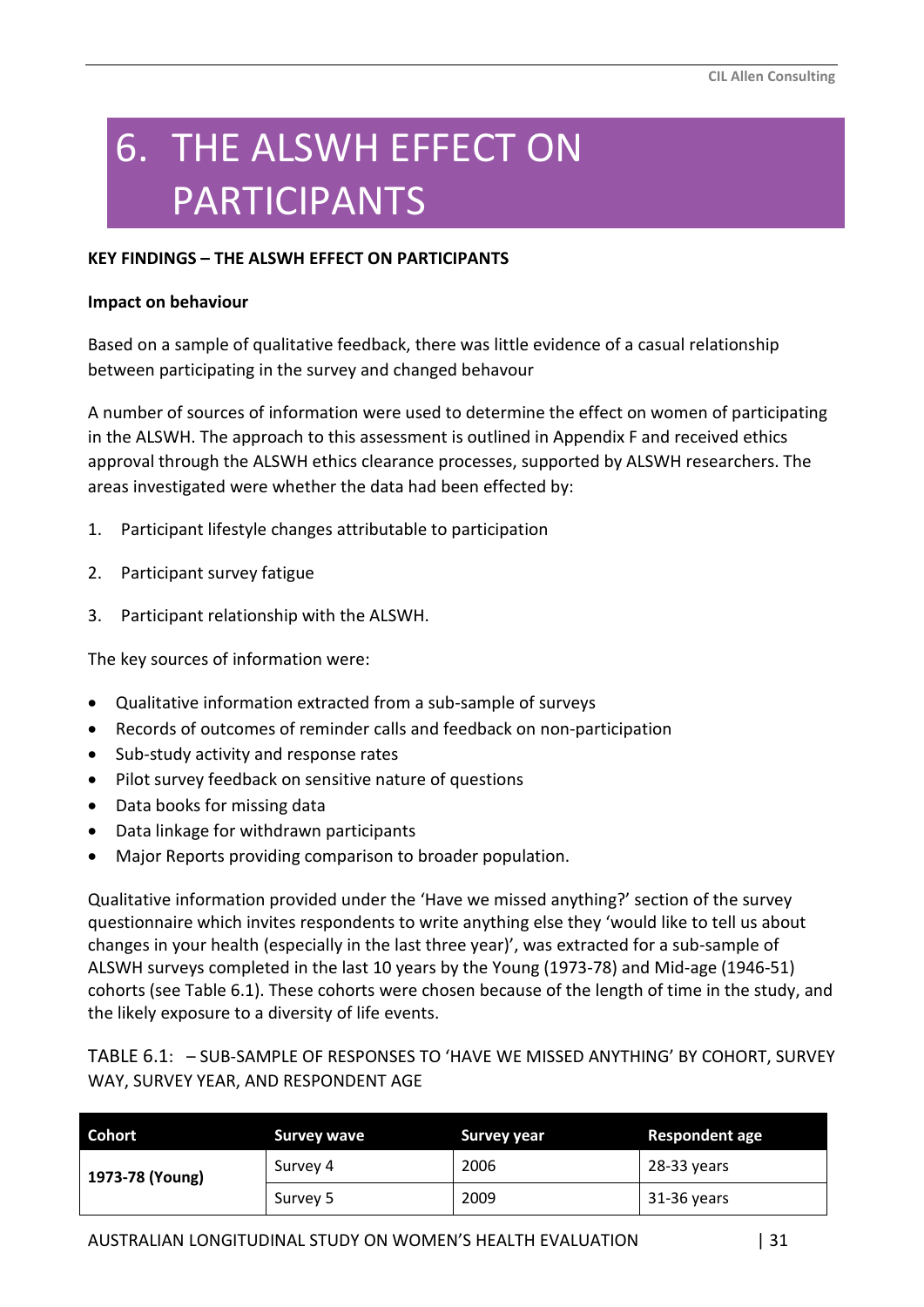# 6. THE ALSWH EFFECT ON PARTICIPANTS

**KEY FINDINGS – THE ALSWH EFFECT ON PARTICIPANTS**

**Impact on behaviour**

Based on a sample of qualitative feedback, there was little evidence of a casual relationship between participating in the survey and changed behavour

A number of sources of information were used to determine the effect on women of participating in the ALSWH. The approach to this assessment is outlined in Appendix F and received ethics approval through the ALSWH ethics clearance processes, supported by ALSWH researchers. The areas investigated were whether the data had been effected by:

1. Participant lifestyle changes attributable to participation
2. Participant survey fatigue
3. Participant relationship with the ALSWH.

The key sources of information were:

- Qualitative information extracted from a sub-sample of surveys
- Records of outcomes of reminder calls and feedback on non-participation
- Sub-study activity and response rates
- Pilot survey feedback on sensitive nature of questions
- Data books for missing data
- Data linkage for withdrawn participants
- Major Reports providing comparison to broader population.

Qualitative information provided under the 'Have we missed anything?' section of the survey questionnaire which invites respondents to write anything else they 'would like to tell us about changes in your health (especially in the last three year)', was extracted for a sub-sample of ALSWH surveys completed in the last 10 years by the Young (1973-78) and Mid-age (1946-51) cohorts (see Table 6.1). These cohorts were chosen because of the length of time in the study, and the likely exposure to a diversity of life events.

TABLE 6.1: – SUB-SAMPLE OF RESPONSES TO 'HAVE WE MISSED ANYTHING' BY COHORT, SURVEY WAY, SURVEY YEAR, AND RESPONDENT AGE

| Cohort | Survey wave | Survey year | Respondent age |
|---|---|---|---|
| 1973-78 (Young) | Survey 4 | 2006 | 28-33 years |
| | Survey 5 | 2009 | 31-36 years |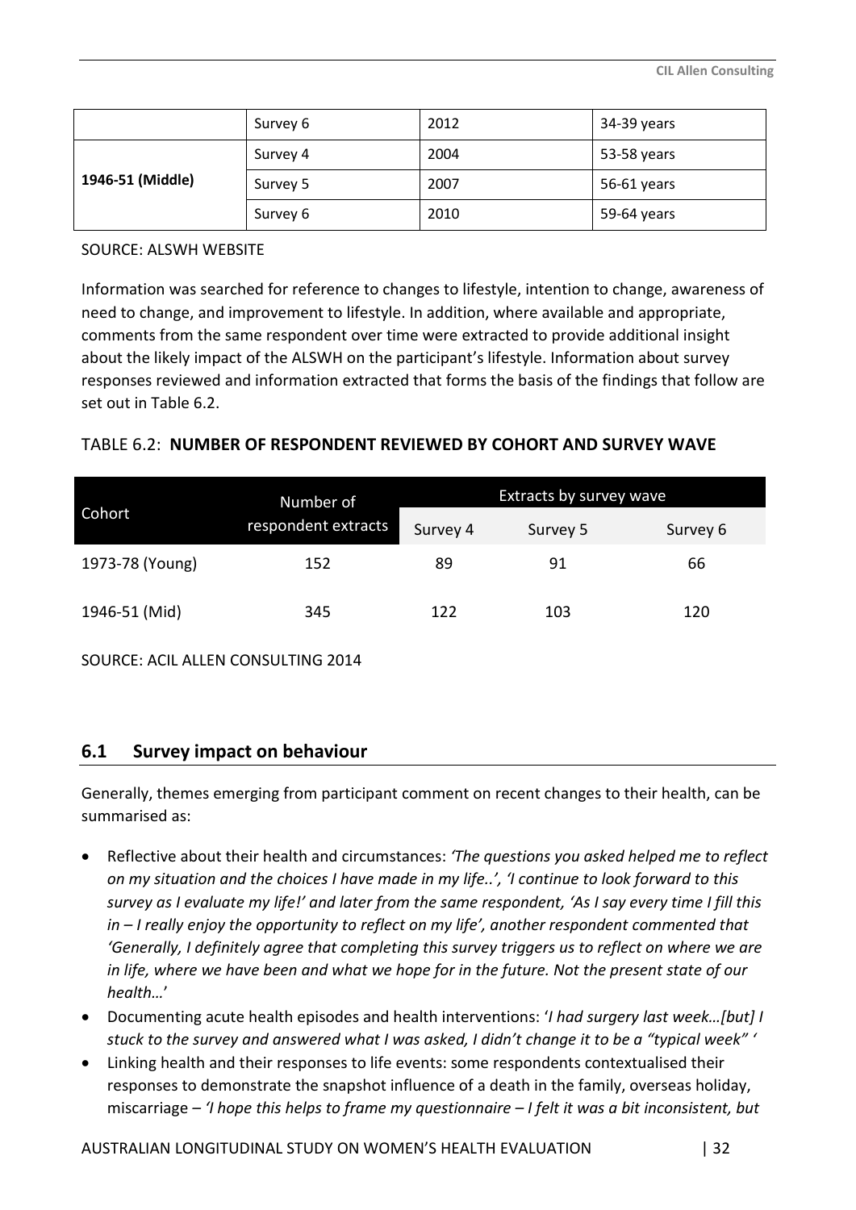|  | Survey 6 | 2012 | 34-39 years |
|---|---|---|---|
| **1946-51 (Middle)** | Survey 4 | 2004 | 53-58 years |
|  | Survey 5 | 2007 | 56-61 years |
|  | Survey 6 | 2010 | 59-64 years |

SOURCE: ALSWH WEBSITE

Information was searched for reference to changes to lifestyle, intention to change, awareness of need to change, and improvement to lifestyle. In addition, where available and appropriate, comments from the same respondent over time were extracted to provide additional insight about the likely impact of the ALSWH on the participant's lifestyle. Information about survey responses reviewed and information extracted that forms the basis of the findings that follow are set out in Table 6.2.

TABLE 6.2: **NUMBER OF RESPONDENT REVIEWED BY COHORT AND SURVEY WAVE**

| Cohort | Number of respondent extracts | Extracts by survey wave | | |
|---|---|---|---|---|
| | | Survey 4 | Survey 5 | Survey 6 |
| 1973-78 (Young) | 152 | 89 | 91 | 66 |
| 1946-51 (Mid) | 345 | 122 | 103 | 120 |

SOURCE: ACIL ALLEN CONSULTING 2014

## 6.1 Survey impact on behaviour

Generally, themes emerging from participant comment on recent changes to their health, can be summarised as:

- Reflective about their health and circumstances: *'The questions you asked helped me to reflect on my situation and the choices I have made in my life..', 'I continue to look forward to this survey as I evaluate my life!' and later from the same respondent, 'As I say every time I fill this in – I really enjoy the opportunity to reflect on my life', another respondent commented that 'Generally, I definitely agree that completing this survey triggers us to reflect on where we are in life, where we have been and what we hope for in the future. Not the present state of our health…*'
- Documenting acute health episodes and health interventions: '*I had surgery last week…[but] I stuck to the survey and answered what I was asked, I didn't change it to be a "typical week"* '
- Linking health and their responses to life events: some respondents contextualised their responses to demonstrate the snapshot influence of a death in the family, overseas holiday, miscarriage – *'I hope this helps to frame my questionnaire – I felt it was a bit inconsistent, but*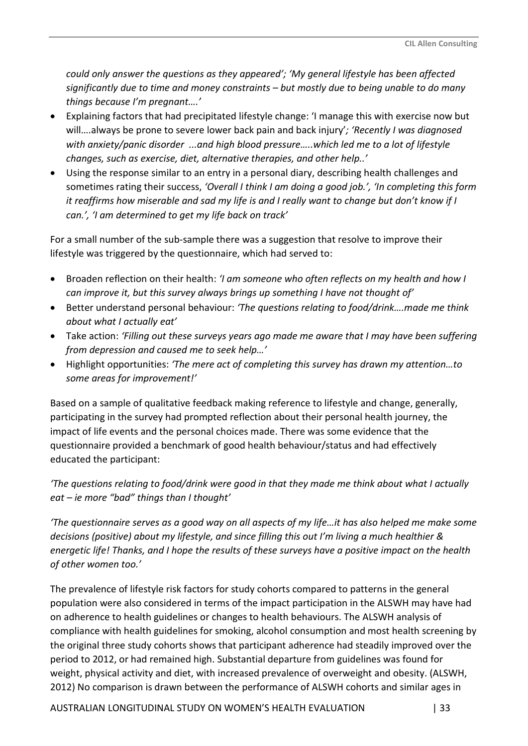*could only answer the questions as they appeared'; 'My general lifestyle has been affected significantly due to time and money constraints – but mostly due to being unable to do many things because I'm pregnant….'*

- Explaining factors that had precipitated lifestyle change: 'I manage this with exercise now but will….always be prone to severe lower back pain and back injury'*; 'Recently I was diagnosed with anxiety/panic disorder ...and high blood pressure…..which led me to a lot of lifestyle changes, such as exercise, diet, alternative therapies, and other help..'*
- Using the response similar to an entry in a personal diary, describing health challenges and sometimes rating their success, *'Overall I think I am doing a good job.', 'In completing this form it reaffirms how miserable and sad my life is and I really want to change but don't know if I can.', 'I am determined to get my life back on track'*

For a small number of the sub-sample there was a suggestion that resolve to improve their lifestyle was triggered by the questionnaire, which had served to:

- Broaden reflection on their health: *'I am someone who often reflects on my health and how I can improve it, but this survey always brings up something I have not thought of'*
- Better understand personal behaviour: *'The questions relating to food/drink….made me think about what I actually eat'*
- Take action: *'Filling out these surveys years ago made me aware that I may have been suffering from depression and caused me to seek help…'*
- Highlight opportunities: *'The mere act of completing this survey has drawn my attention…to some areas for improvement!'*

Based on a sample of qualitative feedback making reference to lifestyle and change, generally, participating in the survey had prompted reflection about their personal health journey, the impact of life events and the personal choices made. There was some evidence that the questionnaire provided a benchmark of good health behaviour/status and had effectively educated the participant:

*'The questions relating to food/drink were good in that they made me think about what I actually eat – ie more "bad" things than I thought'*

*'The questionnaire serves as a good way on all aspects of my life…it has also helped me make some decisions (positive) about my lifestyle, and since filling this out I'm living a much healthier & energetic life! Thanks, and I hope the results of these surveys have a positive impact on the health of other women too.'*

The prevalence of lifestyle risk factors for study cohorts compared to patterns in the general population were also considered in terms of the impact participation in the ALSWH may have had on adherence to health guidelines or changes to health behaviours. The ALSWH analysis of compliance with health guidelines for smoking, alcohol consumption and most health screening by the original three study cohorts shows that participant adherence had steadily improved over the period to 2012, or had remained high. Substantial departure from guidelines was found for weight, physical activity and diet, with increased prevalence of overweight and obesity. (ALSWH, 2012) No comparison is drawn between the performance of ALSWH cohorts and similar ages in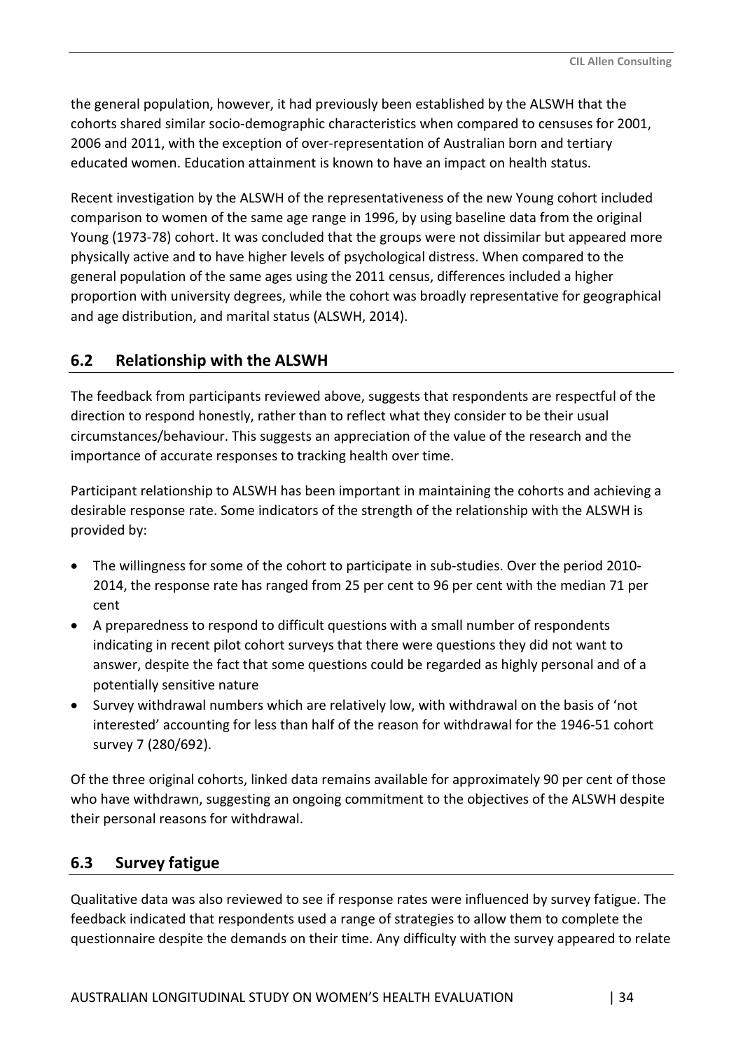the general population, however, it had previously been established by the ALSWH that the cohorts shared similar socio-demographic characteristics when compared to censuses for 2001, 2006 and 2011, with the exception of over-representation of Australian born and tertiary educated women. Education attainment is known to have an impact on health status.

Recent investigation by the ALSWH of the representativeness of the new Young cohort included comparison to women of the same age range in 1996, by using baseline data from the original Young (1973-78) cohort. It was concluded that the groups were not dissimilar but appeared more physically active and to have higher levels of psychological distress. When compared to the general population of the same ages using the 2011 census, differences included a higher proportion with university degrees, while the cohort was broadly representative for geographical and age distribution, and marital status (ALSWH, 2014).

## 6.2 Relationship with the ALSWH

The feedback from participants reviewed above, suggests that respondents are respectful of the direction to respond honestly, rather than to reflect what they consider to be their usual circumstances/behaviour. This suggests an appreciation of the value of the research and the importance of accurate responses to tracking health over time.

Participant relationship to ALSWH has been important in maintaining the cohorts and achieving a desirable response rate. Some indicators of the strength of the relationship with the ALSWH is provided by:

- The willingness for some of the cohort to participate in sub-studies. Over the period 2010-2014, the response rate has ranged from 25 per cent to 96 per cent with the median 71 per cent
- A preparedness to respond to difficult questions with a small number of respondents indicating in recent pilot cohort surveys that there were questions they did not want to answer, despite the fact that some questions could be regarded as highly personal and of a potentially sensitive nature
- Survey withdrawal numbers which are relatively low, with withdrawal on the basis of 'not interested' accounting for less than half of the reason for withdrawal for the 1946-51 cohort survey 7 (280/692).

Of the three original cohorts, linked data remains available for approximately 90 per cent of those who have withdrawn, suggesting an ongoing commitment to the objectives of the ALSWH despite their personal reasons for withdrawal.

## 6.3 Survey fatigue

Qualitative data was also reviewed to see if response rates were influenced by survey fatigue. The feedback indicated that respondents used a range of strategies to allow them to complete the questionnaire despite the demands on their time. Any difficulty with the survey appeared to relate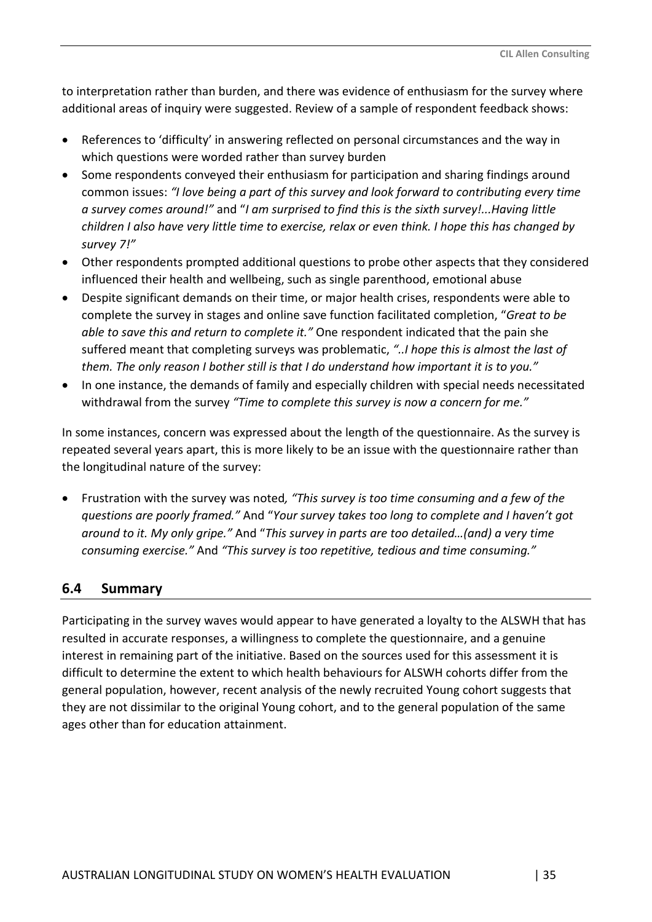to interpretation rather than burden, and there was evidence of enthusiasm for the survey where additional areas of inquiry were suggested. Review of a sample of respondent feedback shows:

- References to 'difficulty' in answering reflected on personal circumstances and the way in which questions were worded rather than survey burden
- Some respondents conveyed their enthusiasm for participation and sharing findings around common issues: *"I love being a part of this survey and look forward to contributing every time a survey comes around!"* and "*I am surprised to find this is the sixth survey!...Having little children I also have very little time to exercise, relax or even think. I hope this has changed by survey 7!"*
- Other respondents prompted additional questions to probe other aspects that they considered influenced their health and wellbeing, such as single parenthood, emotional abuse
- Despite significant demands on their time, or major health crises, respondents were able to complete the survey in stages and online save function facilitated completion, "*Great to be able to save this and return to complete it."* One respondent indicated that the pain she suffered meant that completing surveys was problematic, *"..I hope this is almost the last of them. The only reason I bother still is that I do understand how important it is to you."*
- In one instance, the demands of family and especially children with special needs necessitated withdrawal from the survey *"Time to complete this survey is now a concern for me."*

In some instances, concern was expressed about the length of the questionnaire. As the survey is repeated several years apart, this is more likely to be an issue with the questionnaire rather than the longitudinal nature of the survey:

- Frustration with the survey was noted*, "This survey is too time consuming and a few of the questions are poorly framed."* And "*Your survey takes too long to complete and I haven't got around to it. My only gripe."* And "*This survey in parts are too detailed…(and) a very time consuming exercise."* And *"This survey is too repetitive, tedious and time consuming."*

## 6.4 Summary

Participating in the survey waves would appear to have generated a loyalty to the ALSWH that has resulted in accurate responses, a willingness to complete the questionnaire, and a genuine interest in remaining part of the initiative. Based on the sources used for this assessment it is difficult to determine the extent to which health behaviours for ALSWH cohorts differ from the general population, however, recent analysis of the newly recruited Young cohort suggests that they are not dissimilar to the original Young cohort, and to the general population of the same ages other than for education attainment.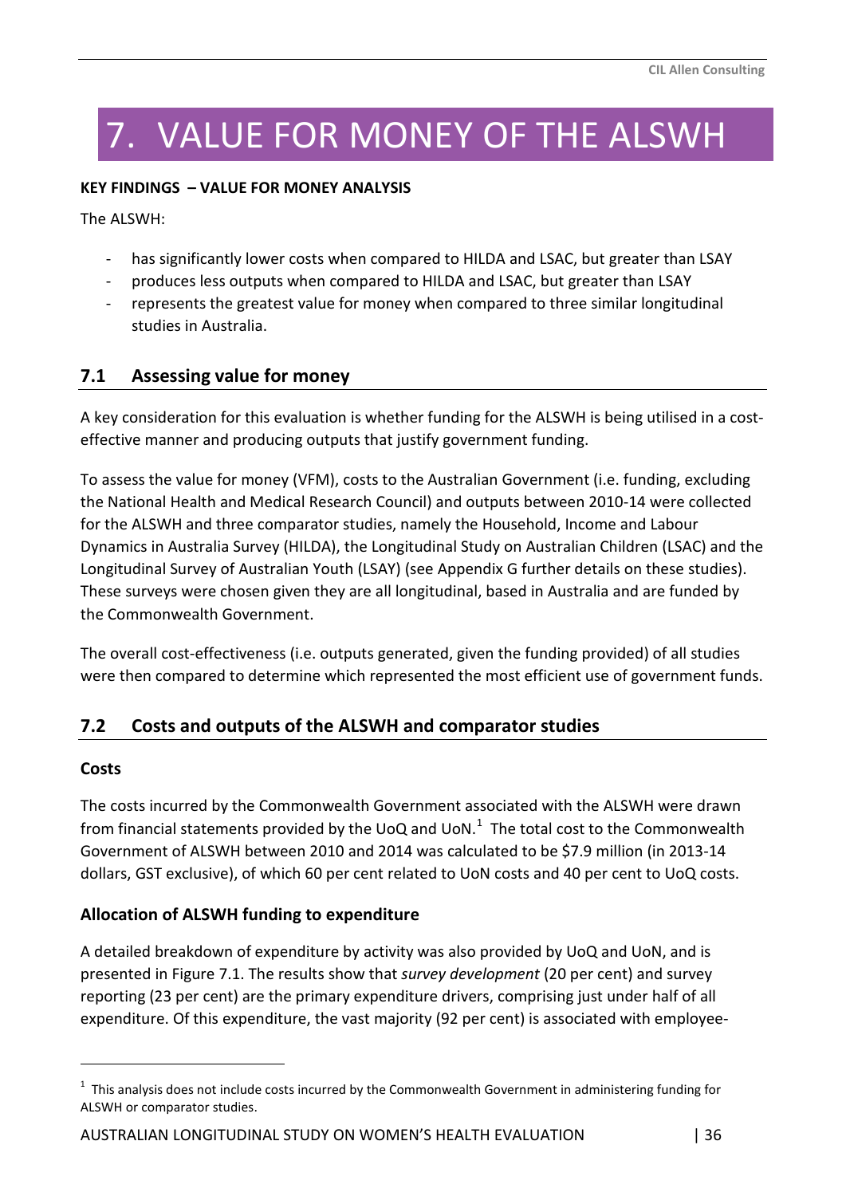# 7. VALUE FOR MONEY OF THE ALSWH

**KEY FINDINGS – VALUE FOR MONEY ANALYSIS**

The ALSWH:

- has significantly lower costs when compared to HILDA and LSAC, but greater than LSAY
- produces less outputs when compared to HILDA and LSAC, but greater than LSAY
- represents the greatest value for money when compared to three similar longitudinal studies in Australia.

## 7.1 Assessing value for money

A key consideration for this evaluation is whether funding for the ALSWH is being utilised in a cost-effective manner and producing outputs that justify government funding.

To assess the value for money (VFM), costs to the Australian Government (i.e. funding, excluding the National Health and Medical Research Council) and outputs between 2010-14 were collected for the ALSWH and three comparator studies, namely the Household, Income and Labour Dynamics in Australia Survey (HILDA), the Longitudinal Study on Australian Children (LSAC) and the Longitudinal Survey of Australian Youth (LSAY) (see Appendix G further details on these studies). These surveys were chosen given they are all longitudinal, based in Australia and are funded by the Commonwealth Government.

The overall cost-effectiveness (i.e. outputs generated, given the funding provided) of all studies were then compared to determine which represented the most efficient use of government funds.

## 7.2 Costs and outputs of the ALSWH and comparator studies

### Costs

The costs incurred by the Commonwealth Government associated with the ALSWH were drawn from financial statements provided by the UoQ and UoN.[1] The total cost to the Commonwealth Government of ALSWH between 2010 and 2014 was calculated to be $7.9 million (in 2013-14 dollars, GST exclusive), of which 60 per cent related to UoN costs and 40 per cent to UoQ costs.

### Allocation of ALSWH funding to expenditure

A detailed breakdown of expenditure by activity was also provided by UoQ and UoN, and is presented in Figure 7.1. The results show that *survey development* (20 per cent) and survey reporting (23 per cent) are the primary expenditure drivers, comprising just under half of all expenditure. Of this expenditure, the vast majority (92 per cent) is associated with employee-

[1] This analysis does not include costs incurred by the Commonwealth Government in administering funding for ALSWH or comparator studies.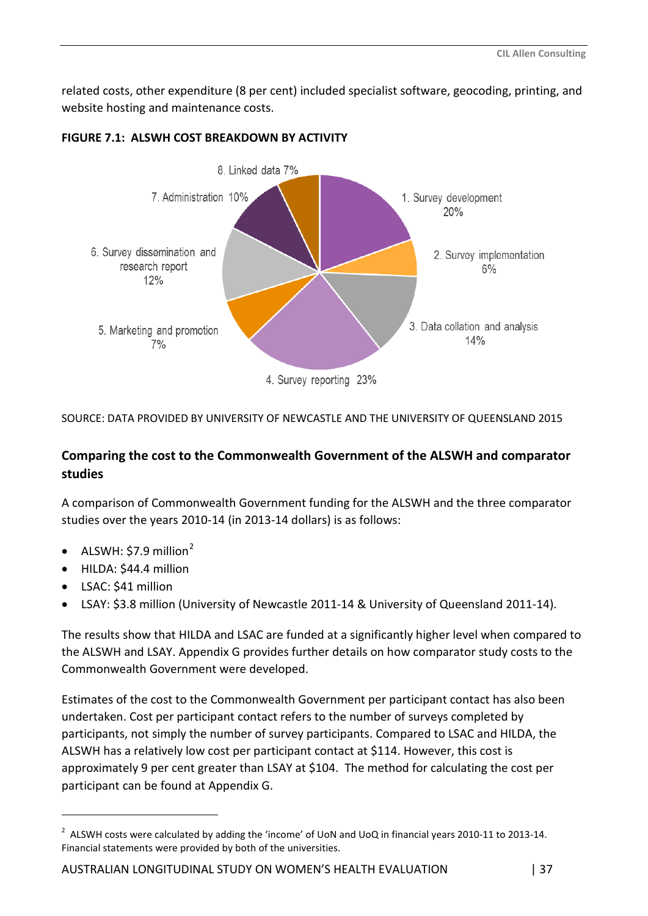related costs, other expenditure (8 per cent) included specialist software, geocoding, printing, and website hosting and maintenance costs.

**FIGURE 7.1: ALSWH COST BREAKDOWN BY ACTIVITY**

- 1. Survey development 20%
- 2. Survey implementation 6%
- 3. Data collation and analysis 14%
- 4. Survey reporting 23%
- 5. Marketing and promotion 7%
- 6. Survey dissemination and research report 12%
- 7. Administration 10%
- 8. Linked data 7%

SOURCE: DATA PROVIDED BY UNIVERSITY OF NEWCASTLE AND THE UNIVERSITY OF QUEENSLAND 2015

### Comparing the cost to the Commonwealth Government of the ALSWH and comparator studies

A comparison of Commonwealth Government funding for the ALSWH and the three comparator studies over the years 2010-14 (in 2013-14 dollars) is as follows:

- ALSWH: $7.9 million[2]
- HILDA: $44.4 million
- LSAC: $41 million
- LSAY: $3.8 million (University of Newcastle 2011-14 & University of Queensland 2011-14).

The results show that HILDA and LSAC are funded at a significantly higher level when compared to the ALSWH and LSAY. Appendix G provides further details on how comparator study costs to the Commonwealth Government were developed.

Estimates of the cost to the Commonwealth Government per participant contact has also been undertaken. Cost per participant contact refers to the number of surveys completed by participants, not simply the number of survey participants. Compared to LSAC and HILDA, the ALSWH has a relatively low cost per participant contact at $114. However, this cost is approximately 9 per cent greater than LSAY at $104. The method for calculating the cost per participant can be found at Appendix G.

---

[2] ALSWH costs were calculated by adding the 'income' of UoN and UoQ in financial years 2010-11 to 2013-14. Financial statements were provided by both of the universities.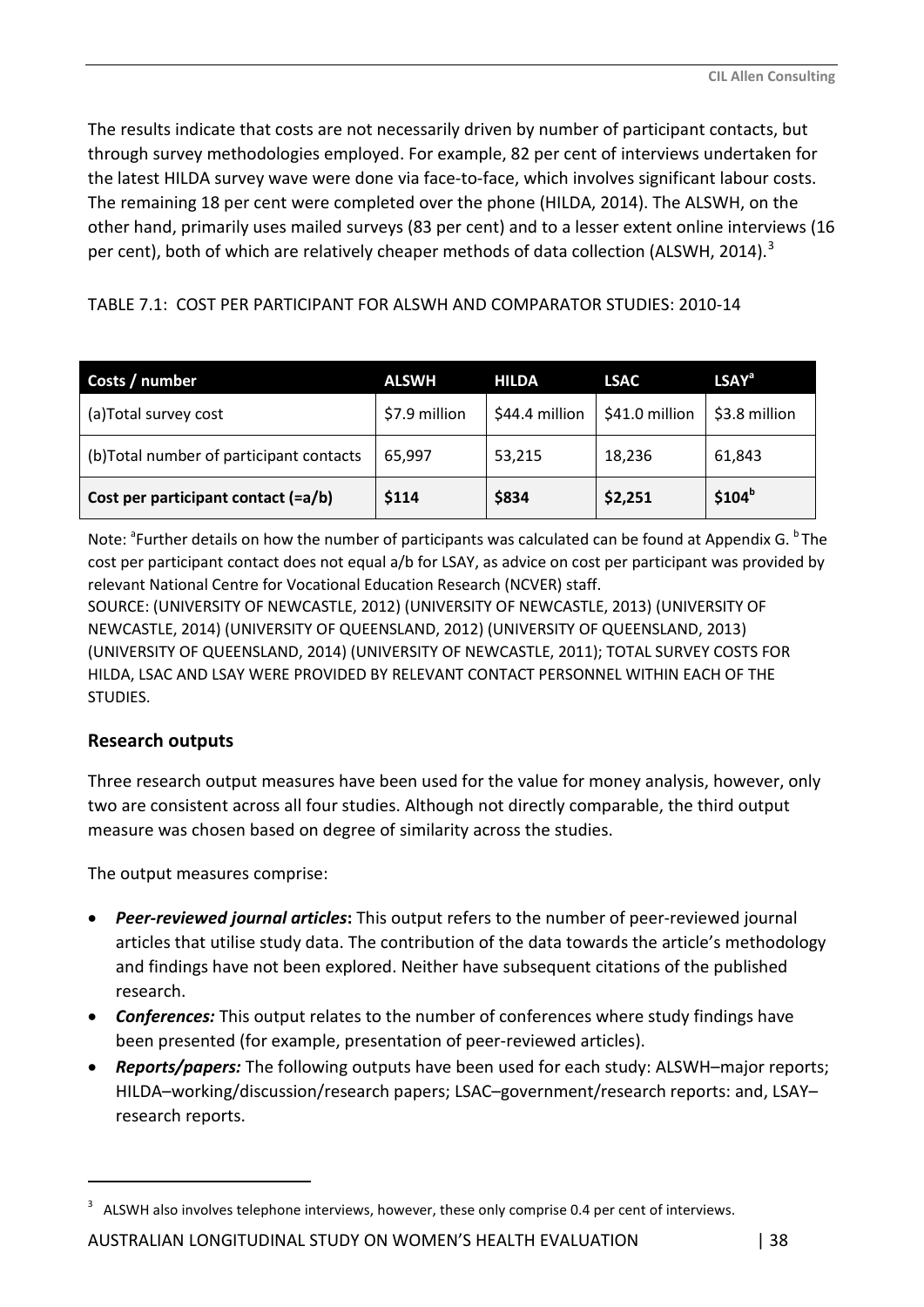The results indicate that costs are not necessarily driven by number of participant contacts, but through survey methodologies employed. For example, 82 per cent of interviews undertaken for the latest HILDA survey wave were done via face-to-face, which involves significant labour costs. The remaining 18 per cent were completed over the phone (HILDA, 2014). The ALSWH, on the other hand, primarily uses mailed surveys (83 per cent) and to a lesser extent online interviews (16 per cent), both of which are relatively cheaper methods of data collection (ALSWH, 2014).[3]

TABLE 7.1: COST PER PARTICIPANT FOR ALSWH AND COMPARATOR STUDIES: 2010-14

| Costs / number | ALSWH | HILDA | LSAC | LSAY[a] |
|---|---|---|---|---|
| (a)Total survey cost | $7.9 million | $44.4 million | $41.0 million | $3.8 million |
| (b)Total number of participant contacts | 65,997 | 53,215 | 18,236 | 61,843 |
| **Cost per participant contact (=a/b)** | **$114** | **$834** | **$2,251** | **$104[b]** |

Note: [a]Further details on how the number of participants was calculated can be found at Appendix G. [b]The cost per participant contact does not equal a/b for LSAY, as advice on cost per participant was provided by relevant National Centre for Vocational Education Research (NCVER) staff.
SOURCE: (UNIVERSITY OF NEWCASTLE, 2012) (UNIVERSITY OF NEWCASTLE, 2013) (UNIVERSITY OF NEWCASTLE, 2014) (UNIVERSITY OF QUEENSLAND, 2012) (UNIVERSITY OF QUEENSLAND, 2013) (UNIVERSITY OF QUEENSLAND, 2014) (UNIVERSITY OF NEWCASTLE, 2011); TOTAL SURVEY COSTS FOR HILDA, LSAC AND LSAY WERE PROVIDED BY RELEVANT CONTACT PERSONNEL WITHIN EACH OF THE STUDIES.

### Research outputs

Three research output measures have been used for the value for money analysis, however, only two are consistent across all four studies. Although not directly comparable, the third output measure was chosen based on degree of similarity across the studies.

The output measures comprise:

- ***Peer-reviewed journal articles*****:** This output refers to the number of peer-reviewed journal articles that utilise study data. The contribution of the data towards the article's methodology and findings have not been explored. Neither have subsequent citations of the published research.
- ***Conferences:*** This output relates to the number of conferences where study findings have been presented (for example, presentation of peer-reviewed articles).
- ***Reports/papers:*** The following outputs have been used for each study: ALSWH–major reports; HILDA–working/discussion/research papers; LSAC–government/research reports: and, LSAY–research reports.

[3] ALSWH also involves telephone interviews, however, these only comprise 0.4 per cent of interviews.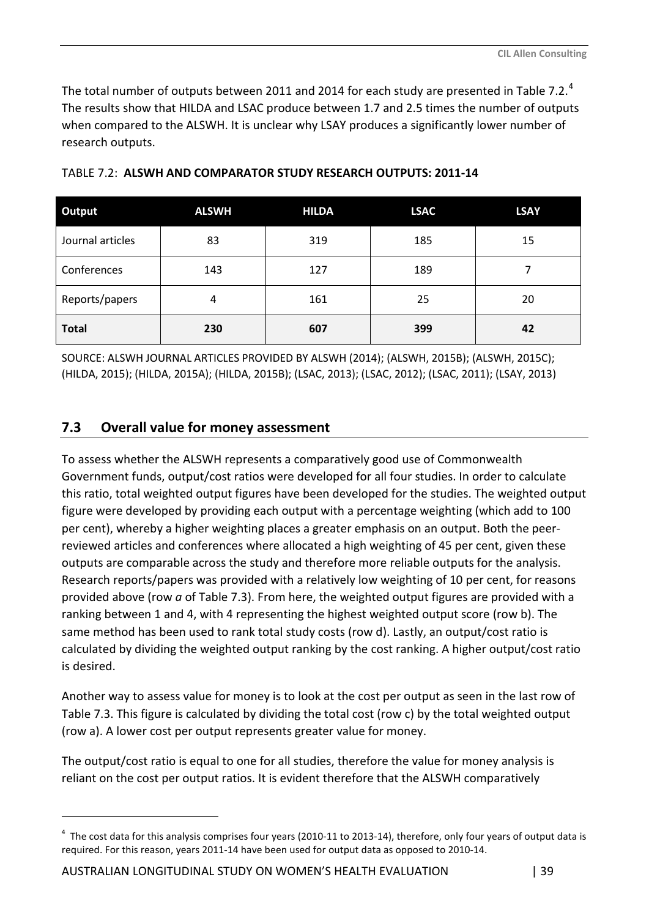The total number of outputs between 2011 and 2014 for each study are presented in Table 7.2.[4] The results show that HILDA and LSAC produce between 1.7 and 2.5 times the number of outputs when compared to the ALSWH. It is unclear why LSAY produces a significantly lower number of research outputs.

TABLE 7.2: **ALSWH AND COMPARATOR STUDY RESEARCH OUTPUTS: 2011-14**

| Output | ALSWH | HILDA | LSAC | LSAY |
|---|---|---|---|---|
| Journal articles | 83 | 319 | 185 | 15 |
| Conferences | 143 | 127 | 189 | 7 |
| Reports/papers | 4 | 161 | 25 | 20 |
| **Total** | **230** | **607** | **399** | **42** |

SOURCE: ALSWH JOURNAL ARTICLES PROVIDED BY ALSWH (2014); (ALSWH, 2015B); (ALSWH, 2015C); (HILDA, 2015); (HILDA, 2015A); (HILDA, 2015B); (LSAC, 2013); (LSAC, 2012); (LSAC, 2011); (LSAY, 2013)

## 7.3 Overall value for money assessment

To assess whether the ALSWH represents a comparatively good use of Commonwealth Government funds, output/cost ratios were developed for all four studies. In order to calculate this ratio, total weighted output figures have been developed for the studies. The weighted output figure were developed by providing each output with a percentage weighting (which add to 100 per cent), whereby a higher weighting places a greater emphasis on an output. Both the peer-reviewed articles and conferences where allocated a high weighting of 45 per cent, given these outputs are comparable across the study and therefore more reliable outputs for the analysis. Research reports/papers was provided with a relatively low weighting of 10 per cent, for reasons provided above (row *a* of Table 7.3). From here, the weighted output figures are provided with a ranking between 1 and 4, with 4 representing the highest weighted output score (row b). The same method has been used to rank total study costs (row d). Lastly, an output/cost ratio is calculated by dividing the weighted output ranking by the cost ranking. A higher output/cost ratio is desired.

Another way to assess value for money is to look at the cost per output as seen in the last row of Table 7.3. This figure is calculated by dividing the total cost (row c) by the total weighted output (row a). A lower cost per output represents greater value for money.

The output/cost ratio is equal to one for all studies, therefore the value for money analysis is reliant on the cost per output ratios. It is evident therefore that the ALSWH comparatively

[4] The cost data for this analysis comprises four years (2010-11 to 2013-14), therefore, only four years of output data is required. For this reason, years 2011-14 have been used for output data as opposed to 2010-14.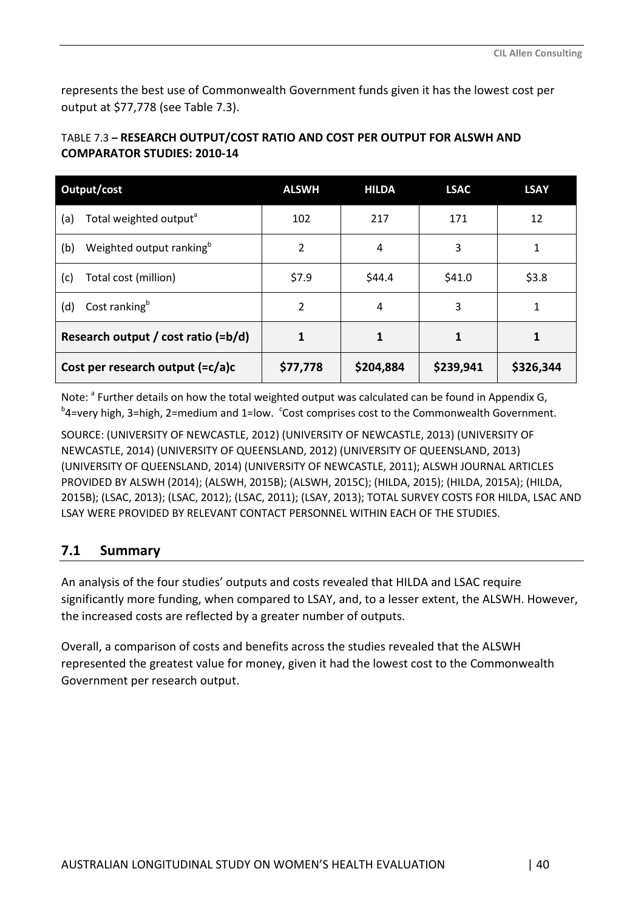represents the best use of Commonwealth Government funds given it has the lowest cost per output at $77,778 (see Table 7.3).

TABLE 7.3 **– RESEARCH OUTPUT/COST RATIO AND COST PER OUTPUT FOR ALSWH AND COMPARATOR STUDIES: 2010-14**

| Output/cost | ALSWH | HILDA | LSAC | LSAY |
|---|---|---|---|---|
| (a) Total weighted output[a] | 102 | 217 | 171 | 12 |
| (b) Weighted output ranking[b] | 2 | 4 | 3 | 1 |
| (c) Total cost (million) | $7.9 | $44.4 | $41.0 | $3.8 |
| (d) Cost ranking[b] | 2 | 4 | 3 | 1 |
| **Research output / cost ratio (=b/d)** | **1** | **1** | **1** | **1** |
| **Cost per research output (=c/a)c** | **$77,778** | **$204,884** | **$239,941** | **$326,344** |

Note: [a] Further details on how the total weighted output was calculated can be found in Appendix G, [b]4=very high, 3=high, 2=medium and 1=low. [c]Cost comprises cost to the Commonwealth Government.

SOURCE: (UNIVERSITY OF NEWCASTLE, 2012) (UNIVERSITY OF NEWCASTLE, 2013) (UNIVERSITY OF NEWCASTLE, 2014) (UNIVERSITY OF QUEENSLAND, 2012) (UNIVERSITY OF QUEENSLAND, 2013) (UNIVERSITY OF QUEENSLAND, 2014) (UNIVERSITY OF NEWCASTLE, 2011); ALSWH JOURNAL ARTICLES PROVIDED BY ALSWH (2014); (ALSWH, 2015B); (ALSWH, 2015C); (HILDA, 2015); (HILDA, 2015A); (HILDA, 2015B); (LSAC, 2013); (LSAC, 2012); (LSAC, 2011); (LSAY, 2013); TOTAL SURVEY COSTS FOR HILDA, LSAC AND LSAY WERE PROVIDED BY RELEVANT CONTACT PERSONNEL WITHIN EACH OF THE STUDIES.

## 7.1 Summary

An analysis of the four studies' outputs and costs revealed that HILDA and LSAC require significantly more funding, when compared to LSAY, and, to a lesser extent, the ALSWH. However, the increased costs are reflected by a greater number of outputs.

Overall, a comparison of costs and benefits across the studies revealed that the ALSWH represented the greatest value for money, given it had the lowest cost to the Commonwealth Government per research output.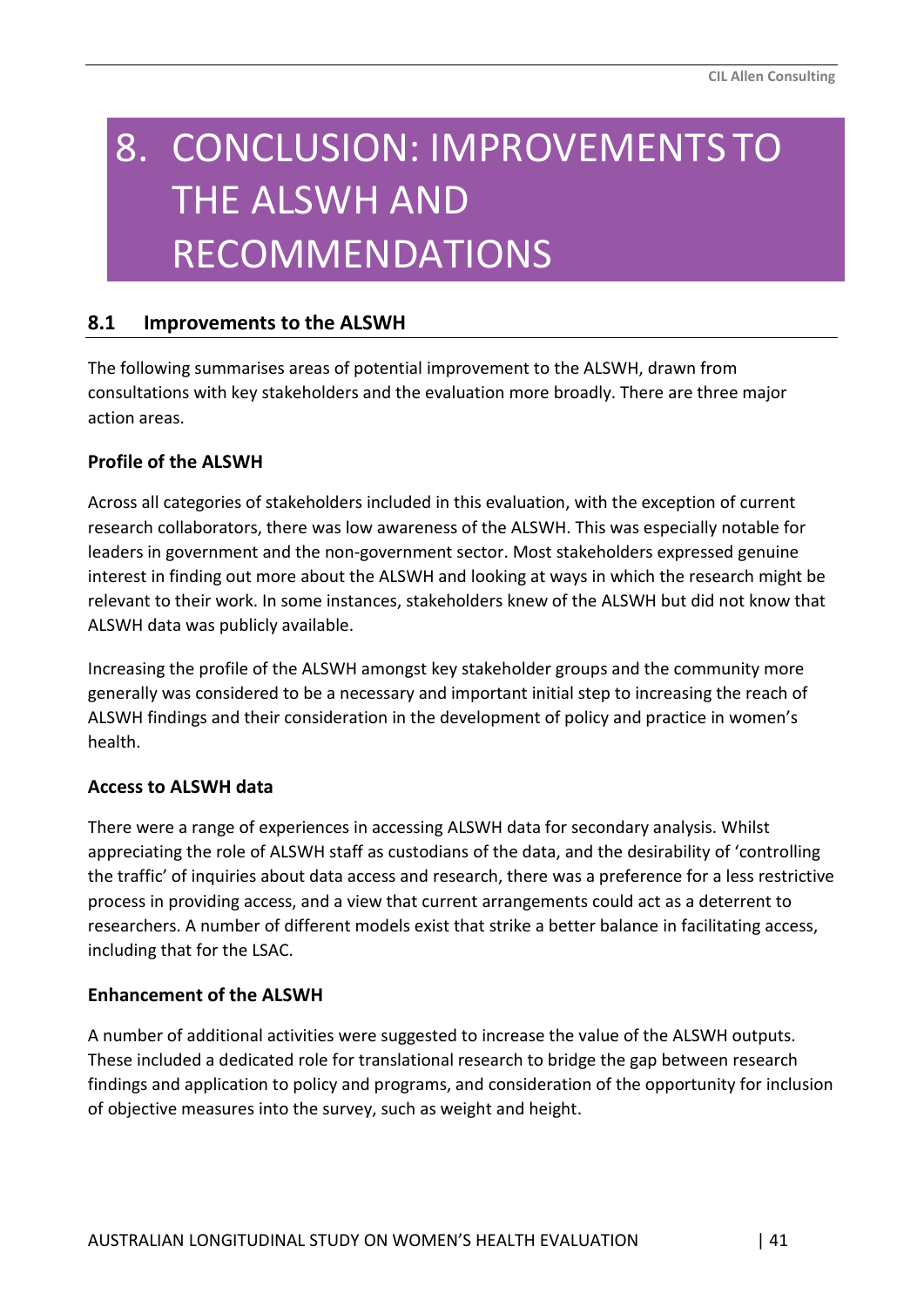# 8. CONCLUSION: IMPROVEMENTS TO THE ALSWH AND RECOMMENDATIONS

## 8.1 Improvements to the ALSWH

The following summarises areas of potential improvement to the ALSWH, drawn from consultations with key stakeholders and the evaluation more broadly. There are three major action areas.

**Profile of the ALSWH**

Across all categories of stakeholders included in this evaluation, with the exception of current research collaborators, there was low awareness of the ALSWH. This was especially notable for leaders in government and the non-government sector. Most stakeholders expressed genuine interest in finding out more about the ALSWH and looking at ways in which the research might be relevant to their work. In some instances, stakeholders knew of the ALSWH but did not know that ALSWH data was publicly available.

Increasing the profile of the ALSWH amongst key stakeholder groups and the community more generally was considered to be a necessary and important initial step to increasing the reach of ALSWH findings and their consideration in the development of policy and practice in women's health.

**Access to ALSWH data**

There were a range of experiences in accessing ALSWH data for secondary analysis. Whilst appreciating the role of ALSWH staff as custodians of the data, and the desirability of 'controlling the traffic' of inquiries about data access and research, there was a preference for a less restrictive process in providing access, and a view that current arrangements could act as a deterrent to researchers. A number of different models exist that strike a better balance in facilitating access, including that for the LSAC.

**Enhancement of the ALSWH**

A number of additional activities were suggested to increase the value of the ALSWH outputs. These included a dedicated role for translational research to bridge the gap between research findings and application to policy and programs, and consideration of the opportunity for inclusion of objective measures into the survey, such as weight and height.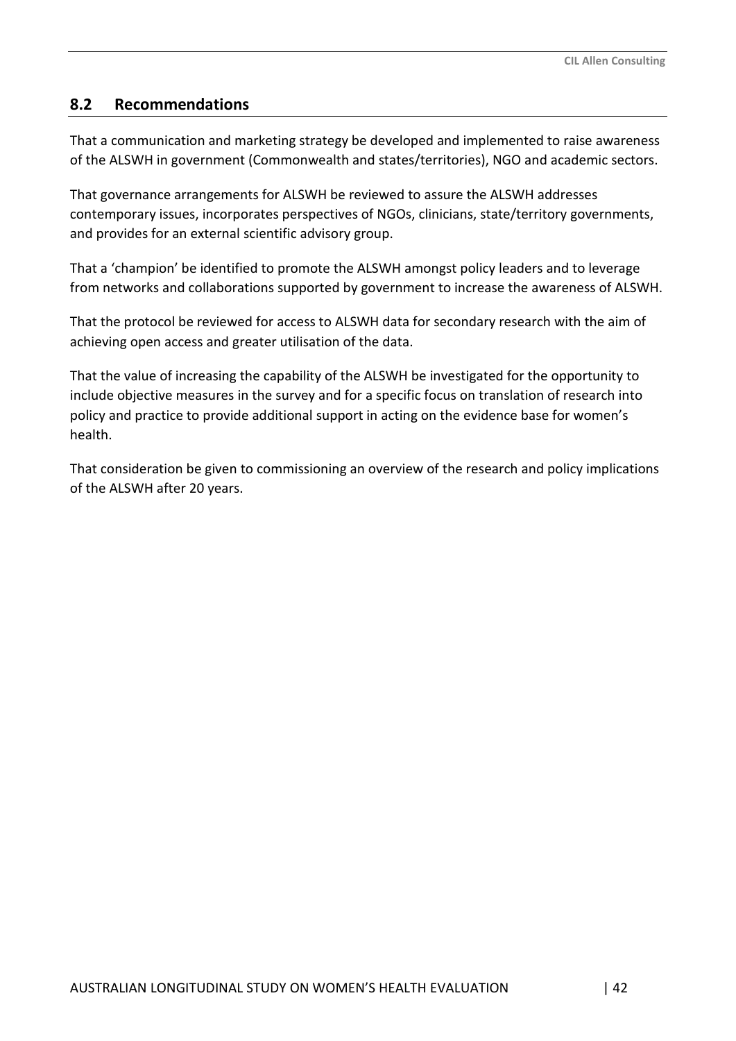## 8.2 Recommendations

That a communication and marketing strategy be developed and implemented to raise awareness of the ALSWH in government (Commonwealth and states/territories), NGO and academic sectors.

That governance arrangements for ALSWH be reviewed to assure the ALSWH addresses contemporary issues, incorporates perspectives of NGOs, clinicians, state/territory governments, and provides for an external scientific advisory group.

That a 'champion' be identified to promote the ALSWH amongst policy leaders and to leverage from networks and collaborations supported by government to increase the awareness of ALSWH.

That the protocol be reviewed for access to ALSWH data for secondary research with the aim of achieving open access and greater utilisation of the data.

That the value of increasing the capability of the ALSWH be investigated for the opportunity to include objective measures in the survey and for a specific focus on translation of research into policy and practice to provide additional support in acting on the evidence base for women's health.

That consideration be given to commissioning an overview of the research and policy implications of the ALSWH after 20 years.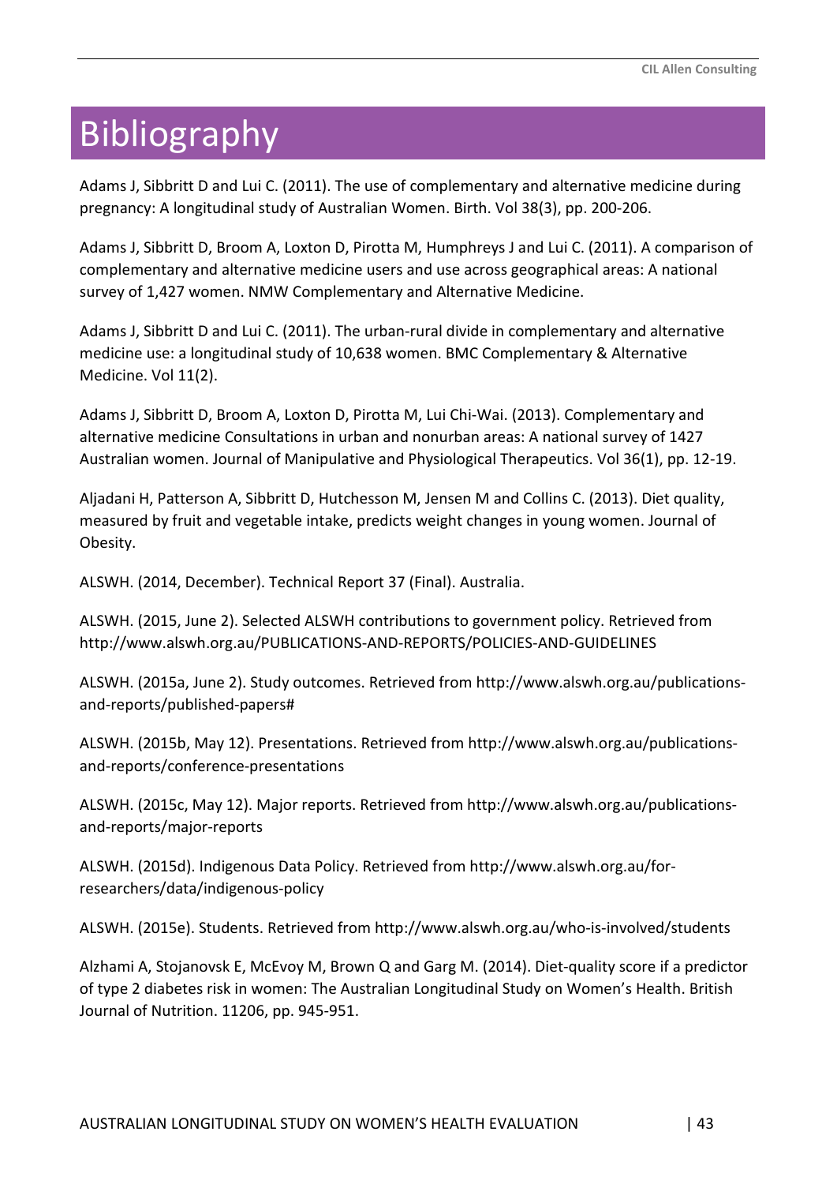# Bibliography

Adams J, Sibbritt D and Lui C. (2011). The use of complementary and alternative medicine during pregnancy: A longitudinal study of Australian Women. Birth. Vol 38(3), pp. 200-206.

Adams J, Sibbritt D, Broom A, Loxton D, Pirotta M, Humphreys J and Lui C. (2011). A comparison of complementary and alternative medicine users and use across geographical areas: A national survey of 1,427 women. NMW Complementary and Alternative Medicine.

Adams J, Sibbritt D and Lui C. (2011). The urban-rural divide in complementary and alternative medicine use: a longitudinal study of 10,638 women. BMC Complementary & Alternative Medicine. Vol 11(2).

Adams J, Sibbritt D, Broom A, Loxton D, Pirotta M, Lui Chi-Wai. (2013). Complementary and alternative medicine Consultations in urban and nonurban areas: A national survey of 1427 Australian women. Journal of Manipulative and Physiological Therapeutics. Vol 36(1), pp. 12-19.

Aljadani H, Patterson A, Sibbritt D, Hutchesson M, Jensen M and Collins C. (2013). Diet quality, measured by fruit and vegetable intake, predicts weight changes in young women. Journal of Obesity.

ALSWH. (2014, December). Technical Report 37 (Final). Australia.

ALSWH. (2015, June 2). Selected ALSWH contributions to government policy. Retrieved from http://www.alswh.org.au/PUBLICATIONS-AND-REPORTS/POLICIES-AND-GUIDELINES

ALSWH. (2015a, June 2). Study outcomes. Retrieved from http://www.alswh.org.au/publications-and-reports/published-papers#

ALSWH. (2015b, May 12). Presentations. Retrieved from http://www.alswh.org.au/publications-and-reports/conference-presentations

ALSWH. (2015c, May 12). Major reports. Retrieved from http://www.alswh.org.au/publications-and-reports/major-reports

ALSWH. (2015d). Indigenous Data Policy. Retrieved from http://www.alswh.org.au/for-researchers/data/indigenous-policy

ALSWH. (2015e). Students. Retrieved from http://www.alswh.org.au/who-is-involved/students

Alzhami A, Stojanovsk E, McEvoy M, Brown Q and Garg M. (2014). Diet-quality score if a predictor of type 2 diabetes risk in women: The Australian Longitudinal Study on Women's Health. British Journal of Nutrition. 11206, pp. 945-951.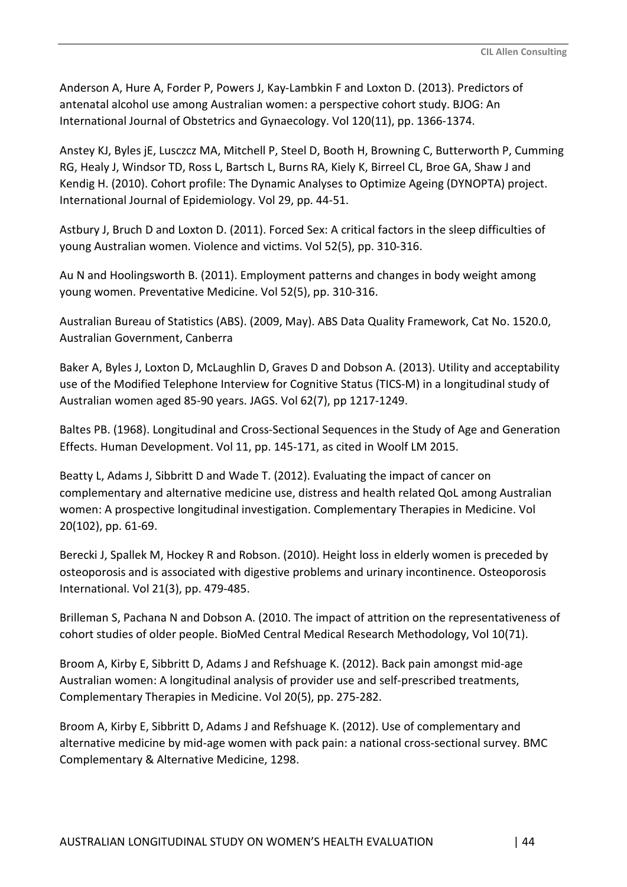Anderson A, Hure A, Forder P, Powers J, Kay-Lambkin F and Loxton D. (2013). Predictors of antenatal alcohol use among Australian women: a perspective cohort study. BJOG: An International Journal of Obstetrics and Gynaecology. Vol 120(11), pp. 1366-1374.

Anstey KJ, Byles jE, Lusczcz MA, Mitchell P, Steel D, Booth H, Browning C, Butterworth P, Cumming RG, Healy J, Windsor TD, Ross L, Bartsch L, Burns RA, Kiely K, Birreel CL, Broe GA, Shaw J and Kendig H. (2010). Cohort profile: The Dynamic Analyses to Optimize Ageing (DYNOPTA) project. International Journal of Epidemiology. Vol 29, pp. 44-51.

Astbury J, Bruch D and Loxton D. (2011). Forced Sex: A critical factors in the sleep difficulties of young Australian women. Violence and victims. Vol 52(5), pp. 310-316.

Au N and Hoolingsworth B. (2011). Employment patterns and changes in body weight among young women. Preventative Medicine. Vol 52(5), pp. 310-316.

Australian Bureau of Statistics (ABS). (2009, May). ABS Data Quality Framework, Cat No. 1520.0, Australian Government, Canberra

Baker A, Byles J, Loxton D, McLaughlin D, Graves D and Dobson A. (2013). Utility and acceptability use of the Modified Telephone Interview for Cognitive Status (TICS-M) in a longitudinal study of Australian women aged 85-90 years. JAGS. Vol 62(7), pp 1217-1249.

Baltes PB. (1968). Longitudinal and Cross-Sectional Sequences in the Study of Age and Generation Effects. Human Development. Vol 11, pp. 145-171, as cited in Woolf LM 2015.

Beatty L, Adams J, Sibbritt D and Wade T. (2012). Evaluating the impact of cancer on complementary and alternative medicine use, distress and health related QoL among Australian women: A prospective longitudinal investigation. Complementary Therapies in Medicine. Vol 20(102), pp. 61-69.

Berecki J, Spallek M, Hockey R and Robson. (2010). Height loss in elderly women is preceded by osteoporosis and is associated with digestive problems and urinary incontinence. Osteoporosis International. Vol 21(3), pp. 479-485.

Brilleman S, Pachana N and Dobson A. (2010. The impact of attrition on the representativeness of cohort studies of older people. BioMed Central Medical Research Methodology, Vol 10(71).

Broom A, Kirby E, Sibbritt D, Adams J and Refshuage K. (2012). Back pain amongst mid-age Australian women: A longitudinal analysis of provider use and self-prescribed treatments, Complementary Therapies in Medicine. Vol 20(5), pp. 275-282.

Broom A, Kirby E, Sibbritt D, Adams J and Refshuage K. (2012). Use of complementary and alternative medicine by mid-age women with pack pain: a national cross-sectional survey. BMC Complementary & Alternative Medicine, 1298.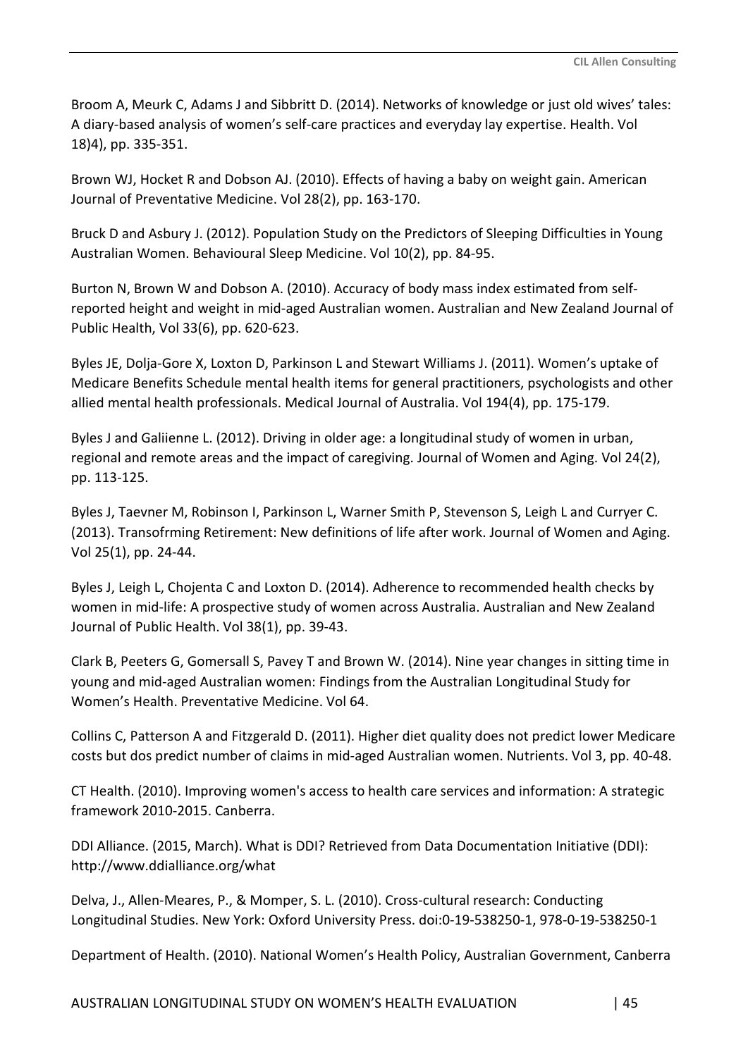Broom A, Meurk C, Adams J and Sibbritt D. (2014). Networks of knowledge or just old wives' tales: A diary-based analysis of women's self-care practices and everyday lay expertise. Health. Vol 18)4), pp. 335-351.

Brown WJ, Hocket R and Dobson AJ. (2010). Effects of having a baby on weight gain. American Journal of Preventative Medicine. Vol 28(2), pp. 163-170.

Bruck D and Asbury J. (2012). Population Study on the Predictors of Sleeping Difficulties in Young Australian Women. Behavioural Sleep Medicine. Vol 10(2), pp. 84-95.

Burton N, Brown W and Dobson A. (2010). Accuracy of body mass index estimated from self-reported height and weight in mid-aged Australian women. Australian and New Zealand Journal of Public Health, Vol 33(6), pp. 620-623.

Byles JE, Dolja-Gore X, Loxton D, Parkinson L and Stewart Williams J. (2011). Women's uptake of Medicare Benefits Schedule mental health items for general practitioners, psychologists and other allied mental health professionals. Medical Journal of Australia. Vol 194(4), pp. 175-179.

Byles J and Galiienne L. (2012). Driving in older age: a longitudinal study of women in urban, regional and remote areas and the impact of caregiving. Journal of Women and Aging. Vol 24(2), pp. 113-125.

Byles J, Taevner M, Robinson I, Parkinson L, Warner Smith P, Stevenson S, Leigh L and Curryer C. (2013). Transofrming Retirement: New definitions of life after work. Journal of Women and Aging. Vol 25(1), pp. 24-44.

Byles J, Leigh L, Chojenta C and Loxton D. (2014). Adherence to recommended health checks by women in mid-life: A prospective study of women across Australia. Australian and New Zealand Journal of Public Health. Vol 38(1), pp. 39-43.

Clark B, Peeters G, Gomersall S, Pavey T and Brown W. (2014). Nine year changes in sitting time in young and mid-aged Australian women: Findings from the Australian Longitudinal Study for Women's Health. Preventative Medicine. Vol 64.

Collins C, Patterson A and Fitzgerald D. (2011). Higher diet quality does not predict lower Medicare costs but dos predict number of claims in mid-aged Australian women. Nutrients. Vol 3, pp. 40-48.

CT Health. (2010). Improving women's access to health care services and information: A strategic framework 2010-2015. Canberra.

DDI Alliance. (2015, March). What is DDI? Retrieved from Data Documentation Initiative (DDI): http://www.ddialliance.org/what

Delva, J., Allen-Meares, P., & Momper, S. L. (2010). Cross-cultural research: Conducting Longitudinal Studies. New York: Oxford University Press. doi:0-19-538250-1, 978-0-19-538250-1

Department of Health. (2010). National Women's Health Policy, Australian Government, Canberra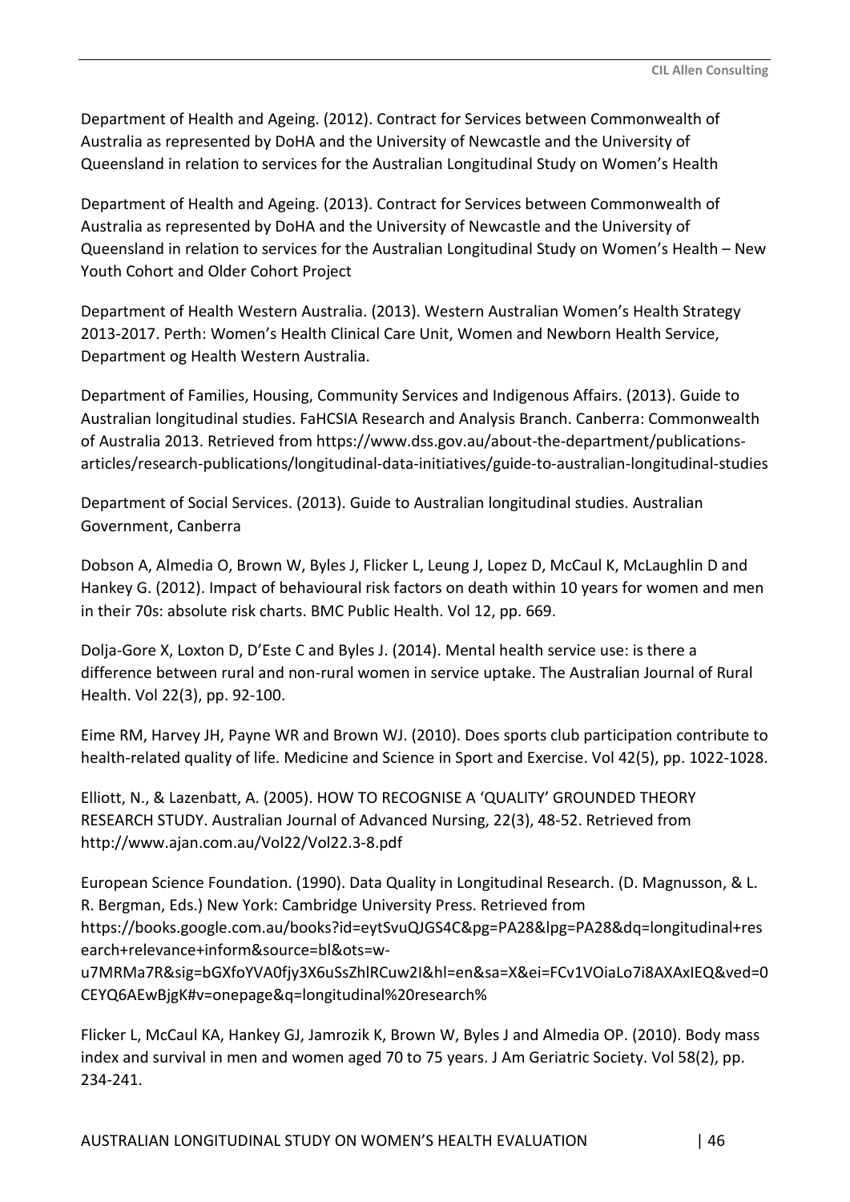Department of Health and Ageing. (2012). Contract for Services between Commonwealth of Australia as represented by DoHA and the University of Newcastle and the University of Queensland in relation to services for the Australian Longitudinal Study on Women's Health

Department of Health and Ageing. (2013). Contract for Services between Commonwealth of Australia as represented by DoHA and the University of Newcastle and the University of Queensland in relation to services for the Australian Longitudinal Study on Women's Health – New Youth Cohort and Older Cohort Project

Department of Health Western Australia. (2013). Western Australian Women's Health Strategy 2013-2017. Perth: Women's Health Clinical Care Unit, Women and Newborn Health Service, Department og Health Western Australia.

Department of Families, Housing, Community Services and Indigenous Affairs. (2013). Guide to Australian longitudinal studies. FaHCSIA Research and Analysis Branch. Canberra: Commonwealth of Australia 2013. Retrieved from https://www.dss.gov.au/about-the-department/publications-articles/research-publications/longitudinal-data-initiatives/guide-to-australian-longitudinal-studies

Department of Social Services. (2013). Guide to Australian longitudinal studies. Australian Government, Canberra

Dobson A, Almedia O, Brown W, Byles J, Flicker L, Leung J, Lopez D, McCaul K, McLaughlin D and Hankey G. (2012). Impact of behavioural risk factors on death within 10 years for women and men in their 70s: absolute risk charts. BMC Public Health. Vol 12, pp. 669.

Dolja-Gore X, Loxton D, D'Este C and Byles J. (2014). Mental health service use: is there a difference between rural and non-rural women in service uptake. The Australian Journal of Rural Health. Vol 22(3), pp. 92-100.

Eime RM, Harvey JH, Payne WR and Brown WJ. (2010). Does sports club participation contribute to health-related quality of life. Medicine and Science in Sport and Exercise. Vol 42(5), pp. 1022-1028.

Elliott, N., & Lazenbatt, A. (2005). HOW TO RECOGNISE A 'QUALITY' GROUNDED THEORY RESEARCH STUDY. Australian Journal of Advanced Nursing, 22(3), 48-52. Retrieved from http://www.ajan.com.au/Vol22/Vol22.3-8.pdf

European Science Foundation. (1990). Data Quality in Longitudinal Research. (D. Magnusson, & L. R. Bergman, Eds.) New York: Cambridge University Press. Retrieved from https://books.google.com.au/books?id=eytSvuQJGS4C&pg=PA28&lpg=PA28&dq=longitudinal+research+relevance+inform&source=bl&ots=w-u7MRMa7R&sig=bGXfoYVA0fjy3X6uSsZhlRCuw2I&hl=en&sa=X&ei=FCv1VOiaLo7i8AXAxIEQ&ved=0CEYQ6AEwBjgK#v=onepage&q=longitudinal%20research%

Flicker L, McCaul KA, Hankey GJ, Jamrozik K, Brown W, Byles J and Almedia OP. (2010). Body mass index and survival in men and women aged 70 to 75 years. J Am Geriatric Society. Vol 58(2), pp. 234-241.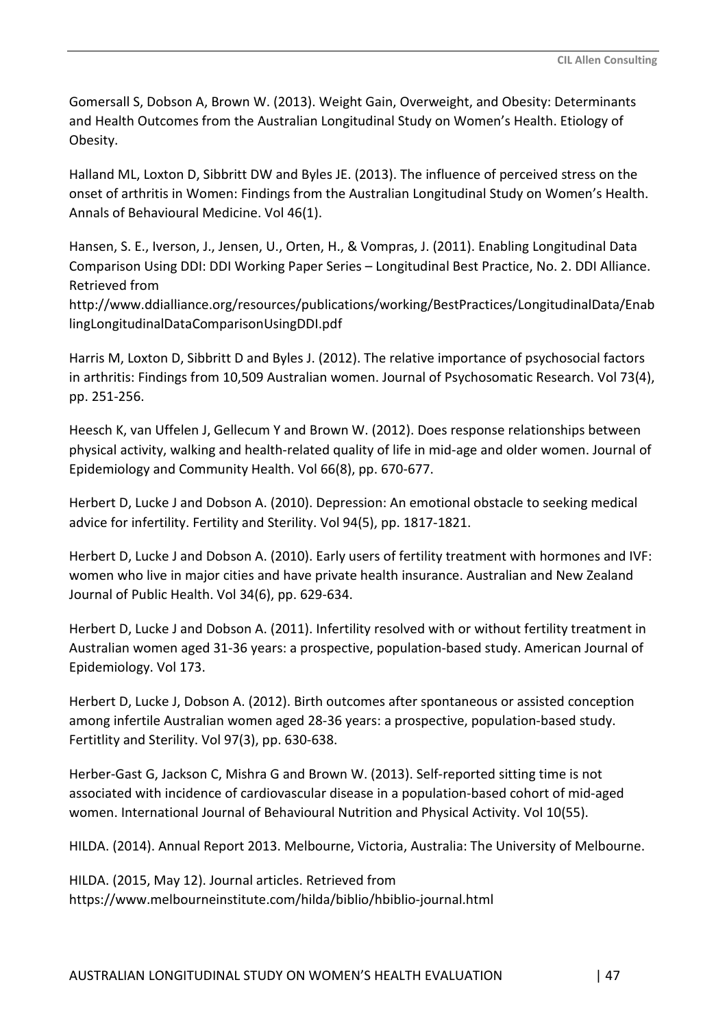Gomersall S, Dobson A, Brown W. (2013). Weight Gain, Overweight, and Obesity: Determinants and Health Outcomes from the Australian Longitudinal Study on Women's Health. Etiology of Obesity.

Halland ML, Loxton D, Sibbritt DW and Byles JE. (2013). The influence of perceived stress on the onset of arthritis in Women: Findings from the Australian Longitudinal Study on Women's Health. Annals of Behavioural Medicine. Vol 46(1).

Hansen, S. E., Iverson, J., Jensen, U., Orten, H., & Vompras, J. (2011). Enabling Longitudinal Data Comparison Using DDI: DDI Working Paper Series – Longitudinal Best Practice, No. 2. DDI Alliance. Retrieved from http://www.ddialliance.org/resources/publications/working/BestPractices/LongitudinalData/EnablingLongitudinalDataComparisonUsingDDI.pdf

Harris M, Loxton D, Sibbritt D and Byles J. (2012). The relative importance of psychosocial factors in arthritis: Findings from 10,509 Australian women. Journal of Psychosomatic Research. Vol 73(4), pp. 251-256.

Heesch K, van Uffelen J, Gellecum Y and Brown W. (2012). Does response relationships between physical activity, walking and health-related quality of life in mid-age and older women. Journal of Epidemiology and Community Health. Vol 66(8), pp. 670-677.

Herbert D, Lucke J and Dobson A. (2010). Depression: An emotional obstacle to seeking medical advice for infertility. Fertility and Sterility. Vol 94(5), pp. 1817-1821.

Herbert D, Lucke J and Dobson A. (2010). Early users of fertility treatment with hormones and IVF: women who live in major cities and have private health insurance. Australian and New Zealand Journal of Public Health. Vol 34(6), pp. 629-634.

Herbert D, Lucke J and Dobson A. (2011). Infertility resolved with or without fertility treatment in Australian women aged 31-36 years: a prospective, population-based study. American Journal of Epidemiology. Vol 173.

Herbert D, Lucke J, Dobson A. (2012). Birth outcomes after spontaneous or assisted conception among infertile Australian women aged 28-36 years: a prospective, population-based study. Fertitlity and Sterility. Vol 97(3), pp. 630-638.

Herber-Gast G, Jackson C, Mishra G and Brown W. (2013). Self-reported sitting time is not associated with incidence of cardiovascular disease in a population-based cohort of mid-aged women. International Journal of Behavioural Nutrition and Physical Activity. Vol 10(55).

HILDA. (2014). Annual Report 2013. Melbourne, Victoria, Australia: The University of Melbourne.

HILDA. (2015, May 12). Journal articles. Retrieved from https://www.melbourneinstitute.com/hilda/biblio/hbiblio-journal.html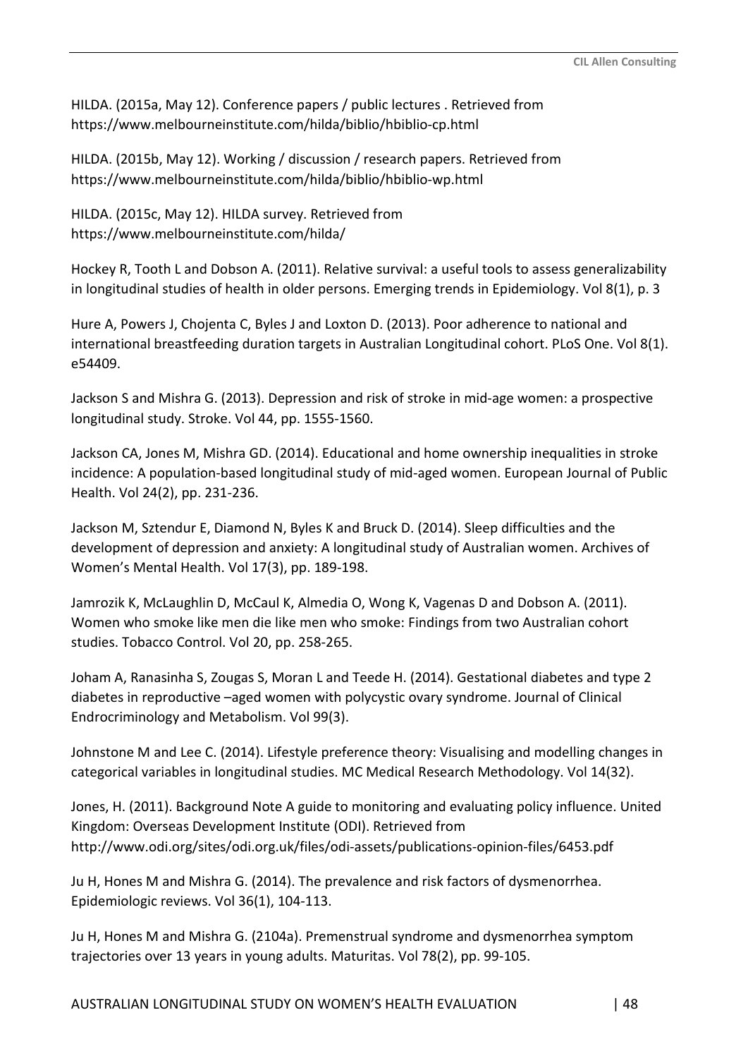HILDA. (2015a, May 12). Conference papers / public lectures . Retrieved from https://www.melbourneinstitute.com/hilda/biblio/hbiblio-cp.html

HILDA. (2015b, May 12). Working / discussion / research papers. Retrieved from https://www.melbourneinstitute.com/hilda/biblio/hbiblio-wp.html

HILDA. (2015c, May 12). HILDA survey. Retrieved from https://www.melbourneinstitute.com/hilda/

Hockey R, Tooth L and Dobson A. (2011). Relative survival: a useful tools to assess generalizability in longitudinal studies of health in older persons. Emerging trends in Epidemiology. Vol 8(1), p. 3

Hure A, Powers J, Chojenta C, Byles J and Loxton D. (2013). Poor adherence to national and international breastfeeding duration targets in Australian Longitudinal cohort. PLoS One. Vol 8(1). e54409.

Jackson S and Mishra G. (2013). Depression and risk of stroke in mid-age women: a prospective longitudinal study. Stroke. Vol 44, pp. 1555-1560.

Jackson CA, Jones M, Mishra GD. (2014). Educational and home ownership inequalities in stroke incidence: A population-based longitudinal study of mid-aged women. European Journal of Public Health. Vol 24(2), pp. 231-236.

Jackson M, Sztendur E, Diamond N, Byles K and Bruck D. (2014). Sleep difficulties and the development of depression and anxiety: A longitudinal study of Australian women. Archives of Women's Mental Health. Vol 17(3), pp. 189-198.

Jamrozik K, McLaughlin D, McCaul K, Almedia O, Wong K, Vagenas D and Dobson A. (2011). Women who smoke like men die like men who smoke: Findings from two Australian cohort studies. Tobacco Control. Vol 20, pp. 258-265.

Joham A, Ranasinha S, Zougas S, Moran L and Teede H. (2014). Gestational diabetes and type 2 diabetes in reproductive –aged women with polycystic ovary syndrome. Journal of Clinical Endrocriminology and Metabolism. Vol 99(3).

Johnstone M and Lee C. (2014). Lifestyle preference theory: Visualising and modelling changes in categorical variables in longitudinal studies. MC Medical Research Methodology. Vol 14(32).

Jones, H. (2011). Background Note A guide to monitoring and evaluating policy influence. United Kingdom: Overseas Development Institute (ODI). Retrieved from http://www.odi.org/sites/odi.org.uk/files/odi-assets/publications-opinion-files/6453.pdf

Ju H, Hones M and Mishra G. (2014). The prevalence and risk factors of dysmenorrhea. Epidemiologic reviews. Vol 36(1), 104-113.

Ju H, Hones M and Mishra G. (2104a). Premenstrual syndrome and dysmenorrhea symptom trajectories over 13 years in young adults. Maturitas. Vol 78(2), pp. 99-105.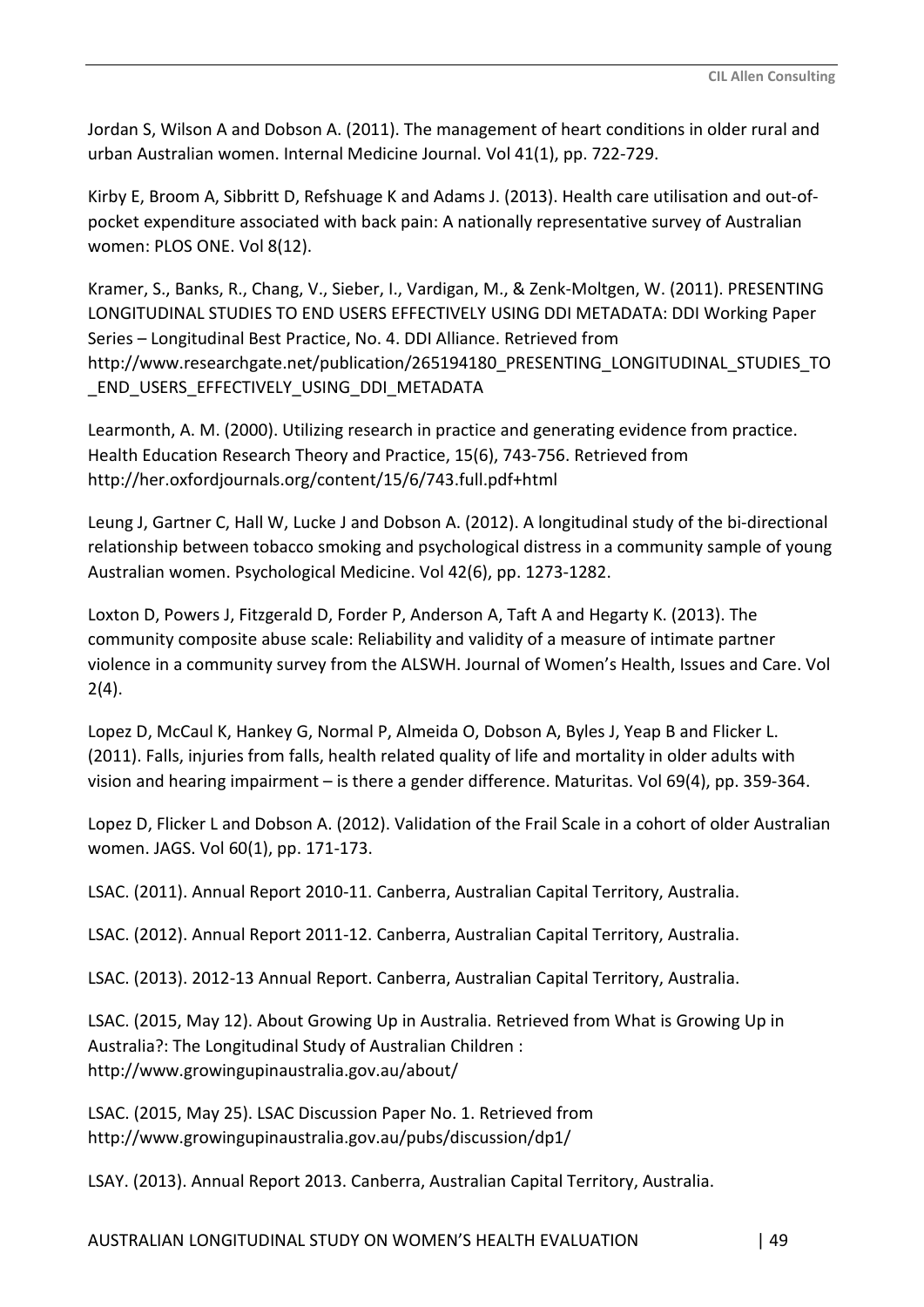Jordan S, Wilson A and Dobson A. (2011). The management of heart conditions in older rural and urban Australian women. Internal Medicine Journal. Vol 41(1), pp. 722-729.

Kirby E, Broom A, Sibbritt D, Refshuage K and Adams J. (2013). Health care utilisation and out-of-pocket expenditure associated with back pain: A nationally representative survey of Australian women: PLOS ONE. Vol 8(12).

Kramer, S., Banks, R., Chang, V., Sieber, I., Vardigan, M., & Zenk-Moltgen, W. (2011). PRESENTING LONGITUDINAL STUDIES TO END USERS EFFECTIVELY USING DDI METADATA: DDI Working Paper Series – Longitudinal Best Practice, No. 4. DDI Alliance. Retrieved from http://www.researchgate.net/publication/265194180_PRESENTING_LONGITUDINAL_STUDIES_TO_END_USERS_EFFECTIVELY_USING_DDI_METADATA

Learmonth, A. M. (2000). Utilizing research in practice and generating evidence from practice. Health Education Research Theory and Practice, 15(6), 743-756. Retrieved from http://her.oxfordjournals.org/content/15/6/743.full.pdf+html

Leung J, Gartner C, Hall W, Lucke J and Dobson A. (2012). A longitudinal study of the bi-directional relationship between tobacco smoking and psychological distress in a community sample of young Australian women. Psychological Medicine. Vol 42(6), pp. 1273-1282.

Loxton D, Powers J, Fitzgerald D, Forder P, Anderson A, Taft A and Hegarty K. (2013). The community composite abuse scale: Reliability and validity of a measure of intimate partner violence in a community survey from the ALSWH. Journal of Women's Health, Issues and Care. Vol 2(4).

Lopez D, McCaul K, Hankey G, Normal P, Almeida O, Dobson A, Byles J, Yeap B and Flicker L. (2011). Falls, injuries from falls, health related quality of life and mortality in older adults with vision and hearing impairment – is there a gender difference. Maturitas. Vol 69(4), pp. 359-364.

Lopez D, Flicker L and Dobson A. (2012). Validation of the Frail Scale in a cohort of older Australian women. JAGS. Vol 60(1), pp. 171-173.

LSAC. (2011). Annual Report 2010-11. Canberra, Australian Capital Territory, Australia.

LSAC. (2012). Annual Report 2011-12. Canberra, Australian Capital Territory, Australia.

LSAC. (2013). 2012-13 Annual Report. Canberra, Australian Capital Territory, Australia.

LSAC. (2015, May 12). About Growing Up in Australia. Retrieved from What is Growing Up in Australia?: The Longitudinal Study of Australian Children : http://www.growingupinaustralia.gov.au/about/

LSAC. (2015, May 25). LSAC Discussion Paper No. 1. Retrieved from http://www.growingupinaustralia.gov.au/pubs/discussion/dp1/

LSAY. (2013). Annual Report 2013. Canberra, Australian Capital Territory, Australia.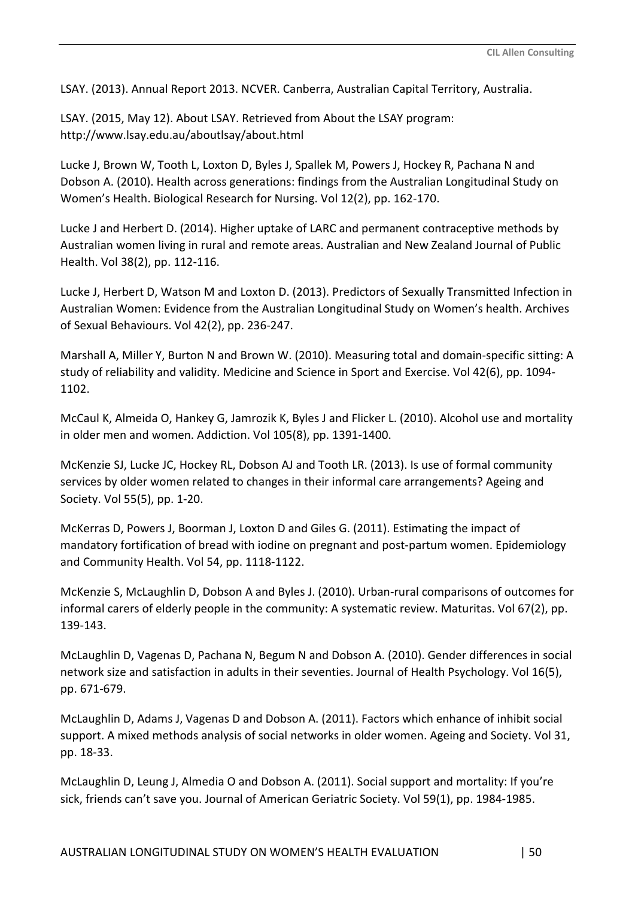LSAY. (2013). Annual Report 2013. NCVER. Canberra, Australian Capital Territory, Australia.

LSAY. (2015, May 12). About LSAY. Retrieved from About the LSAY program: http://www.lsay.edu.au/aboutlsay/about.html

Lucke J, Brown W, Tooth L, Loxton D, Byles J, Spallek M, Powers J, Hockey R, Pachana N and Dobson A. (2010). Health across generations: findings from the Australian Longitudinal Study on Women's Health. Biological Research for Nursing. Vol 12(2), pp. 162-170.

Lucke J and Herbert D. (2014). Higher uptake of LARC and permanent contraceptive methods by Australian women living in rural and remote areas. Australian and New Zealand Journal of Public Health. Vol 38(2), pp. 112-116.

Lucke J, Herbert D, Watson M and Loxton D. (2013). Predictors of Sexually Transmitted Infection in Australian Women: Evidence from the Australian Longitudinal Study on Women's health. Archives of Sexual Behaviours. Vol 42(2), pp. 236-247.

Marshall A, Miller Y, Burton N and Brown W. (2010). Measuring total and domain-specific sitting: A study of reliability and validity. Medicine and Science in Sport and Exercise. Vol 42(6), pp. 1094-1102.

McCaul K, Almeida O, Hankey G, Jamrozik K, Byles J and Flicker L. (2010). Alcohol use and mortality in older men and women. Addiction. Vol 105(8), pp. 1391-1400.

McKenzie SJ, Lucke JC, Hockey RL, Dobson AJ and Tooth LR. (2013). Is use of formal community services by older women related to changes in their informal care arrangements? Ageing and Society. Vol 55(5), pp. 1-20.

McKerras D, Powers J, Boorman J, Loxton D and Giles G. (2011). Estimating the impact of mandatory fortification of bread with iodine on pregnant and post-partum women. Epidemiology and Community Health. Vol 54, pp. 1118-1122.

McKenzie S, McLaughlin D, Dobson A and Byles J. (2010). Urban-rural comparisons of outcomes for informal carers of elderly people in the community: A systematic review. Maturitas. Vol 67(2), pp. 139-143.

McLaughlin D, Vagenas D, Pachana N, Begum N and Dobson A. (2010). Gender differences in social network size and satisfaction in adults in their seventies. Journal of Health Psychology. Vol 16(5), pp. 671-679.

McLaughlin D, Adams J, Vagenas D and Dobson A. (2011). Factors which enhance of inhibit social support. A mixed methods analysis of social networks in older women. Ageing and Society. Vol 31, pp. 18-33.

McLaughlin D, Leung J, Almedia O and Dobson A. (2011). Social support and mortality: If you're sick, friends can't save you. Journal of American Geriatric Society. Vol 59(1), pp. 1984-1985.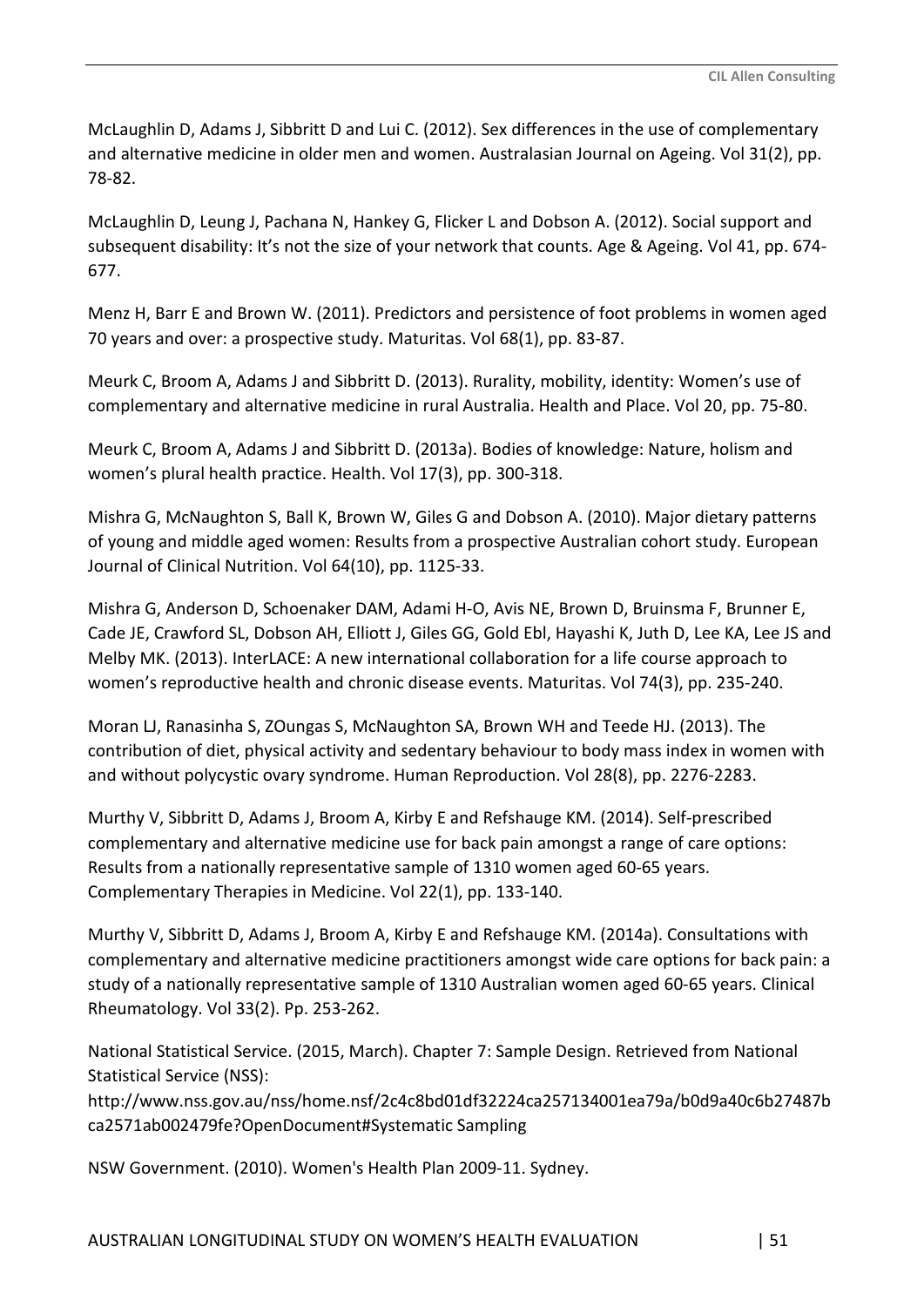McLaughlin D, Adams J, Sibbritt D and Lui C. (2012). Sex differences in the use of complementary and alternative medicine in older men and women. Australasian Journal on Ageing. Vol 31(2), pp. 78-82.

McLaughlin D, Leung J, Pachana N, Hankey G, Flicker L and Dobson A. (2012). Social support and subsequent disability: It's not the size of your network that counts. Age & Ageing. Vol 41, pp. 674-677.

Menz H, Barr E and Brown W. (2011). Predictors and persistence of foot problems in women aged 70 years and over: a prospective study. Maturitas. Vol 68(1), pp. 83-87.

Meurk C, Broom A, Adams J and Sibbritt D. (2013). Rurality, mobility, identity: Women's use of complementary and alternative medicine in rural Australia. Health and Place. Vol 20, pp. 75-80.

Meurk C, Broom A, Adams J and Sibbritt D. (2013a). Bodies of knowledge: Nature, holism and women's plural health practice. Health. Vol 17(3), pp. 300-318.

Mishra G, McNaughton S, Ball K, Brown W, Giles G and Dobson A. (2010). Major dietary patterns of young and middle aged women: Results from a prospective Australian cohort study. European Journal of Clinical Nutrition. Vol 64(10), pp. 1125-33.

Mishra G, Anderson D, Schoenaker DAM, Adami H-O, Avis NE, Brown D, Bruinsma F, Brunner E, Cade JE, Crawford SL, Dobson AH, Elliott J, Giles GG, Gold Ebl, Hayashi K, Juth D, Lee KA, Lee JS and Melby MK. (2013). InterLACE: A new international collaboration for a life course approach to women's reproductive health and chronic disease events. Maturitas. Vol 74(3), pp. 235-240.

Moran LJ, Ranasinha S, ZOungas S, McNaughton SA, Brown WH and Teede HJ. (2013). The contribution of diet, physical activity and sedentary behaviour to body mass index in women with and without polycystic ovary syndrome. Human Reproduction. Vol 28(8), pp. 2276-2283.

Murthy V, Sibbritt D, Adams J, Broom A, Kirby E and Refshauge KM. (2014). Self-prescribed complementary and alternative medicine use for back pain amongst a range of care options: Results from a nationally representative sample of 1310 women aged 60-65 years. Complementary Therapies in Medicine. Vol 22(1), pp. 133-140.

Murthy V, Sibbritt D, Adams J, Broom A, Kirby E and Refshauge KM. (2014a). Consultations with complementary and alternative medicine practitioners amongst wide care options for back pain: a study of a nationally representative sample of 1310 Australian women aged 60-65 years. Clinical Rheumatology. Vol 33(2). Pp. 253-262.

National Statistical Service. (2015, March). Chapter 7: Sample Design. Retrieved from National Statistical Service (NSS): http://www.nss.gov.au/nss/home.nsf/2c4c8bd01df32224ca257134001ea79a/b0d9a40c6b27487bca2571ab002479fe?OpenDocument#Systematic Sampling

NSW Government. (2010). Women's Health Plan 2009-11. Sydney.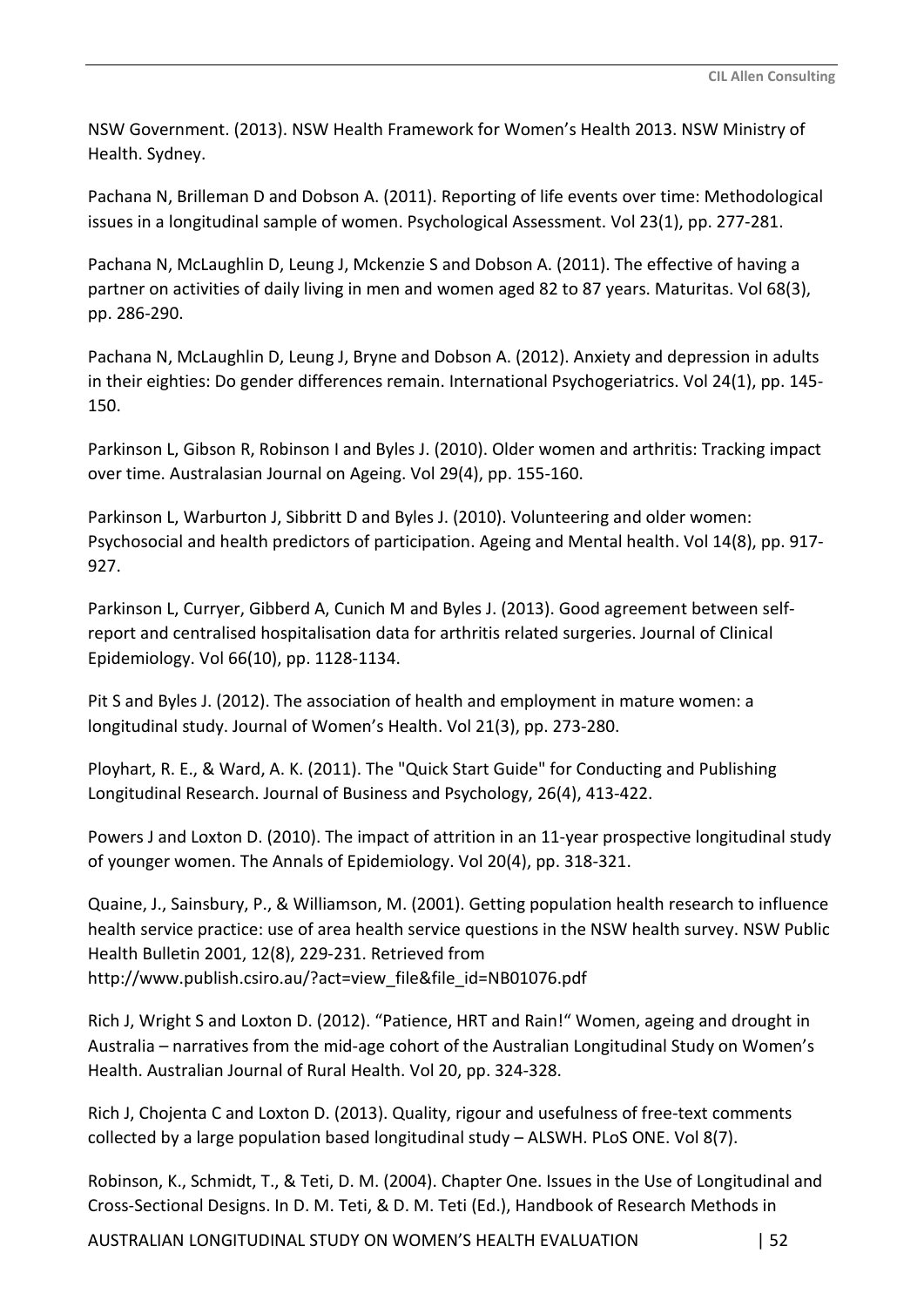NSW Government. (2013). NSW Health Framework for Women's Health 2013. NSW Ministry of Health. Sydney.

Pachana N, Brilleman D and Dobson A. (2011). Reporting of life events over time: Methodological issues in a longitudinal sample of women. Psychological Assessment. Vol 23(1), pp. 277-281.

Pachana N, McLaughlin D, Leung J, Mckenzie S and Dobson A. (2011). The effective of having a partner on activities of daily living in men and women aged 82 to 87 years. Maturitas. Vol 68(3), pp. 286-290.

Pachana N, McLaughlin D, Leung J, Bryne and Dobson A. (2012). Anxiety and depression in adults in their eighties: Do gender differences remain. International Psychogeriatrics. Vol 24(1), pp. 145-150.

Parkinson L, Gibson R, Robinson I and Byles J. (2010). Older women and arthritis: Tracking impact over time. Australasian Journal on Ageing. Vol 29(4), pp. 155-160.

Parkinson L, Warburton J, Sibbritt D and Byles J. (2010). Volunteering and older women: Psychosocial and health predictors of participation. Ageing and Mental health. Vol 14(8), pp. 917-927.

Parkinson L, Curryer, Gibberd A, Cunich M and Byles J. (2013). Good agreement between self-report and centralised hospitalisation data for arthritis related surgeries. Journal of Clinical Epidemiology. Vol 66(10), pp. 1128-1134.

Pit S and Byles J. (2012). The association of health and employment in mature women: a longitudinal study. Journal of Women's Health. Vol 21(3), pp. 273-280.

Ployhart, R. E., & Ward, A. K. (2011). The "Quick Start Guide" for Conducting and Publishing Longitudinal Research. Journal of Business and Psychology, 26(4), 413-422.

Powers J and Loxton D. (2010). The impact of attrition in an 11-year prospective longitudinal study of younger women. The Annals of Epidemiology. Vol 20(4), pp. 318-321.

Quaine, J., Sainsbury, P., & Williamson, M. (2001). Getting population health research to influence health service practice: use of area health service questions in the NSW health survey. NSW Public Health Bulletin 2001, 12(8), 229-231. Retrieved from http://www.publish.csiro.au/?act=view_file&file_id=NB01076.pdf

Rich J, Wright S and Loxton D. (2012). "Patience, HRT and Rain!" Women, ageing and drought in Australia – narratives from the mid-age cohort of the Australian Longitudinal Study on Women's Health. Australian Journal of Rural Health. Vol 20, pp. 324-328.

Rich J, Chojenta C and Loxton D. (2013). Quality, rigour and usefulness of free-text comments collected by a large population based longitudinal study – ALSWH. PLoS ONE. Vol 8(7).

Robinson, K., Schmidt, T., & Teti, D. M. (2004). Chapter One. Issues in the Use of Longitudinal and Cross-Sectional Designs. In D. M. Teti, & D. M. Teti (Ed.), Handbook of Research Methods in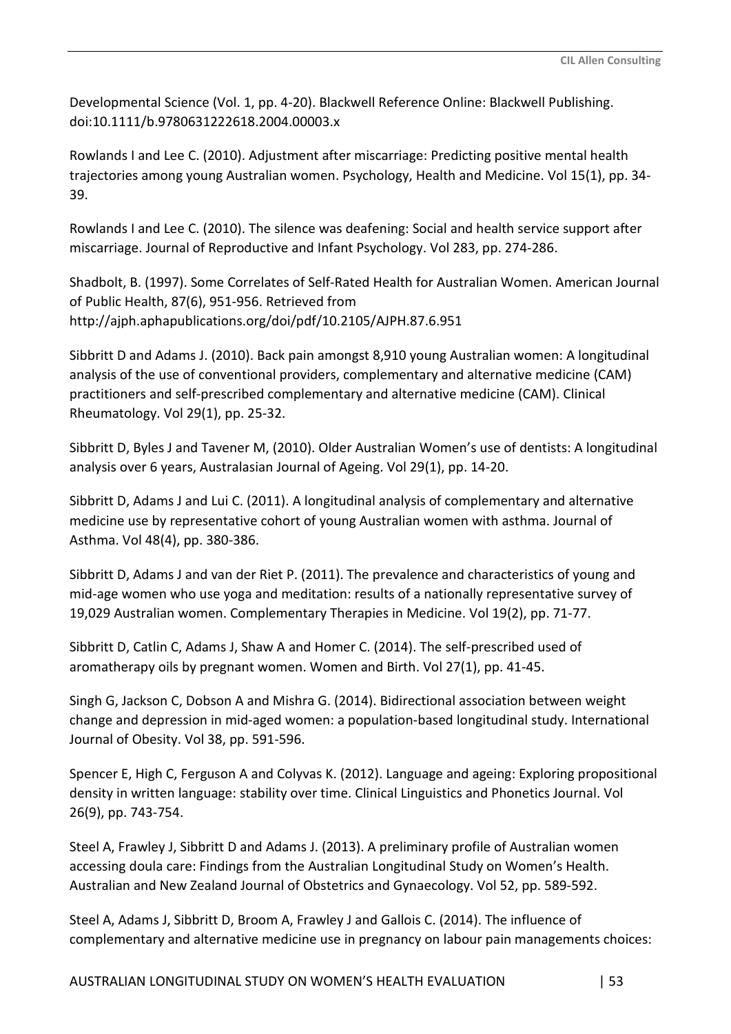Developmental Science (Vol. 1, pp. 4-20). Blackwell Reference Online: Blackwell Publishing. doi:10.1111/b.9780631222618.2004.00003.x

Rowlands I and Lee C. (2010). Adjustment after miscarriage: Predicting positive mental health trajectories among young Australian women. Psychology, Health and Medicine. Vol 15(1), pp. 34-39.

Rowlands I and Lee C. (2010). The silence was deafening: Social and health service support after miscarriage. Journal of Reproductive and Infant Psychology. Vol 283, pp. 274-286.

Shadbolt, B. (1997). Some Correlates of Self-Rated Health for Australian Women. American Journal of Public Health, 87(6), 951-956. Retrieved from http://ajph.aphapublications.org/doi/pdf/10.2105/AJPH.87.6.951

Sibbritt D and Adams J. (2010). Back pain amongst 8,910 young Australian women: A longitudinal analysis of the use of conventional providers, complementary and alternative medicine (CAM) practitioners and self-prescribed complementary and alternative medicine (CAM). Clinical Rheumatology. Vol 29(1), pp. 25-32.

Sibbritt D, Byles J and Tavener M, (2010). Older Australian Women's use of dentists: A longitudinal analysis over 6 years, Australasian Journal of Ageing. Vol 29(1), pp. 14-20.

Sibbritt D, Adams J and Lui C. (2011). A longitudinal analysis of complementary and alternative medicine use by representative cohort of young Australian women with asthma. Journal of Asthma. Vol 48(4), pp. 380-386.

Sibbritt D, Adams J and van der Riet P. (2011). The prevalence and characteristics of young and mid-age women who use yoga and meditation: results of a nationally representative survey of 19,029 Australian women. Complementary Therapies in Medicine. Vol 19(2), pp. 71-77.

Sibbritt D, Catlin C, Adams J, Shaw A and Homer C. (2014). The self-prescribed used of aromatherapy oils by pregnant women. Women and Birth. Vol 27(1), pp. 41-45.

Singh G, Jackson C, Dobson A and Mishra G. (2014). Bidirectional association between weight change and depression in mid-aged women: a population-based longitudinal study. International Journal of Obesity. Vol 38, pp. 591-596.

Spencer E, High C, Ferguson A and Colyvas K. (2012). Language and ageing: Exploring propositional density in written language: stability over time. Clinical Linguistics and Phonetics Journal. Vol 26(9), pp. 743-754.

Steel A, Frawley J, Sibbritt D and Adams J. (2013). A preliminary profile of Australian women accessing doula care: Findings from the Australian Longitudinal Study on Women's Health. Australian and New Zealand Journal of Obstetrics and Gynaecology. Vol 52, pp. 589-592.

Steel A, Adams J, Sibbritt D, Broom A, Frawley J and Gallois C. (2014). The influence of complementary and alternative medicine use in pregnancy on labour pain managements choices: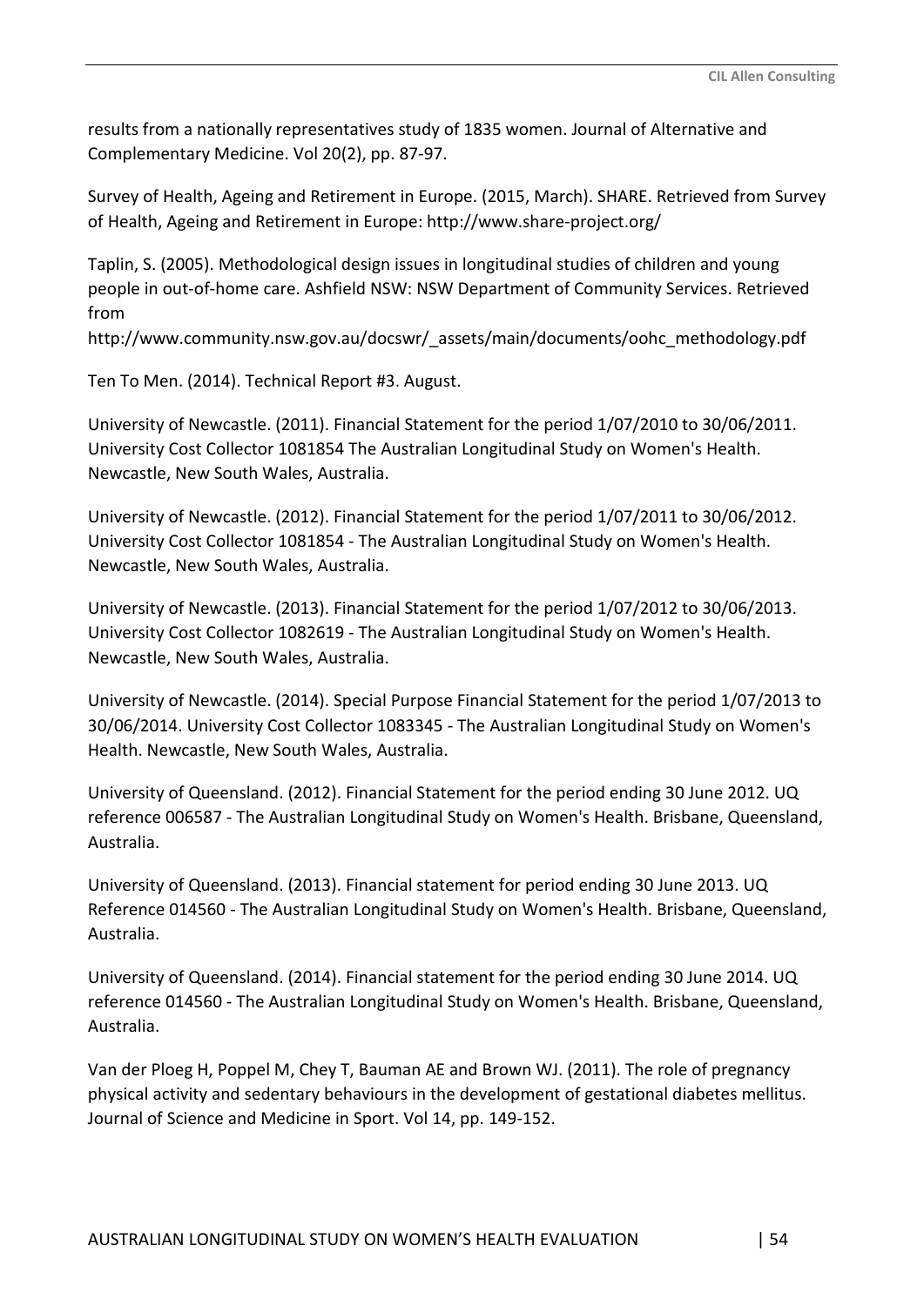results from a nationally representatives study of 1835 women. Journal of Alternative and Complementary Medicine. Vol 20(2), pp. 87-97.

Survey of Health, Ageing and Retirement in Europe. (2015, March). SHARE. Retrieved from Survey of Health, Ageing and Retirement in Europe: http://www.share-project.org/

Taplin, S. (2005). Methodological design issues in longitudinal studies of children and young people in out-of-home care. Ashfield NSW: NSW Department of Community Services. Retrieved from http://www.community.nsw.gov.au/docswr/_assets/main/documents/oohc_methodology.pdf

Ten To Men. (2014). Technical Report #3. August.

University of Newcastle. (2011). Financial Statement for the period 1/07/2010 to 30/06/2011. University Cost Collector 1081854 The Australian Longitudinal Study on Women's Health. Newcastle, New South Wales, Australia.

University of Newcastle. (2012). Financial Statement for the period 1/07/2011 to 30/06/2012. University Cost Collector 1081854 - The Australian Longitudinal Study on Women's Health. Newcastle, New South Wales, Australia.

University of Newcastle. (2013). Financial Statement for the period 1/07/2012 to 30/06/2013. University Cost Collector 1082619 - The Australian Longitudinal Study on Women's Health. Newcastle, New South Wales, Australia.

University of Newcastle. (2014). Special Purpose Financial Statement for the period 1/07/2013 to 30/06/2014. University Cost Collector 1083345 - The Australian Longitudinal Study on Women's Health. Newcastle, New South Wales, Australia.

University of Queensland. (2012). Financial Statement for the period ending 30 June 2012. UQ reference 006587 - The Australian Longitudinal Study on Women's Health. Brisbane, Queensland, Australia.

University of Queensland. (2013). Financial statement for period ending 30 June 2013. UQ Reference 014560 - The Australian Longitudinal Study on Women's Health. Brisbane, Queensland, Australia.

University of Queensland. (2014). Financial statement for the period ending 30 June 2014. UQ reference 014560 - The Australian Longitudinal Study on Women's Health. Brisbane, Queensland, Australia.

Van der Ploeg H, Poppel M, Chey T, Bauman AE and Brown WJ. (2011). The role of pregnancy physical activity and sedentary behaviours in the development of gestational diabetes mellitus. Journal of Science and Medicine in Sport. Vol 14, pp. 149-152.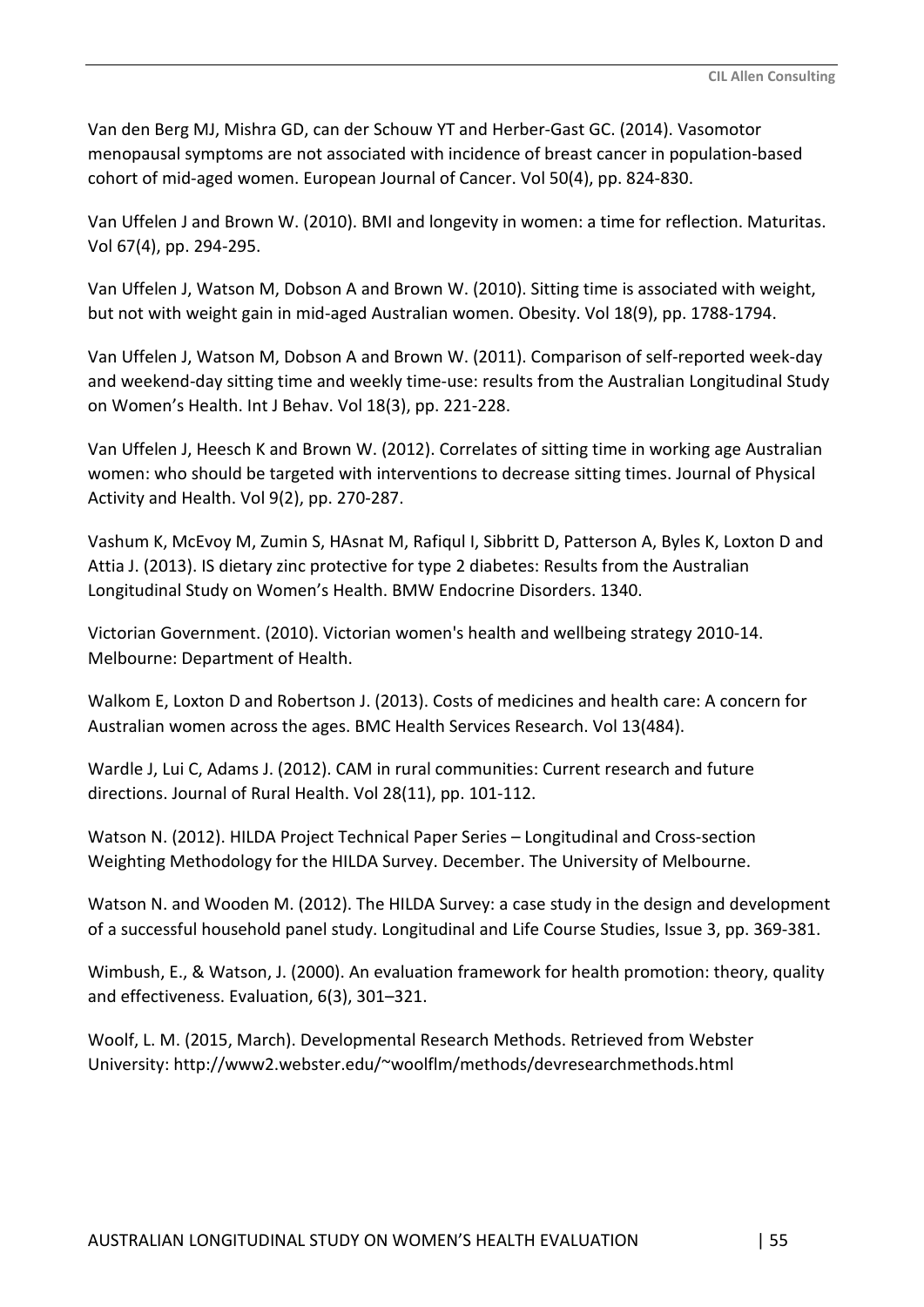Van den Berg MJ, Mishra GD, can der Schouw YT and Herber-Gast GC. (2014). Vasomotor menopausal symptoms are not associated with incidence of breast cancer in population-based cohort of mid-aged women. European Journal of Cancer. Vol 50(4), pp. 824-830.

Van Uffelen J and Brown W. (2010). BMI and longevity in women: a time for reflection. Maturitas. Vol 67(4), pp. 294-295.

Van Uffelen J, Watson M, Dobson A and Brown W. (2010). Sitting time is associated with weight, but not with weight gain in mid-aged Australian women. Obesity. Vol 18(9), pp. 1788-1794.

Van Uffelen J, Watson M, Dobson A and Brown W. (2011). Comparison of self-reported week-day and weekend-day sitting time and weekly time-use: results from the Australian Longitudinal Study on Women's Health. Int J Behav. Vol 18(3), pp. 221-228.

Van Uffelen J, Heesch K and Brown W. (2012). Correlates of sitting time in working age Australian women: who should be targeted with interventions to decrease sitting times. Journal of Physical Activity and Health. Vol 9(2), pp. 270-287.

Vashum K, McEvoy M, Zumin S, HAsnat M, Rafiqul I, Sibbritt D, Patterson A, Byles K, Loxton D and Attia J. (2013). IS dietary zinc protective for type 2 diabetes: Results from the Australian Longitudinal Study on Women's Health. BMW Endocrine Disorders. 1340.

Victorian Government. (2010). Victorian women's health and wellbeing strategy 2010-14. Melbourne: Department of Health.

Walkom E, Loxton D and Robertson J. (2013). Costs of medicines and health care: A concern for Australian women across the ages. BMC Health Services Research. Vol 13(484).

Wardle J, Lui C, Adams J. (2012). CAM in rural communities: Current research and future directions. Journal of Rural Health. Vol 28(11), pp. 101-112.

Watson N. (2012). HILDA Project Technical Paper Series – Longitudinal and Cross-section Weighting Methodology for the HILDA Survey. December. The University of Melbourne.

Watson N. and Wooden M. (2012). The HILDA Survey: a case study in the design and development of a successful household panel study. Longitudinal and Life Course Studies, Issue 3, pp. 369-381.

Wimbush, E., & Watson, J. (2000). An evaluation framework for health promotion: theory, quality and effectiveness. Evaluation, 6(3), 301–321.

Woolf, L. M. (2015, March). Developmental Research Methods. Retrieved from Webster University: http://www2.webster.edu/~woolflm/methods/devresearchmethods.html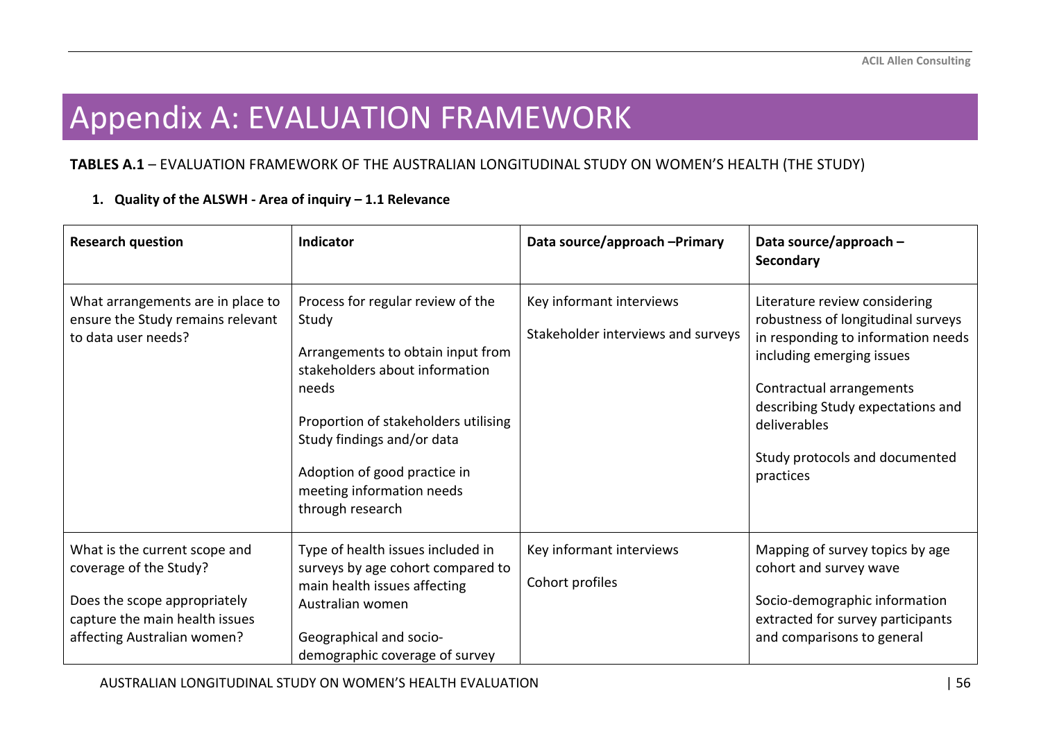# Appendix A: EVALUATION FRAMEWORK

**TABLES A.1** – EVALUATION FRAMEWORK OF THE AUSTRALIAN LONGITUDINAL STUDY ON WOMEN'S HEALTH (THE STUDY)

1. **Quality of the ALSWH - Area of inquiry – 1.1 Relevance**

| Research question | Indicator | Data source/approach –Primary | Data source/approach – Secondary |
|---|---|---|---|
| What arrangements are in place to ensure the Study remains relevant to data user needs? | Process for regular review of the Study<br><br>Arrangements to obtain input from stakeholders about information needs<br><br>Proportion of stakeholders utilising Study findings and/or data<br><br>Adoption of good practice in meeting information needs through research | Key informant interviews<br><br>Stakeholder interviews and surveys | Literature review considering robustness of longitudinal surveys in responding to information needs including emerging issues<br><br>Contractual arrangements describing Study expectations and deliverables<br><br>Study protocols and documented practices |
| What is the current scope and coverage of the Study?<br><br>Does the scope appropriately capture the main health issues affecting Australian women? | Type of health issues included in surveys by age cohort compared to main health issues affecting Australian women<br><br>Geographical and socio-demographic coverage of survey | Key informant interviews<br><br>Cohort profiles | Mapping of survey topics by age cohort and survey wave<br><br>Socio-demographic information extracted for survey participants and comparisons to general |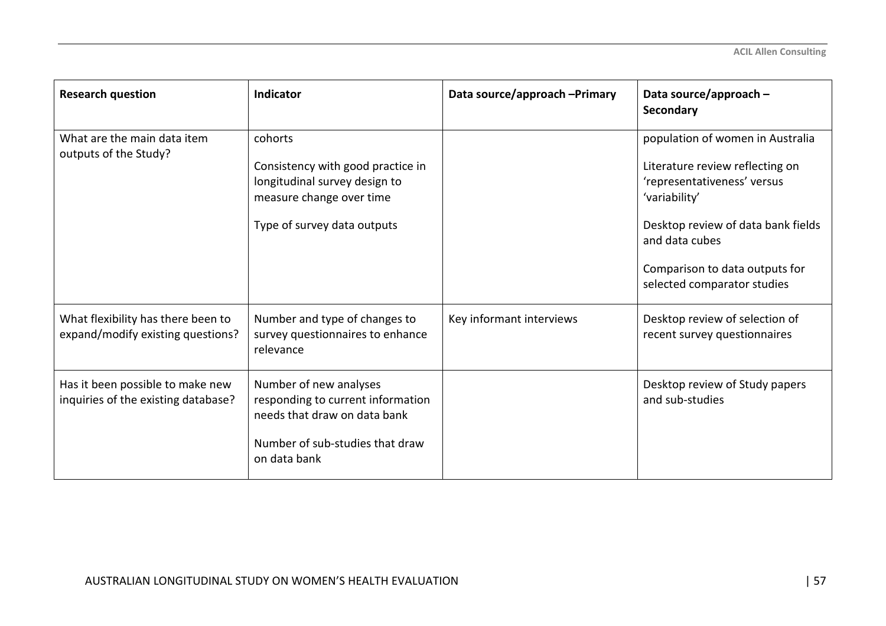| Research question | Indicator | Data source/approach –Primary | Data source/approach – Secondary |
| --- | --- | --- | --- |
| What are the main data item outputs of the Study? | cohorts<br><br>Consistency with good practice in longitudinal survey design to measure change over time<br><br>Type of survey data outputs | | population of women in Australia<br><br>Literature review reflecting on 'representativeness' versus 'variability'<br><br>Desktop review of data bank fields and data cubes<br><br>Comparison to data outputs for selected comparator studies |
| What flexibility has there been to expand/modify existing questions? | Number and type of changes to survey questionnaires to enhance relevance | Key informant interviews | Desktop review of selection of recent survey questionnaires |
| Has it been possible to make new inquiries of the existing database? | Number of new analyses responding to current information needs that draw on data bank<br><br>Number of sub-studies that draw on data bank | | Desktop review of Study papers and sub-studies |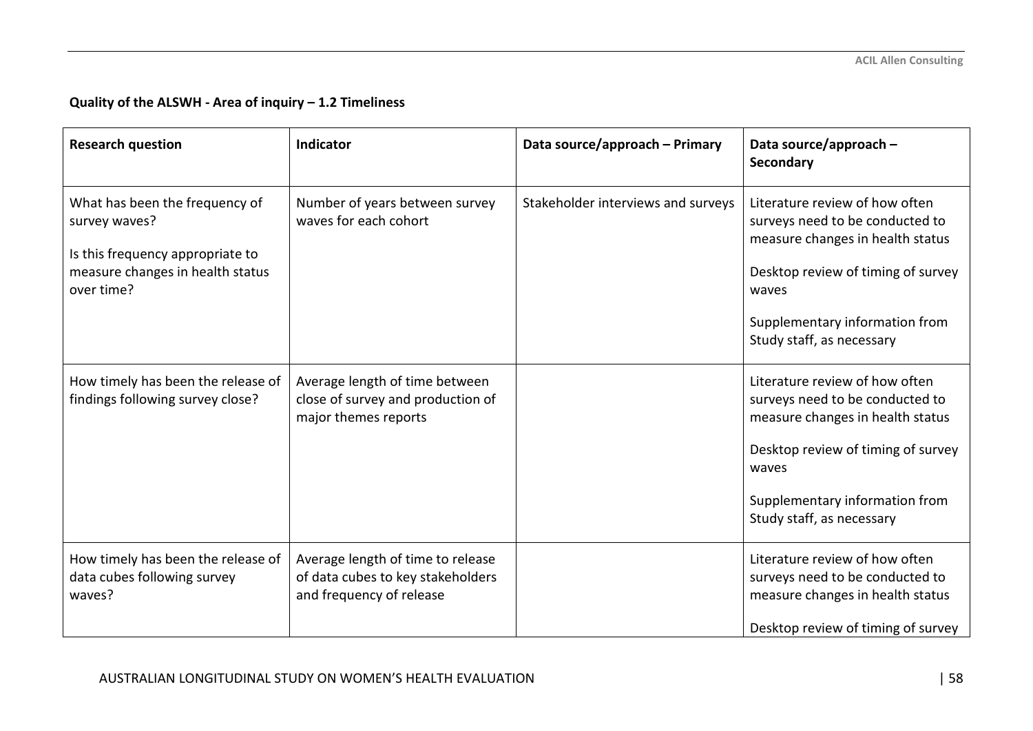**Quality of the ALSWH - Area of inquiry – 1.2 Timeliness**

| Research question | Indicator | Data source/approach – Primary | Data source/approach – Secondary |
|---|---|---|---|
| What has been the frequency of survey waves?<br><br>Is this frequency appropriate to measure changes in health status over time? | Number of years between survey waves for each cohort | Stakeholder interviews and surveys | Literature review of how often surveys need to be conducted to measure changes in health status<br><br>Desktop review of timing of survey waves<br><br>Supplementary information from Study staff, as necessary |
| How timely has been the release of findings following survey close? | Average length of time between close of survey and production of major themes reports | | Literature review of how often surveys need to be conducted to measure changes in health status<br><br>Desktop review of timing of survey waves<br><br>Supplementary information from Study staff, as necessary |
| How timely has been the release of data cubes following survey waves? | Average length of time to release of data cubes to key stakeholders and frequency of release | | Literature review of how often surveys need to be conducted to measure changes in health status<br><br>Desktop review of timing of survey |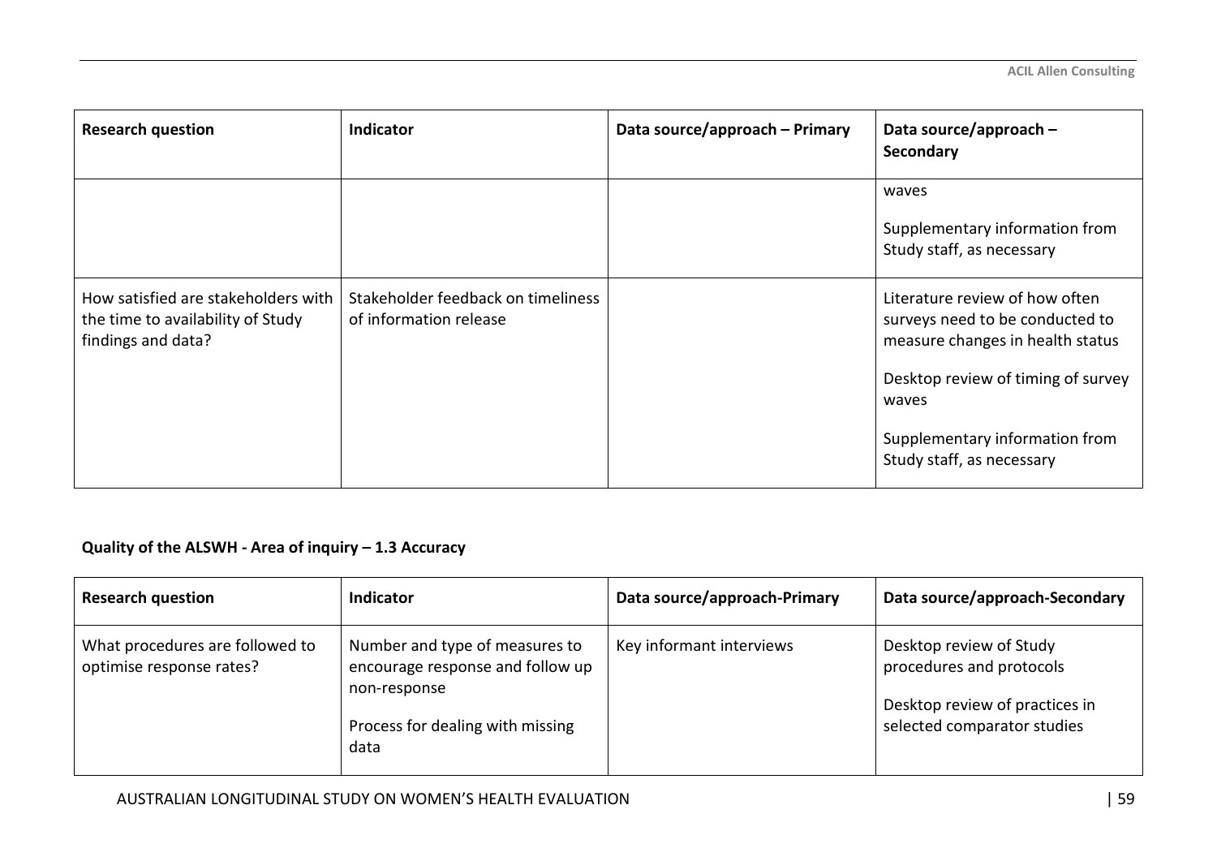| Research question | Indicator | Data source/approach – Primary | Data source/approach – Secondary |
|---|---|---|---|
| | | | waves<br><br>Supplementary information from Study staff, as necessary |
| How satisfied are stakeholders with the time to availability of Study findings and data? | Stakeholder feedback on timeliness of information release | | Literature review of how often surveys need to be conducted to measure changes in health status<br><br>Desktop review of timing of survey waves<br><br>Supplementary information from Study staff, as necessary |

**Quality of the ALSWH - Area of inquiry – 1.3 Accuracy**

| Research question | Indicator | Data source/approach-Primary | Data source/approach-Secondary |
|---|---|---|---|
| What procedures are followed to optimise response rates? | Number and type of measures to encourage response and follow up non-response<br><br>Process for dealing with missing data | Key informant interviews | Desktop review of Study procedures and protocols<br><br>Desktop review of practices in selected comparator studies |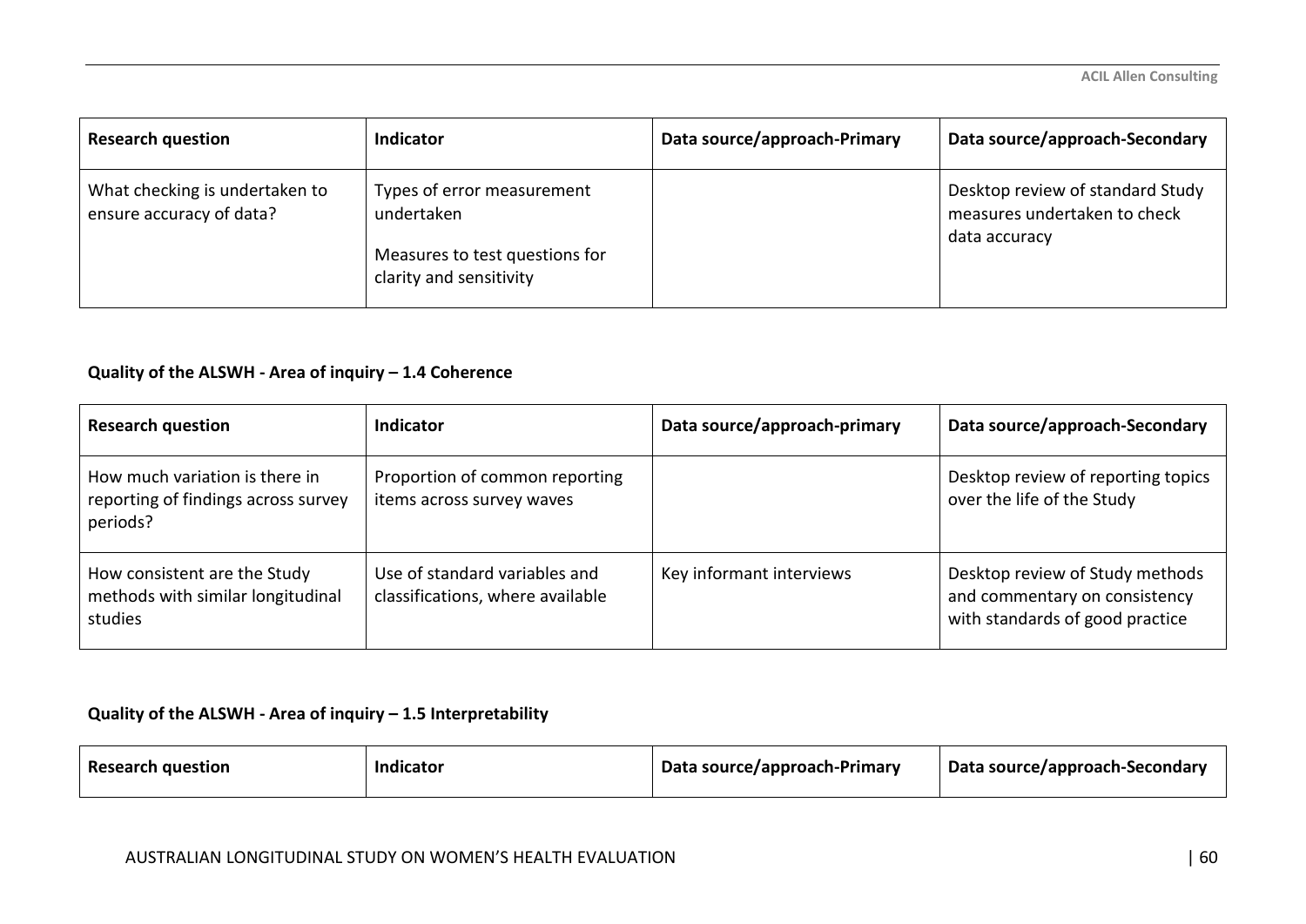| Research question | Indicator | Data source/approach-Primary | Data source/approach-Secondary |
|---|---|---|---|
| What checking is undertaken to ensure accuracy of data? | Types of error measurement undertaken<br><br>Measures to test questions for clarity and sensitivity | | Desktop review of standard Study measures undertaken to check data accuracy |

**Quality of the ALSWH - Area of inquiry – 1.4 Coherence**

| Research question | Indicator | Data source/approach-primary | Data source/approach-Secondary |
|---|---|---|---|
| How much variation is there in reporting of findings across survey periods? | Proportion of common reporting items across survey waves | | Desktop review of reporting topics over the life of the Study |
| How consistent are the Study methods with similar longitudinal studies | Use of standard variables and classifications, where available | Key informant interviews | Desktop review of Study methods and commentary on consistency with standards of good practice |

**Quality of the ALSWH - Area of inquiry – 1.5 Interpretability**

| Research question | Indicator | Data source/approach-Primary | Data source/approach-Secondary |
|---|---|---|---|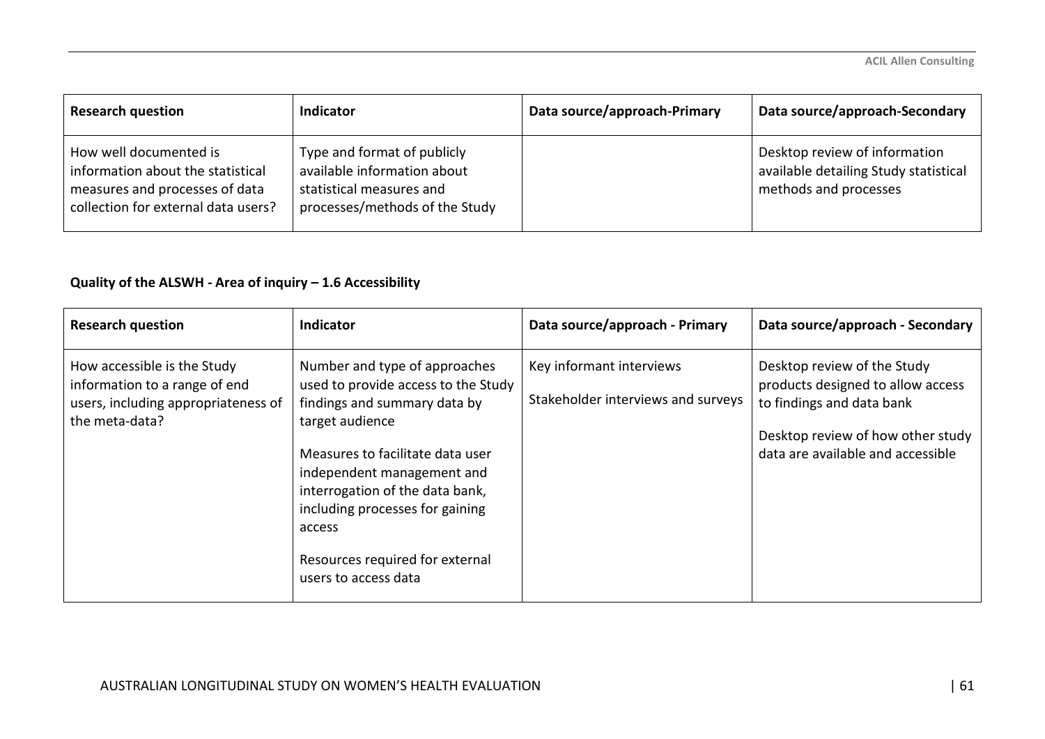| Research question | Indicator | Data source/approach-Primary | Data source/approach-Secondary |
|---|---|---|---|
| How well documented is information about the statistical measures and processes of data collection for external data users? | Type and format of publicly available information about statistical measures and processes/methods of the Study | | Desktop review of information available detailing Study statistical methods and processes |

**Quality of the ALSWH - Area of inquiry – 1.6 Accessibility**

| Research question | Indicator | Data source/approach - Primary | Data source/approach - Secondary |
|---|---|---|---|
| How accessible is the Study information to a range of end users, including appropriateness of the meta-data? | Number and type of approaches used to provide access to the Study findings and summary data by target audience<br><br>Measures to facilitate data user independent management and interrogation of the data bank, including processes for gaining access<br><br>Resources required for external users to access data | Key informant interviews<br><br>Stakeholder interviews and surveys | Desktop review of the Study products designed to allow access to findings and data bank<br><br>Desktop review of how other study data are available and accessible |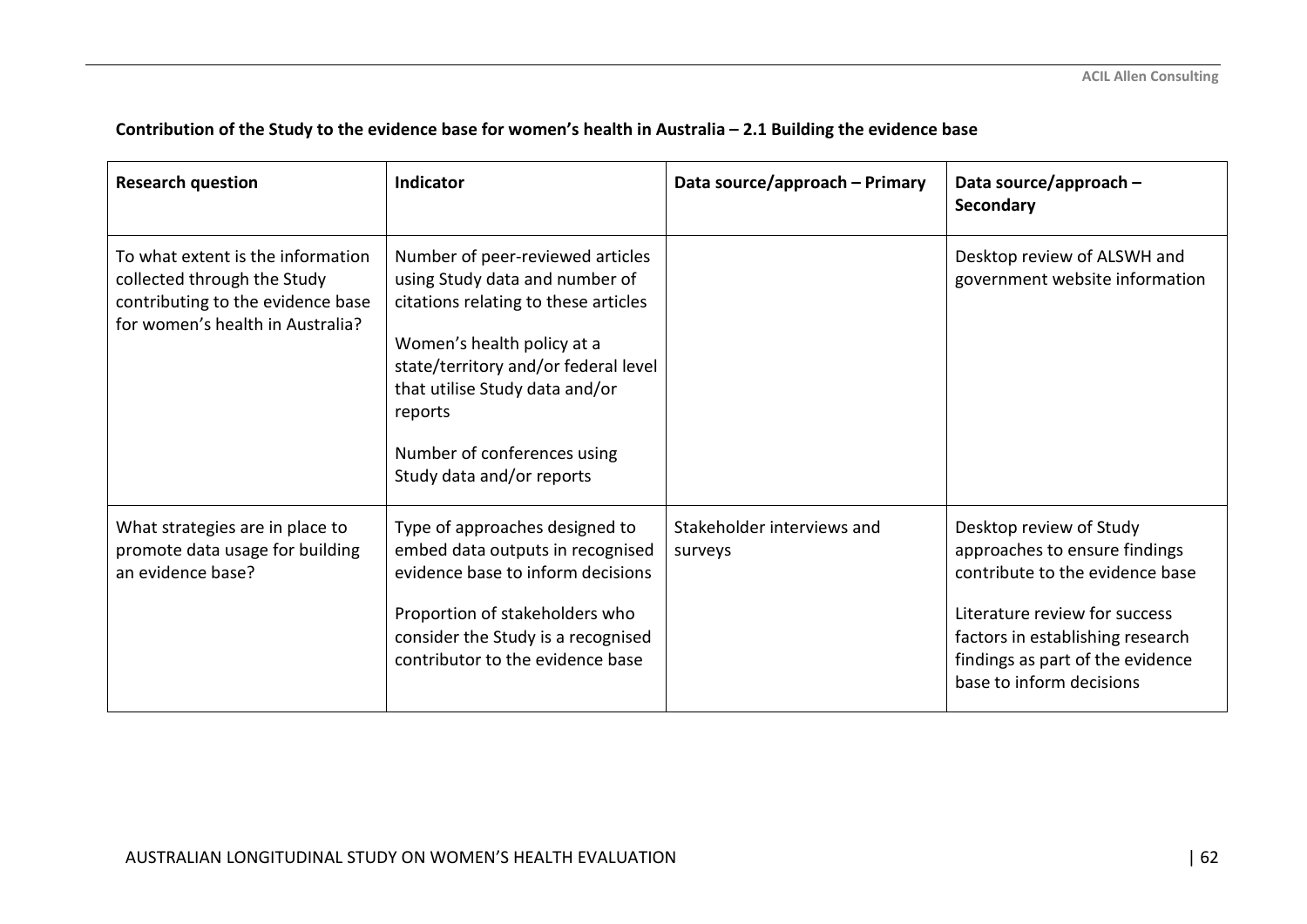**Contribution of the Study to the evidence base for women's health in Australia – 2.1 Building the evidence base**

| Research question | Indicator | Data source/approach – Primary | Data source/approach – Secondary |
|---|---|---|---|
| To what extent is the information collected through the Study contributing to the evidence base for women's health in Australia? | Number of peer-reviewed articles using Study data and number of citations relating to these articles<br><br>Women's health policy at a state/territory and/or federal level that utilise Study data and/or reports<br><br>Number of conferences using Study data and/or reports | | Desktop review of ALSWH and government website information |
| What strategies are in place to promote data usage for building an evidence base? | Type of approaches designed to embed data outputs in recognised evidence base to inform decisions<br><br>Proportion of stakeholders who consider the Study is a recognised contributor to the evidence base | Stakeholder interviews and surveys | Desktop review of Study approaches to ensure findings contribute to the evidence base<br><br>Literature review for success factors in establishing research findings as part of the evidence base to inform decisions |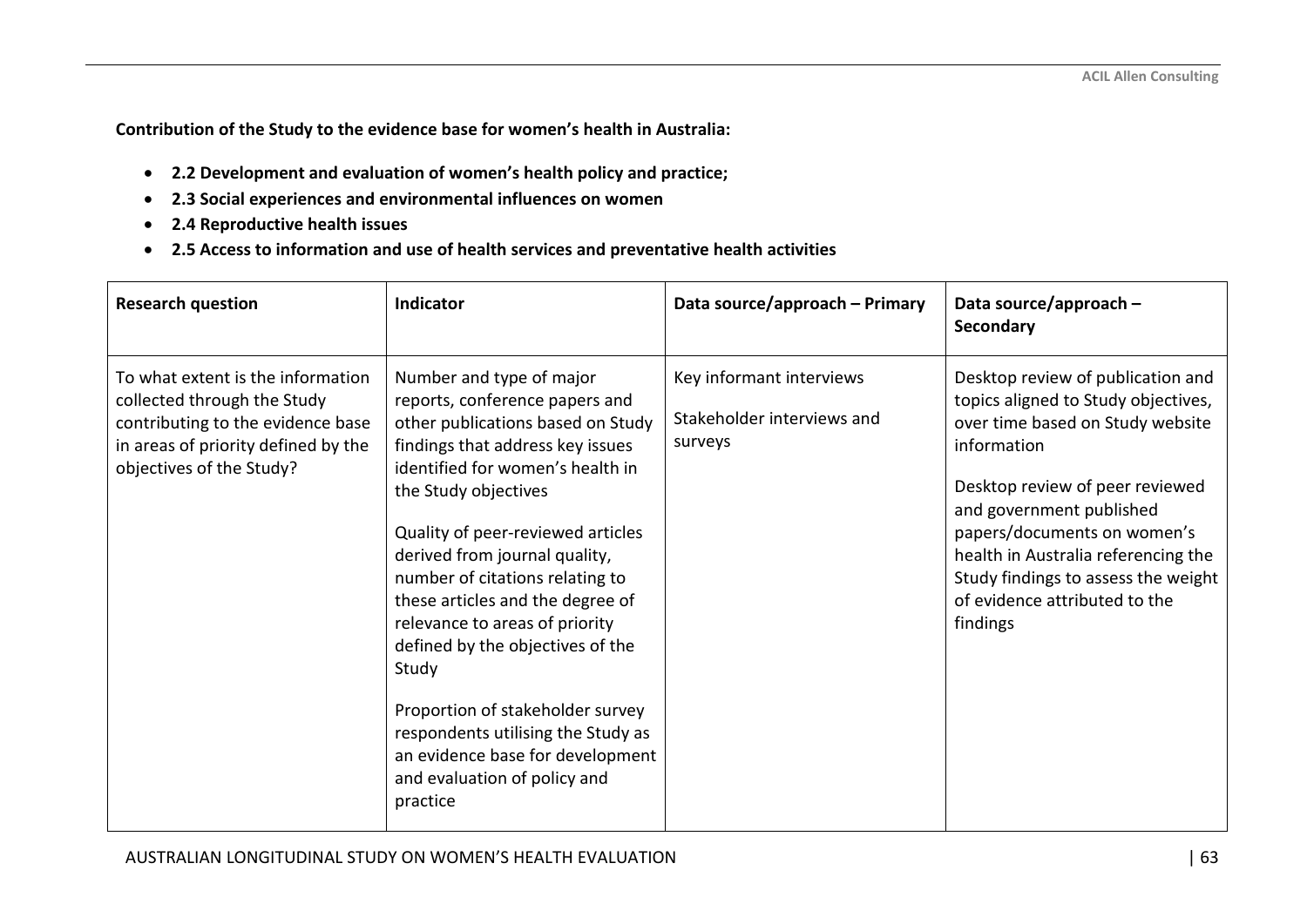**Contribution of the Study to the evidence base for women's health in Australia:**

- **2.2 Development and evaluation of women's health policy and practice;**
- **2.3 Social experiences and environmental influences on women**
- **2.4 Reproductive health issues**
- **2.5 Access to information and use of health services and preventative health activities**

| Research question | Indicator | Data source/approach – Primary | Data source/approach – Secondary |
|---|---|---|---|
| To what extent is the information collected through the Study contributing to the evidence base in areas of priority defined by the objectives of the Study? | Number and type of major reports, conference papers and other publications based on Study findings that address key issues identified for women's health in the Study objectives<br><br>Quality of peer-reviewed articles derived from journal quality, number of citations relating to these articles and the degree of relevance to areas of priority defined by the objectives of the Study<br><br>Proportion of stakeholder survey respondents utilising the Study as an evidence base for development and evaluation of policy and practice | Key informant interviews<br><br>Stakeholder interviews and surveys | Desktop review of publication and topics aligned to Study objectives, over time based on Study website information<br><br>Desktop review of peer reviewed and government published papers/documents on women's health in Australia referencing the Study findings to assess the weight of evidence attributed to the findings |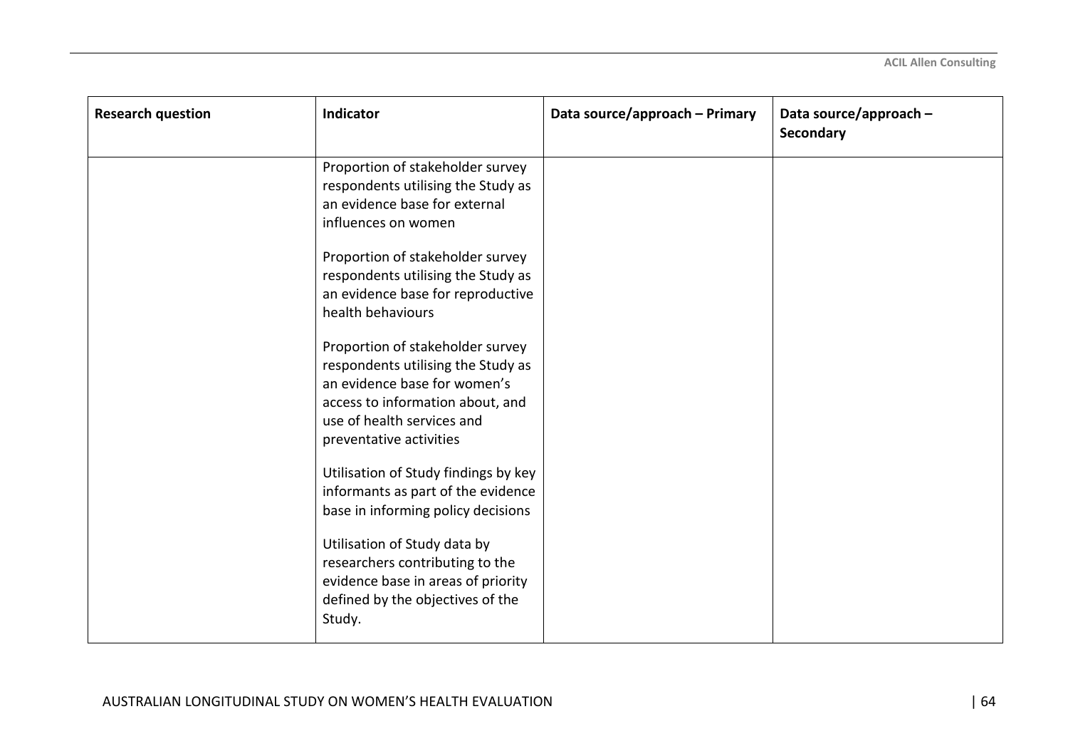| Research question | Indicator | Data source/approach – Primary | Data source/approach – Secondary |
|---|---|---|---|
| | Proportion of stakeholder survey respondents utilising the Study as an evidence base for external influences on women<br><br>Proportion of stakeholder survey respondents utilising the Study as an evidence base for reproductive health behaviours<br><br>Proportion of stakeholder survey respondents utilising the Study as an evidence base for women's access to information about, and use of health services and preventative activities<br><br>Utilisation of Study findings by key informants as part of the evidence base in informing policy decisions<br><br>Utilisation of Study data by researchers contributing to the evidence base in areas of priority defined by the objectives of the Study. | | |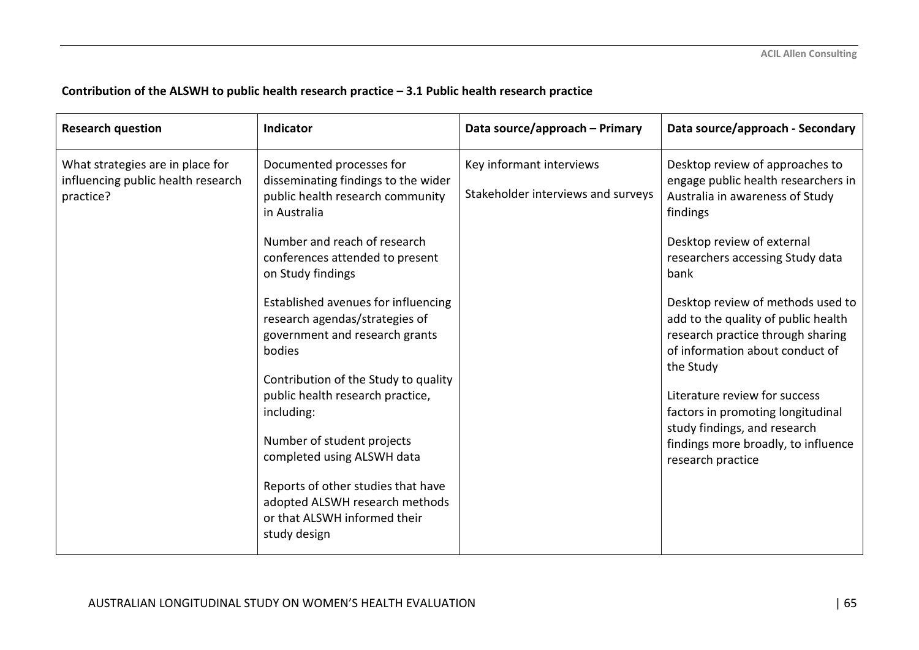**Contribution of the ALSWH to public health research practice – 3.1 Public health research practice**

| Research question | Indicator | Data source/approach – Primary | Data source/approach - Secondary |
|---|---|---|---|
| What strategies are in place for influencing public health research practice? | Documented processes for disseminating findings to the wider public health research community in Australia<br><br>Number and reach of research conferences attended to present on Study findings<br><br>Established avenues for influencing research agendas/strategies of government and research grants bodies<br><br>Contribution of the Study to quality public health research practice, including:<br><br>Number of student projects completed using ALSWH data<br><br>Reports of other studies that have adopted ALSWH research methods or that ALSWH informed their study design | Key informant interviews<br><br>Stakeholder interviews and surveys | Desktop review of approaches to engage public health researchers in Australia in awareness of Study findings<br><br>Desktop review of external researchers accessing Study data bank<br><br>Desktop review of methods used to add to the quality of public health research practice through sharing of information about conduct of the Study<br><br>Literature review for success factors in promoting longitudinal study findings, and research findings more broadly, to influence research practice |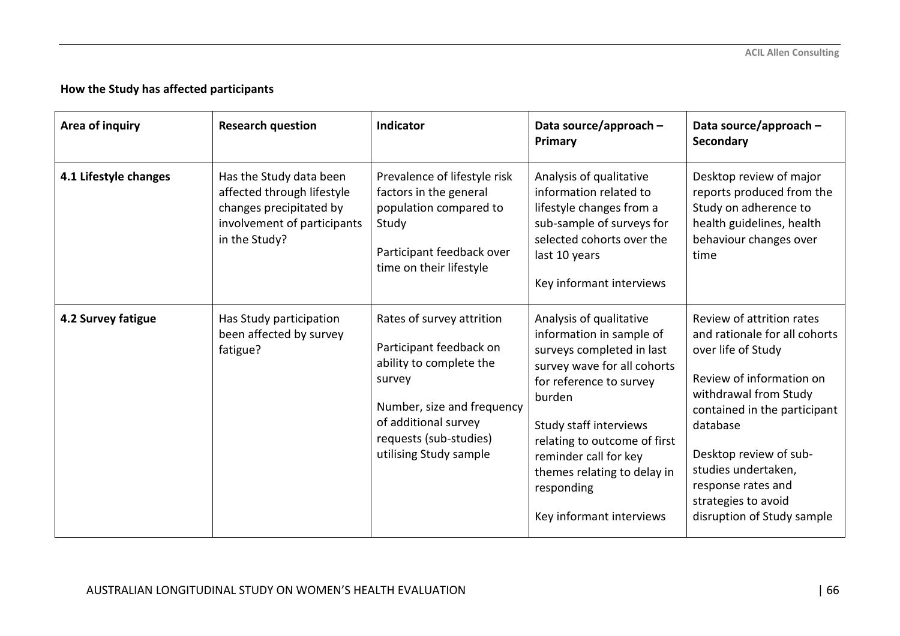**How the Study has affected participants**

| Area of inquiry | Research question | Indicator | Data source/approach – Primary | Data source/approach – Secondary |
|---|---|---|---|---|
| **4.1 Lifestyle changes** | Has the Study data been affected through lifestyle changes precipitated by involvement of participants in the Study? | Prevalence of lifestyle risk factors in the general population compared to Study<br><br>Participant feedback over time on their lifestyle | Analysis of qualitative information related to lifestyle changes from a sub-sample of surveys for selected cohorts over the last 10 years<br><br>Key informant interviews | Desktop review of major reports produced from the Study on adherence to health guidelines, health behaviour changes over time |
| **4.2 Survey fatigue** | Has Study participation been affected by survey fatigue? | Rates of survey attrition<br><br>Participant feedback on ability to complete the survey<br><br>Number, size and frequency of additional survey requests (sub-studies) utilising Study sample | Analysis of qualitative information in sample of surveys completed in last survey wave for all cohorts for reference to survey burden<br><br>Study staff interviews relating to outcome of first reminder call for key themes relating to delay in responding<br><br>Key informant interviews | Review of attrition rates and rationale for all cohorts over life of Study<br><br>Review of information on withdrawal from Study contained in the participant database<br><br>Desktop review of sub-studies undertaken, response rates and strategies to avoid disruption of Study sample |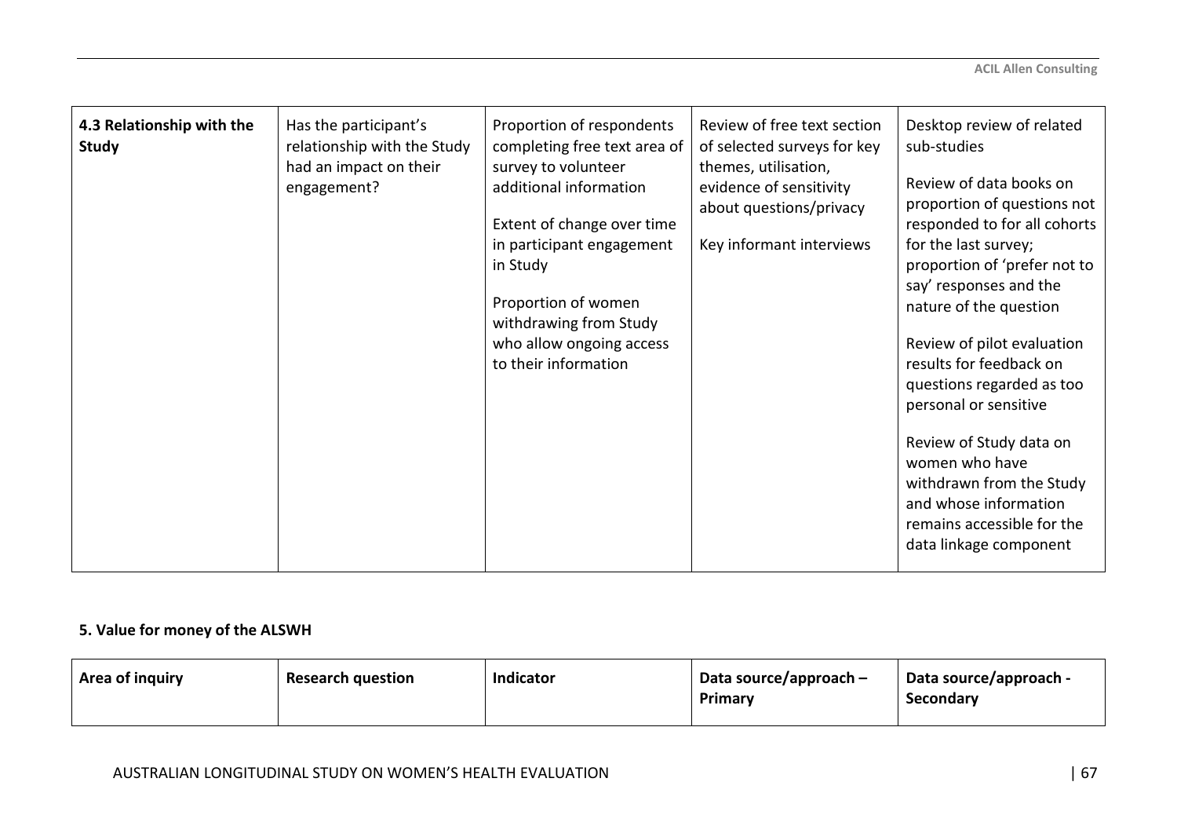| 4.3 Relationship with the Study | Has the participant's relationship with the Study had an impact on their engagement? | Proportion of respondents completing free text area of survey to volunteer additional information<br><br>Extent of change over time in participant engagement in Study<br><br>Proportion of women withdrawing from Study who allow ongoing access to their information | Review of free text section of selected surveys for key themes, utilisation, evidence of sensitivity about questions/privacy<br><br>Key informant interviews | Desktop review of related sub-studies<br><br>Review of data books on proportion of questions not responded to for all cohorts for the last survey; proportion of 'prefer not to say' responses and the nature of the question<br><br>Review of pilot evaluation results for feedback on questions regarded as too personal or sensitive<br><br>Review of Study data on women who have withdrawn from the Study and whose information remains accessible for the data linkage component |
|---|---|---|---|---|

**5. Value for money of the ALSWH**

| Area of inquiry | Research question | Indicator | Data source/approach – Primary | Data source/approach - Secondary |
|---|---|---|---|---|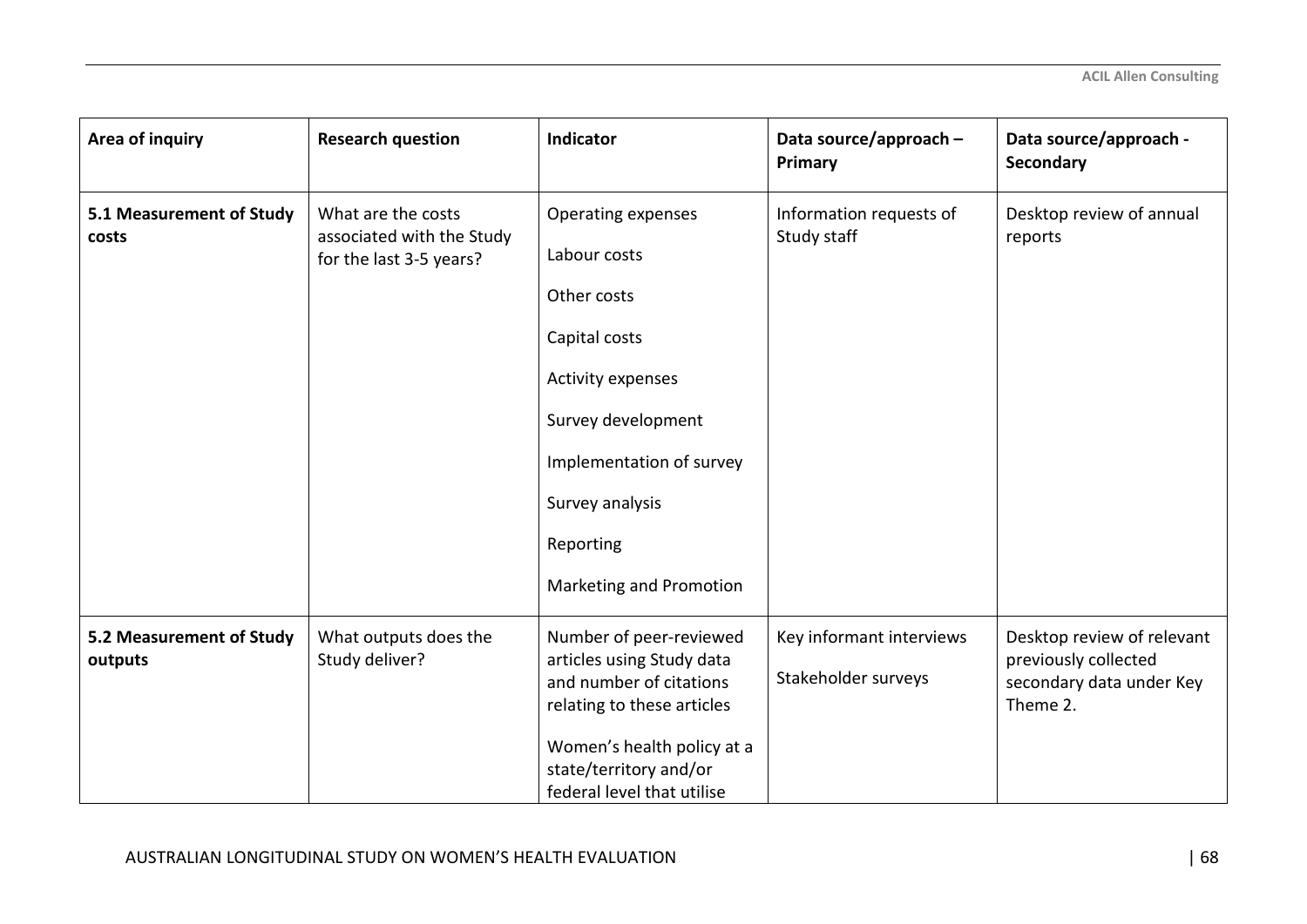| Area of inquiry | Research question | Indicator | Data source/approach – Primary | Data source/approach - Secondary |
|---|---|---|---|---|
| **5.1 Measurement of Study costs** | What are the costs associated with the Study for the last 3-5 years? | Operating expenses<br><br>Labour costs<br><br>Other costs<br><br>Capital costs<br><br>Activity expenses<br><br>Survey development<br><br>Implementation of survey<br><br>Survey analysis<br><br>Reporting<br><br>Marketing and Promotion | Information requests of Study staff | Desktop review of annual reports |
| **5.2 Measurement of Study outputs** | What outputs does the Study deliver? | Number of peer-reviewed articles using Study data and number of citations relating to these articles<br><br>Women's health policy at a state/territory and/or federal level that utilise | Key informant interviews<br><br>Stakeholder surveys | Desktop review of relevant previously collected secondary data under Key Theme 2. |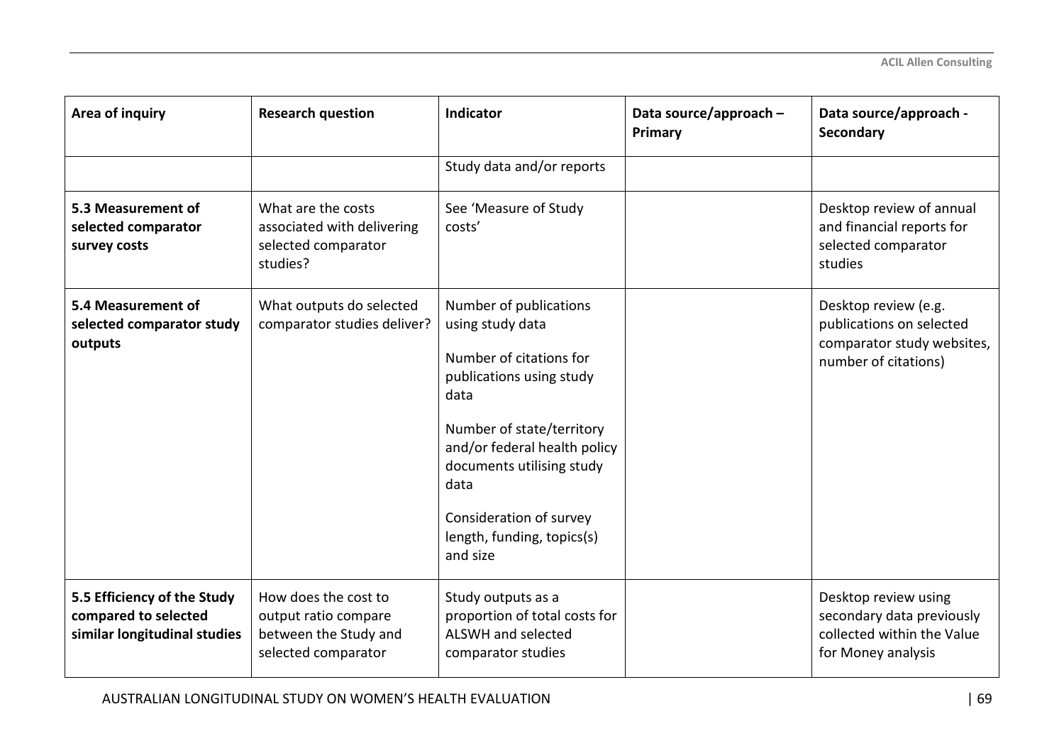| Area of inquiry | Research question | Indicator | Data source/approach – Primary | Data source/approach - Secondary |
|---|---|---|---|---|
| | | Study data and/or reports | | |
| **5.3 Measurement of selected comparator survey costs** | What are the costs associated with delivering selected comparator studies? | See 'Measure of Study costs' | | Desktop review of annual and financial reports for selected comparator studies |
| **5.4 Measurement of selected comparator study outputs** | What outputs do selected comparator studies deliver? | Number of publications using study data<br><br>Number of citations for publications using study data<br><br>Number of state/territory and/or federal health policy documents utilising study data<br><br>Consideration of survey length, funding, topics(s) and size | | Desktop review (e.g. publications on selected comparator study websites, number of citations) |
| **5.5 Efficiency of the Study compared to selected similar longitudinal studies** | How does the cost to output ratio compare between the Study and selected comparator | Study outputs as a proportion of total costs for ALSWH and selected comparator studies | | Desktop review using secondary data previously collected within the Value for Money analysis |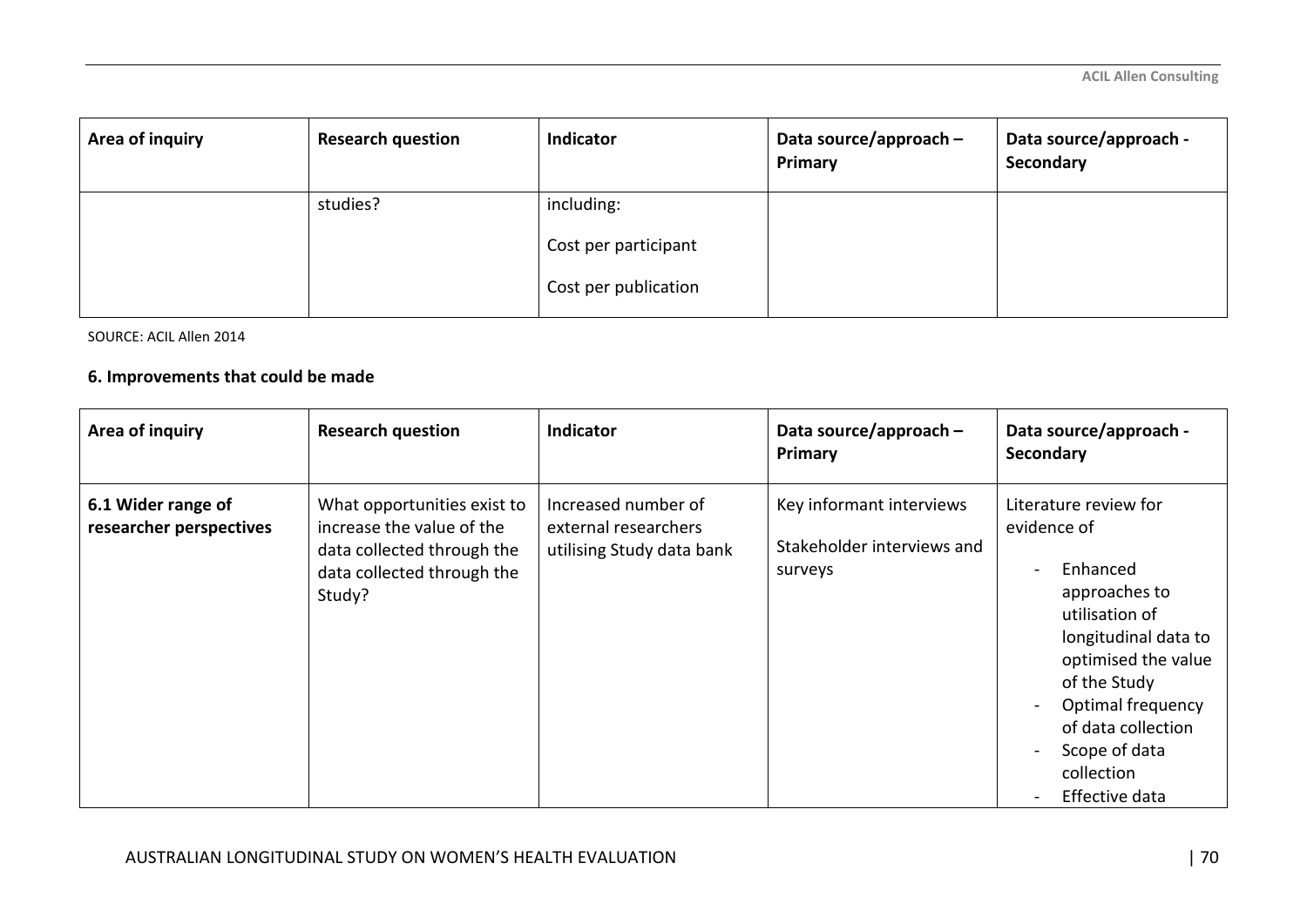| Area of inquiry | Research question | Indicator | Data source/approach – Primary | Data source/approach - Secondary |
|---|---|---|---|---|
| | studies? | including:<br><br>Cost per participant<br><br>Cost per publication | | |

SOURCE: ACIL Allen 2014

**6. Improvements that could be made**

| Area of inquiry | Research question | Indicator | Data source/approach – Primary | Data source/approach - Secondary |
|---|---|---|---|---|
| **6.1 Wider range of researcher perspectives** | What opportunities exist to increase the value of the data collected through the data collected through the Study? | Increased number of external researchers utilising Study data bank | Key informant interviews<br><br>Stakeholder interviews and surveys | Literature review for evidence of<br>- Enhanced approaches to utilisation of longitudinal data to optimised the value of the Study<br>- Optimal frequency of data collection<br>- Scope of data collection<br>- Effective data |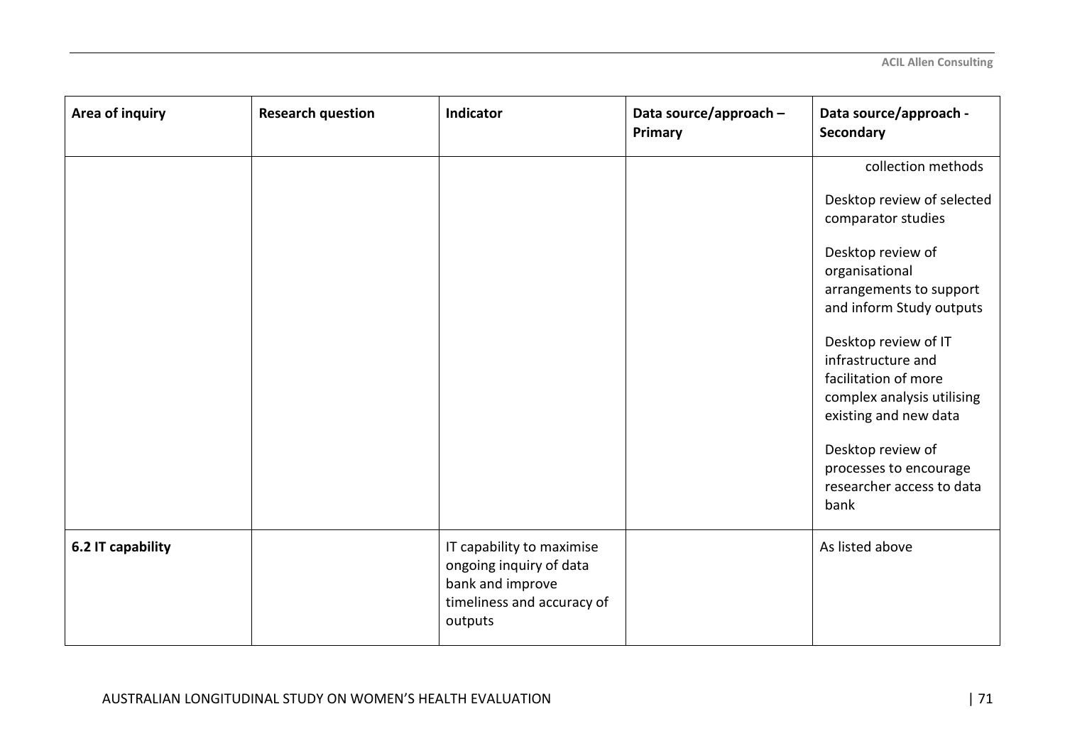| Area of inquiry | Research question | Indicator | Data source/approach – Primary | Data source/approach - Secondary |
|---|---|---|---|---|
| | | | | collection methods<br><br>Desktop review of selected comparator studies<br><br>Desktop review of organisational arrangements to support and inform Study outputs<br><br>Desktop review of IT infrastructure and facilitation of more complex analysis utilising existing and new data<br><br>Desktop review of processes to encourage researcher access to data bank |
| **6.2 IT capability** | | IT capability to maximise ongoing inquiry of data bank and improve timeliness and accuracy of outputs | | As listed above |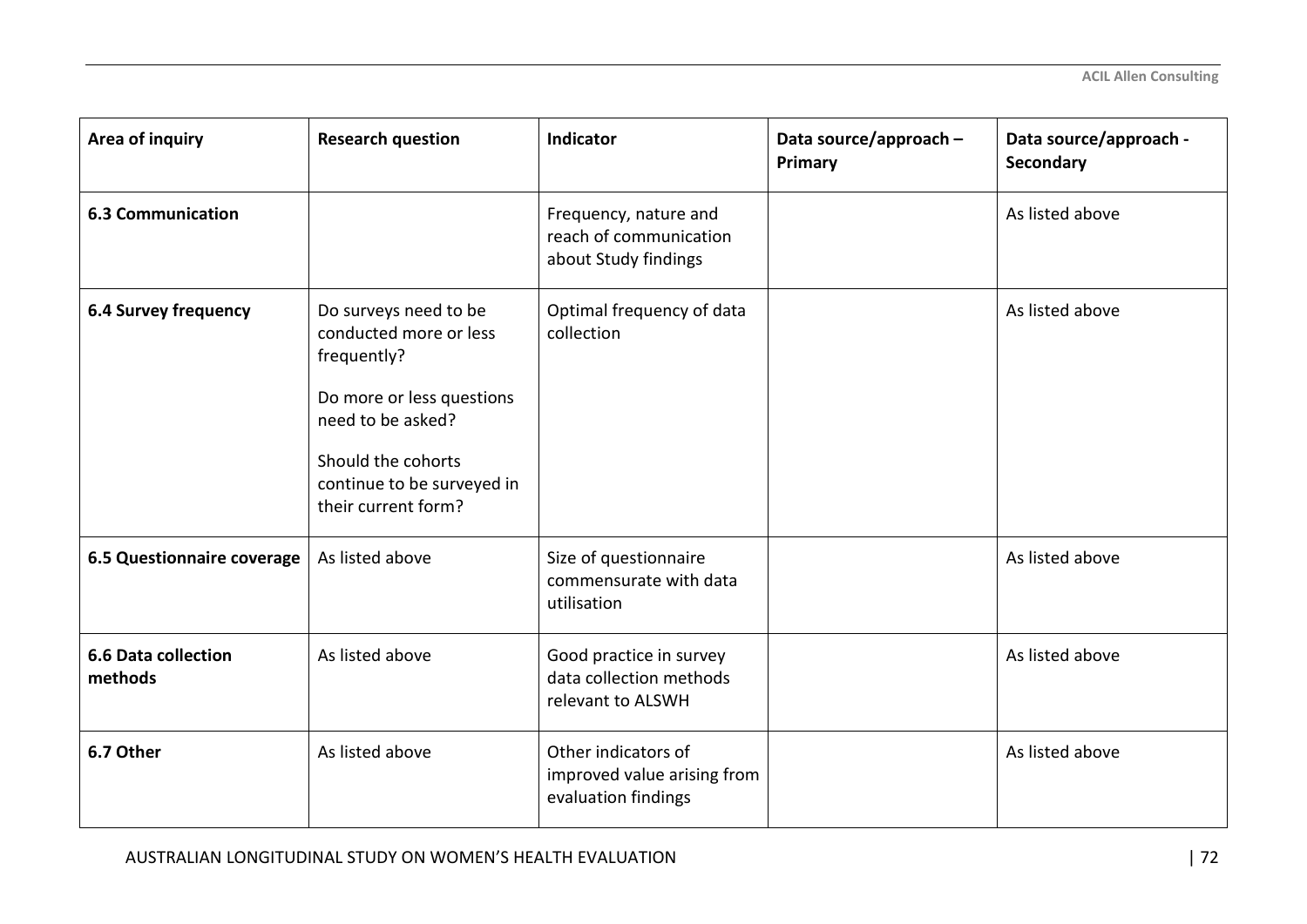| Area of inquiry | Research question | Indicator | Data source/approach – Primary | Data source/approach - Secondary |
|---|---|---|---|---|
| **6.3 Communication** | | Frequency, nature and reach of communication about Study findings | | As listed above |
| **6.4 Survey frequency** | Do surveys need to be conducted more or less frequently?<br><br>Do more or less questions need to be asked?<br><br>Should the cohorts continue to be surveyed in their current form? | Optimal frequency of data collection | | As listed above |
| **6.5 Questionnaire coverage** | As listed above | Size of questionnaire commensurate with data utilisation | | As listed above |
| **6.6 Data collection methods** | As listed above | Good practice in survey data collection methods relevant to ALSWH | | As listed above |
| **6.7 Other** | As listed above | Other indicators of improved value arising from evaluation findings | | As listed above |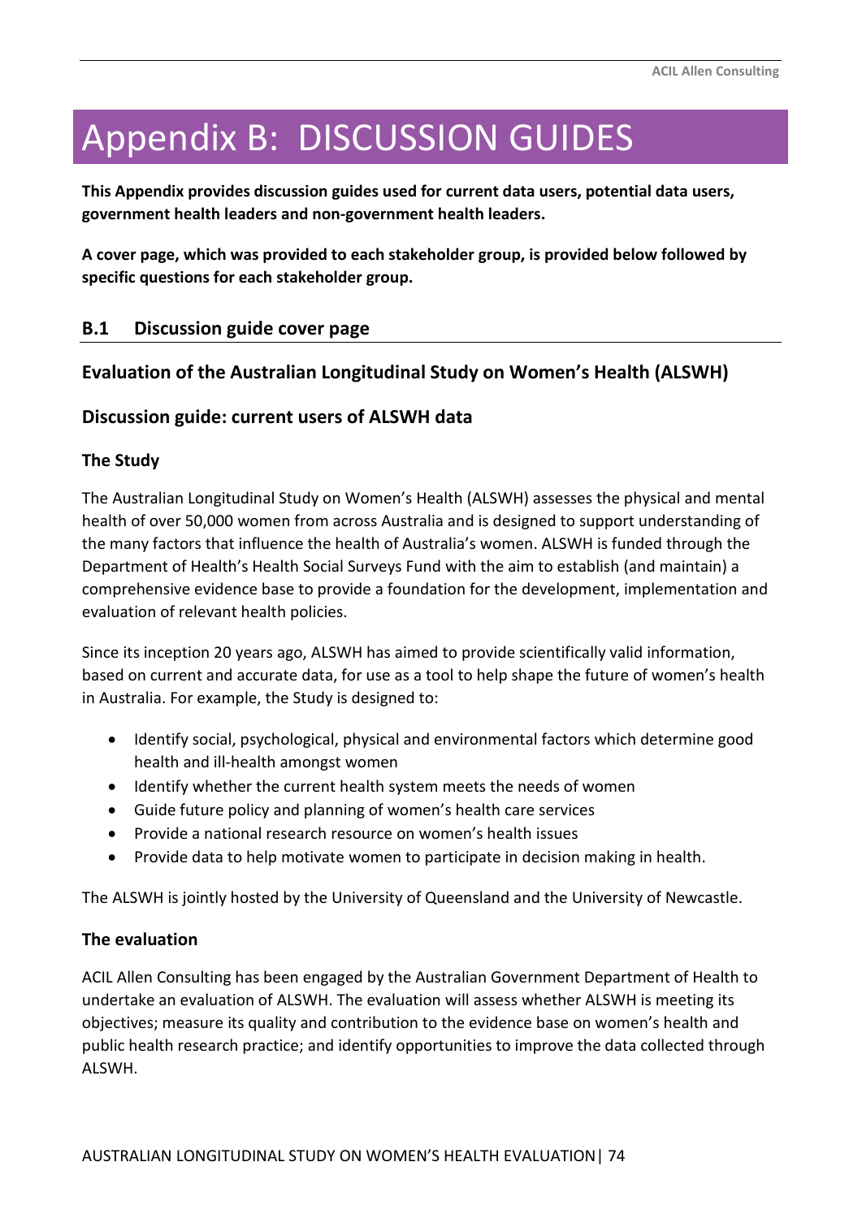# Appendix B: DISCUSSION GUIDES

**This Appendix provides discussion guides used for current data users, potential data users, government health leaders and non-government health leaders.**

**A cover page, which was provided to each stakeholder group, is provided below followed by specific questions for each stakeholder group.**

## B.1 Discussion guide cover page

### Evaluation of the Australian Longitudinal Study on Women's Health (ALSWH)

### Discussion guide: current users of ALSWH data

#### The Study

The Australian Longitudinal Study on Women's Health (ALSWH) assesses the physical and mental health of over 50,000 women from across Australia and is designed to support understanding of the many factors that influence the health of Australia's women. ALSWH is funded through the Department of Health's Health Social Surveys Fund with the aim to establish (and maintain) a comprehensive evidence base to provide a foundation for the development, implementation and evaluation of relevant health policies.

Since its inception 20 years ago, ALSWH has aimed to provide scientifically valid information, based on current and accurate data, for use as a tool to help shape the future of women's health in Australia. For example, the Study is designed to:

- Identify social, psychological, physical and environmental factors which determine good health and ill-health amongst women
- Identify whether the current health system meets the needs of women
- Guide future policy and planning of women's health care services
- Provide a national research resource on women's health issues
- Provide data to help motivate women to participate in decision making in health.

The ALSWH is jointly hosted by the University of Queensland and the University of Newcastle.

#### The evaluation

ACIL Allen Consulting has been engaged by the Australian Government Department of Health to undertake an evaluation of ALSWH. The evaluation will assess whether ALSWH is meeting its objectives; measure its quality and contribution to the evidence base on women's health and public health research practice; and identify opportunities to improve the data collected through ALSWH.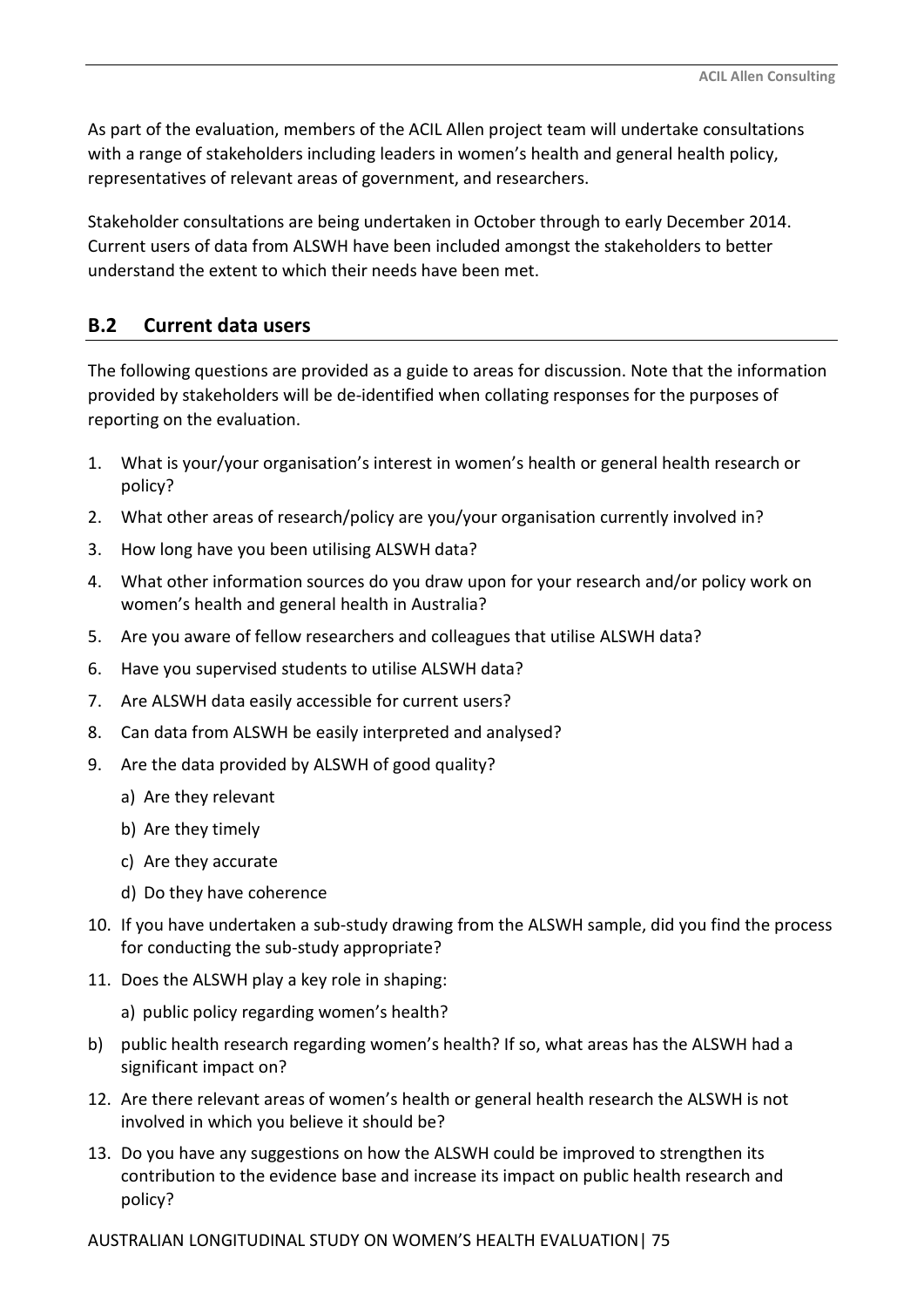As part of the evaluation, members of the ACIL Allen project team will undertake consultations with a range of stakeholders including leaders in women's health and general health policy, representatives of relevant areas of government, and researchers.

Stakeholder consultations are being undertaken in October through to early December 2014. Current users of data from ALSWH have been included amongst the stakeholders to better understand the extent to which their needs have been met.

## B.2 Current data users

The following questions are provided as a guide to areas for discussion. Note that the information provided by stakeholders will be de-identified when collating responses for the purposes of reporting on the evaluation.

1. What is your/your organisation's interest in women's health or general health research or policy?
2. What other areas of research/policy are you/your organisation currently involved in?
3. How long have you been utilising ALSWH data?
4. What other information sources do you draw upon for your research and/or policy work on women's health and general health in Australia?
5. Are you aware of fellow researchers and colleagues that utilise ALSWH data?
6. Have you supervised students to utilise ALSWH data?
7. Are ALSWH data easily accessible for current users?
8. Can data from ALSWH be easily interpreted and analysed?
9. Are the data provided by ALSWH of good quality?
   a) Are they relevant
   b) Are they timely
   c) Are they accurate
   d) Do they have coherence
10. If you have undertaken a sub-study drawing from the ALSWH sample, did you find the process for conducting the sub-study appropriate?
11. Does the ALSWH play a key role in shaping:
    a) public policy regarding women's health?

b) public health research regarding women's health? If so, what areas has the ALSWH had a significant impact on?

12. Are there relevant areas of women's health or general health research the ALSWH is not involved in which you believe it should be?
13. Do you have any suggestions on how the ALSWH could be improved to strengthen its contribution to the evidence base and increase its impact on public health research and policy?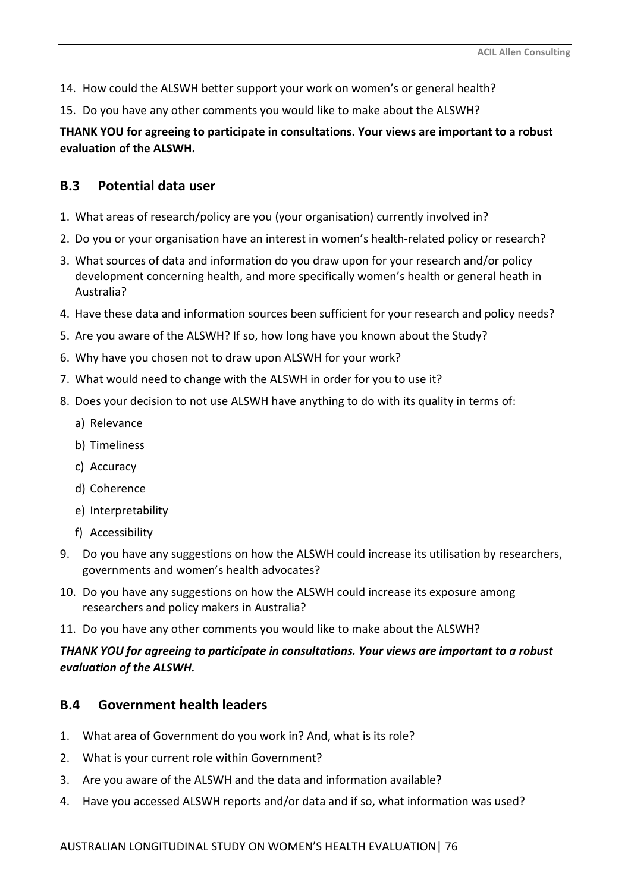14. How could the ALSWH better support your work on women's or general health?
15. Do you have any other comments you would like to make about the ALSWH?

**THANK YOU for agreeing to participate in consultations. Your views are important to a robust evaluation of the ALSWH.**

## B.3 Potential data user

1. What areas of research/policy are you (your organisation) currently involved in?
2. Do you or your organisation have an interest in women's health-related policy or research?
3. What sources of data and information do you draw upon for your research and/or policy development concerning health, and more specifically women's health or general heath in Australia?
4. Have these data and information sources been sufficient for your research and policy needs?
5. Are you aware of the ALSWH? If so, how long have you known about the Study?
6. Why have you chosen not to draw upon ALSWH for your work?
7. What would need to change with the ALSWH in order for you to use it?
8. Does your decision to not use ALSWH have anything to do with its quality in terms of:
   a) Relevance
   b) Timeliness
   c) Accuracy
   d) Coherence
   e) Interpretability
   f) Accessibility
9. Do you have any suggestions on how the ALSWH could increase its utilisation by researchers, governments and women's health advocates?
10. Do you have any suggestions on how the ALSWH could increase its exposure among researchers and policy makers in Australia?
11. Do you have any other comments you would like to make about the ALSWH?

***THANK YOU for agreeing to participate in consultations. Your views are important to a robust evaluation of the ALSWH.***

## B.4 Government health leaders

1. What area of Government do you work in? And, what is its role?
2. What is your current role within Government?
3. Are you aware of the ALSWH and the data and information available?
4. Have you accessed ALSWH reports and/or data and if so, what information was used?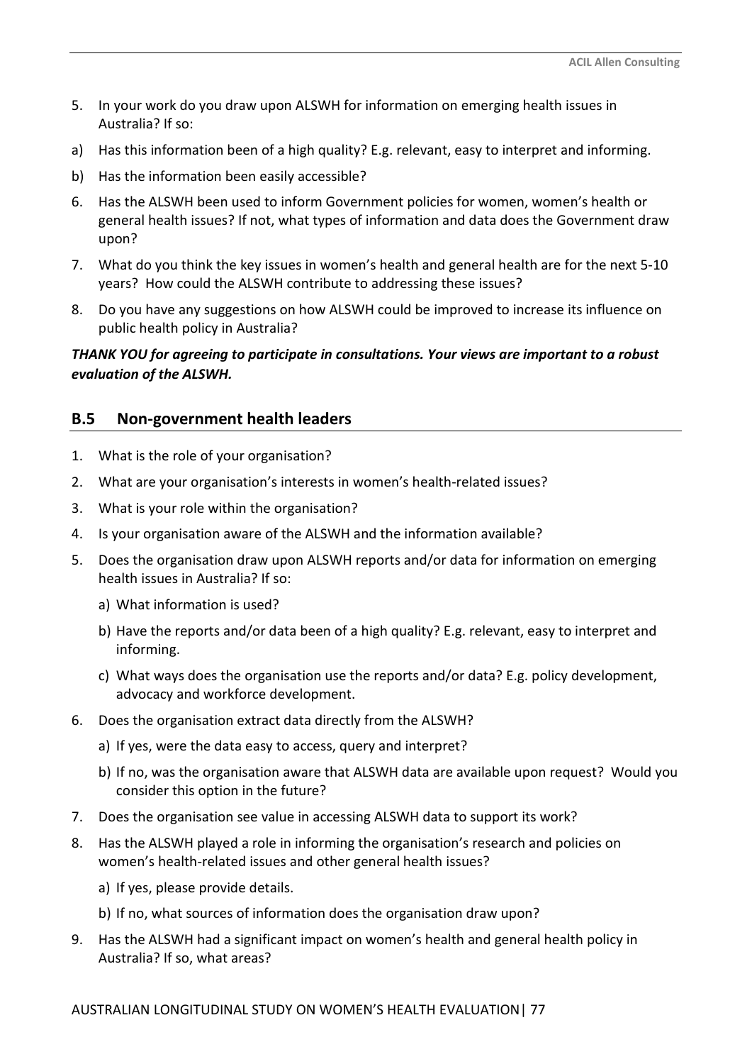5. In your work do you draw upon ALSWH for information on emerging health issues in Australia? If so:

a) Has this information been of a high quality? E.g. relevant, easy to interpret and informing.

b) Has the information been easily accessible?

6. Has the ALSWH been used to inform Government policies for women, women's health or general health issues? If not, what types of information and data does the Government draw upon?

7. What do you think the key issues in women's health and general health are for the next 5-10 years? How could the ALSWH contribute to addressing these issues?

8. Do you have any suggestions on how ALSWH could be improved to increase its influence on public health policy in Australia?

***THANK YOU for agreeing to participate in consultations. Your views are important to a robust evaluation of the ALSWH.***

## B.5 Non-government health leaders

1. What is the role of your organisation?
2. What are your organisation's interests in women's health-related issues?
3. What is your role within the organisation?
4. Is your organisation aware of the ALSWH and the information available?
5. Does the organisation draw upon ALSWH reports and/or data for information on emerging health issues in Australia? If so:
   a) What information is used?
   b) Have the reports and/or data been of a high quality? E.g. relevant, easy to interpret and informing.
   c) What ways does the organisation use the reports and/or data? E.g. policy development, advocacy and workforce development.
6. Does the organisation extract data directly from the ALSWH?
   a) If yes, were the data easy to access, query and interpret?
   b) If no, was the organisation aware that ALSWH data are available upon request? Would you consider this option in the future?
7. Does the organisation see value in accessing ALSWH data to support its work?
8. Has the ALSWH played a role in informing the organisation's research and policies on women's health-related issues and other general health issues?
   a) If yes, please provide details.
   b) If no, what sources of information does the organisation draw upon?
9. Has the ALSWH had a significant impact on women's health and general health policy in Australia? If so, what areas?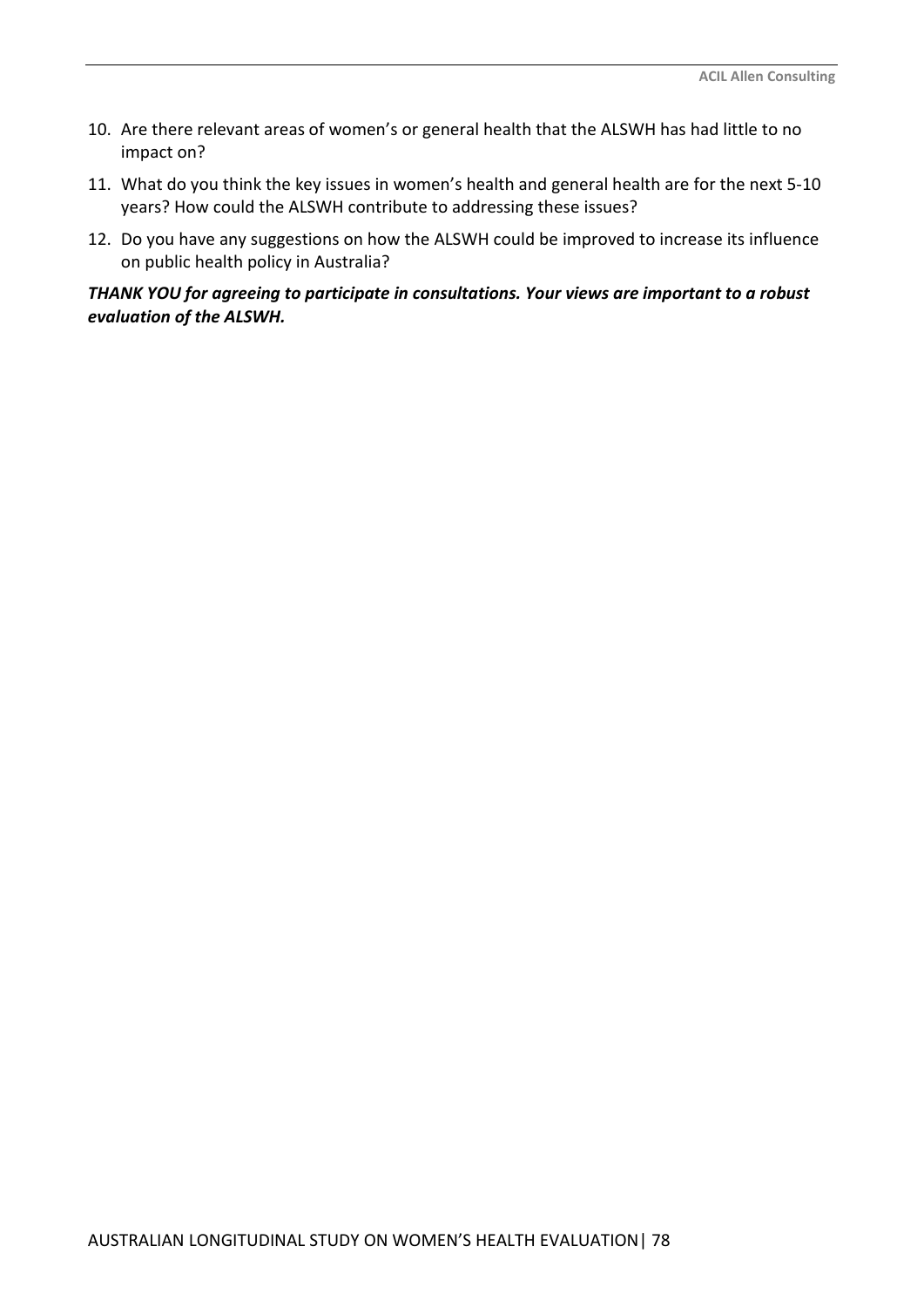10. Are there relevant areas of women's or general health that the ALSWH has had little to no impact on?
11. What do you think the key issues in women's health and general health are for the next 5-10 years? How could the ALSWH contribute to addressing these issues?
12. Do you have any suggestions on how the ALSWH could be improved to increase its influence on public health policy in Australia?

***THANK YOU for agreeing to participate in consultations. Your views are important to a robust evaluation of the ALSWH.***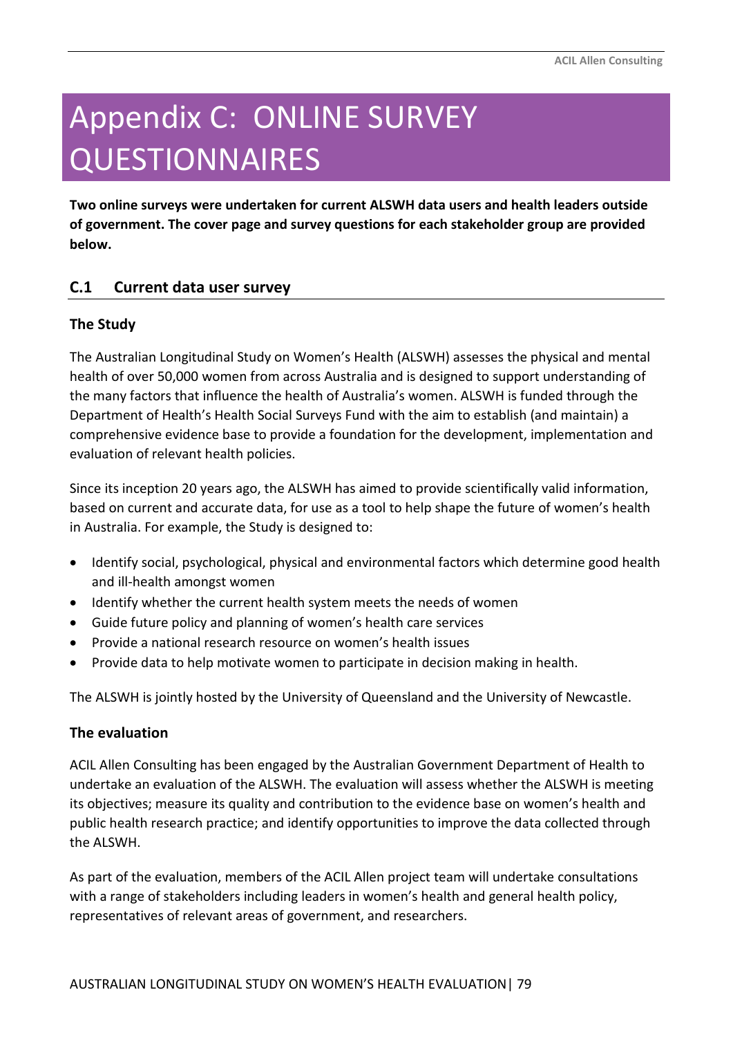# Appendix C: ONLINE SURVEY QUESTIONNAIRES

**Two online surveys were undertaken for current ALSWH data users and health leaders outside of government. The cover page and survey questions for each stakeholder group are provided below.**

## C.1 Current data user survey

### The Study

The Australian Longitudinal Study on Women's Health (ALSWH) assesses the physical and mental health of over 50,000 women from across Australia and is designed to support understanding of the many factors that influence the health of Australia's women. ALSWH is funded through the Department of Health's Health Social Surveys Fund with the aim to establish (and maintain) a comprehensive evidence base to provide a foundation for the development, implementation and evaluation of relevant health policies.

Since its inception 20 years ago, the ALSWH has aimed to provide scientifically valid information, based on current and accurate data, for use as a tool to help shape the future of women's health in Australia. For example, the Study is designed to:

- Identify social, psychological, physical and environmental factors which determine good health and ill-health amongst women
- Identify whether the current health system meets the needs of women
- Guide future policy and planning of women's health care services
- Provide a national research resource on women's health issues
- Provide data to help motivate women to participate in decision making in health.

The ALSWH is jointly hosted by the University of Queensland and the University of Newcastle.

### The evaluation

ACIL Allen Consulting has been engaged by the Australian Government Department of Health to undertake an evaluation of the ALSWH. The evaluation will assess whether the ALSWH is meeting its objectives; measure its quality and contribution to the evidence base on women's health and public health research practice; and identify opportunities to improve the data collected through the ALSWH.

As part of the evaluation, members of the ACIL Allen project team will undertake consultations with a range of stakeholders including leaders in women's health and general health policy, representatives of relevant areas of government, and researchers.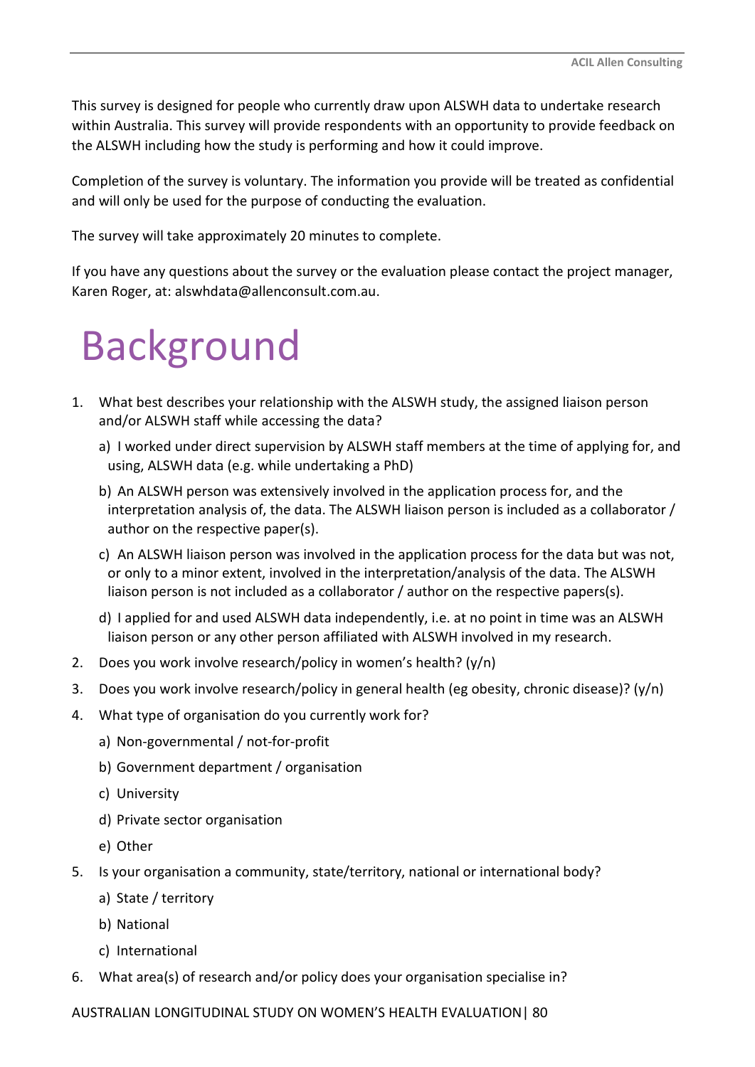This survey is designed for people who currently draw upon ALSWH data to undertake research within Australia. This survey will provide respondents with an opportunity to provide feedback on the ALSWH including how the study is performing and how it could improve.

Completion of the survey is voluntary. The information you provide will be treated as confidential and will only be used for the purpose of conducting the evaluation.

The survey will take approximately 20 minutes to complete.

If you have any questions about the survey or the evaluation please contact the project manager, Karen Roger, at: alswhdata@allenconsult.com.au.

# Background

1. What best describes your relationship with the ALSWH study, the assigned liaison person and/or ALSWH staff while accessing the data?
   a) I worked under direct supervision by ALSWH staff members at the time of applying for, and using, ALSWH data (e.g. while undertaking a PhD)
   b) An ALSWH person was extensively involved in the application process for, and the interpretation analysis of, the data. The ALSWH liaison person is included as a collaborator / author on the respective paper(s).
   c) An ALSWH liaison person was involved in the application process for the data but was not, or only to a minor extent, involved in the interpretation/analysis of the data. The ALSWH liaison person is not included as a collaborator / author on the respective papers(s).
   d) I applied for and used ALSWH data independently, i.e. at no point in time was an ALSWH liaison person or any other person affiliated with ALSWH involved in my research.
2. Does you work involve research/policy in women's health? (y/n)
3. Does you work involve research/policy in general health (eg obesity, chronic disease)? (y/n)
4. What type of organisation do you currently work for?
   a) Non-governmental / not-for-profit
   b) Government department / organisation
   c) University
   d) Private sector organisation
   e) Other
5. Is your organisation a community, state/territory, national or international body?
   a) State / territory
   b) National
   c) International
6. What area(s) of research and/or policy does your organisation specialise in?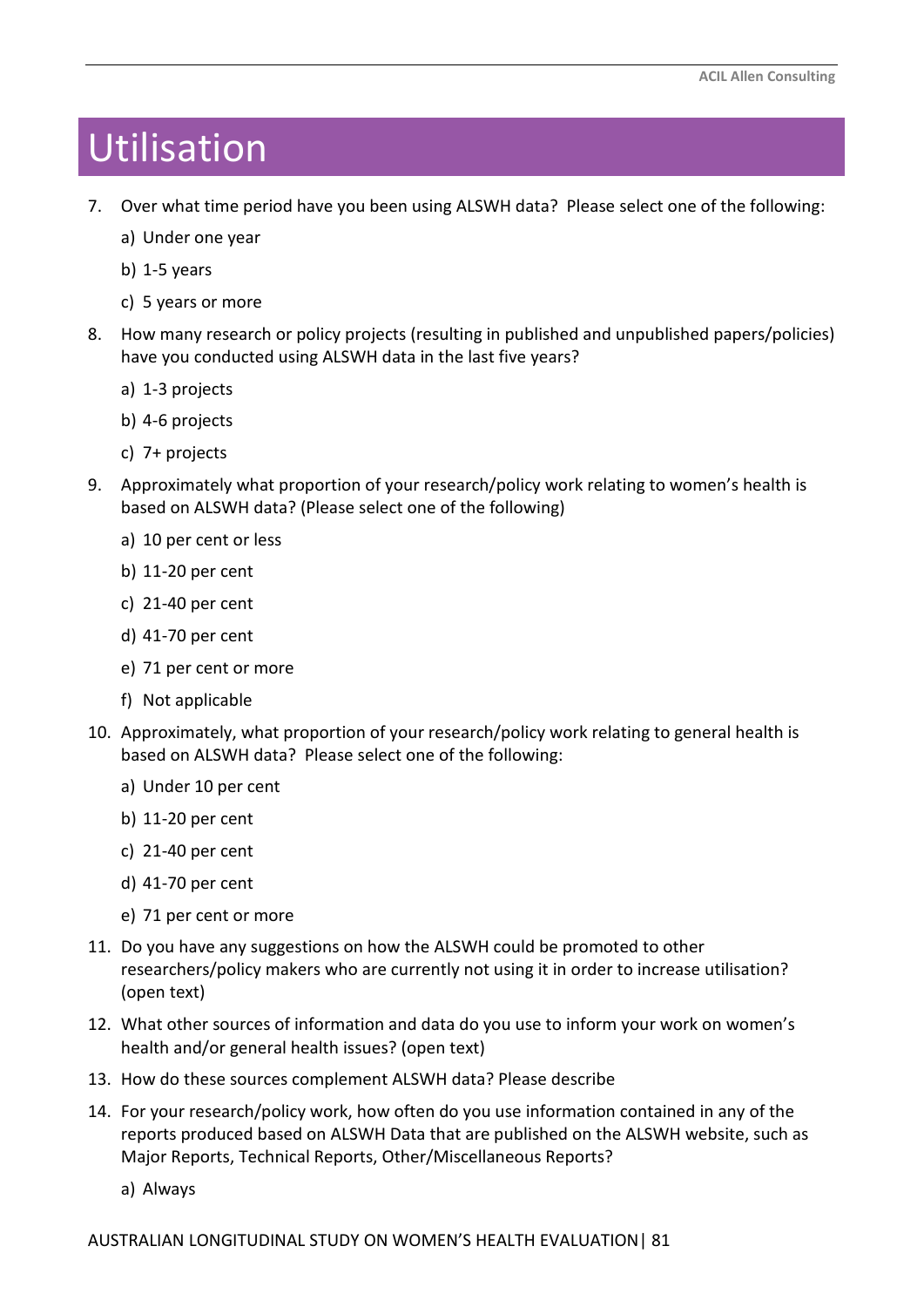# Utilisation

7. Over what time period have you been using ALSWH data? Please select one of the following:
   a) Under one year
   b) 1-5 years
   c) 5 years or more
8. How many research or policy projects (resulting in published and unpublished papers/policies) have you conducted using ALSWH data in the last five years?
   a) 1-3 projects
   b) 4-6 projects
   c) 7+ projects
9. Approximately what proportion of your research/policy work relating to women's health is based on ALSWH data? (Please select one of the following)
   a) 10 per cent or less
   b) 11-20 per cent
   c) 21-40 per cent
   d) 41-70 per cent
   e) 71 per cent or more
   f) Not applicable
10. Approximately, what proportion of your research/policy work relating to general health is based on ALSWH data? Please select one of the following:
    a) Under 10 per cent
    b) 11-20 per cent
    c) 21-40 per cent
    d) 41-70 per cent
    e) 71 per cent or more
11. Do you have any suggestions on how the ALSWH could be promoted to other researchers/policy makers who are currently not using it in order to increase utilisation? (open text)
12. What other sources of information and data do you use to inform your work on women's health and/or general health issues? (open text)
13. How do these sources complement ALSWH data? Please describe
14. For your research/policy work, how often do you use information contained in any of the reports produced based on ALSWH Data that are published on the ALSWH website, such as Major Reports, Technical Reports, Other/Miscellaneous Reports?
    a) Always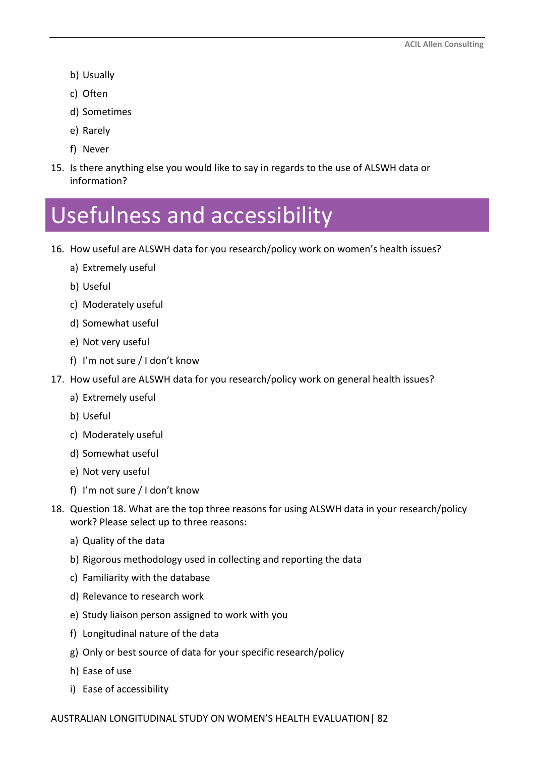b) Usually

c) Often

d) Sometimes

e) Rarely

f) Never

15. Is there anything else you would like to say in regards to the use of ALSWH data or information?

# Usefulness and accessibility

16. How useful are ALSWH data for you research/policy work on women's health issues?

    a) Extremely useful

    b) Useful

    c) Moderately useful

    d) Somewhat useful

    e) Not very useful

    f) I'm not sure / I don't know

17. How useful are ALSWH data for you research/policy work on general health issues?

    a) Extremely useful

    b) Useful

    c) Moderately useful

    d) Somewhat useful

    e) Not very useful

    f) I'm not sure / I don't know

18. Question 18. What are the top three reasons for using ALSWH data in your research/policy work? Please select up to three reasons:

    a) Quality of the data

    b) Rigorous methodology used in collecting and reporting the data

    c) Familiarity with the database

    d) Relevance to research work

    e) Study liaison person assigned to work with you

    f) Longitudinal nature of the data

    g) Only or best source of data for your specific research/policy

    h) Ease of use

    i) Ease of accessibility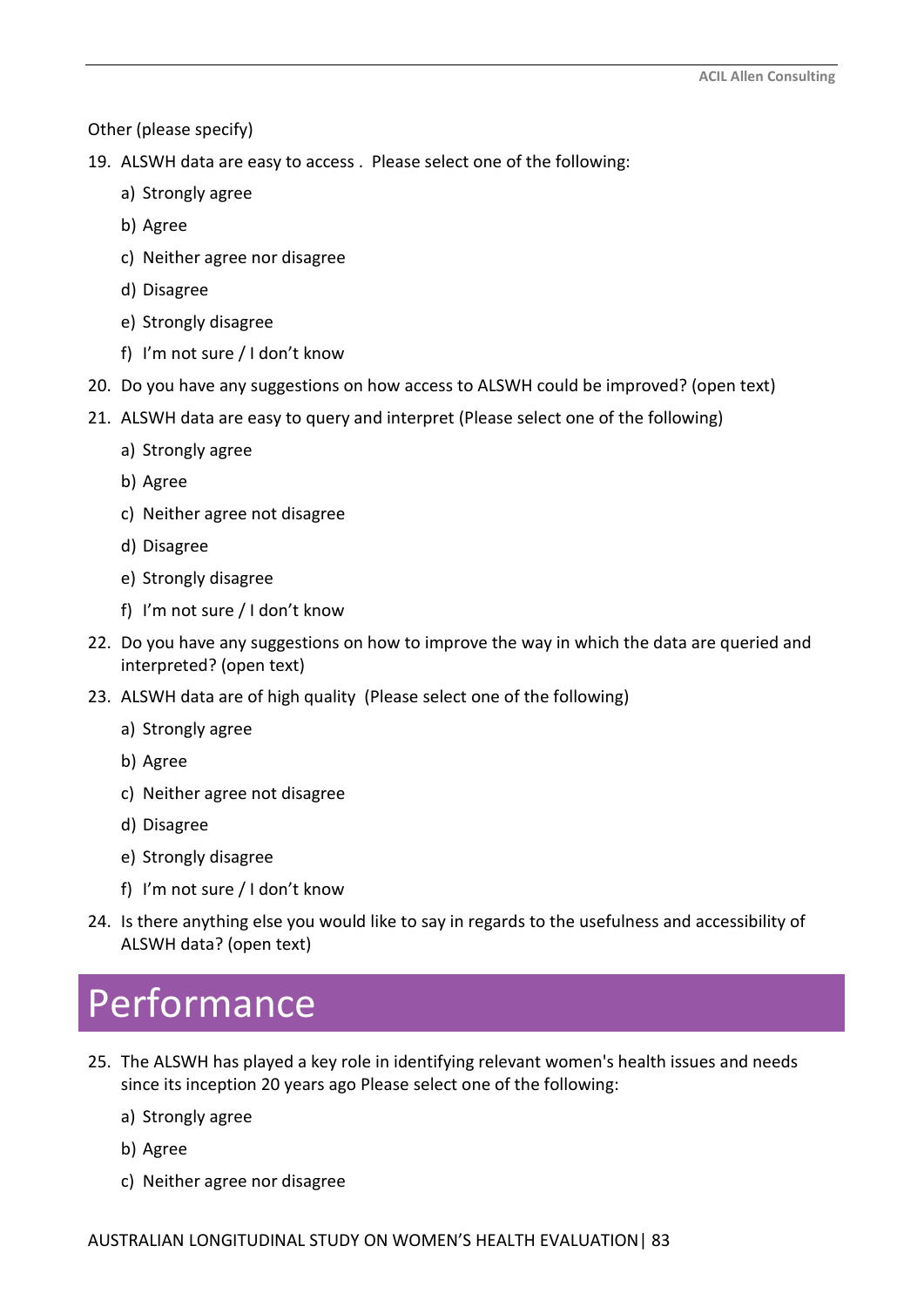Other (please specify)

19. ALSWH data are easy to access . Please select one of the following:
    a) Strongly agree
    b) Agree
    c) Neither agree nor disagree
    d) Disagree
    e) Strongly disagree
    f) I'm not sure / I don't know
20. Do you have any suggestions on how access to ALSWH could be improved? (open text)
21. ALSWH data are easy to query and interpret (Please select one of the following)
    a) Strongly agree
    b) Agree
    c) Neither agree not disagree
    d) Disagree
    e) Strongly disagree
    f) I'm not sure / I don't know
22. Do you have any suggestions on how to improve the way in which the data are queried and interpreted? (open text)
23. ALSWH data are of high quality (Please select one of the following)
    a) Strongly agree
    b) Agree
    c) Neither agree not disagree
    d) Disagree
    e) Strongly disagree
    f) I'm not sure / I don't know
24. Is there anything else you would like to say in regards to the usefulness and accessibility of ALSWH data? (open text)

# Performance

25. The ALSWH has played a key role in identifying relevant women's health issues and needs since its inception 20 years ago Please select one of the following:
    a) Strongly agree
    b) Agree
    c) Neither agree nor disagree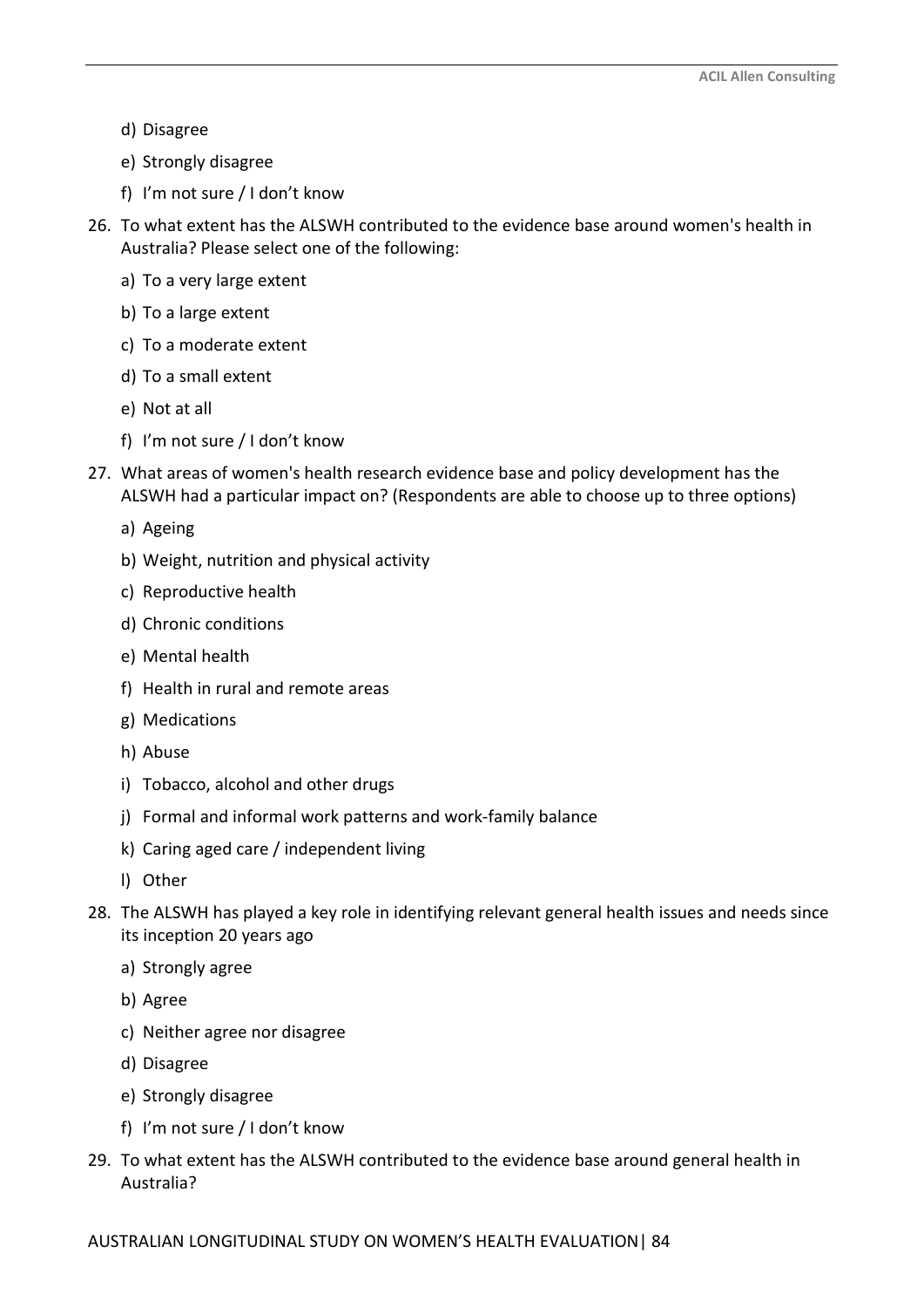d) Disagree

e) Strongly disagree

f) I'm not sure / I don't know

26. To what extent has the ALSWH contributed to the evidence base around women's health in Australia? Please select one of the following:

    a) To a very large extent

    b) To a large extent

    c) To a moderate extent

    d) To a small extent

    e) Not at all

    f) I'm not sure / I don't know

27. What areas of women's health research evidence base and policy development has the ALSWH had a particular impact on? (Respondents are able to choose up to three options)

    a) Ageing

    b) Weight, nutrition and physical activity

    c) Reproductive health

    d) Chronic conditions

    e) Mental health

    f) Health in rural and remote areas

    g) Medications

    h) Abuse

    i) Tobacco, alcohol and other drugs

    j) Formal and informal work patterns and work-family balance

    k) Caring aged care / independent living

    l) Other

28. The ALSWH has played a key role in identifying relevant general health issues and needs since its inception 20 years ago

    a) Strongly agree

    b) Agree

    c) Neither agree nor disagree

    d) Disagree

    e) Strongly disagree

    f) I'm not sure / I don't know

29. To what extent has the ALSWH contributed to the evidence base around general health in Australia?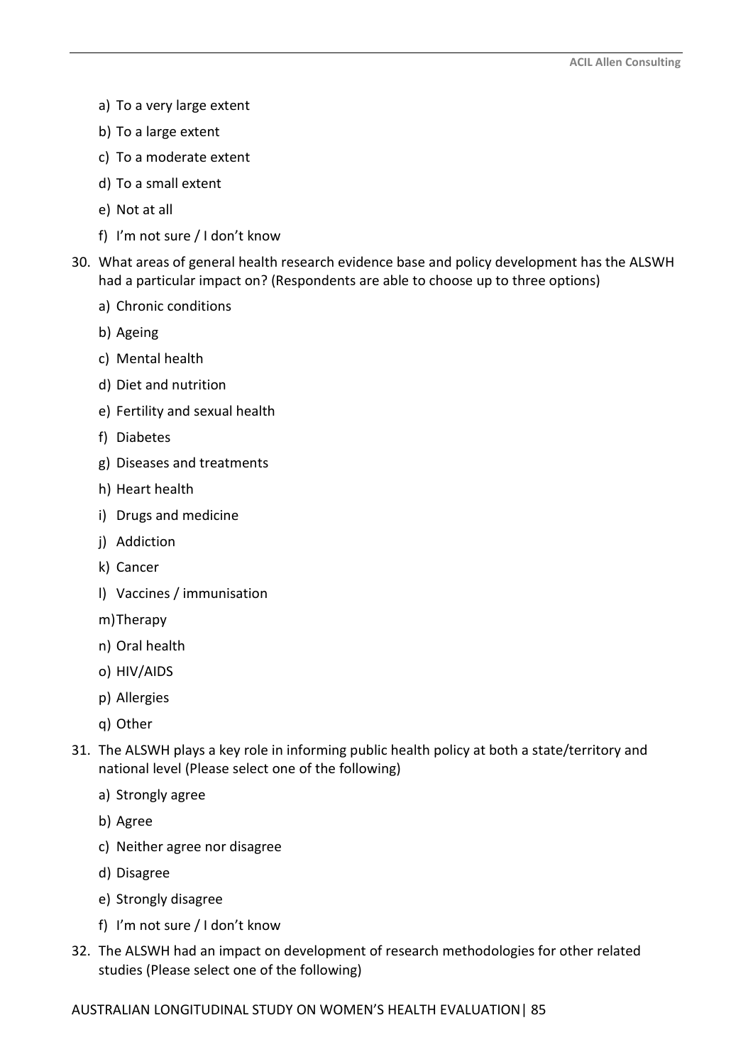a) To a very large extent

b) To a large extent

c) To a moderate extent

d) To a small extent

e) Not at all

f) I'm not sure / I don't know

30. What areas of general health research evidence base and policy development has the ALSWH had a particular impact on? (Respondents are able to choose up to three options)

    a) Chronic conditions

    b) Ageing

    c) Mental health

    d) Diet and nutrition

    e) Fertility and sexual health

    f) Diabetes

    g) Diseases and treatments

    h) Heart health

    i) Drugs and medicine

    j) Addiction

    k) Cancer

    l) Vaccines / immunisation

    m) Therapy

    n) Oral health

    o) HIV/AIDS

    p) Allergies

    q) Other

31. The ALSWH plays a key role in informing public health policy at both a state/territory and national level (Please select one of the following)

    a) Strongly agree

    b) Agree

    c) Neither agree nor disagree

    d) Disagree

    e) Strongly disagree

    f) I'm not sure / I don't know

32. The ALSWH had an impact on development of research methodologies for other related studies (Please select one of the following)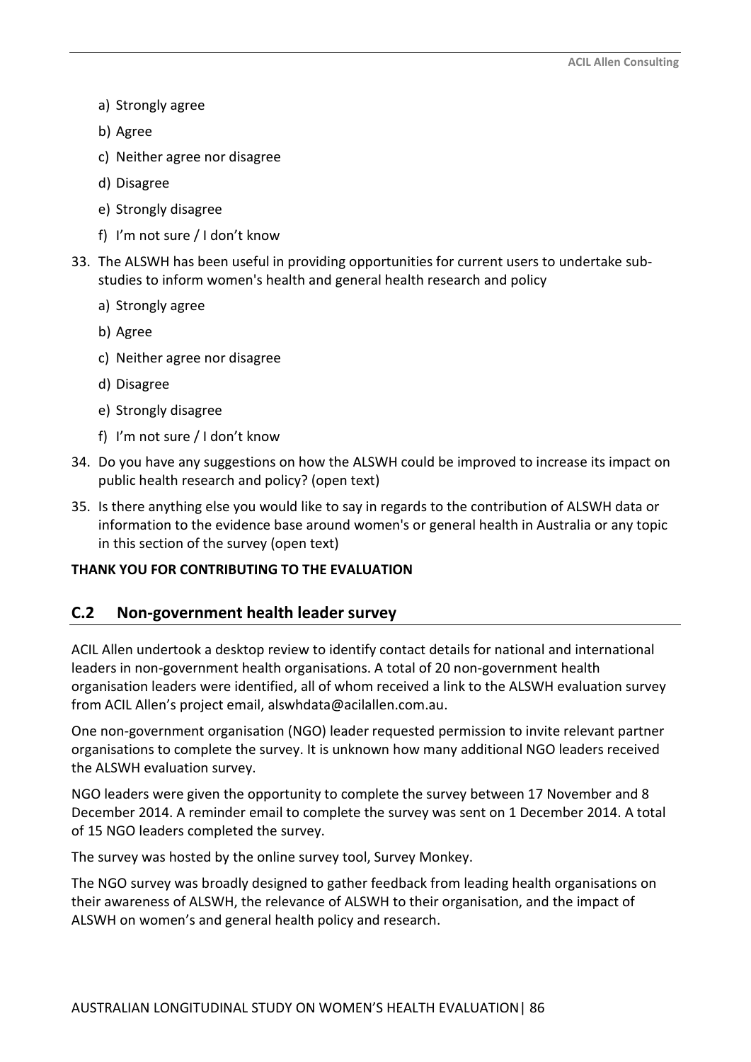a) Strongly agree

b) Agree

c) Neither agree nor disagree

d) Disagree

e) Strongly disagree

f) I'm not sure / I don't know

33. The ALSWH has been useful in providing opportunities for current users to undertake sub-studies to inform women's health and general health research and policy

    a) Strongly agree

    b) Agree

    c) Neither agree nor disagree

    d) Disagree

    e) Strongly disagree

    f) I'm not sure / I don't know

34. Do you have any suggestions on how the ALSWH could be improved to increase its impact on public health research and policy? (open text)

35. Is there anything else you would like to say in regards to the contribution of ALSWH data or information to the evidence base around women's or general health in Australia or any topic in this section of the survey (open text)

**THANK YOU FOR CONTRIBUTING TO THE EVALUATION**

## C.2 Non-government health leader survey

ACIL Allen undertook a desktop review to identify contact details for national and international leaders in non-government health organisations. A total of 20 non-government health organisation leaders were identified, all of whom received a link to the ALSWH evaluation survey from ACIL Allen's project email, alswhdata@acilallen.com.au.

One non-government organisation (NGO) leader requested permission to invite relevant partner organisations to complete the survey. It is unknown how many additional NGO leaders received the ALSWH evaluation survey.

NGO leaders were given the opportunity to complete the survey between 17 November and 8 December 2014. A reminder email to complete the survey was sent on 1 December 2014. A total of 15 NGO leaders completed the survey.

The survey was hosted by the online survey tool, Survey Monkey.

The NGO survey was broadly designed to gather feedback from leading health organisations on their awareness of ALSWH, the relevance of ALSWH to their organisation, and the impact of ALSWH on women's and general health policy and research.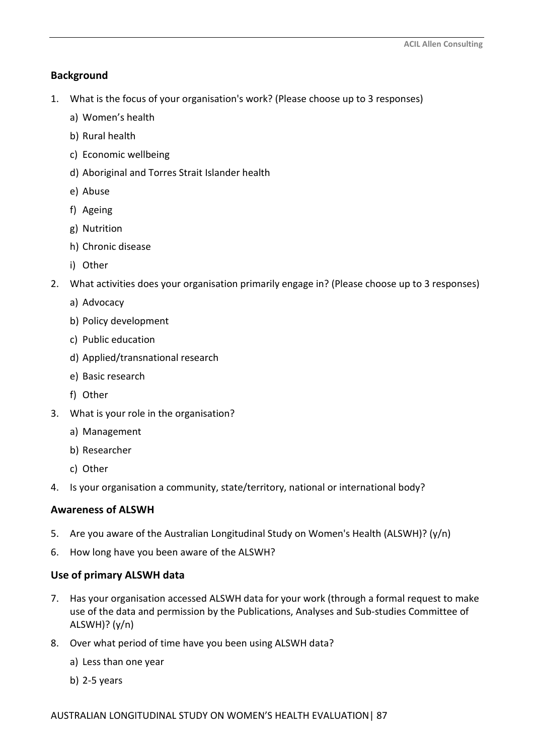### Background

1. What is the focus of your organisation's work? (Please choose up to 3 responses)
   a) Women's health
   b) Rural health
   c) Economic wellbeing
   d) Aboriginal and Torres Strait Islander health
   e) Abuse
   f) Ageing
   g) Nutrition
   h) Chronic disease
   i) Other
2. What activities does your organisation primarily engage in? (Please choose up to 3 responses)
   a) Advocacy
   b) Policy development
   c) Public education
   d) Applied/transnational research
   e) Basic research
   f) Other
3. What is your role in the organisation?
   a) Management
   b) Researcher
   c) Other
4. Is your organisation a community, state/territory, national or international body?

### Awareness of ALSWH

5. Are you aware of the Australian Longitudinal Study on Women's Health (ALSWH)? (y/n)
6. How long have you been aware of the ALSWH?

### Use of primary ALSWH data

7. Has your organisation accessed ALSWH data for your work (through a formal request to make use of the data and permission by the Publications, Analyses and Sub-studies Committee of ALSWH)? (y/n)
8. Over what period of time have you been using ALSWH data?
   a) Less than one year
   b) 2-5 years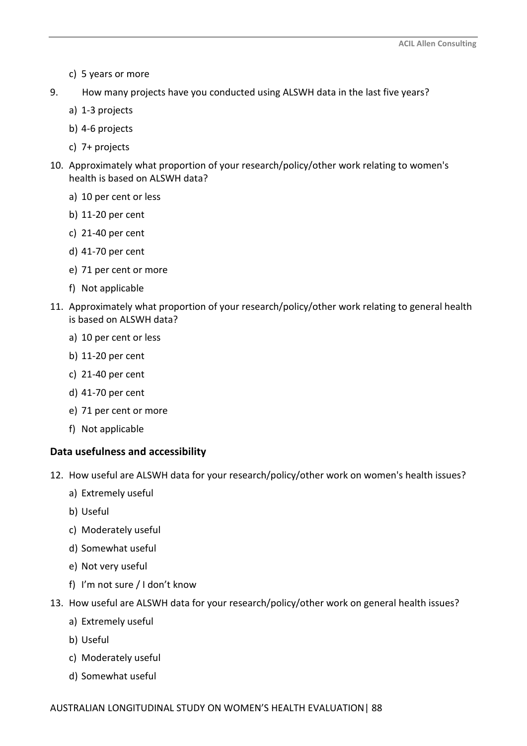c) 5 years or more

9. How many projects have you conducted using ALSWH data in the last five years?
   a) 1-3 projects
   b) 4-6 projects
   c) 7+ projects

10. Approximately what proportion of your research/policy/other work relating to women's health is based on ALSWH data?
    a) 10 per cent or less
    b) 11-20 per cent
    c) 21-40 per cent
    d) 41-70 per cent
    e) 71 per cent or more
    f) Not applicable

11. Approximately what proportion of your research/policy/other work relating to general health is based on ALSWH data?
    a) 10 per cent or less
    b) 11-20 per cent
    c) 21-40 per cent
    d) 41-70 per cent
    e) 71 per cent or more
    f) Not applicable

**Data usefulness and accessibility**

12. How useful are ALSWH data for your research/policy/other work on women's health issues?
    a) Extremely useful
    b) Useful
    c) Moderately useful
    d) Somewhat useful
    e) Not very useful
    f) I'm not sure / I don't know

13. How useful are ALSWH data for your research/policy/other work on general health issues?
    a) Extremely useful
    b) Useful
    c) Moderately useful
    d) Somewhat useful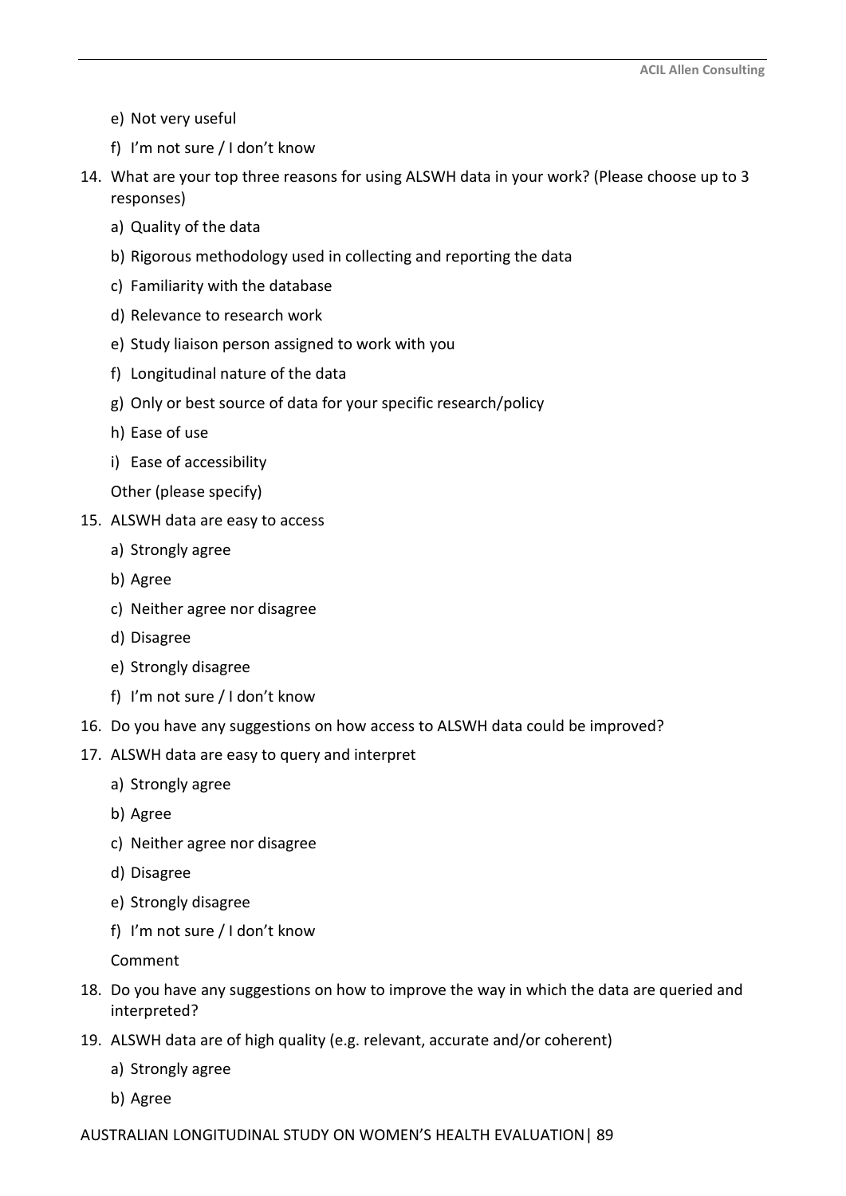e) Not very useful
   f) I'm not sure / I don't know

14. What are your top three reasons for using ALSWH data in your work? (Please choose up to 3 responses)
    a) Quality of the data
    b) Rigorous methodology used in collecting and reporting the data
    c) Familiarity with the database
    d) Relevance to research work
    e) Study liaison person assigned to work with you
    f) Longitudinal nature of the data
    g) Only or best source of data for your specific research/policy
    h) Ease of use
    i) Ease of accessibility

    Other (please specify)

15. ALSWH data are easy to access
    a) Strongly agree
    b) Agree
    c) Neither agree nor disagree
    d) Disagree
    e) Strongly disagree
    f) I'm not sure / I don't know

16. Do you have any suggestions on how access to ALSWH data could be improved?

17. ALSWH data are easy to query and interpret
    a) Strongly agree
    b) Agree
    c) Neither agree nor disagree
    d) Disagree
    e) Strongly disagree
    f) I'm not sure / I don't know

    Comment

18. Do you have any suggestions on how to improve the way in which the data are queried and interpreted?

19. ALSWH data are of high quality (e.g. relevant, accurate and/or coherent)
    a) Strongly agree
    b) Agree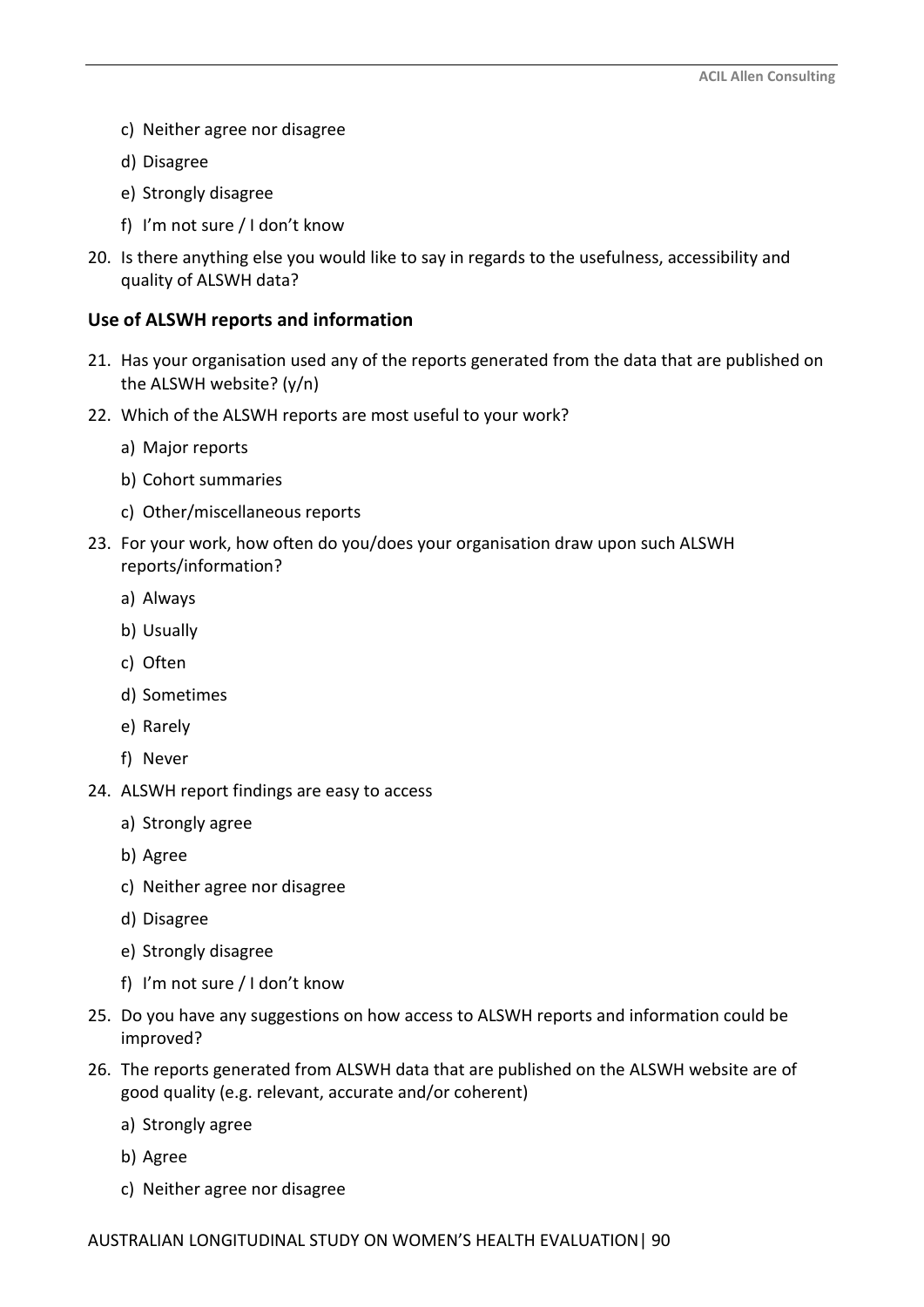c) Neither agree nor disagree

d) Disagree

e) Strongly disagree

f) I'm not sure / I don't know

20. Is there anything else you would like to say in regards to the usefulness, accessibility and quality of ALSWH data?

### Use of ALSWH reports and information

21. Has your organisation used any of the reports generated from the data that are published on the ALSWH website? (y/n)
22. Which of the ALSWH reports are most useful to your work?

    a) Major reports

    b) Cohort summaries

    c) Other/miscellaneous reports

23. For your work, how often do you/does your organisation draw upon such ALSWH reports/information?

    a) Always

    b) Usually

    c) Often

    d) Sometimes

    e) Rarely

    f) Never

24. ALSWH report findings are easy to access

    a) Strongly agree

    b) Agree

    c) Neither agree nor disagree

    d) Disagree

    e) Strongly disagree

    f) I'm not sure / I don't know

25. Do you have any suggestions on how access to ALSWH reports and information could be improved?
26. The reports generated from ALSWH data that are published on the ALSWH website are of good quality (e.g. relevant, accurate and/or coherent)

    a) Strongly agree

    b) Agree

    c) Neither agree nor disagree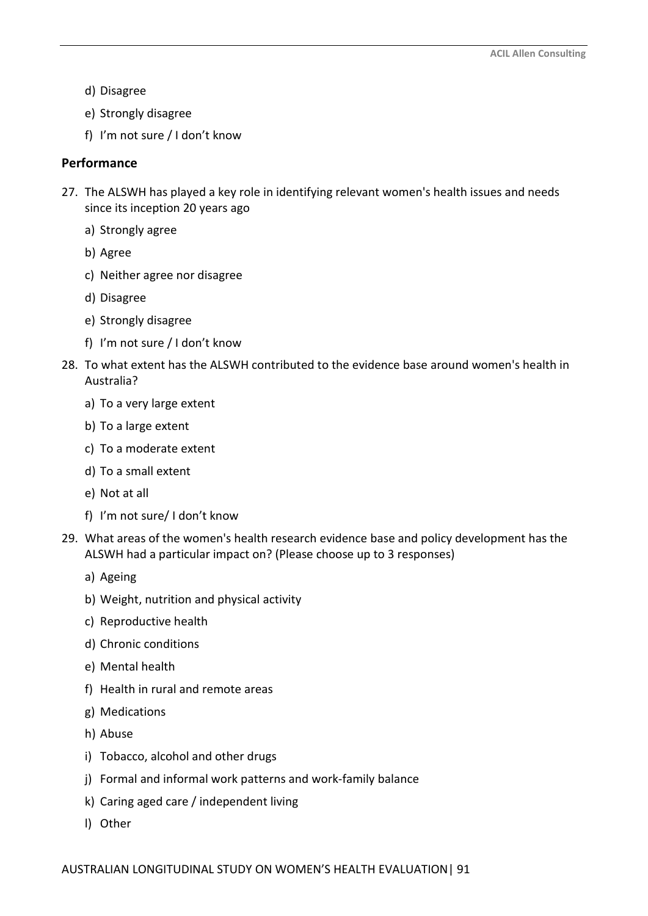d) Disagree

e) Strongly disagree

f) I'm not sure / I don't know

### Performance

27. The ALSWH has played a key role in identifying relevant women's health issues and needs since its inception 20 years ago

    a) Strongly agree

    b) Agree

    c) Neither agree nor disagree

    d) Disagree

    e) Strongly disagree

    f) I'm not sure / I don't know

28. To what extent has the ALSWH contributed to the evidence base around women's health in Australia?

    a) To a very large extent

    b) To a large extent

    c) To a moderate extent

    d) To a small extent

    e) Not at all

    f) I'm not sure/ I don't know

29. What areas of the women's health research evidence base and policy development has the ALSWH had a particular impact on? (Please choose up to 3 responses)

    a) Ageing

    b) Weight, nutrition and physical activity

    c) Reproductive health

    d) Chronic conditions

    e) Mental health

    f) Health in rural and remote areas

    g) Medications

    h) Abuse

    i) Tobacco, alcohol and other drugs

    j) Formal and informal work patterns and work-family balance

    k) Caring aged care / independent living

    l) Other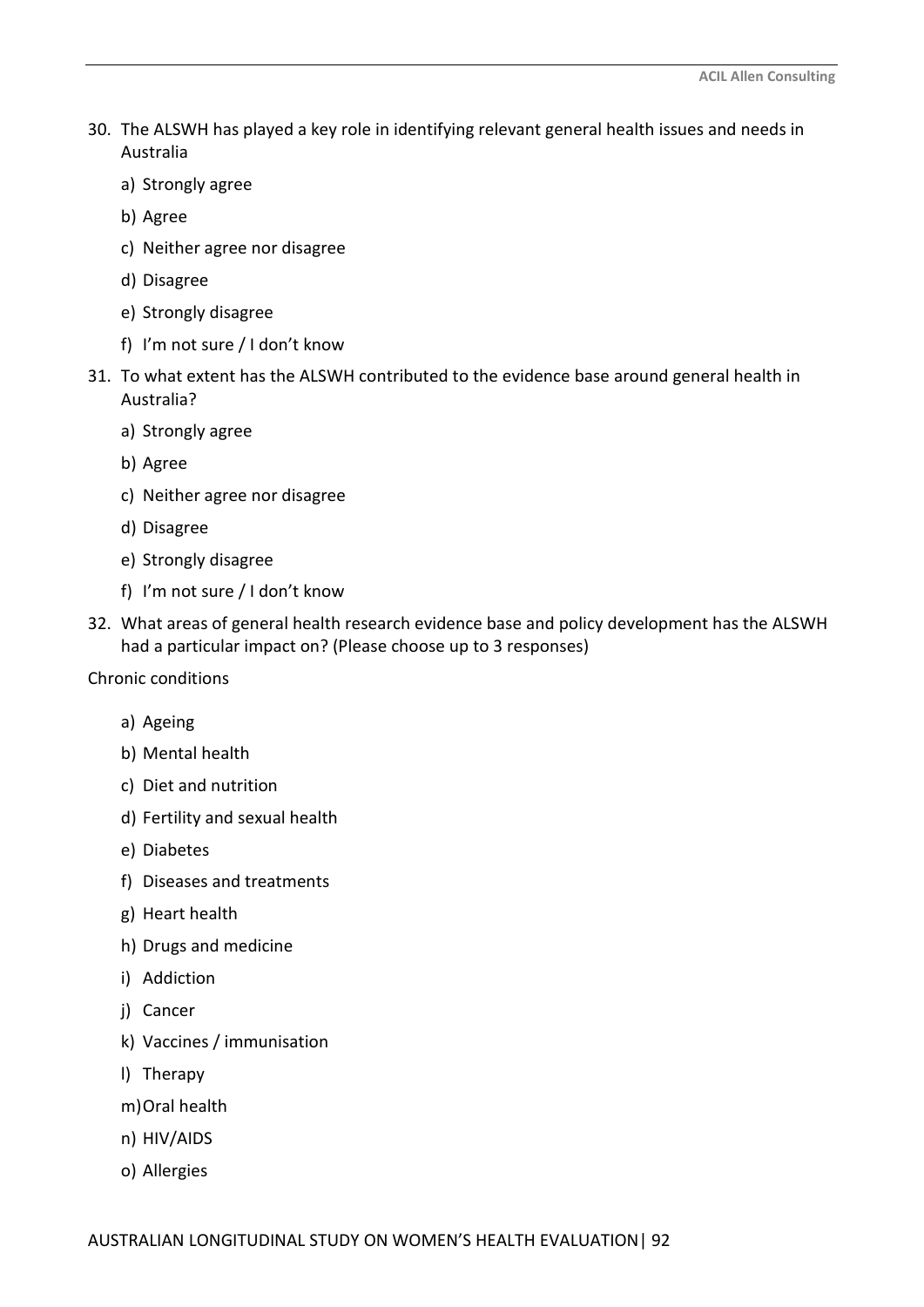30. The ALSWH has played a key role in identifying relevant general health issues and needs in Australia

    a) Strongly agree

    b) Agree

    c) Neither agree nor disagree

    d) Disagree

    e) Strongly disagree

    f) I'm not sure / I don't know

31. To what extent has the ALSWH contributed to the evidence base around general health in Australia?

    a) Strongly agree

    b) Agree

    c) Neither agree nor disagree

    d) Disagree

    e) Strongly disagree

    f) I'm not sure / I don't know

32. What areas of general health research evidence base and policy development has the ALSWH had a particular impact on? (Please choose up to 3 responses)

Chronic conditions

   a) Ageing

   b) Mental health

   c) Diet and nutrition

   d) Fertility and sexual health

   e) Diabetes

   f) Diseases and treatments

   g) Heart health

   h) Drugs and medicine

   i) Addiction

   j) Cancer

   k) Vaccines / immunisation

   l) Therapy

   m) Oral health

   n) HIV/AIDS

   o) Allergies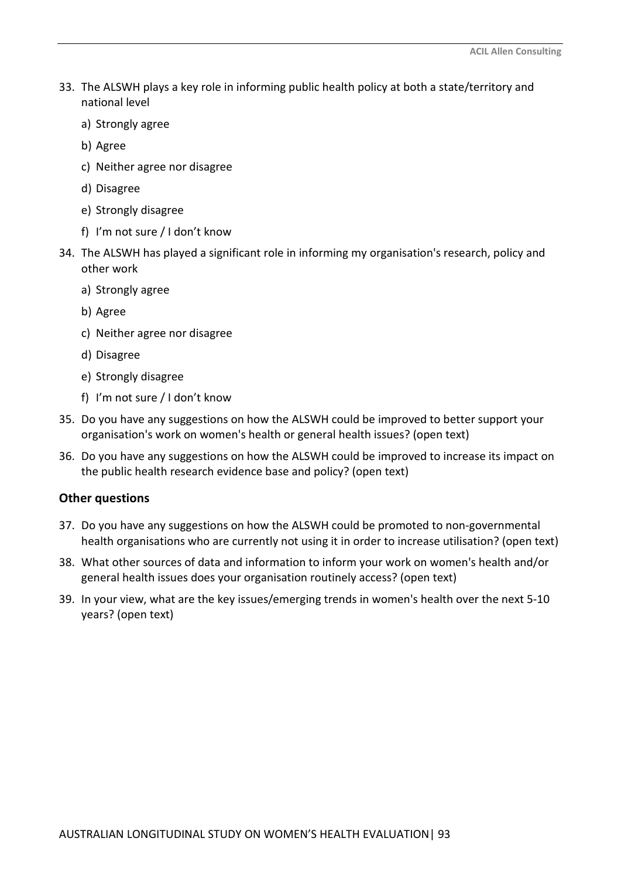33. The ALSWH plays a key role in informing public health policy at both a state/territory and national level
    a) Strongly agree
    b) Agree
    c) Neither agree nor disagree
    d) Disagree
    e) Strongly disagree
    f) I'm not sure / I don't know
34. The ALSWH has played a significant role in informing my organisation's research, policy and other work
    a) Strongly agree
    b) Agree
    c) Neither agree nor disagree
    d) Disagree
    e) Strongly disagree
    f) I'm not sure / I don't know
35. Do you have any suggestions on how the ALSWH could be improved to better support your organisation's work on women's health or general health issues? (open text)
36. Do you have any suggestions on how the ALSWH could be improved to increase its impact on the public health research evidence base and policy? (open text)

### Other questions

37. Do you have any suggestions on how the ALSWH could be promoted to non-governmental health organisations who are currently not using it in order to increase utilisation? (open text)
38. What other sources of data and information to inform your work on women's health and/or general health issues does your organisation routinely access? (open text)
39. In your view, what are the key issues/emerging trends in women's health over the next 5-10 years? (open text)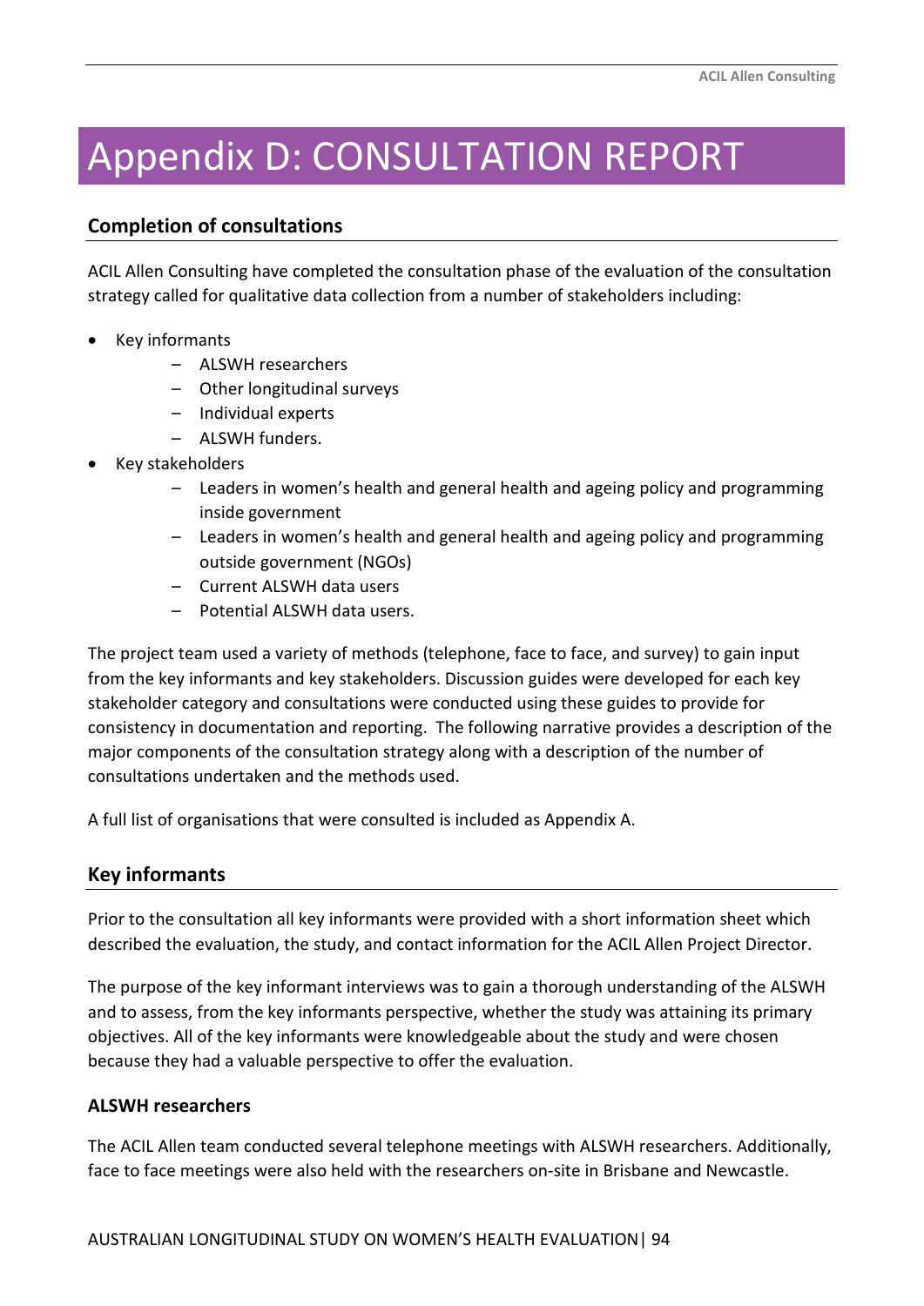# Appendix D: CONSULTATION REPORT

## Completion of consultations

ACIL Allen Consulting have completed the consultation phase of the evaluation of the consultation strategy called for qualitative data collection from a number of stakeholders including:

- Key informants
  - ALSWH researchers
  - Other longitudinal surveys
  - Individual experts
  - ALSWH funders.
- Key stakeholders
  - Leaders in women's health and general health and ageing policy and programming inside government
  - Leaders in women's health and general health and ageing policy and programming outside government (NGOs)
  - Current ALSWH data users
  - Potential ALSWH data users.

The project team used a variety of methods (telephone, face to face, and survey) to gain input from the key informants and key stakeholders. Discussion guides were developed for each key stakeholder category and consultations were conducted using these guides to provide for consistency in documentation and reporting. The following narrative provides a description of the major components of the consultation strategy along with a description of the number of consultations undertaken and the methods used.

A full list of organisations that were consulted is included as Appendix A.

## Key informants

Prior to the consultation all key informants were provided with a short information sheet which described the evaluation, the study, and contact information for the ACIL Allen Project Director.

The purpose of the key informant interviews was to gain a thorough understanding of the ALSWH and to assess, from the key informants perspective, whether the study was attaining its primary objectives. All of the key informants were knowledgeable about the study and were chosen because they had a valuable perspective to offer the evaluation.

### ALSWH researchers

The ACIL Allen team conducted several telephone meetings with ALSWH researchers. Additionally, face to face meetings were also held with the researchers on-site in Brisbane and Newcastle.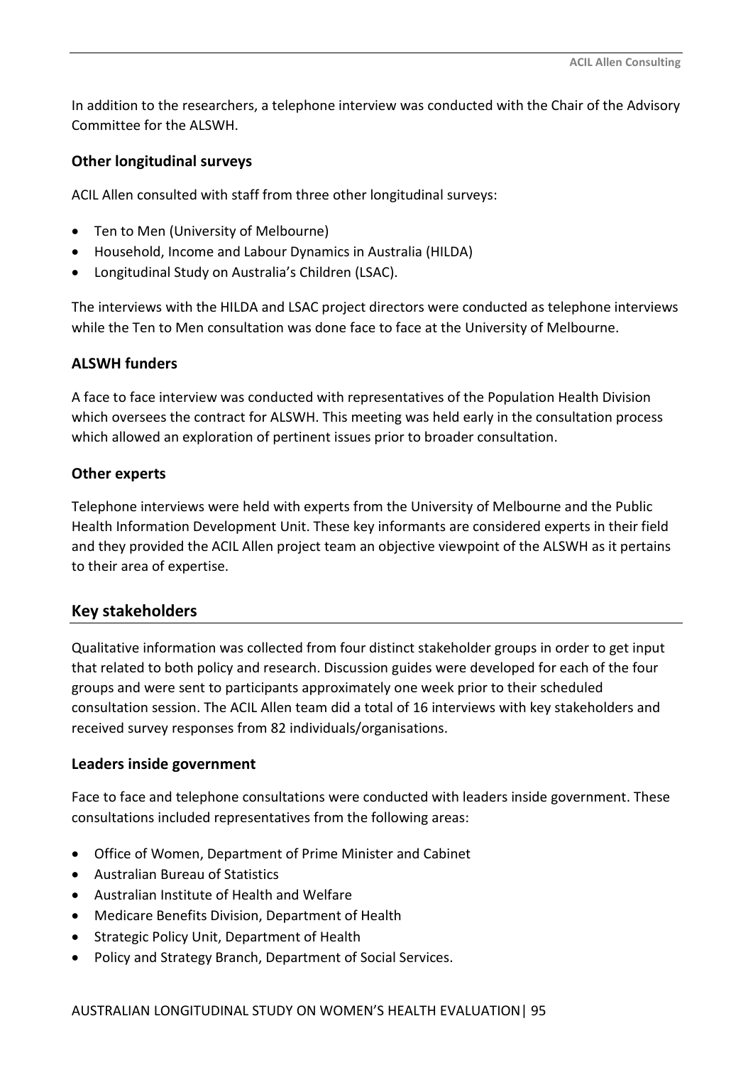In addition to the researchers, a telephone interview was conducted with the Chair of the Advisory Committee for the ALSWH.

### Other longitudinal surveys

ACIL Allen consulted with staff from three other longitudinal surveys:

- Ten to Men (University of Melbourne)
- Household, Income and Labour Dynamics in Australia (HILDA)
- Longitudinal Study on Australia's Children (LSAC).

The interviews with the HILDA and LSAC project directors were conducted as telephone interviews while the Ten to Men consultation was done face to face at the University of Melbourne.

### ALSWH funders

A face to face interview was conducted with representatives of the Population Health Division which oversees the contract for ALSWH. This meeting was held early in the consultation process which allowed an exploration of pertinent issues prior to broader consultation.

### Other experts

Telephone interviews were held with experts from the University of Melbourne and the Public Health Information Development Unit. These key informants are considered experts in their field and they provided the ACIL Allen project team an objective viewpoint of the ALSWH as it pertains to their area of expertise.

## Key stakeholders

Qualitative information was collected from four distinct stakeholder groups in order to get input that related to both policy and research. Discussion guides were developed for each of the four groups and were sent to participants approximately one week prior to their scheduled consultation session. The ACIL Allen team did a total of 16 interviews with key stakeholders and received survey responses from 82 individuals/organisations.

### Leaders inside government

Face to face and telephone consultations were conducted with leaders inside government. These consultations included representatives from the following areas:

- Office of Women, Department of Prime Minister and Cabinet
- Australian Bureau of Statistics
- Australian Institute of Health and Welfare
- Medicare Benefits Division, Department of Health
- Strategic Policy Unit, Department of Health
- Policy and Strategy Branch, Department of Social Services.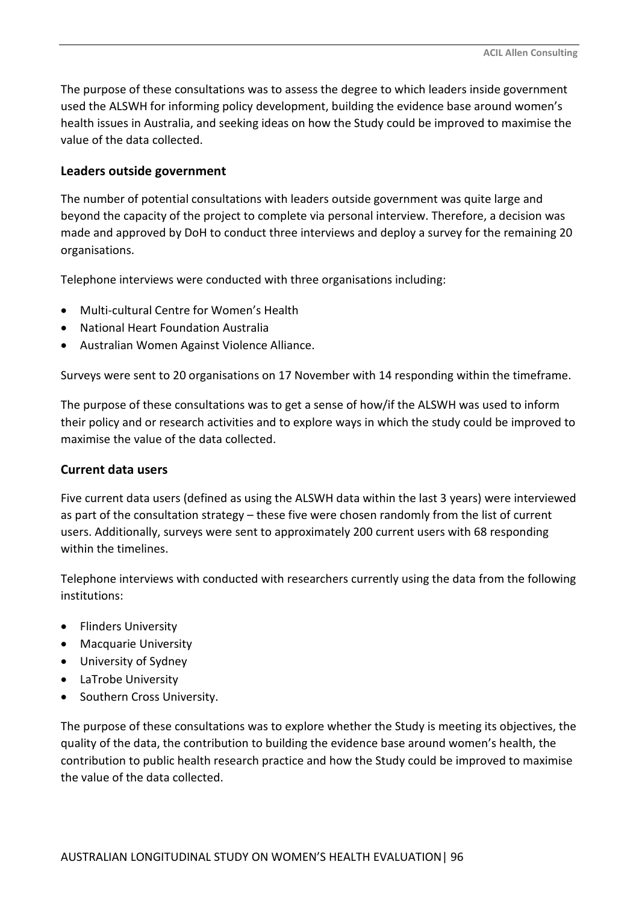The purpose of these consultations was to assess the degree to which leaders inside government used the ALSWH for informing policy development, building the evidence base around women's health issues in Australia, and seeking ideas on how the Study could be improved to maximise the value of the data collected.

### Leaders outside government

The number of potential consultations with leaders outside government was quite large and beyond the capacity of the project to complete via personal interview. Therefore, a decision was made and approved by DoH to conduct three interviews and deploy a survey for the remaining 20 organisations.

Telephone interviews were conducted with three organisations including:

- Multi-cultural Centre for Women's Health
- National Heart Foundation Australia
- Australian Women Against Violence Alliance.

Surveys were sent to 20 organisations on 17 November with 14 responding within the timeframe.

The purpose of these consultations was to get a sense of how/if the ALSWH was used to inform their policy and or research activities and to explore ways in which the study could be improved to maximise the value of the data collected.

### Current data users

Five current data users (defined as using the ALSWH data within the last 3 years) were interviewed as part of the consultation strategy – these five were chosen randomly from the list of current users. Additionally, surveys were sent to approximately 200 current users with 68 responding within the timelines.

Telephone interviews with conducted with researchers currently using the data from the following institutions:

- Flinders University
- Macquarie University
- University of Sydney
- LaTrobe University
- Southern Cross University.

The purpose of these consultations was to explore whether the Study is meeting its objectives, the quality of the data, the contribution to building the evidence base around women's health, the contribution to public health research practice and how the Study could be improved to maximise the value of the data collected.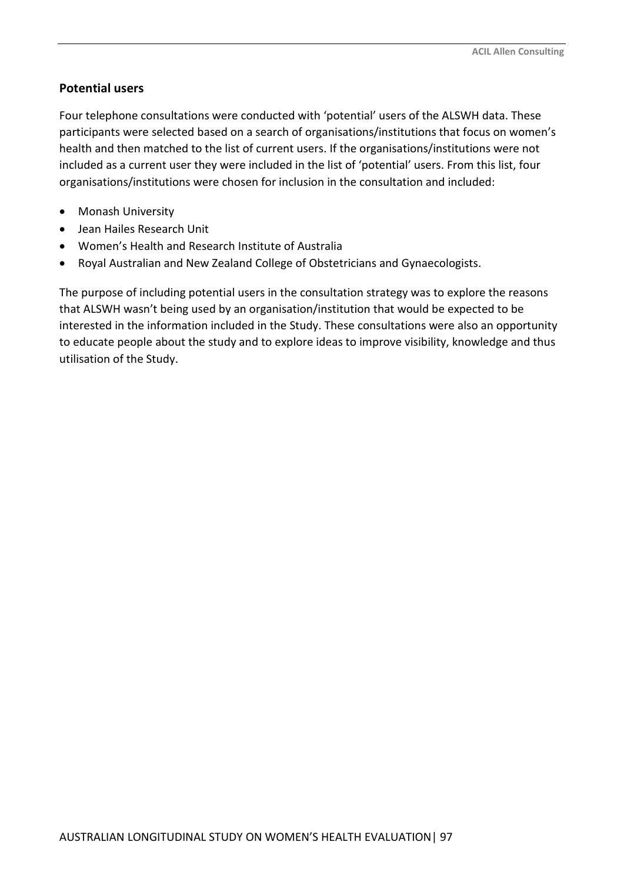## Potential users

Four telephone consultations were conducted with 'potential' users of the ALSWH data. These participants were selected based on a search of organisations/institutions that focus on women's health and then matched to the list of current users. If the organisations/institutions were not included as a current user they were included in the list of 'potential' users. From this list, four organisations/institutions were chosen for inclusion in the consultation and included:

- Monash University
- Jean Hailes Research Unit
- Women's Health and Research Institute of Australia
- Royal Australian and New Zealand College of Obstetricians and Gynaecologists.

The purpose of including potential users in the consultation strategy was to explore the reasons that ALSWH wasn't being used by an organisation/institution that would be expected to be interested in the information included in the Study. These consultations were also an opportunity to educate people about the study and to explore ideas to improve visibility, knowledge and thus utilisation of the Study.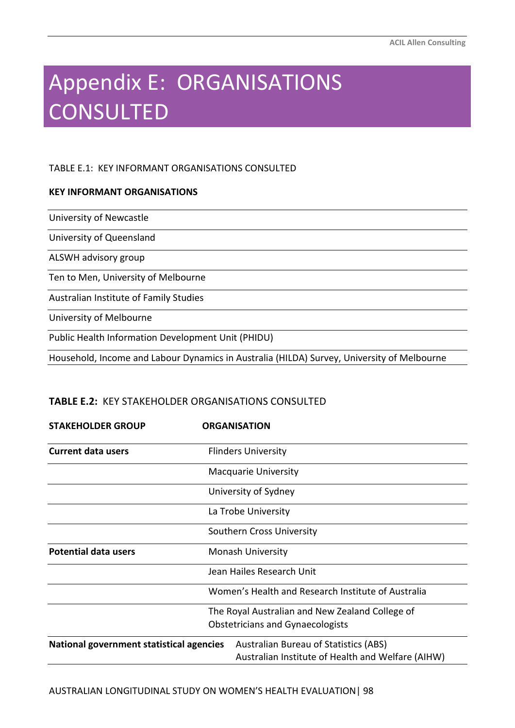# Appendix E: ORGANISATIONS CONSULTED

TABLE E.1: KEY INFORMANT ORGANISATIONS CONSULTED

| **KEY INFORMANT ORGANISATIONS** |
|---|
| University of Newcastle |
| University of Queensland |
| ALSWH advisory group |
| Ten to Men, University of Melbourne |
| Australian Institute of Family Studies |
| University of Melbourne |
| Public Health Information Development Unit (PHIDU) |
| Household, Income and Labour Dynamics in Australia (HILDA) Survey, University of Melbourne |

**TABLE E.2:** KEY STAKEHOLDER ORGANISATIONS CONSULTED

| **STAKEHOLDER GROUP** | **ORGANISATION** |
|---|---|
| **Current data users** | Flinders University |
| | Macquarie University |
| | University of Sydney |
| | La Trobe University |
| | Southern Cross University |
| **Potential data users** | Monash University |
| | Jean Hailes Research Unit |
| | Women's Health and Research Institute of Australia |
| | The Royal Australian and New Zealand College of Obstetricians and Gynaecologists |
| **National government statistical agencies** | Australian Bureau of Statistics (ABS)<br>Australian Institute of Health and Welfare (AIHW) |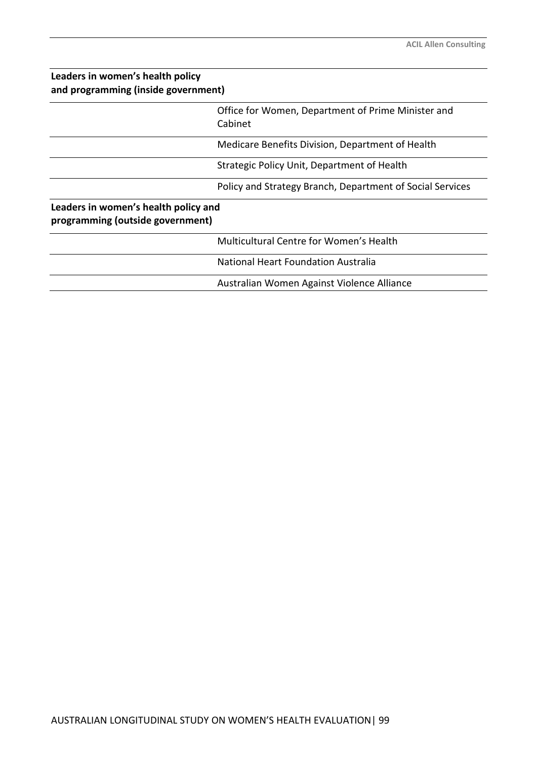| Leaders in women's health policy and programming (inside government) | |
|---|---|
| | Office for Women, Department of Prime Minister and Cabinet |
| | Medicare Benefits Division, Department of Health |
| | Strategic Policy Unit, Department of Health |
| | Policy and Strategy Branch, Department of Social Services |
| **Leaders in women's health policy and programming (outside government)** | |
| | Multicultural Centre for Women's Health |
| | National Heart Foundation Australia |
| | Australian Women Against Violence Alliance |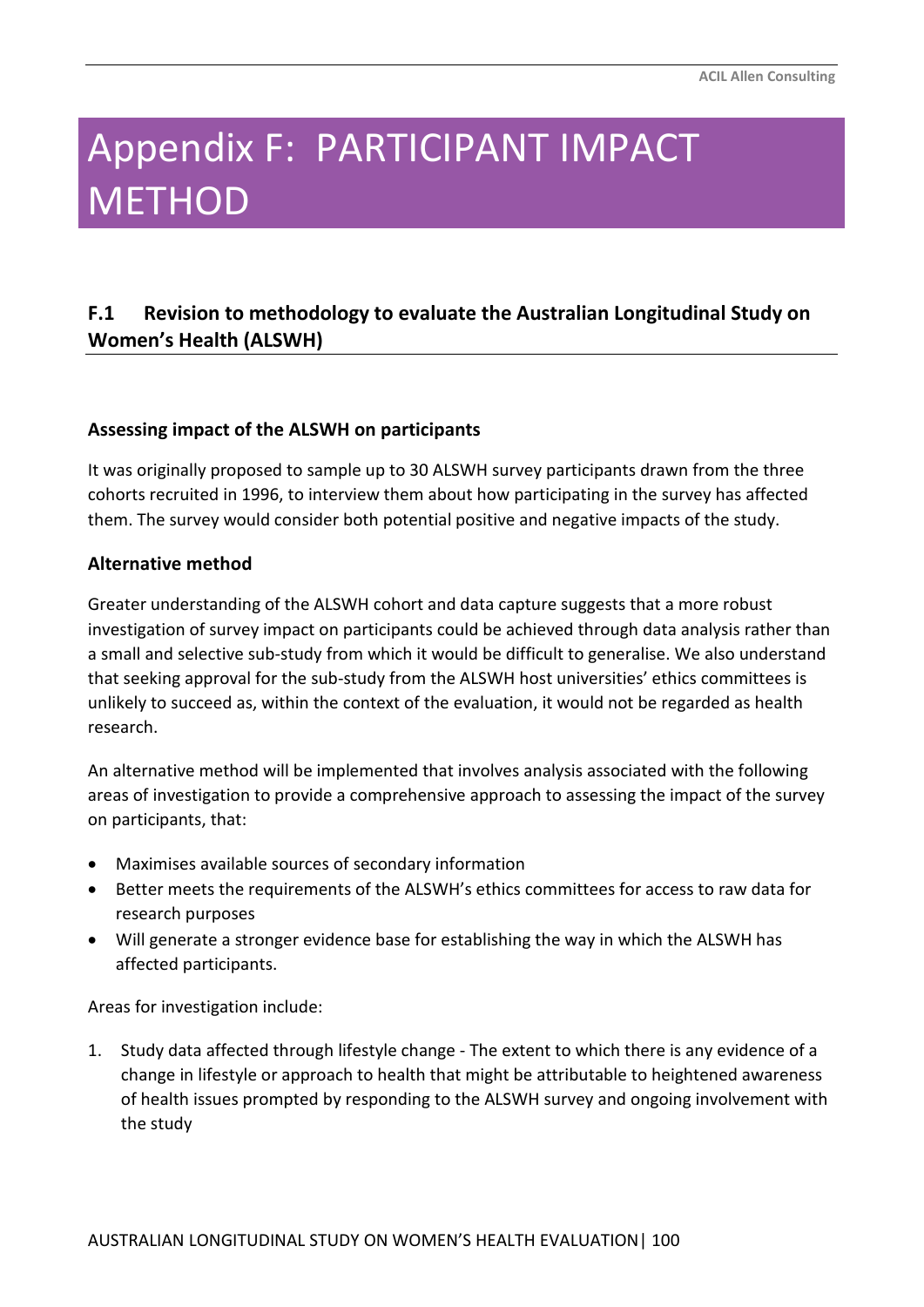# Appendix F: PARTICIPANT IMPACT METHOD

## F.1 Revision to methodology to evaluate the Australian Longitudinal Study on Women's Health (ALSWH)

### Assessing impact of the ALSWH on participants

It was originally proposed to sample up to 30 ALSWH survey participants drawn from the three cohorts recruited in 1996, to interview them about how participating in the survey has affected them. The survey would consider both potential positive and negative impacts of the study.

### Alternative method

Greater understanding of the ALSWH cohort and data capture suggests that a more robust investigation of survey impact on participants could be achieved through data analysis rather than a small and selective sub-study from which it would be difficult to generalise. We also understand that seeking approval for the sub-study from the ALSWH host universities' ethics committees is unlikely to succeed as, within the context of the evaluation, it would not be regarded as health research.

An alternative method will be implemented that involves analysis associated with the following areas of investigation to provide a comprehensive approach to assessing the impact of the survey on participants, that:

- Maximises available sources of secondary information
- Better meets the requirements of the ALSWH's ethics committees for access to raw data for research purposes
- Will generate a stronger evidence base for establishing the way in which the ALSWH has affected participants.

Areas for investigation include:

1. Study data affected through lifestyle change - The extent to which there is any evidence of a change in lifestyle or approach to health that might be attributable to heightened awareness of health issues prompted by responding to the ALSWH survey and ongoing involvement with the study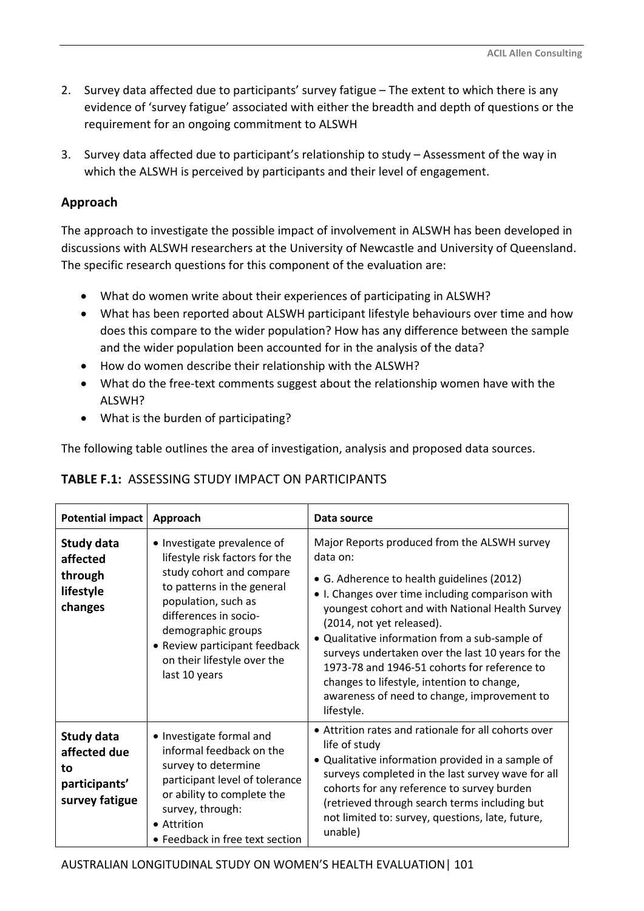2. Survey data affected due to participants' survey fatigue – The extent to which there is any evidence of 'survey fatigue' associated with either the breadth and depth of questions or the requirement for an ongoing commitment to ALSWH
3. Survey data affected due to participant's relationship to study – Assessment of the way in which the ALSWH is perceived by participants and their level of engagement.

### Approach

The approach to investigate the possible impact of involvement in ALSWH has been developed in discussions with ALSWH researchers at the University of Newcastle and University of Queensland. The specific research questions for this component of the evaluation are:

- What do women write about their experiences of participating in ALSWH?
- What has been reported about ALSWH participant lifestyle behaviours over time and how does this compare to the wider population? How has any difference between the sample and the wider population been accounted for in the analysis of the data?
- How do women describe their relationship with the ALSWH?
- What do the free-text comments suggest about the relationship women have with the ALSWH?
- What is the burden of participating?

The following table outlines the area of investigation, analysis and proposed data sources.

**TABLE F.1:** ASSESSING STUDY IMPACT ON PARTICIPANTS

| Potential impact | Approach | Data source |
|---|---|---|
| **Study data affected through lifestyle changes** | • Investigate prevalence of lifestyle risk factors for the study cohort and compare to patterns in the general population, such as differences in socio-demographic groups<br>• Review participant feedback on their lifestyle over the last 10 years | Major Reports produced from the ALSWH survey data on:<br>• G. Adherence to health guidelines (2012)<br>• I. Changes over time including comparison with youngest cohort and with National Health Survey (2014, not yet released).<br>• Qualitative information from a sub-sample of surveys undertaken over the last 10 years for the 1973-78 and 1946-51 cohorts for reference to changes to lifestyle, intention to change, awareness of need to change, improvement to lifestyle. |
| **Study data affected due to participants' survey fatigue** | • Investigate formal and informal feedback on the survey to determine participant level of tolerance or ability to complete the survey, through:<br>• Attrition<br>• Feedback in free text section | • Attrition rates and rationale for all cohorts over life of study<br>• Qualitative information provided in a sample of surveys completed in the last survey wave for all cohorts for any reference to survey burden (retrieved through search terms including but not limited to: survey, questions, late, future, unable) |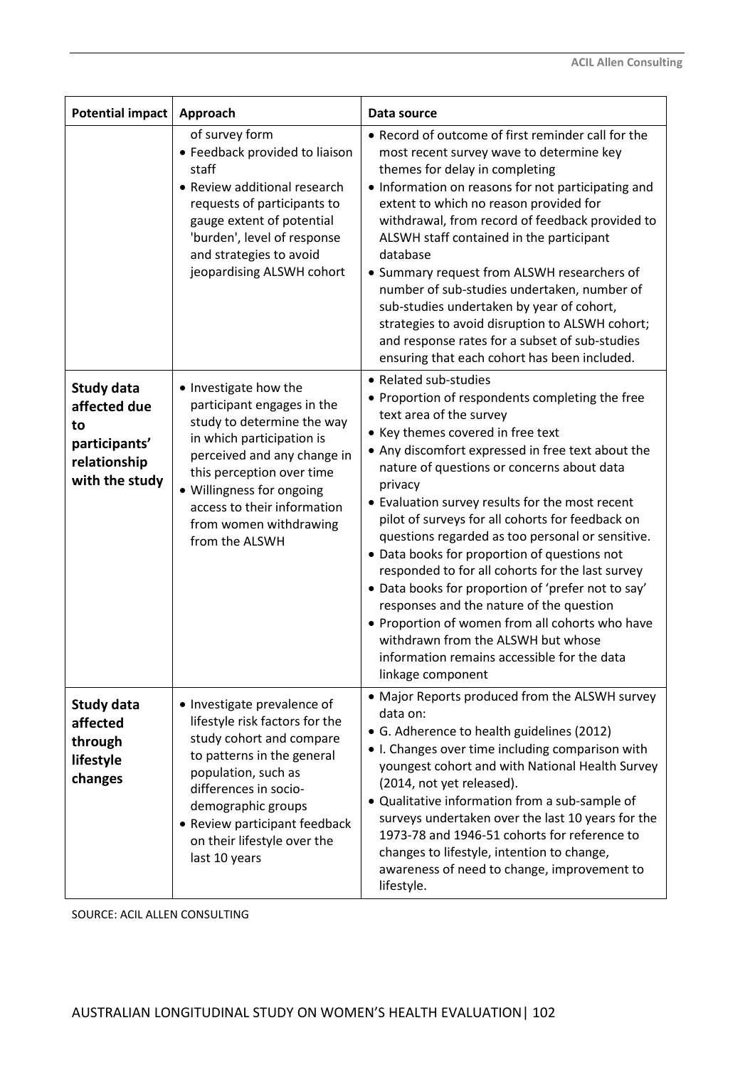| Potential impact | Approach | Data source |
|---|---|---|
| | of survey form<br>• Feedback provided to liaison staff<br>• Review additional research requests of participants to gauge extent of potential 'burden', level of response and strategies to avoid jeopardising ALSWH cohort | • Record of outcome of first reminder call for the most recent survey wave to determine key themes for delay in completing<br>• Information on reasons for not participating and extent to which no reason provided for withdrawal, from record of feedback provided to ALSWH staff contained in the participant database<br>• Summary request from ALSWH researchers of number of sub-studies undertaken, number of sub-studies undertaken by year of cohort, strategies to avoid disruption to ALSWH cohort; and response rates for a subset of sub-studies ensuring that each cohort has been included. |
| **Study data affected due to participants' relationship with the study** | • Investigate how the participant engages in the study to determine the way in which participation is perceived and any change in this perception over time<br>• Willingness for ongoing access to their information from women withdrawing from the ALSWH | • Related sub-studies<br>• Proportion of respondents completing the free text area of the survey<br>• Key themes covered in free text<br>• Any discomfort expressed in free text about the nature of questions or concerns about data privacy<br>• Evaluation survey results for the most recent pilot of surveys for all cohorts for feedback on questions regarded as too personal or sensitive.<br>• Data books for proportion of questions not responded to for all cohorts for the last survey<br>• Data books for proportion of 'prefer not to say' responses and the nature of the question<br>• Proportion of women from all cohorts who have withdrawn from the ALSWH but whose information remains accessible for the data linkage component |
| **Study data affected through lifestyle changes** | • Investigate prevalence of lifestyle risk factors for the study cohort and compare to patterns in the general population, such as differences in socio-demographic groups<br>• Review participant feedback on their lifestyle over the last 10 years | • Major Reports produced from the ALSWH survey data on:<br>• G. Adherence to health guidelines (2012)<br>• I. Changes over time including comparison with youngest cohort and with National Health Survey (2014, not yet released).<br>• Qualitative information from a sub-sample of surveys undertaken over the last 10 years for the 1973-78 and 1946-51 cohorts for reference to changes to lifestyle, intention to change, awareness of need to change, improvement to lifestyle. |

SOURCE: ACIL ALLEN CONSULTING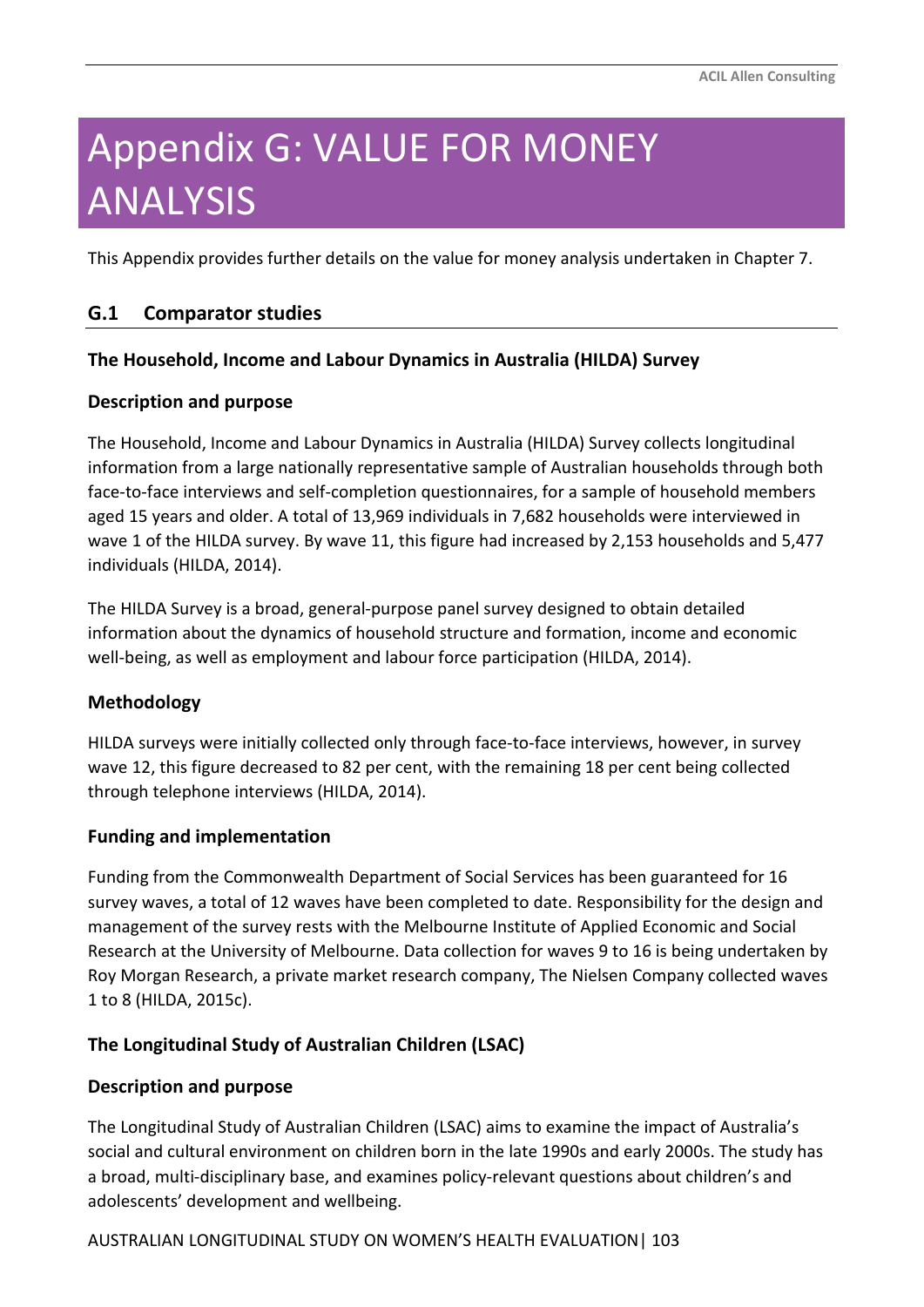# Appendix G: VALUE FOR MONEY ANALYSIS

This Appendix provides further details on the value for money analysis undertaken in Chapter 7.

## G.1 Comparator studies

### The Household, Income and Labour Dynamics in Australia (HILDA) Survey

#### Description and purpose

The Household, Income and Labour Dynamics in Australia (HILDA) Survey collects longitudinal information from a large nationally representative sample of Australian households through both face-to-face interviews and self-completion questionnaires, for a sample of household members aged 15 years and older. A total of 13,969 individuals in 7,682 households were interviewed in wave 1 of the HILDA survey. By wave 11, this figure had increased by 2,153 households and 5,477 individuals (HILDA, 2014).

The HILDA Survey is a broad, general-purpose panel survey designed to obtain detailed information about the dynamics of household structure and formation, income and economic well-being, as well as employment and labour force participation (HILDA, 2014).

#### Methodology

HILDA surveys were initially collected only through face-to-face interviews, however, in survey wave 12, this figure decreased to 82 per cent, with the remaining 18 per cent being collected through telephone interviews (HILDA, 2014).

#### Funding and implementation

Funding from the Commonwealth Department of Social Services has been guaranteed for 16 survey waves, a total of 12 waves have been completed to date. Responsibility for the design and management of the survey rests with the Melbourne Institute of Applied Economic and Social Research at the University of Melbourne. Data collection for waves 9 to 16 is being undertaken by Roy Morgan Research, a private market research company, The Nielsen Company collected waves 1 to 8 (HILDA, 2015c).

### The Longitudinal Study of Australian Children (LSAC)

#### Description and purpose

The Longitudinal Study of Australian Children (LSAC) aims to examine the impact of Australia's social and cultural environment on children born in the late 1990s and early 2000s. The study has a broad, multi-disciplinary base, and examines policy-relevant questions about children's and adolescents' development and wellbeing.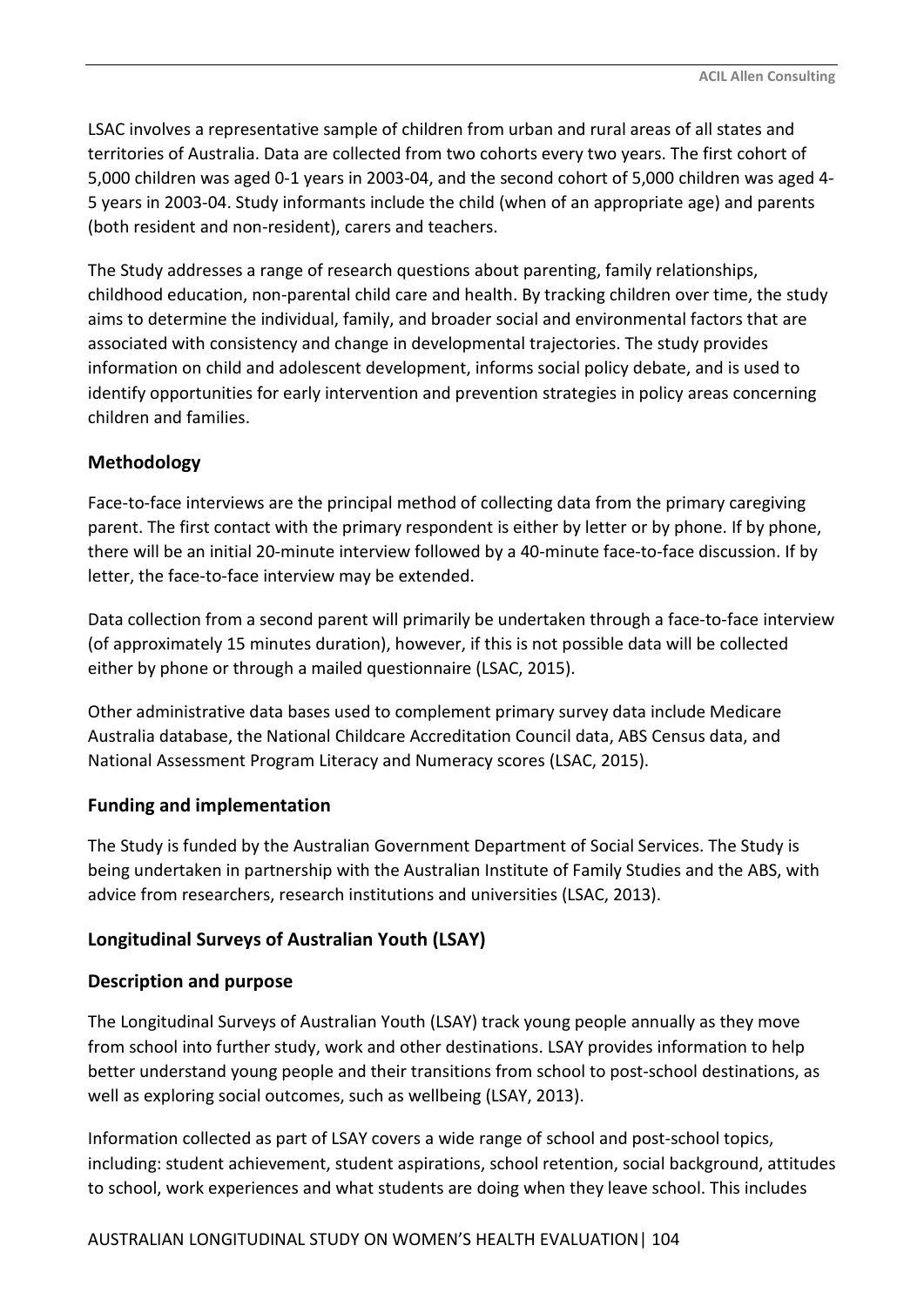LSAC involves a representative sample of children from urban and rural areas of all states and territories of Australia. Data are collected from two cohorts every two years. The first cohort of 5,000 children was aged 0-1 years in 2003-04, and the second cohort of 5,000 children was aged 4-5 years in 2003-04. Study informants include the child (when of an appropriate age) and parents (both resident and non-resident), carers and teachers.

The Study addresses a range of research questions about parenting, family relationships, childhood education, non-parental child care and health. By tracking children over time, the study aims to determine the individual, family, and broader social and environmental factors that are associated with consistency and change in developmental trajectories. The study provides information on child and adolescent development, informs social policy debate, and is used to identify opportunities for early intervention and prevention strategies in policy areas concerning children and families.

### Methodology

Face-to-face interviews are the principal method of collecting data from the primary caregiving parent. The first contact with the primary respondent is either by letter or by phone. If by phone, there will be an initial 20-minute interview followed by a 40-minute face-to-face discussion. If by letter, the face-to-face interview may be extended.

Data collection from a second parent will primarily be undertaken through a face-to-face interview (of approximately 15 minutes duration), however, if this is not possible data will be collected either by phone or through a mailed questionnaire (LSAC, 2015).

Other administrative data bases used to complement primary survey data include Medicare Australia database, the National Childcare Accreditation Council data, ABS Census data, and National Assessment Program Literacy and Numeracy scores (LSAC, 2015).

### Funding and implementation

The Study is funded by the Australian Government Department of Social Services. The Study is being undertaken in partnership with the Australian Institute of Family Studies and the ABS, with advice from researchers, research institutions and universities (LSAC, 2013).

## Longitudinal Surveys of Australian Youth (LSAY)

### Description and purpose

The Longitudinal Surveys of Australian Youth (LSAY) track young people annually as they move from school into further study, work and other destinations. LSAY provides information to help better understand young people and their transitions from school to post-school destinations, as well as exploring social outcomes, such as wellbeing (LSAY, 2013).

Information collected as part of LSAY covers a wide range of school and post-school topics, including: student achievement, student aspirations, school retention, social background, attitudes to school, work experiences and what students are doing when they leave school. This includes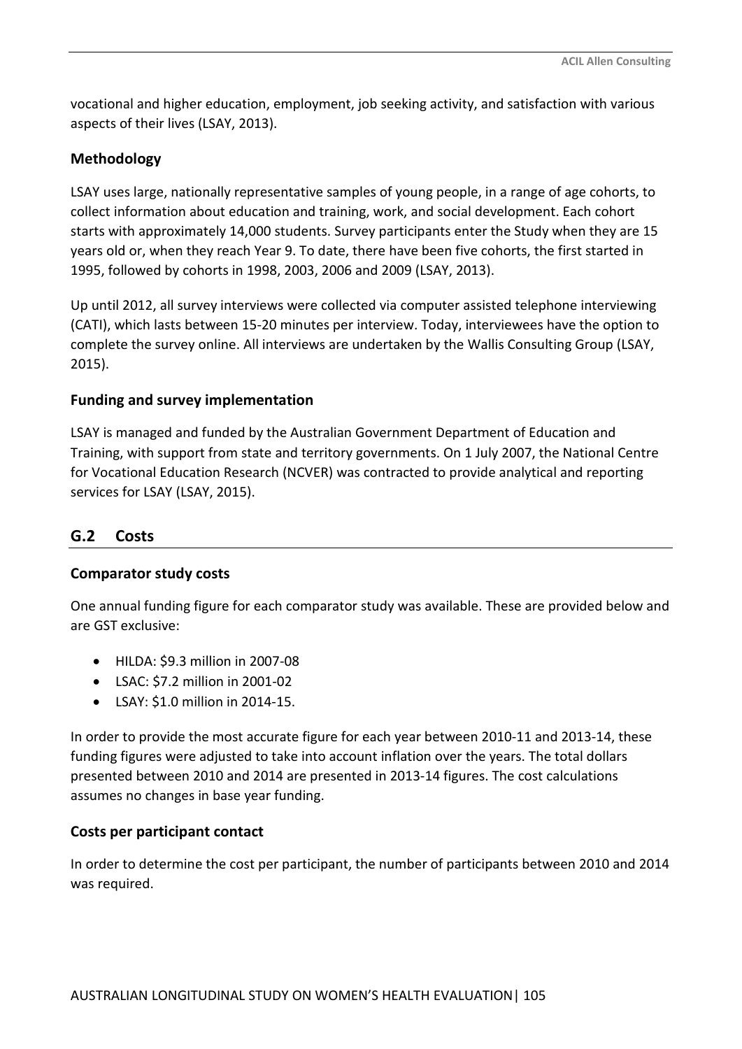vocational and higher education, employment, job seeking activity, and satisfaction with various aspects of their lives (LSAY, 2013).

### Methodology

LSAY uses large, nationally representative samples of young people, in a range of age cohorts, to collect information about education and training, work, and social development. Each cohort starts with approximately 14,000 students. Survey participants enter the Study when they are 15 years old or, when they reach Year 9. To date, there have been five cohorts, the first started in 1995, followed by cohorts in 1998, 2003, 2006 and 2009 (LSAY, 2013).

Up until 2012, all survey interviews were collected via computer assisted telephone interviewing (CATI), which lasts between 15-20 minutes per interview. Today, interviewees have the option to complete the survey online. All interviews are undertaken by the Wallis Consulting Group (LSAY, 2015).

### Funding and survey implementation

LSAY is managed and funded by the Australian Government Department of Education and Training, with support from state and territory governments. On 1 July 2007, the National Centre for Vocational Education Research (NCVER) was contracted to provide analytical and reporting services for LSAY (LSAY, 2015).

## G.2 Costs

### Comparator study costs

One annual funding figure for each comparator study was available. These are provided below and are GST exclusive:

- HILDA: $9.3 million in 2007-08
- LSAC: $7.2 million in 2001-02
- LSAY: $1.0 million in 2014-15.

In order to provide the most accurate figure for each year between 2010-11 and 2013-14, these funding figures were adjusted to take into account inflation over the years. The total dollars presented between 2010 and 2014 are presented in 2013-14 figures. The cost calculations assumes no changes in base year funding.

### Costs per participant contact

In order to determine the cost per participant, the number of participants between 2010 and 2014 was required.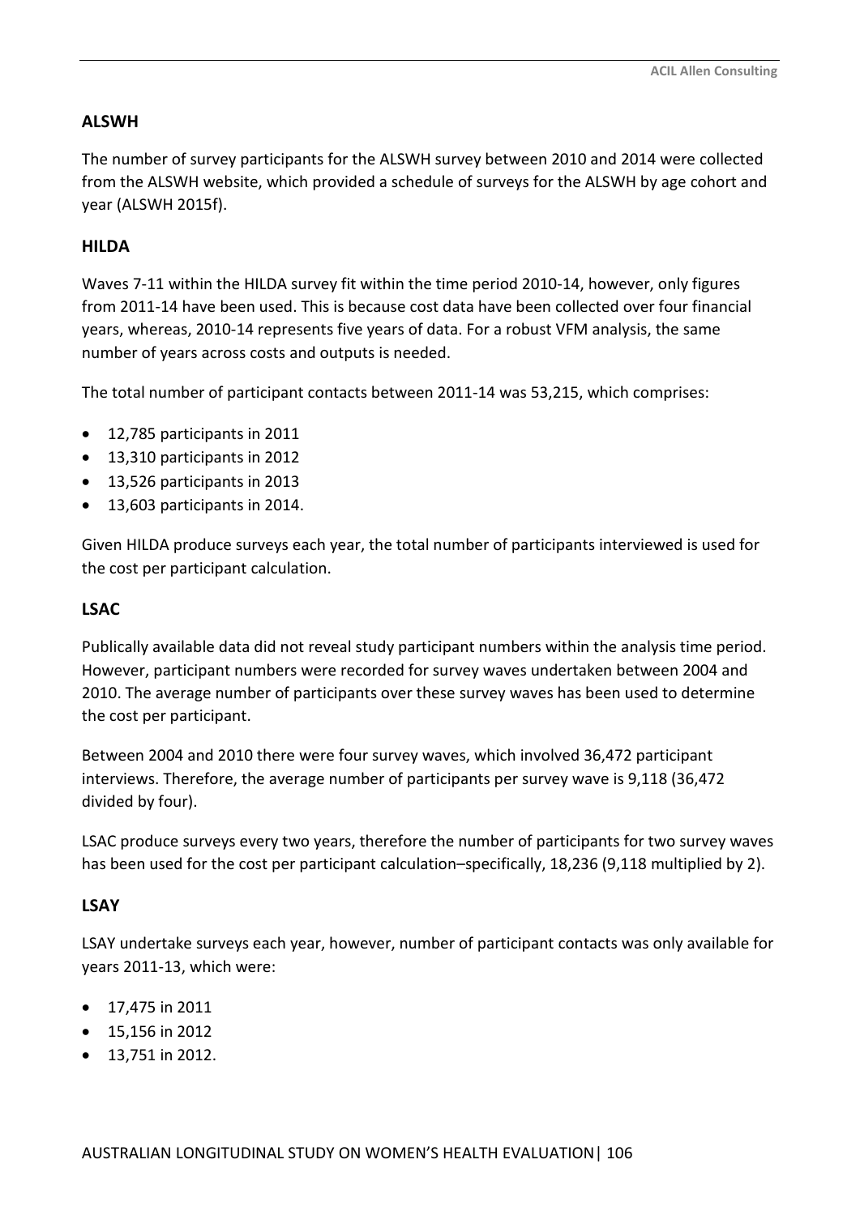### ALSWH

The number of survey participants for the ALSWH survey between 2010 and 2014 were collected from the ALSWH website, which provided a schedule of surveys for the ALSWH by age cohort and year (ALSWH 2015f).

### HILDA

Waves 7-11 within the HILDA survey fit within the time period 2010-14, however, only figures from 2011-14 have been used. This is because cost data have been collected over four financial years, whereas, 2010-14 represents five years of data. For a robust VFM analysis, the same number of years across costs and outputs is needed.

The total number of participant contacts between 2011-14 was 53,215, which comprises:

- 12,785 participants in 2011
- 13,310 participants in 2012
- 13,526 participants in 2013
- 13,603 participants in 2014.

Given HILDA produce surveys each year, the total number of participants interviewed is used for the cost per participant calculation.

### LSAC

Publically available data did not reveal study participant numbers within the analysis time period. However, participant numbers were recorded for survey waves undertaken between 2004 and 2010. The average number of participants over these survey waves has been used to determine the cost per participant.

Between 2004 and 2010 there were four survey waves, which involved 36,472 participant interviews. Therefore, the average number of participants per survey wave is 9,118 (36,472 divided by four).

LSAC produce surveys every two years, therefore the number of participants for two survey waves has been used for the cost per participant calculation–specifically, 18,236 (9,118 multiplied by 2).

### LSAY

LSAY undertake surveys each year, however, number of participant contacts was only available for years 2011-13, which were:

- 17,475 in 2011
- 15,156 in 2012
- 13,751 in 2012.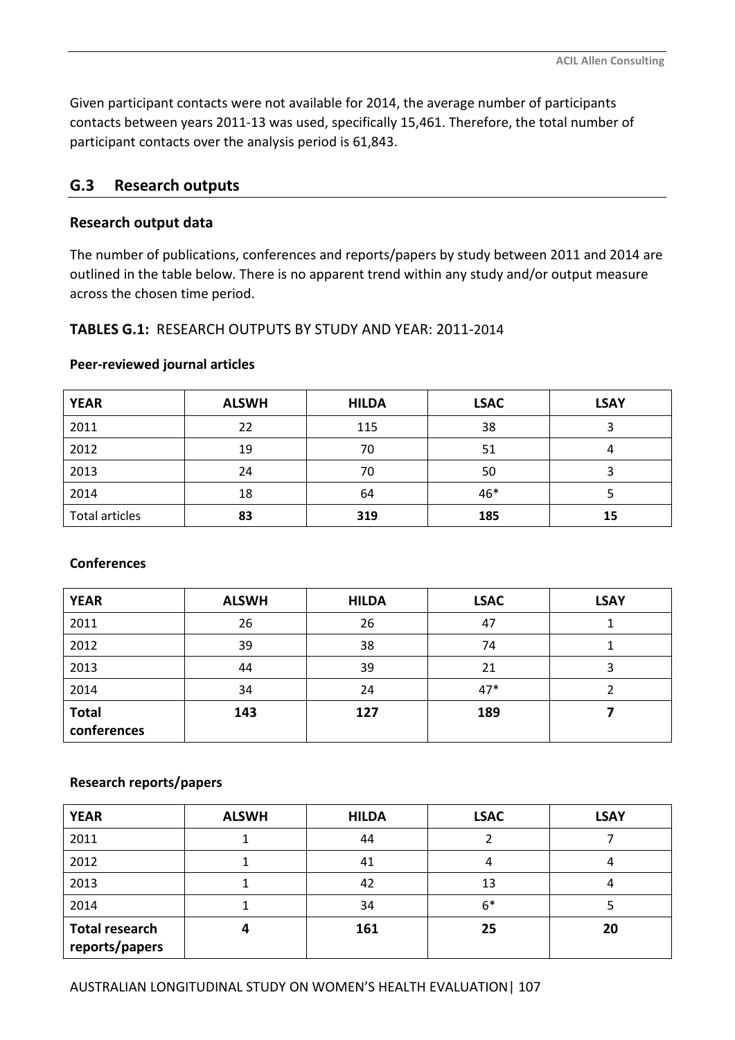Given participant contacts were not available for 2014, the average number of participants contacts between years 2011-13 was used, specifically 15,461. Therefore, the total number of participant contacts over the analysis period is 61,843.

## G.3 Research outputs

### Research output data

The number of publications, conferences and reports/papers by study between 2011 and 2014 are outlined in the table below. There is no apparent trend within any study and/or output measure across the chosen time period.

**TABLES G.1:** RESEARCH OUTPUTS BY STUDY AND YEAR: 2011-2014

**Peer-reviewed journal articles**

| YEAR | ALSWH | HILDA | LSAC | LSAY |
|---|---|---|---|---|
| 2011 | 22 | 115 | 38 | 3 |
| 2012 | 19 | 70 | 51 | 4 |
| 2013 | 24 | 70 | 50 | 3 |
| 2014 | 18 | 64 | 46* | 5 |
| Total articles | **83** | **319** | **185** | **15** |

**Conferences**

| YEAR | ALSWH | HILDA | LSAC | LSAY |
|---|---|---|---|---|
| 2011 | 26 | 26 | 47 | 1 |
| 2012 | 39 | 38 | 74 | 1 |
| 2013 | 44 | 39 | 21 | 3 |
| 2014 | 34 | 24 | 47* | 2 |
| **Total conferences** | **143** | **127** | **189** | **7** |

**Research reports/papers**

| YEAR | ALSWH | HILDA | LSAC | LSAY |
|---|---|---|---|---|
| 2011 | 1 | 44 | 2 | 7 |
| 2012 | 1 | 41 | 4 | 4 |
| 2013 | 1 | 42 | 13 | 4 |
| 2014 | 1 | 34 | 6* | 5 |
| **Total research reports/papers** | **4** | **161** | **25** | **20** |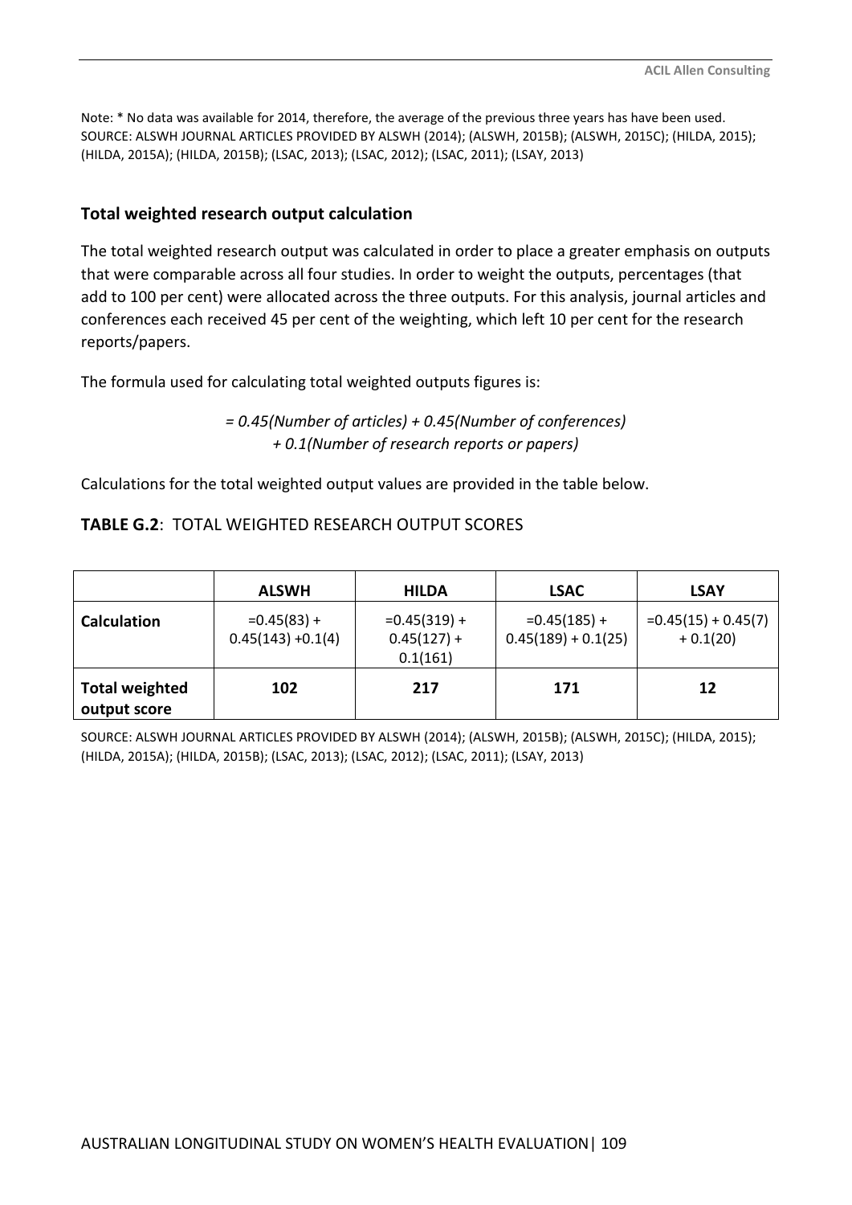Note: * No data was available for 2014, therefore, the average of the previous three years has have been used.
SOURCE: ALSWH JOURNAL ARTICLES PROVIDED BY ALSWH (2014); (ALSWH, 2015B); (ALSWH, 2015C); (HILDA, 2015); (HILDA, 2015A); (HILDA, 2015B); (LSAC, 2013); (LSAC, 2012); (LSAC, 2011); (LSAY, 2013)

### Total weighted research output calculation

The total weighted research output was calculated in order to place a greater emphasis on outputs that were comparable across all four studies. In order to weight the outputs, percentages (that add to 100 per cent) were allocated across the three outputs. For this analysis, journal articles and conferences each received 45 per cent of the weighting, which left 10 per cent for the research reports/papers.

The formula used for calculating total weighted outputs figures is:

*= 0.45(Number of articles) + 0.45(Number of conferences) + 0.1(Number of research reports or papers)*

Calculations for the total weighted output values are provided in the table below.

**TABLE G.2**: TOTAL WEIGHTED RESEARCH OUTPUT SCORES

| | ALSWH | HILDA | LSAC | LSAY |
|---|---|---|---|---|
| **Calculation** | =0.45(83) + 0.45(143) +0.1(4) | =0.45(319) + 0.45(127) + 0.1(161) | =0.45(185) + 0.45(189) + 0.1(25) | =0.45(15) + 0.45(7) + 0.1(20) |
| **Total weighted output score** | **102** | **217** | **171** | **12** |

SOURCE: ALSWH JOURNAL ARTICLES PROVIDED BY ALSWH (2014); (ALSWH, 2015B); (ALSWH, 2015C); (HILDA, 2015); (HILDA, 2015A); (HILDA, 2015B); (LSAC, 2013); (LSAC, 2012); (LSAC, 2011); (LSAY, 2013)